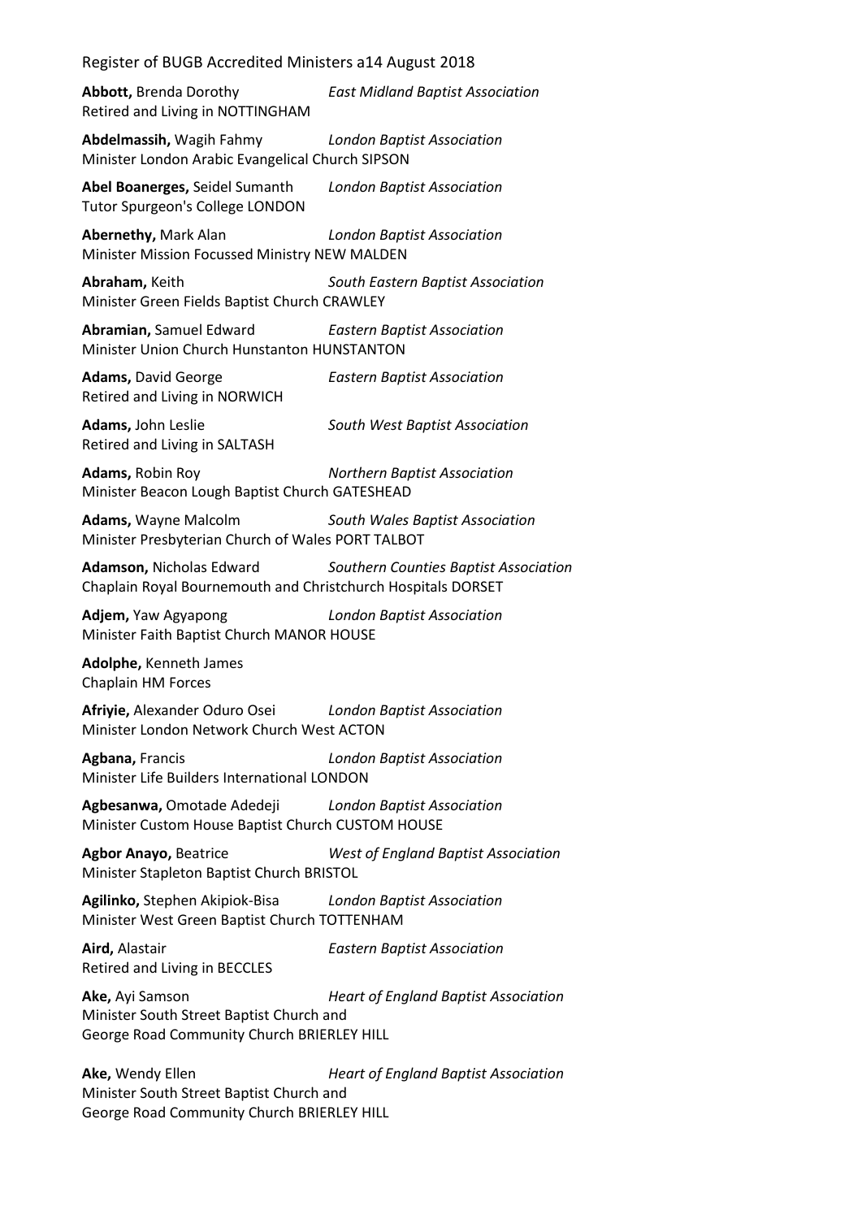Register of BUGB Accredited Ministers a14 August 2018

**Abbott,** Brenda Dorothy *East Midland Baptist Association*
Retired and Living in NOTTINGHAM

**Abdelmassih,** Wagih Fahmy *London Baptist Association*
Minister London Arabic Evangelical Church SIPSON

**Abel Boanerges,** Seidel Sumanth *London Baptist Association*
Tutor Spurgeon's College LONDON

**Abernethy,** Mark Alan *London Baptist Association*
Minister Mission Focussed Ministry NEW MALDEN

**Abraham,** Keith *South Eastern Baptist Association*
Minister Green Fields Baptist Church CRAWLEY

**Abramian,** Samuel Edward *Eastern Baptist Association*
Minister Union Church Hunstanton HUNSTANTON

**Adams,** David George *Eastern Baptist Association*
Retired and Living in NORWICH

**Adams,** John Leslie *South West Baptist Association*
Retired and Living in SALTASH

**Adams,** Robin Roy *Northern Baptist Association*
Minister Beacon Lough Baptist Church GATESHEAD

**Adams,** Wayne Malcolm *South Wales Baptist Association*
Minister Presbyterian Church of Wales PORT TALBOT

**Adamson,** Nicholas Edward *Southern Counties Baptist Association*
Chaplain Royal Bournemouth and Christchurch Hospitals DORSET

**Adjem,** Yaw Agyapong *London Baptist Association*
Minister Faith Baptist Church MANOR HOUSE

**Adolphe,** Kenneth James
Chaplain HM Forces

**Afriyie,** Alexander Oduro Osei *London Baptist Association*
Minister London Network Church West ACTON

**Agbana,** Francis *London Baptist Association*
Minister Life Builders International LONDON

**Agbesanwa,** Omotade Adedeji *London Baptist Association*
Minister Custom House Baptist Church CUSTOM HOUSE

**Agbor Anayo,** Beatrice *West of England Baptist Association*
Minister Stapleton Baptist Church BRISTOL

**Agilinko,** Stephen Akipiok-Bisa *London Baptist Association*
Minister West Green Baptist Church TOTTENHAM

**Aird,** Alastair *Eastern Baptist Association*
Retired and Living in BECCLES

**Ake,** Ayi Samson *Heart of England Baptist Association*
Minister South Street Baptist Church and
George Road Community Church BRIERLEY HILL

**Ake,** Wendy Ellen *Heart of England Baptist Association*
Minister South Street Baptist Church and
George Road Community Church BRIERLEY HILL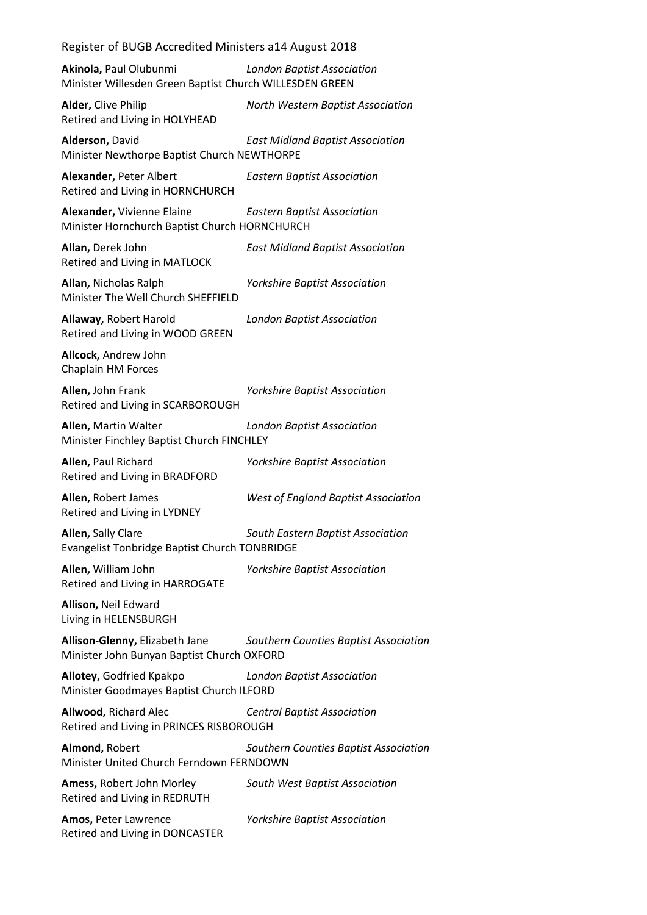**Akinola,** Paul Olubunmi *London Baptist Association*
Minister Willesden Green Baptist Church WILLESDEN GREEN

**Alder,** Clive Philip *North Western Baptist Association*
Retired and Living in HOLYHEAD

**Alderson,** David *East Midland Baptist Association*
Minister Newthorpe Baptist Church NEWTHORPE

**Alexander,** Peter Albert *Eastern Baptist Association*
Retired and Living in HORNCHURCH

**Alexander,** Vivienne Elaine *Eastern Baptist Association*
Minister Hornchurch Baptist Church HORNCHURCH

**Allan,** Derek John *East Midland Baptist Association*
Retired and Living in MATLOCK

**Allan,** Nicholas Ralph *Yorkshire Baptist Association*
Minister The Well Church SHEFFIELD

**Allaway,** Robert Harold *London Baptist Association*
Retired and Living in WOOD GREEN

**Allcock,** Andrew John
Chaplain HM Forces

**Allen,** John Frank *Yorkshire Baptist Association*
Retired and Living in SCARBOROUGH

**Allen,** Martin Walter *London Baptist Association*
Minister Finchley Baptist Church FINCHLEY

**Allen,** Paul Richard *Yorkshire Baptist Association*
Retired and Living in BRADFORD

**Allen,** Robert James *West of England Baptist Association*
Retired and Living in LYDNEY

**Allen,** Sally Clare *South Eastern Baptist Association*
Evangelist Tonbridge Baptist Church TONBRIDGE

**Allen,** William John *Yorkshire Baptist Association*
Retired and Living in HARROGATE

**Allison,** Neil Edward
Living in HELENSBURGH

**Allison-Glenny,** Elizabeth Jane *Southern Counties Baptist Association*
Minister John Bunyan Baptist Church OXFORD

**Allotey,** Godfried Kpakpo *London Baptist Association*
Minister Goodmayes Baptist Church ILFORD

**Allwood,** Richard Alec *Central Baptist Association*
Retired and Living in PRINCES RISBOROUGH

**Almond,** Robert *Southern Counties Baptist Association*
Minister United Church Ferndown FERNDOWN

**Amess,** Robert John Morley *South West Baptist Association*
Retired and Living in REDRUTH

**Amos,** Peter Lawrence *Yorkshire Baptist Association*
Retired and Living in DONCASTER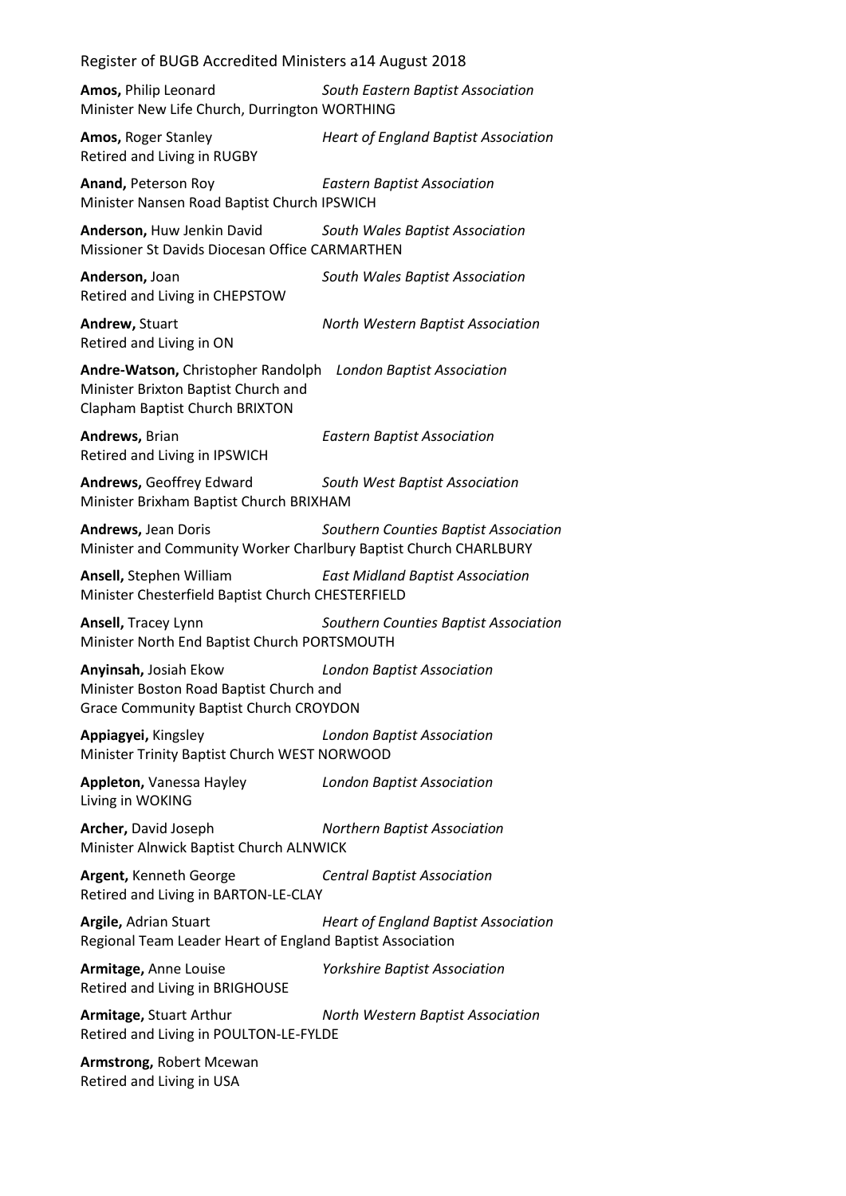**Amos,** Philip Leonard *South Eastern Baptist Association*
Minister New Life Church, Durrington WORTHING

**Amos,** Roger Stanley *Heart of England Baptist Association*
Retired and Living in RUGBY

**Anand,** Peterson Roy *Eastern Baptist Association*
Minister Nansen Road Baptist Church IPSWICH

**Anderson,** Huw Jenkin David *South Wales Baptist Association*
Missioner St Davids Diocesan Office CARMARTHEN

**Anderson,** Joan *South Wales Baptist Association*
Retired and Living in CHEPSTOW

**Andrew,** Stuart *North Western Baptist Association*
Retired and Living in ON

**Andre-Watson,** Christopher Randolph *London Baptist Association*
Minister Brixton Baptist Church and
Clapham Baptist Church BRIXTON

**Andrews,** Brian *Eastern Baptist Association*
Retired and Living in IPSWICH

**Andrews,** Geoffrey Edward *South West Baptist Association*
Minister Brixham Baptist Church BRIXHAM

**Andrews,** Jean Doris *Southern Counties Baptist Association*
Minister and Community Worker Charlbury Baptist Church CHARLBURY

**Ansell,** Stephen William *East Midland Baptist Association*
Minister Chesterfield Baptist Church CHESTERFIELD

**Ansell,** Tracey Lynn *Southern Counties Baptist Association*
Minister North End Baptist Church PORTSMOUTH

**Anyinsah,** Josiah Ekow *London Baptist Association*
Minister Boston Road Baptist Church and
Grace Community Baptist Church CROYDON

**Appiagyei,** Kingsley *London Baptist Association*
Minister Trinity Baptist Church WEST NORWOOD

**Appleton,** Vanessa Hayley *London Baptist Association*
Living in WOKING

**Archer,** David Joseph *Northern Baptist Association*
Minister Alnwick Baptist Church ALNWICK

**Argent,** Kenneth George *Central Baptist Association*
Retired and Living in BARTON-LE-CLAY

**Argile,** Adrian Stuart *Heart of England Baptist Association*
Regional Team Leader Heart of England Baptist Association

**Armitage,** Anne Louise *Yorkshire Baptist Association*
Retired and Living in BRIGHOUSE

**Armitage,** Stuart Arthur *North Western Baptist Association*
Retired and Living in POULTON-LE-FYLDE

**Armstrong,** Robert Mcewan
Retired and Living in USA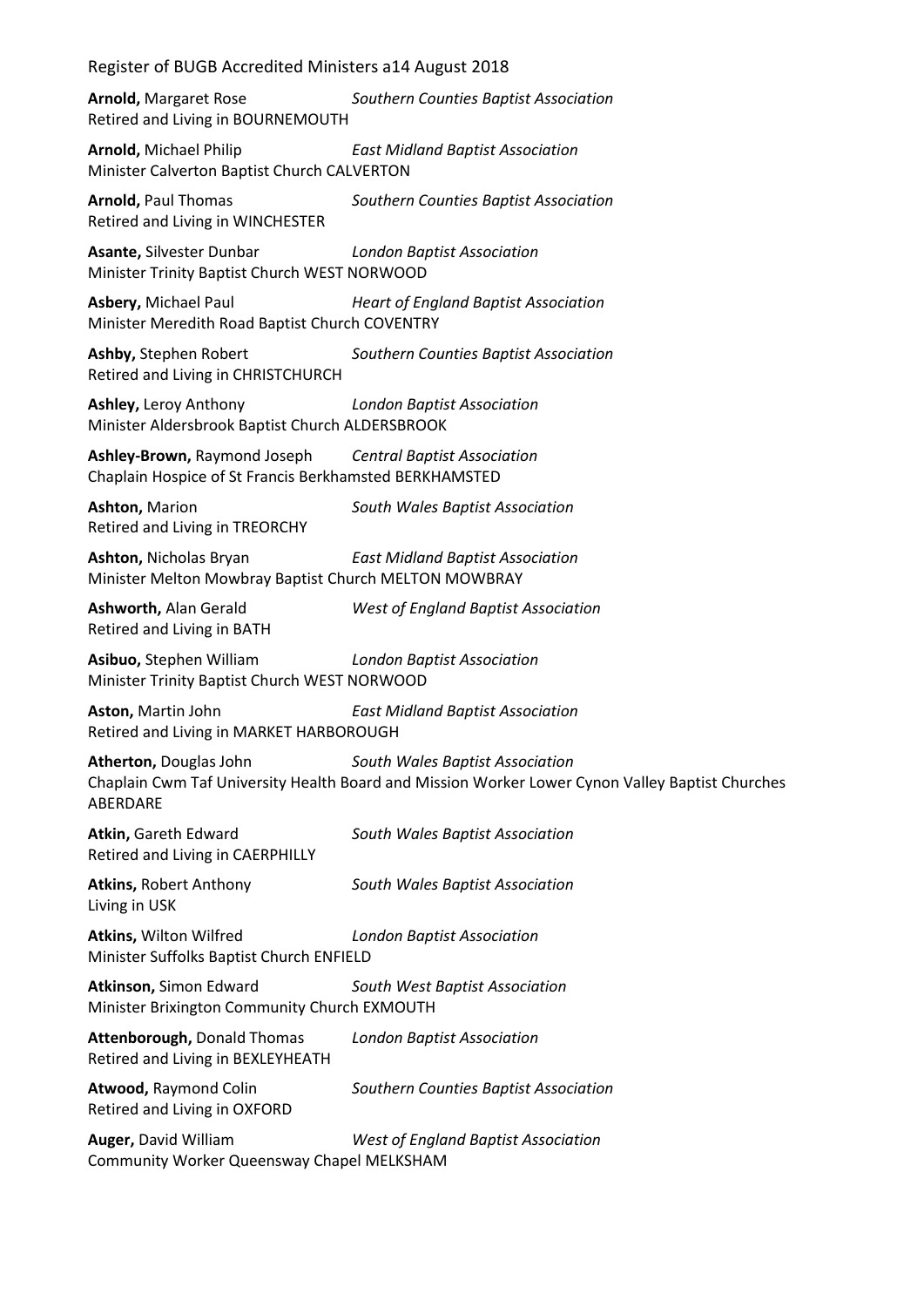**Arnold,** Margaret Rose *Southern Counties Baptist Association*
Retired and Living in BOURNEMOUTH

**Arnold,** Michael Philip *East Midland Baptist Association*
Minister Calverton Baptist Church CALVERTON

**Arnold,** Paul Thomas *Southern Counties Baptist Association*
Retired and Living in WINCHESTER

**Asante,** Silvester Dunbar *London Baptist Association*
Minister Trinity Baptist Church WEST NORWOOD

**Asbery,** Michael Paul *Heart of England Baptist Association*
Minister Meredith Road Baptist Church COVENTRY

**Ashby,** Stephen Robert *Southern Counties Baptist Association*
Retired and Living in CHRISTCHURCH

**Ashley,** Leroy Anthony *London Baptist Association*
Minister Aldersbrook Baptist Church ALDERSBROOK

**Ashley-Brown,** Raymond Joseph *Central Baptist Association*
Chaplain Hospice of St Francis Berkhamsted BERKHAMSTED

**Ashton,** Marion *South Wales Baptist Association*
Retired and Living in TREORCHY

**Ashton,** Nicholas Bryan *East Midland Baptist Association*
Minister Melton Mowbray Baptist Church MELTON MOWBRAY

**Ashworth,** Alan Gerald *West of England Baptist Association*
Retired and Living in BATH

**Asibuo,** Stephen William *London Baptist Association*
Minister Trinity Baptist Church WEST NORWOOD

**Aston,** Martin John *East Midland Baptist Association*
Retired and Living in MARKET HARBOROUGH

**Atherton,** Douglas John *South Wales Baptist Association*
Chaplain Cwm Taf University Health Board and Mission Worker Lower Cynon Valley Baptist Churches ABERDARE

**Atkin,** Gareth Edward *South Wales Baptist Association*
Retired and Living in CAERPHILLY

**Atkins,** Robert Anthony *South Wales Baptist Association*
Living in USK

**Atkins,** Wilton Wilfred *London Baptist Association*
Minister Suffolks Baptist Church ENFIELD

**Atkinson,** Simon Edward *South West Baptist Association*
Minister Brixington Community Church EXMOUTH

**Attenborough,** Donald Thomas *London Baptist Association*
Retired and Living in BEXLEYHEATH

**Atwood,** Raymond Colin *Southern Counties Baptist Association*
Retired and Living in OXFORD

**Auger,** David William *West of England Baptist Association*
Community Worker Queensway Chapel MELKSHAM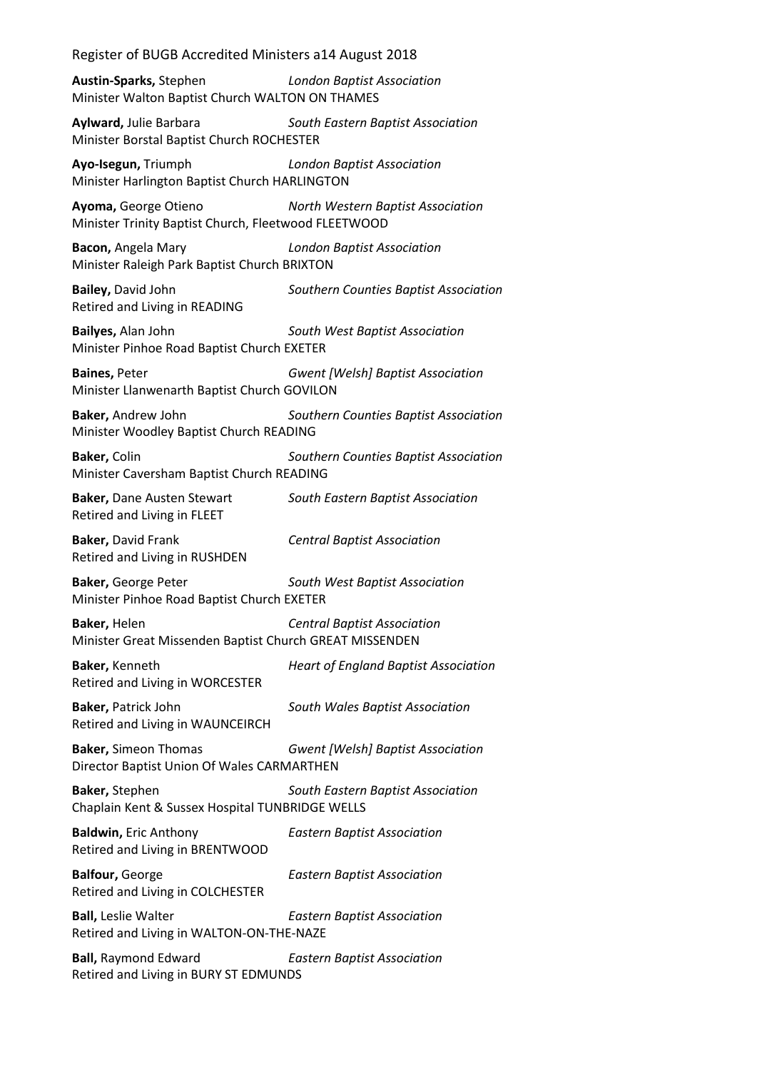**Austin-Sparks,** Stephen *London Baptist Association*
Minister Walton Baptist Church WALTON ON THAMES

**Aylward,** Julie Barbara *South Eastern Baptist Association*
Minister Borstal Baptist Church ROCHESTER

**Ayo-Isegun,** Triumph *London Baptist Association*
Minister Harlington Baptist Church HARLINGTON

**Ayoma,** George Otieno *North Western Baptist Association*
Minister Trinity Baptist Church, Fleetwood FLEETWOOD

**Bacon,** Angela Mary *London Baptist Association*
Minister Raleigh Park Baptist Church BRIXTON

**Bailey,** David John *Southern Counties Baptist Association*
Retired and Living in READING

**Bailyes,** Alan John *South West Baptist Association*
Minister Pinhoe Road Baptist Church EXETER

**Baines,** Peter *Gwent [Welsh] Baptist Association*
Minister Llanwenarth Baptist Church GOVILON

**Baker,** Andrew John *Southern Counties Baptist Association*
Minister Woodley Baptist Church READING

**Baker,** Colin *Southern Counties Baptist Association*
Minister Caversham Baptist Church READING

**Baker,** Dane Austen Stewart *South Eastern Baptist Association*
Retired and Living in FLEET

**Baker,** David Frank *Central Baptist Association*
Retired and Living in RUSHDEN

**Baker,** George Peter *South West Baptist Association*
Minister Pinhoe Road Baptist Church EXETER

**Baker,** Helen *Central Baptist Association*
Minister Great Missenden Baptist Church GREAT MISSENDEN

**Baker,** Kenneth *Heart of England Baptist Association*
Retired and Living in WORCESTER

**Baker,** Patrick John *South Wales Baptist Association*
Retired and Living in WAUNCEIRCH

**Baker,** Simeon Thomas *Gwent [Welsh] Baptist Association*
Director Baptist Union Of Wales CARMARTHEN

**Baker,** Stephen *South Eastern Baptist Association*
Chaplain Kent & Sussex Hospital TUNBRIDGE WELLS

**Baldwin,** Eric Anthony *Eastern Baptist Association*
Retired and Living in BRENTWOOD

**Balfour,** George *Eastern Baptist Association*
Retired and Living in COLCHESTER

**Ball,** Leslie Walter *Eastern Baptist Association*
Retired and Living in WALTON-ON-THE-NAZE

**Ball,** Raymond Edward *Eastern Baptist Association*
Retired and Living in BURY ST EDMUNDS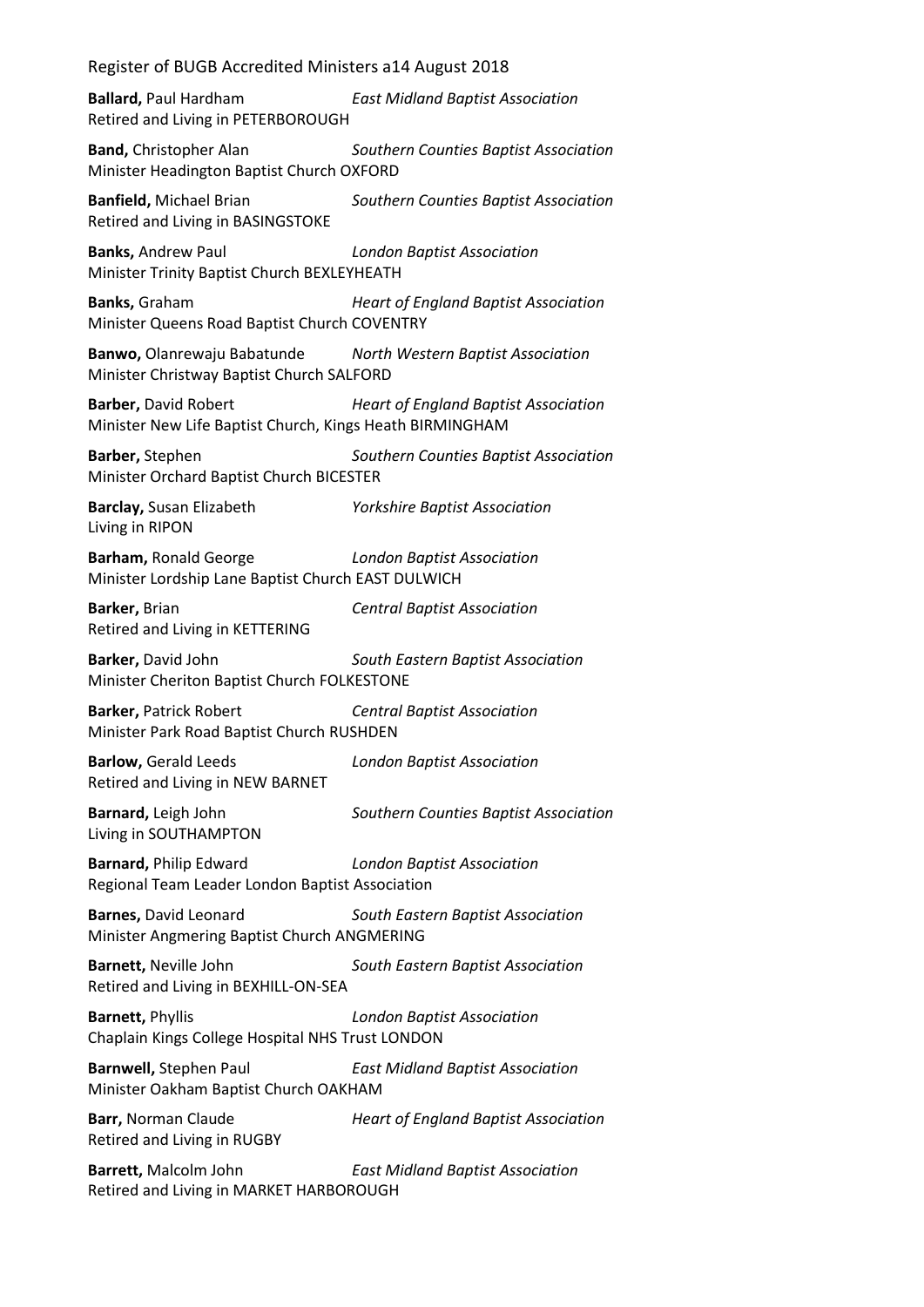**Ballard,** Paul Hardham *East Midland Baptist Association*
Retired and Living in PETERBOROUGH

**Band,** Christopher Alan *Southern Counties Baptist Association*
Minister Headington Baptist Church OXFORD

**Banfield,** Michael Brian *Southern Counties Baptist Association*
Retired and Living in BASINGSTOKE

**Banks,** Andrew Paul *London Baptist Association*
Minister Trinity Baptist Church BEXLEYHEATH

**Banks,** Graham *Heart of England Baptist Association*
Minister Queens Road Baptist Church COVENTRY

**Banwo,** Olanrewaju Babatunde *North Western Baptist Association*
Minister Christway Baptist Church SALFORD

**Barber,** David Robert *Heart of England Baptist Association*
Minister New Life Baptist Church, Kings Heath BIRMINGHAM

**Barber,** Stephen *Southern Counties Baptist Association*
Minister Orchard Baptist Church BICESTER

**Barclay,** Susan Elizabeth *Yorkshire Baptist Association*
Living in RIPON

**Barham,** Ronald George *London Baptist Association*
Minister Lordship Lane Baptist Church EAST DULWICH

**Barker,** Brian *Central Baptist Association*
Retired and Living in KETTERING

**Barker,** David John *South Eastern Baptist Association*
Minister Cheriton Baptist Church FOLKESTONE

**Barker,** Patrick Robert *Central Baptist Association*
Minister Park Road Baptist Church RUSHDEN

**Barlow,** Gerald Leeds *London Baptist Association*
Retired and Living in NEW BARNET

**Barnard,** Leigh John *Southern Counties Baptist Association*
Living in SOUTHAMPTON

**Barnard,** Philip Edward *London Baptist Association*
Regional Team Leader London Baptist Association

**Barnes,** David Leonard *South Eastern Baptist Association*
Minister Angmering Baptist Church ANGMERING

**Barnett,** Neville John *South Eastern Baptist Association*
Retired and Living in BEXHILL-ON-SEA

**Barnett,** Phyllis *London Baptist Association*
Chaplain Kings College Hospital NHS Trust LONDON

**Barnwell,** Stephen Paul *East Midland Baptist Association*
Minister Oakham Baptist Church OAKHAM

**Barr,** Norman Claude *Heart of England Baptist Association*
Retired and Living in RUGBY

**Barrett,** Malcolm John *East Midland Baptist Association*
Retired and Living in MARKET HARBOROUGH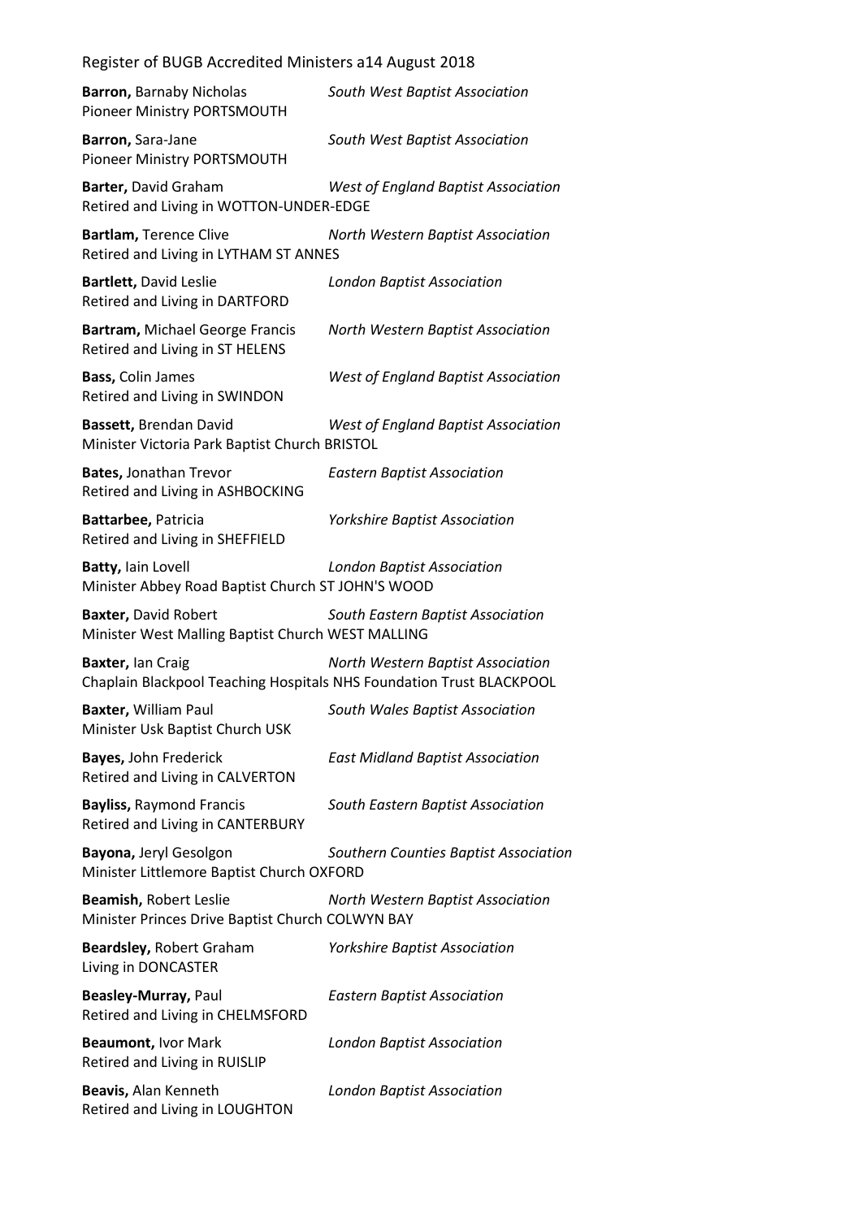**Barron,** Barnaby Nicholas *South West Baptist Association*
Pioneer Ministry PORTSMOUTH

**Barron,** Sara-Jane *South West Baptist Association*
Pioneer Ministry PORTSMOUTH

**Barter,** David Graham *West of England Baptist Association*
Retired and Living in WOTTON-UNDER-EDGE

**Bartlam,** Terence Clive *North Western Baptist Association*
Retired and Living in LYTHAM ST ANNES

**Bartlett,** David Leslie *London Baptist Association*
Retired and Living in DARTFORD

**Bartram,** Michael George Francis *North Western Baptist Association*
Retired and Living in ST HELENS

**Bass,** Colin James *West of England Baptist Association*
Retired and Living in SWINDON

**Bassett,** Brendan David *West of England Baptist Association*
Minister Victoria Park Baptist Church BRISTOL

**Bates,** Jonathan Trevor *Eastern Baptist Association*
Retired and Living in ASHBOCKING

**Battarbee,** Patricia *Yorkshire Baptist Association*
Retired and Living in SHEFFIELD

**Batty,** Iain Lovell *London Baptist Association*
Minister Abbey Road Baptist Church ST JOHN'S WOOD

**Baxter,** David Robert *South Eastern Baptist Association*
Minister West Malling Baptist Church WEST MALLING

**Baxter,** Ian Craig *North Western Baptist Association*
Chaplain Blackpool Teaching Hospitals NHS Foundation Trust BLACKPOOL

**Baxter,** William Paul *South Wales Baptist Association*
Minister Usk Baptist Church USK

**Bayes,** John Frederick *East Midland Baptist Association*
Retired and Living in CALVERTON

**Bayliss,** Raymond Francis *South Eastern Baptist Association*
Retired and Living in CANTERBURY

**Bayona,** Jeryl Gesolgon *Southern Counties Baptist Association*
Minister Littlemore Baptist Church OXFORD

**Beamish,** Robert Leslie *North Western Baptist Association*
Minister Princes Drive Baptist Church COLWYN BAY

**Beardsley,** Robert Graham *Yorkshire Baptist Association*
Living in DONCASTER

**Beasley-Murray,** Paul *Eastern Baptist Association*
Retired and Living in CHELMSFORD

**Beaumont,** Ivor Mark *London Baptist Association*
Retired and Living in RUISLIP

**Beavis,** Alan Kenneth *London Baptist Association*
Retired and Living in LOUGHTON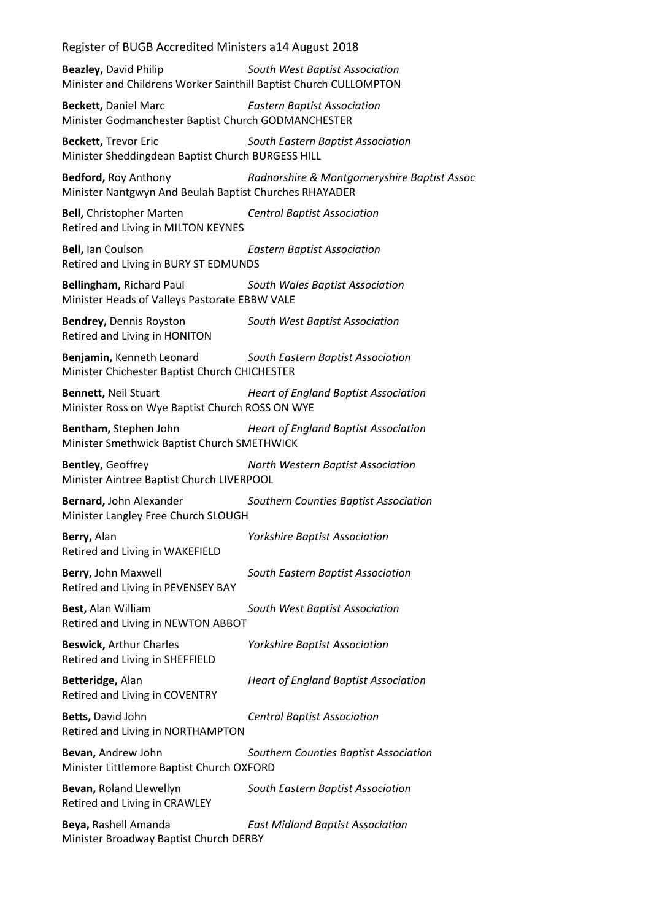**Beazley,** David Philip *South West Baptist Association*
Minister and Childrens Worker Sainthill Baptist Church CULLOMPTON

**Beckett,** Daniel Marc *Eastern Baptist Association*
Minister Godmanchester Baptist Church GODMANCHESTER

**Beckett,** Trevor Eric *South Eastern Baptist Association*
Minister Sheddingdean Baptist Church BURGESS HILL

**Bedford,** Roy Anthony *Radnorshire & Montgomeryshire Baptist Assoc*
Minister Nantgwyn And Beulah Baptist Churches RHAYADER

**Bell,** Christopher Marten *Central Baptist Association*
Retired and Living in MILTON KEYNES

**Bell,** Ian Coulson *Eastern Baptist Association*
Retired and Living in BURY ST EDMUNDS

**Bellingham,** Richard Paul *South Wales Baptist Association*
Minister Heads of Valleys Pastorate EBBW VALE

**Bendrey,** Dennis Royston *South West Baptist Association*
Retired and Living in HONITON

**Benjamin,** Kenneth Leonard *South Eastern Baptist Association*
Minister Chichester Baptist Church CHICHESTER

**Bennett,** Neil Stuart *Heart of England Baptist Association*
Minister Ross on Wye Baptist Church ROSS ON WYE

**Bentham,** Stephen John *Heart of England Baptist Association*
Minister Smethwick Baptist Church SMETHWICK

**Bentley,** Geoffrey *North Western Baptist Association*
Minister Aintree Baptist Church LIVERPOOL

**Bernard,** John Alexander *Southern Counties Baptist Association*
Minister Langley Free Church SLOUGH

**Berry,** Alan *Yorkshire Baptist Association*
Retired and Living in WAKEFIELD

**Berry,** John Maxwell *South Eastern Baptist Association*
Retired and Living in PEVENSEY BAY

**Best,** Alan William *South West Baptist Association*
Retired and Living in NEWTON ABBOT

**Beswick,** Arthur Charles *Yorkshire Baptist Association*
Retired and Living in SHEFFIELD

**Betteridge,** Alan *Heart of England Baptist Association*
Retired and Living in COVENTRY

**Betts,** David John *Central Baptist Association*
Retired and Living in NORTHAMPTON

**Bevan,** Andrew John *Southern Counties Baptist Association*
Minister Littlemore Baptist Church OXFORD

**Bevan,** Roland Llewellyn *South Eastern Baptist Association*
Retired and Living in CRAWLEY

**Beya,** Rashell Amanda *East Midland Baptist Association*
Minister Broadway Baptist Church DERBY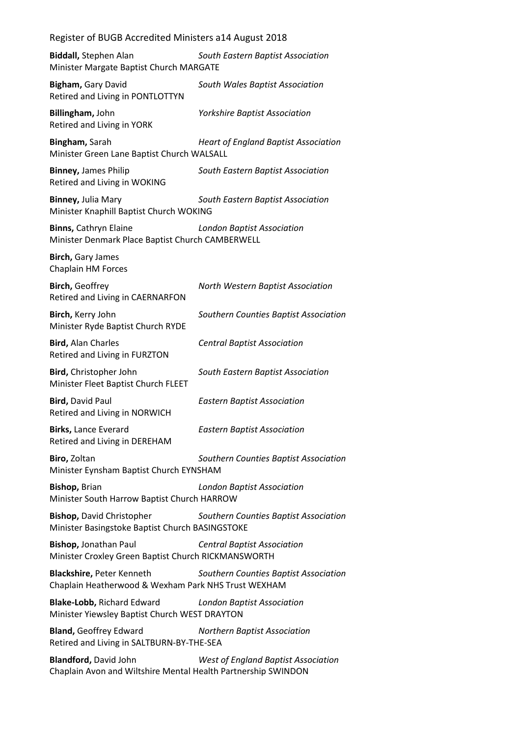**Biddall,** Stephen Alan *South Eastern Baptist Association*
Minister Margate Baptist Church MARGATE

**Bigham,** Gary David *South Wales Baptist Association*
Retired and Living in PONTLOTTYN

**Billingham,** John *Yorkshire Baptist Association*
Retired and Living in YORK

**Bingham,** Sarah *Heart of England Baptist Association*
Minister Green Lane Baptist Church WALSALL

**Binney,** James Philip *South Eastern Baptist Association*
Retired and Living in WOKING

**Binney,** Julia Mary *South Eastern Baptist Association*
Minister Knaphill Baptist Church WOKING

**Binns,** Cathryn Elaine *London Baptist Association*
Minister Denmark Place Baptist Church CAMBERWELL

**Birch,** Gary James
Chaplain HM Forces

**Birch,** Geoffrey *North Western Baptist Association*
Retired and Living in CAERNARFON

**Birch,** Kerry John *Southern Counties Baptist Association*
Minister Ryde Baptist Church RYDE

**Bird,** Alan Charles *Central Baptist Association*
Retired and Living in FURZTON

**Bird,** Christopher John *South Eastern Baptist Association*
Minister Fleet Baptist Church FLEET

**Bird,** David Paul *Eastern Baptist Association*
Retired and Living in NORWICH

**Birks,** Lance Everard *Eastern Baptist Association*
Retired and Living in DEREHAM

**Biro,** Zoltan *Southern Counties Baptist Association*
Minister Eynsham Baptist Church EYNSHAM

**Bishop,** Brian *London Baptist Association*
Minister South Harrow Baptist Church HARROW

**Bishop,** David Christopher *Southern Counties Baptist Association*
Minister Basingstoke Baptist Church BASINGSTOKE

**Bishop,** Jonathan Paul *Central Baptist Association*
Minister Croxley Green Baptist Church RICKMANSWORTH

**Blackshire,** Peter Kenneth *Southern Counties Baptist Association*
Chaplain Heatherwood & Wexham Park NHS Trust WEXHAM

**Blake-Lobb,** Richard Edward *London Baptist Association*
Minister Yiewsley Baptist Church WEST DRAYTON

**Bland,** Geoffrey Edward *Northern Baptist Association*
Retired and Living in SALTBURN-BY-THE-SEA

**Blandford,** David John *West of England Baptist Association*
Chaplain Avon and Wiltshire Mental Health Partnership SWINDON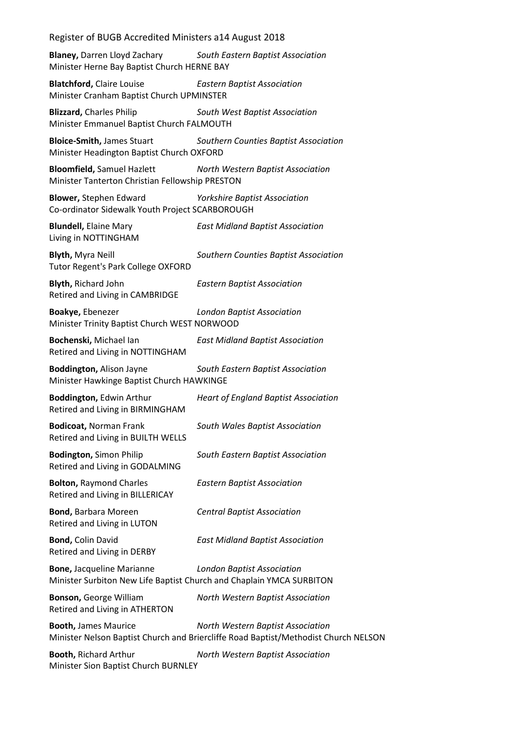**Blaney,** Darren Lloyd Zachary *South Eastern Baptist Association*
Minister Herne Bay Baptist Church HERNE BAY

**Blatchford,** Claire Louise *Eastern Baptist Association*
Minister Cranham Baptist Church UPMINSTER

**Blizzard,** Charles Philip *South West Baptist Association*
Minister Emmanuel Baptist Church FALMOUTH

**Bloice-Smith,** James Stuart *Southern Counties Baptist Association*
Minister Headington Baptist Church OXFORD

**Bloomfield,** Samuel Hazlett *North Western Baptist Association*
Minister Tanterton Christian Fellowship PRESTON

**Blower,** Stephen Edward *Yorkshire Baptist Association*
Co-ordinator Sidewalk Youth Project SCARBOROUGH

**Blundell,** Elaine Mary *East Midland Baptist Association*
Living in NOTTINGHAM

**Blyth,** Myra Neill *Southern Counties Baptist Association*
Tutor Regent's Park College OXFORD

**Blyth,** Richard John *Eastern Baptist Association*
Retired and Living in CAMBRIDGE

**Boakye,** Ebenezer *London Baptist Association*
Minister Trinity Baptist Church WEST NORWOOD

**Bochenski,** Michael Ian *East Midland Baptist Association*
Retired and Living in NOTTINGHAM

**Boddington,** Alison Jayne *South Eastern Baptist Association*
Minister Hawkinge Baptist Church HAWKINGE

**Boddington,** Edwin Arthur *Heart of England Baptist Association*
Retired and Living in BIRMINGHAM

**Bodicoat,** Norman Frank *South Wales Baptist Association*
Retired and Living in BUILTH WELLS

**Bodington,** Simon Philip *South Eastern Baptist Association*
Retired and Living in GODALMING

**Bolton,** Raymond Charles *Eastern Baptist Association*
Retired and Living in BILLERICAY

**Bond,** Barbara Moreen *Central Baptist Association*
Retired and Living in LUTON

**Bond,** Colin David *East Midland Baptist Association*
Retired and Living in DERBY

**Bone,** Jacqueline Marianne *London Baptist Association*
Minister Surbiton New Life Baptist Church and Chaplain YMCA SURBITON

**Bonson,** George William *North Western Baptist Association*
Retired and Living in ATHERTON

**Booth,** James Maurice *North Western Baptist Association*
Minister Nelson Baptist Church and Briercliffe Road Baptist/Methodist Church NELSON

**Booth,** Richard Arthur *North Western Baptist Association*
Minister Sion Baptist Church BURNLEY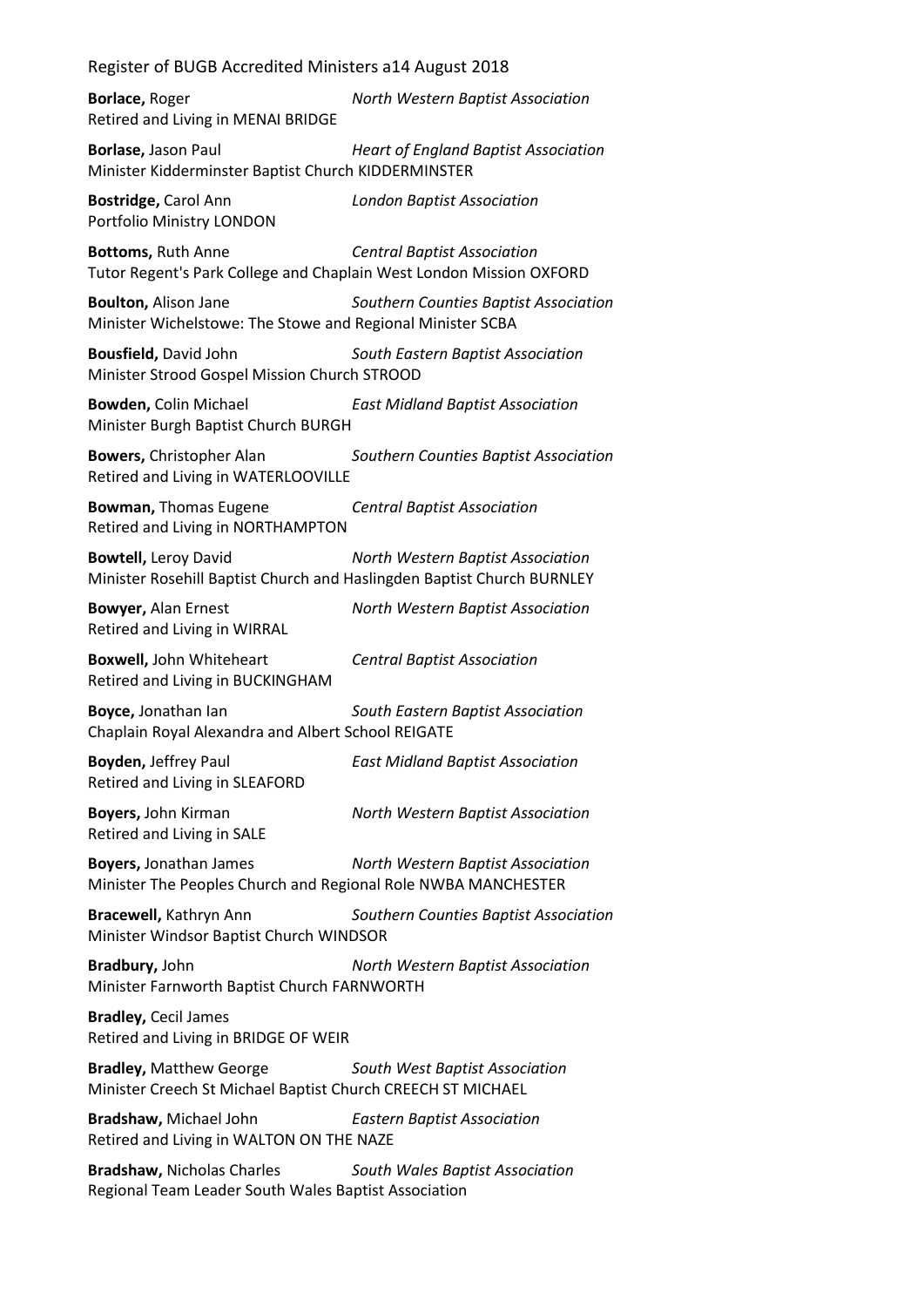**Borlace,** Roger *North Western Baptist Association*
Retired and Living in MENAI BRIDGE

**Borlase,** Jason Paul *Heart of England Baptist Association*
Minister Kidderminster Baptist Church KIDDERMINSTER

**Bostridge,** Carol Ann *London Baptist Association*
Portfolio Ministry LONDON

**Bottoms,** Ruth Anne *Central Baptist Association*
Tutor Regent's Park College and Chaplain West London Mission OXFORD

**Boulton,** Alison Jane *Southern Counties Baptist Association*
Minister Wichelstowe: The Stowe and Regional Minister SCBA

**Bousfield,** David John *South Eastern Baptist Association*
Minister Strood Gospel Mission Church STROOD

**Bowden,** Colin Michael *East Midland Baptist Association*
Minister Burgh Baptist Church BURGH

**Bowers,** Christopher Alan *Southern Counties Baptist Association*
Retired and Living in WATERLOOVILLE

**Bowman,** Thomas Eugene *Central Baptist Association*
Retired and Living in NORTHAMPTON

**Bowtell,** Leroy David *North Western Baptist Association*
Minister Rosehill Baptist Church and Haslingden Baptist Church BURNLEY

**Bowyer,** Alan Ernest *North Western Baptist Association*
Retired and Living in WIRRAL

**Boxwell,** John Whiteheart *Central Baptist Association*
Retired and Living in BUCKINGHAM

**Boyce,** Jonathan Ian *South Eastern Baptist Association*
Chaplain Royal Alexandra and Albert School REIGATE

**Boyden,** Jeffrey Paul *East Midland Baptist Association*
Retired and Living in SLEAFORD

**Boyers,** John Kirman *North Western Baptist Association*
Retired and Living in SALE

**Boyers,** Jonathan James *North Western Baptist Association*
Minister The Peoples Church and Regional Role NWBA MANCHESTER

**Bracewell,** Kathryn Ann *Southern Counties Baptist Association*
Minister Windsor Baptist Church WINDSOR

**Bradbury,** John *North Western Baptist Association*
Minister Farnworth Baptist Church FARNWORTH

**Bradley,** Cecil James
Retired and Living in BRIDGE OF WEIR

**Bradley,** Matthew George *South West Baptist Association*
Minister Creech St Michael Baptist Church CREECH ST MICHAEL

**Bradshaw,** Michael John *Eastern Baptist Association*
Retired and Living in WALTON ON THE NAZE

**Bradshaw,** Nicholas Charles *South Wales Baptist Association*
Regional Team Leader South Wales Baptist Association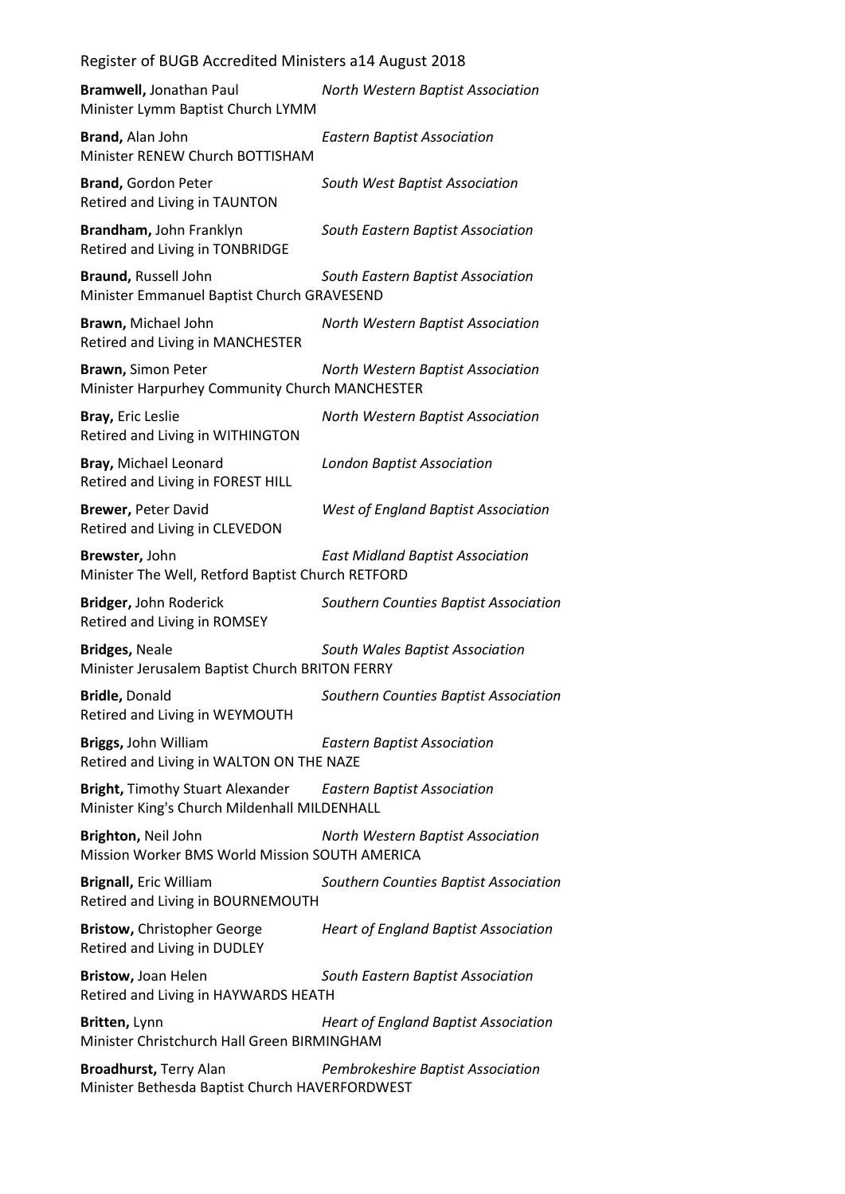**Bramwell,** Jonathan Paul *North Western Baptist Association*
Minister Lymm Baptist Church LYMM

**Brand,** Alan John *Eastern Baptist Association*
Minister RENEW Church BOTTISHAM

**Brand,** Gordon Peter *South West Baptist Association*
Retired and Living in TAUNTON

**Brandham,** John Franklyn *South Eastern Baptist Association*
Retired and Living in TONBRIDGE

**Braund,** Russell John *South Eastern Baptist Association*
Minister Emmanuel Baptist Church GRAVESEND

**Brawn,** Michael John *North Western Baptist Association*
Retired and Living in MANCHESTER

**Brawn,** Simon Peter *North Western Baptist Association*
Minister Harpurhey Community Church MANCHESTER

**Bray,** Eric Leslie *North Western Baptist Association*
Retired and Living in WITHINGTON

**Bray,** Michael Leonard *London Baptist Association*
Retired and Living in FOREST HILL

**Brewer,** Peter David *West of England Baptist Association*
Retired and Living in CLEVEDON

**Brewster,** John *East Midland Baptist Association*
Minister The Well, Retford Baptist Church RETFORD

**Bridger,** John Roderick *Southern Counties Baptist Association*
Retired and Living in ROMSEY

**Bridges,** Neale *South Wales Baptist Association*
Minister Jerusalem Baptist Church BRITON FERRY

**Bridle,** Donald *Southern Counties Baptist Association*
Retired and Living in WEYMOUTH

**Briggs,** John William *Eastern Baptist Association*
Retired and Living in WALTON ON THE NAZE

**Bright,** Timothy Stuart Alexander *Eastern Baptist Association*
Minister King's Church Mildenhall MILDENHALL

**Brighton,** Neil John *North Western Baptist Association*
Mission Worker BMS World Mission SOUTH AMERICA

**Brignall,** Eric William *Southern Counties Baptist Association*
Retired and Living in BOURNEMOUTH

**Bristow,** Christopher George *Heart of England Baptist Association*
Retired and Living in DUDLEY

**Bristow,** Joan Helen *South Eastern Baptist Association*
Retired and Living in HAYWARDS HEATH

**Britten,** Lynn *Heart of England Baptist Association*
Minister Christchurch Hall Green BIRMINGHAM

**Broadhurst,** Terry Alan *Pembrokeshire Baptist Association*
Minister Bethesda Baptist Church HAVERFORDWEST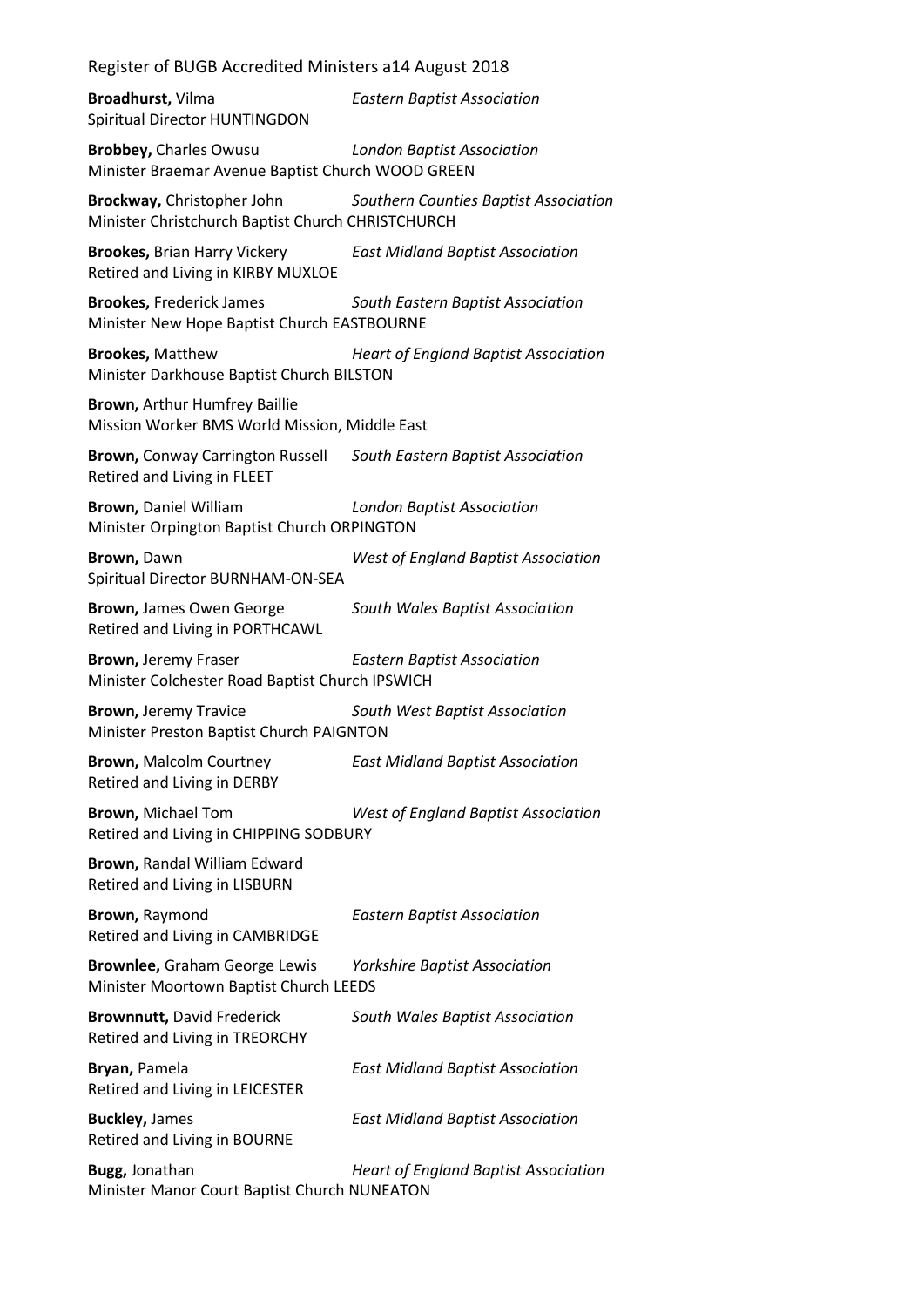**Broadhurst,** Vilma *Eastern Baptist Association*
Spiritual Director HUNTINGDON

**Brobbey,** Charles Owusu *London Baptist Association*
Minister Braemar Avenue Baptist Church WOOD GREEN

**Brockway,** Christopher John *Southern Counties Baptist Association*
Minister Christchurch Baptist Church CHRISTCHURCH

**Brookes,** Brian Harry Vickery *East Midland Baptist Association*
Retired and Living in KIRBY MUXLOE

**Brookes,** Frederick James *South Eastern Baptist Association*
Minister New Hope Baptist Church EASTBOURNE

**Brookes,** Matthew *Heart of England Baptist Association*
Minister Darkhouse Baptist Church BILSTON

**Brown,** Arthur Humfrey Baillie
Mission Worker BMS World Mission, Middle East

**Brown,** Conway Carrington Russell *South Eastern Baptist Association*
Retired and Living in FLEET

**Brown,** Daniel William *London Baptist Association*
Minister Orpington Baptist Church ORPINGTON

**Brown,** Dawn *West of England Baptist Association*
Spiritual Director BURNHAM-ON-SEA

**Brown,** James Owen George *South Wales Baptist Association*
Retired and Living in PORTHCAWL

**Brown,** Jeremy Fraser *Eastern Baptist Association*
Minister Colchester Road Baptist Church IPSWICH

**Brown,** Jeremy Travice *South West Baptist Association*
Minister Preston Baptist Church PAIGNTON

**Brown,** Malcolm Courtney *East Midland Baptist Association*
Retired and Living in DERBY

**Brown,** Michael Tom *West of England Baptist Association*
Retired and Living in CHIPPING SODBURY

**Brown,** Randal William Edward
Retired and Living in LISBURN

**Brown,** Raymond *Eastern Baptist Association*
Retired and Living in CAMBRIDGE

**Brownlee,** Graham George Lewis *Yorkshire Baptist Association*
Minister Moortown Baptist Church LEEDS

**Brownnutt,** David Frederick *South Wales Baptist Association*
Retired and Living in TREORCHY

**Bryan,** Pamela *East Midland Baptist Association*
Retired and Living in LEICESTER

**Buckley,** James *East Midland Baptist Association*
Retired and Living in BOURNE

**Bugg,** Jonathan *Heart of England Baptist Association*
Minister Manor Court Baptist Church NUNEATON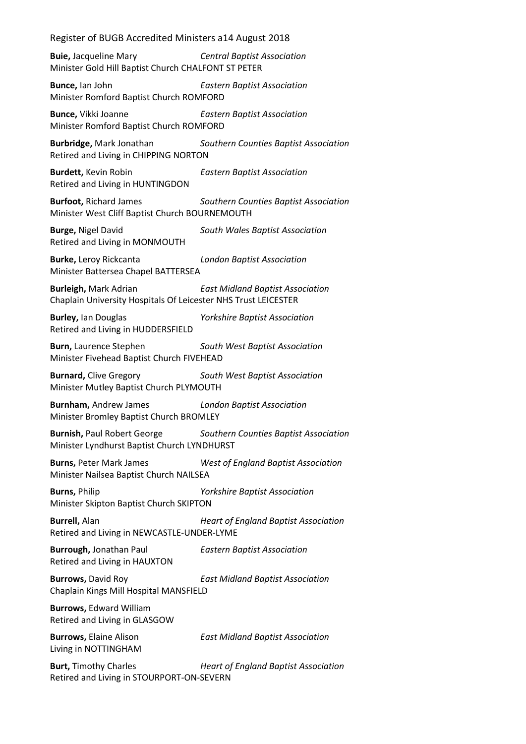**Buie,** Jacqueline Mary *Central Baptist Association*
Minister Gold Hill Baptist Church CHALFONT ST PETER

**Bunce,** Ian John *Eastern Baptist Association*
Minister Romford Baptist Church ROMFORD

**Bunce,** Vikki Joanne *Eastern Baptist Association*
Minister Romford Baptist Church ROMFORD

**Burbridge,** Mark Jonathan *Southern Counties Baptist Association*
Retired and Living in CHIPPING NORTON

**Burdett,** Kevin Robin *Eastern Baptist Association*
Retired and Living in HUNTINGDON

**Burfoot,** Richard James *Southern Counties Baptist Association*
Minister West Cliff Baptist Church BOURNEMOUTH

**Burge,** Nigel David *South Wales Baptist Association*
Retired and Living in MONMOUTH

**Burke,** Leroy Rickcanta *London Baptist Association*
Minister Battersea Chapel BATTERSEA

**Burleigh,** Mark Adrian *East Midland Baptist Association*
Chaplain University Hospitals Of Leicester NHS Trust LEICESTER

**Burley,** Ian Douglas *Yorkshire Baptist Association*
Retired and Living in HUDDERSFIELD

**Burn,** Laurence Stephen *South West Baptist Association*
Minister Fivehead Baptist Church FIVEHEAD

**Burnard,** Clive Gregory *South West Baptist Association*
Minister Mutley Baptist Church PLYMOUTH

**Burnham,** Andrew James *London Baptist Association*
Minister Bromley Baptist Church BROMLEY

**Burnish,** Paul Robert George *Southern Counties Baptist Association*
Minister Lyndhurst Baptist Church LYNDHURST

**Burns,** Peter Mark James *West of England Baptist Association*
Minister Nailsea Baptist Church NAILSEA

**Burns,** Philip *Yorkshire Baptist Association*
Minister Skipton Baptist Church SKIPTON

**Burrell,** Alan *Heart of England Baptist Association*
Retired and Living in NEWCASTLE-UNDER-LYME

**Burrough,** Jonathan Paul *Eastern Baptist Association*
Retired and Living in HAUXTON

**Burrows,** David Roy *East Midland Baptist Association*
Chaplain Kings Mill Hospital MANSFIELD

**Burrows,** Edward William
Retired and Living in GLASGOW

**Burrows,** Elaine Alison *East Midland Baptist Association*
Living in NOTTINGHAM

**Burt,** Timothy Charles *Heart of England Baptist Association*
Retired and Living in STOURPORT-ON-SEVERN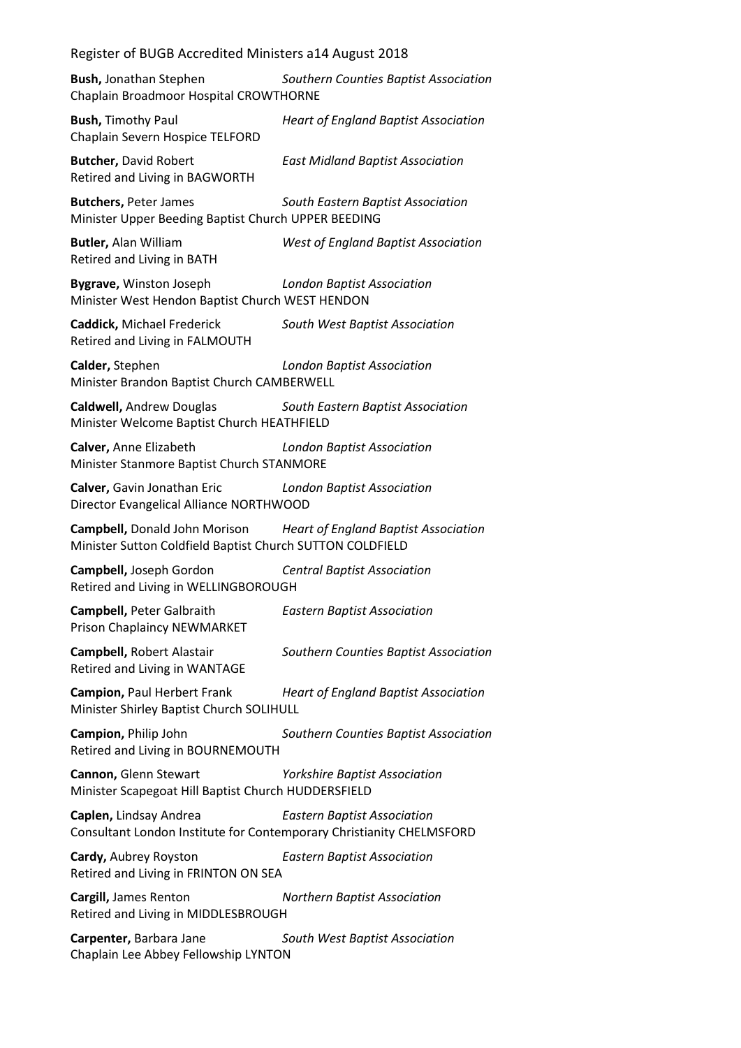**Bush,** Jonathan Stephen *Southern Counties Baptist Association*
Chaplain Broadmoor Hospital CROWTHORNE

**Bush,** Timothy Paul *Heart of England Baptist Association*
Chaplain Severn Hospice TELFORD

**Butcher,** David Robert *East Midland Baptist Association*
Retired and Living in BAGWORTH

**Butchers,** Peter James *South Eastern Baptist Association*
Minister Upper Beeding Baptist Church UPPER BEEDING

**Butler,** Alan William *West of England Baptist Association*
Retired and Living in BATH

**Bygrave,** Winston Joseph *London Baptist Association*
Minister West Hendon Baptist Church WEST HENDON

**Caddick,** Michael Frederick *South West Baptist Association*
Retired and Living in FALMOUTH

**Calder,** Stephen *London Baptist Association*
Minister Brandon Baptist Church CAMBERWELL

**Caldwell,** Andrew Douglas *South Eastern Baptist Association*
Minister Welcome Baptist Church HEATHFIELD

**Calver,** Anne Elizabeth *London Baptist Association*
Minister Stanmore Baptist Church STANMORE

**Calver,** Gavin Jonathan Eric *London Baptist Association*
Director Evangelical Alliance NORTHWOOD

**Campbell,** Donald John Morison *Heart of England Baptist Association*
Minister Sutton Coldfield Baptist Church SUTTON COLDFIELD

**Campbell,** Joseph Gordon *Central Baptist Association*
Retired and Living in WELLINGBOROUGH

**Campbell,** Peter Galbraith *Eastern Baptist Association*
Prison Chaplaincy NEWMARKET

**Campbell,** Robert Alastair *Southern Counties Baptist Association*
Retired and Living in WANTAGE

**Campion,** Paul Herbert Frank *Heart of England Baptist Association*
Minister Shirley Baptist Church SOLIHULL

**Campion,** Philip John *Southern Counties Baptist Association*
Retired and Living in BOURNEMOUTH

**Cannon,** Glenn Stewart *Yorkshire Baptist Association*
Minister Scapegoat Hill Baptist Church HUDDERSFIELD

**Caplen,** Lindsay Andrea *Eastern Baptist Association*
Consultant London Institute for Contemporary Christianity CHELMSFORD

**Cardy,** Aubrey Royston *Eastern Baptist Association*
Retired and Living in FRINTON ON SEA

**Cargill,** James Renton *Northern Baptist Association*
Retired and Living in MIDDLESBROUGH

**Carpenter,** Barbara Jane *South West Baptist Association*
Chaplain Lee Abbey Fellowship LYNTON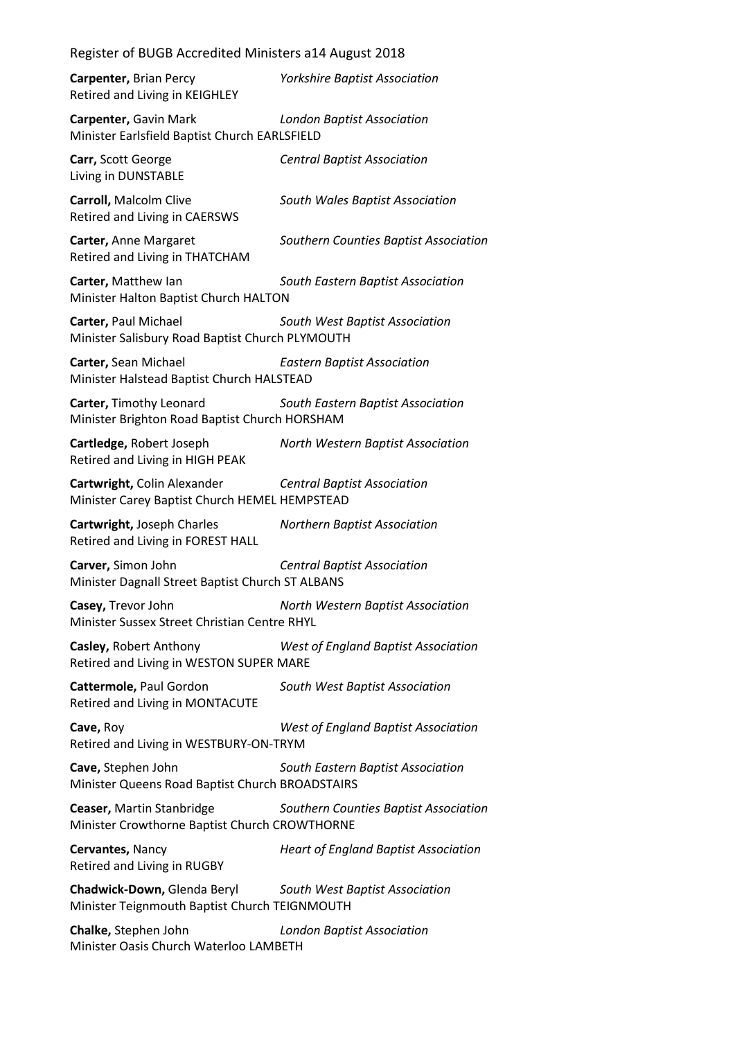**Carpenter,** Brian Percy *Yorkshire Baptist Association*
Retired and Living in KEIGHLEY

**Carpenter,** Gavin Mark *London Baptist Association*
Minister Earlsfield Baptist Church EARLSFIELD

**Carr,** Scott George *Central Baptist Association*
Living in DUNSTABLE

**Carroll,** Malcolm Clive *South Wales Baptist Association*
Retired and Living in CAERSWS

**Carter,** Anne Margaret *Southern Counties Baptist Association*
Retired and Living in THATCHAM

**Carter,** Matthew Ian *South Eastern Baptist Association*
Minister Halton Baptist Church HALTON

**Carter,** Paul Michael *South West Baptist Association*
Minister Salisbury Road Baptist Church PLYMOUTH

**Carter,** Sean Michael *Eastern Baptist Association*
Minister Halstead Baptist Church HALSTEAD

**Carter,** Timothy Leonard *South Eastern Baptist Association*
Minister Brighton Road Baptist Church HORSHAM

**Cartledge,** Robert Joseph *North Western Baptist Association*
Retired and Living in HIGH PEAK

**Cartwright,** Colin Alexander *Central Baptist Association*
Minister Carey Baptist Church HEMEL HEMPSTEAD

**Cartwright,** Joseph Charles *Northern Baptist Association*
Retired and Living in FOREST HALL

**Carver,** Simon John *Central Baptist Association*
Minister Dagnall Street Baptist Church ST ALBANS

**Casey,** Trevor John *North Western Baptist Association*
Minister Sussex Street Christian Centre RHYL

**Casley,** Robert Anthony *West of England Baptist Association*
Retired and Living in WESTON SUPER MARE

**Cattermole,** Paul Gordon *South West Baptist Association*
Retired and Living in MONTACUTE

**Cave,** Roy *West of England Baptist Association*
Retired and Living in WESTBURY-ON-TRYM

**Cave,** Stephen John *South Eastern Baptist Association*
Minister Queens Road Baptist Church BROADSTAIRS

**Ceaser,** Martin Stanbridge *Southern Counties Baptist Association*
Minister Crowthorne Baptist Church CROWTHORNE

**Cervantes,** Nancy *Heart of England Baptist Association*
Retired and Living in RUGBY

**Chadwick-Down,** Glenda Beryl *South West Baptist Association*
Minister Teignmouth Baptist Church TEIGNMOUTH

**Chalke,** Stephen John *London Baptist Association*
Minister Oasis Church Waterloo LAMBETH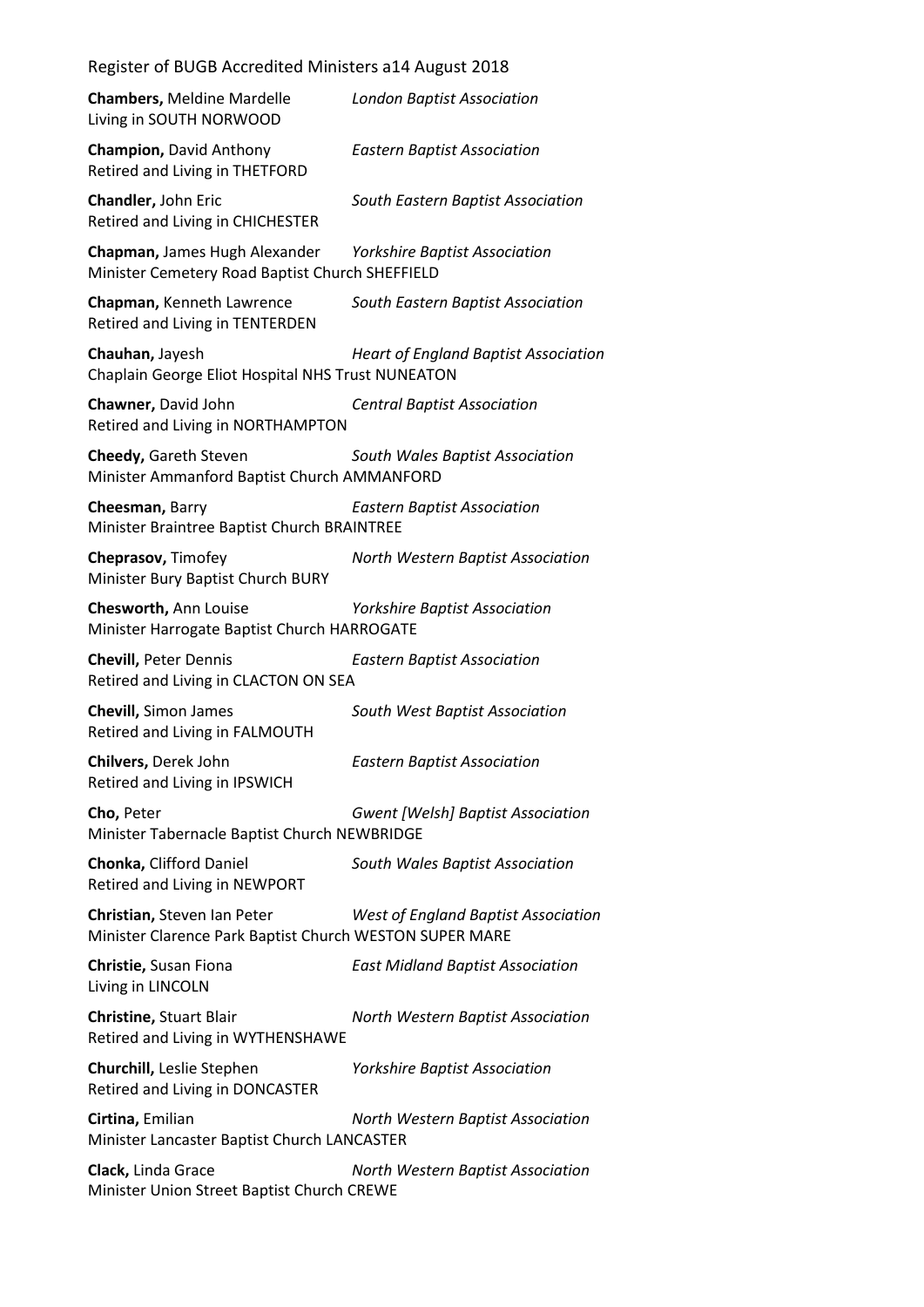**Chambers,** Meldine Mardelle *London Baptist Association*
Living in SOUTH NORWOOD

**Champion,** David Anthony *Eastern Baptist Association*
Retired and Living in THETFORD

**Chandler,** John Eric *South Eastern Baptist Association*
Retired and Living in CHICHESTER

**Chapman,** James Hugh Alexander *Yorkshire Baptist Association*
Minister Cemetery Road Baptist Church SHEFFIELD

**Chapman,** Kenneth Lawrence *South Eastern Baptist Association*
Retired and Living in TENTERDEN

**Chauhan,** Jayesh *Heart of England Baptist Association*
Chaplain George Eliot Hospital NHS Trust NUNEATON

**Chawner,** David John *Central Baptist Association*
Retired and Living in NORTHAMPTON

**Cheedy,** Gareth Steven *South Wales Baptist Association*
Minister Ammanford Baptist Church AMMANFORD

**Cheesman,** Barry *Eastern Baptist Association*
Minister Braintree Baptist Church BRAINTREE

**Cheprasov,** Timofey *North Western Baptist Association*
Minister Bury Baptist Church BURY

**Chesworth,** Ann Louise *Yorkshire Baptist Association*
Minister Harrogate Baptist Church HARROGATE

**Chevill,** Peter Dennis *Eastern Baptist Association*
Retired and Living in CLACTON ON SEA

**Chevill,** Simon James *South West Baptist Association*
Retired and Living in FALMOUTH

**Chilvers,** Derek John *Eastern Baptist Association*
Retired and Living in IPSWICH

**Cho,** Peter *Gwent [Welsh] Baptist Association*
Minister Tabernacle Baptist Church NEWBRIDGE

**Chonka,** Clifford Daniel *South Wales Baptist Association*
Retired and Living in NEWPORT

**Christian,** Steven Ian Peter *West of England Baptist Association*
Minister Clarence Park Baptist Church WESTON SUPER MARE

**Christie,** Susan Fiona *East Midland Baptist Association*
Living in LINCOLN

**Christine,** Stuart Blair *North Western Baptist Association*
Retired and Living in WYTHENSHAWE

**Churchill,** Leslie Stephen *Yorkshire Baptist Association*
Retired and Living in DONCASTER

**Cirtina,** Emilian *North Western Baptist Association*
Minister Lancaster Baptist Church LANCASTER

**Clack,** Linda Grace *North Western Baptist Association*
Minister Union Street Baptist Church CREWE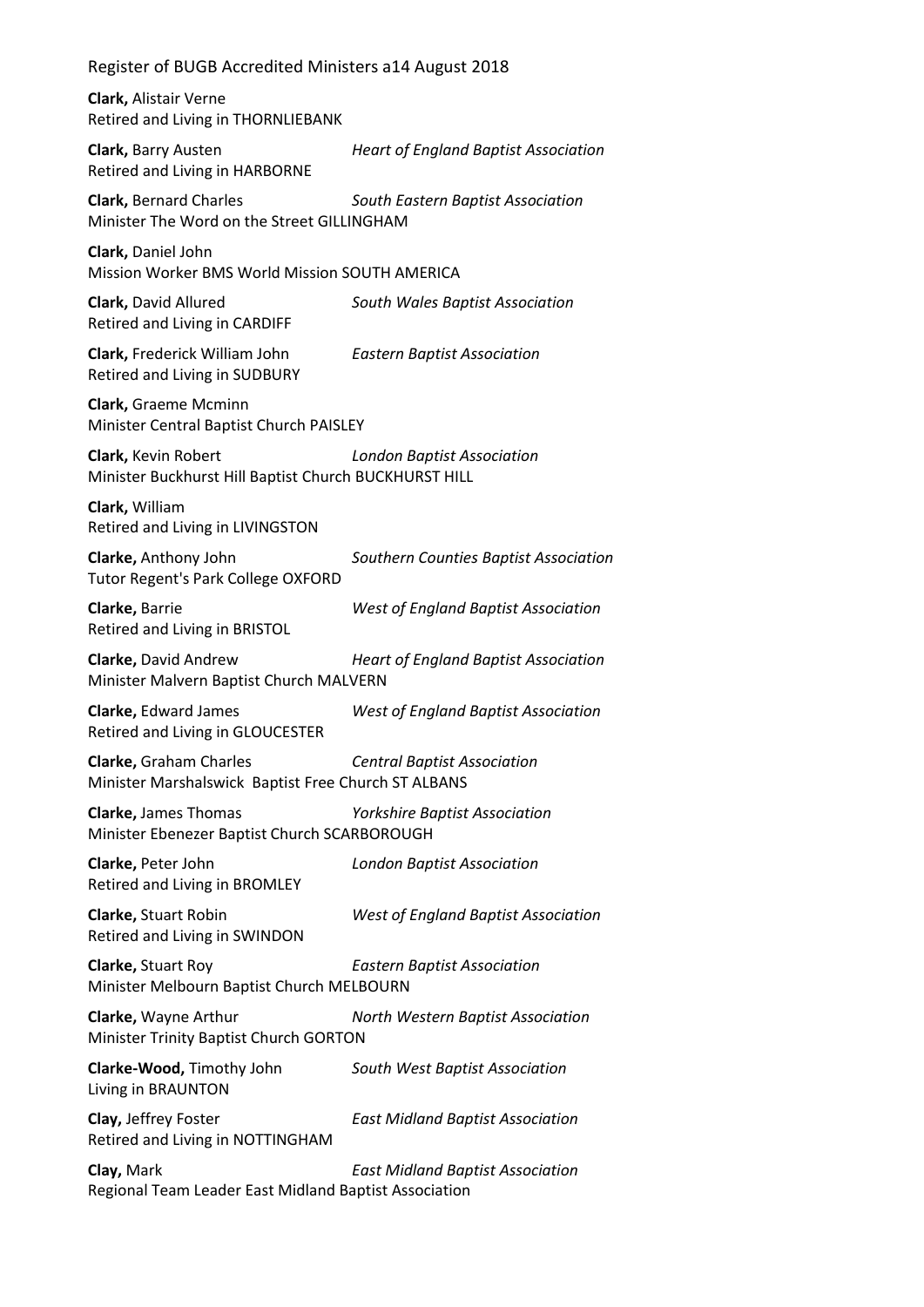**Clark,** Alistair Verne
Retired and Living in THORNLIEBANK

**Clark,** Barry Austen *Heart of England Baptist Association*
Retired and Living in HARBORNE

**Clark,** Bernard Charles *South Eastern Baptist Association*
Minister The Word on the Street GILLINGHAM

**Clark,** Daniel John
Mission Worker BMS World Mission SOUTH AMERICA

**Clark,** David Allured *South Wales Baptist Association*
Retired and Living in CARDIFF

**Clark,** Frederick William John *Eastern Baptist Association*
Retired and Living in SUDBURY

**Clark,** Graeme Mcminn
Minister Central Baptist Church PAISLEY

**Clark,** Kevin Robert *London Baptist Association*
Minister Buckhurst Hill Baptist Church BUCKHURST HILL

**Clark,** William
Retired and Living in LIVINGSTON

**Clarke,** Anthony John *Southern Counties Baptist Association*
Tutor Regent's Park College OXFORD

**Clarke,** Barrie *West of England Baptist Association*
Retired and Living in BRISTOL

**Clarke,** David Andrew *Heart of England Baptist Association*
Minister Malvern Baptist Church MALVERN

**Clarke,** Edward James *West of England Baptist Association*
Retired and Living in GLOUCESTER

**Clarke,** Graham Charles *Central Baptist Association*
Minister Marshalswick Baptist Free Church ST ALBANS

**Clarke,** James Thomas *Yorkshire Baptist Association*
Minister Ebenezer Baptist Church SCARBOROUGH

**Clarke,** Peter John *London Baptist Association*
Retired and Living in BROMLEY

**Clarke,** Stuart Robin *West of England Baptist Association*
Retired and Living in SWINDON

**Clarke,** Stuart Roy *Eastern Baptist Association*
Minister Melbourn Baptist Church MELBOURN

**Clarke,** Wayne Arthur *North Western Baptist Association*
Minister Trinity Baptist Church GORTON

**Clarke-Wood,** Timothy John *South West Baptist Association*
Living in BRAUNTON

**Clay,** Jeffrey Foster *East Midland Baptist Association*
Retired and Living in NOTTINGHAM

**Clay,** Mark *East Midland Baptist Association*
Regional Team Leader East Midland Baptist Association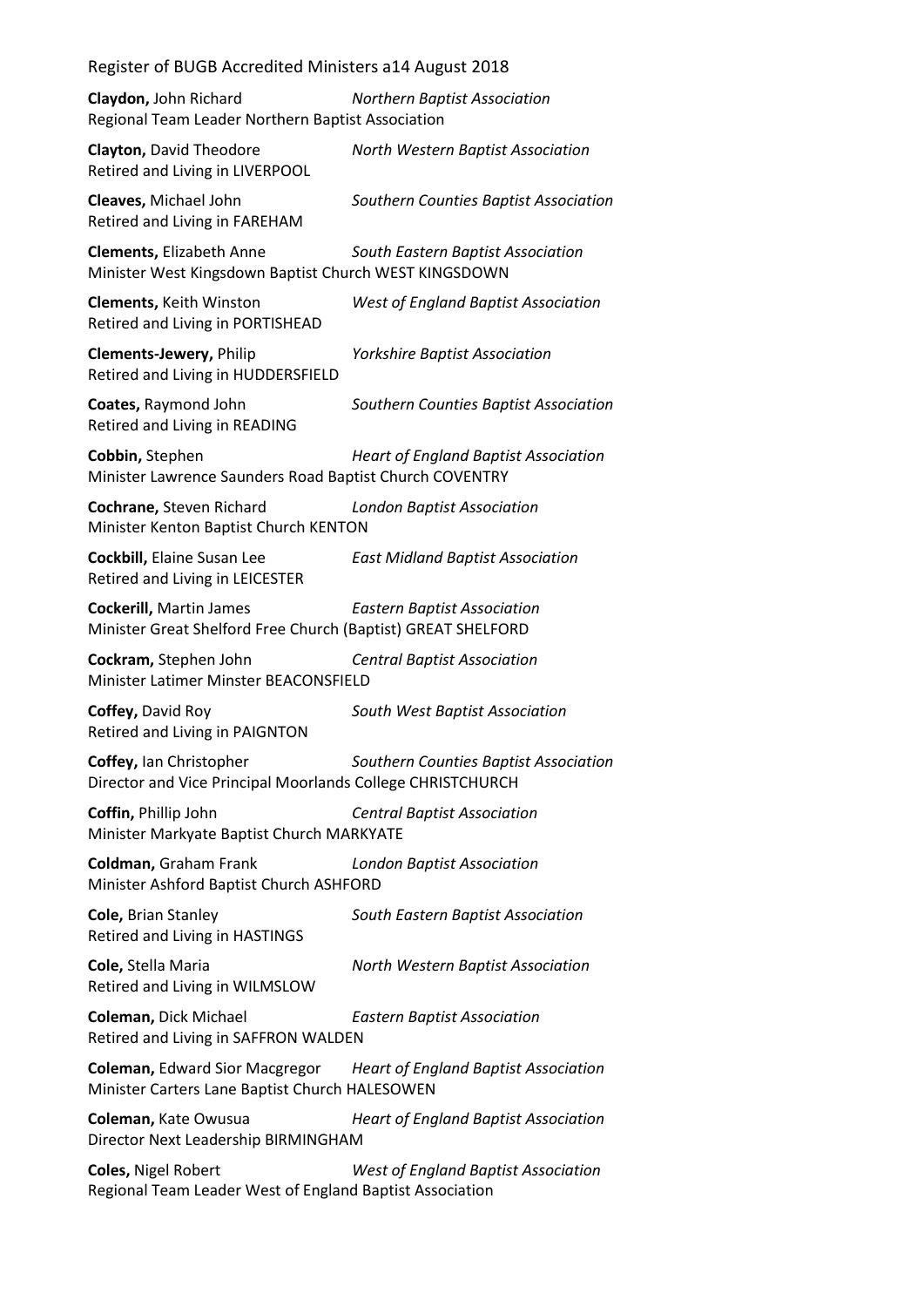**Claydon,** John Richard *Northern Baptist Association*
Regional Team Leader Northern Baptist Association

**Clayton,** David Theodore *North Western Baptist Association*
Retired and Living in LIVERPOOL

**Cleaves,** Michael John *Southern Counties Baptist Association*
Retired and Living in FAREHAM

**Clements,** Elizabeth Anne *South Eastern Baptist Association*
Minister West Kingsdown Baptist Church WEST KINGSDOWN

**Clements,** Keith Winston *West of England Baptist Association*
Retired and Living in PORTISHEAD

**Clements-Jewery,** Philip *Yorkshire Baptist Association*
Retired and Living in HUDDERSFIELD

**Coates,** Raymond John *Southern Counties Baptist Association*
Retired and Living in READING

**Cobbin,** Stephen *Heart of England Baptist Association*
Minister Lawrence Saunders Road Baptist Church COVENTRY

**Cochrane,** Steven Richard *London Baptist Association*
Minister Kenton Baptist Church KENTON

**Cockbill,** Elaine Susan Lee *East Midland Baptist Association*
Retired and Living in LEICESTER

**Cockerill,** Martin James *Eastern Baptist Association*
Minister Great Shelford Free Church (Baptist) GREAT SHELFORD

**Cockram,** Stephen John *Central Baptist Association*
Minister Latimer Minster BEACONSFIELD

**Coffey,** David Roy *South West Baptist Association*
Retired and Living in PAIGNTON

**Coffey,** Ian Christopher *Southern Counties Baptist Association*
Director and Vice Principal Moorlands College CHRISTCHURCH

**Coffin,** Phillip John *Central Baptist Association*
Minister Markyate Baptist Church MARKYATE

**Coldman,** Graham Frank *London Baptist Association*
Minister Ashford Baptist Church ASHFORD

**Cole,** Brian Stanley *South Eastern Baptist Association*
Retired and Living in HASTINGS

**Cole,** Stella Maria *North Western Baptist Association*
Retired and Living in WILMSLOW

**Coleman,** Dick Michael *Eastern Baptist Association*
Retired and Living in SAFFRON WALDEN

**Coleman,** Edward Sior Macgregor *Heart of England Baptist Association*
Minister Carters Lane Baptist Church HALESOWEN

**Coleman,** Kate Owusua *Heart of England Baptist Association*
Director Next Leadership BIRMINGHAM

**Coles,** Nigel Robert *West of England Baptist Association*
Regional Team Leader West of England Baptist Association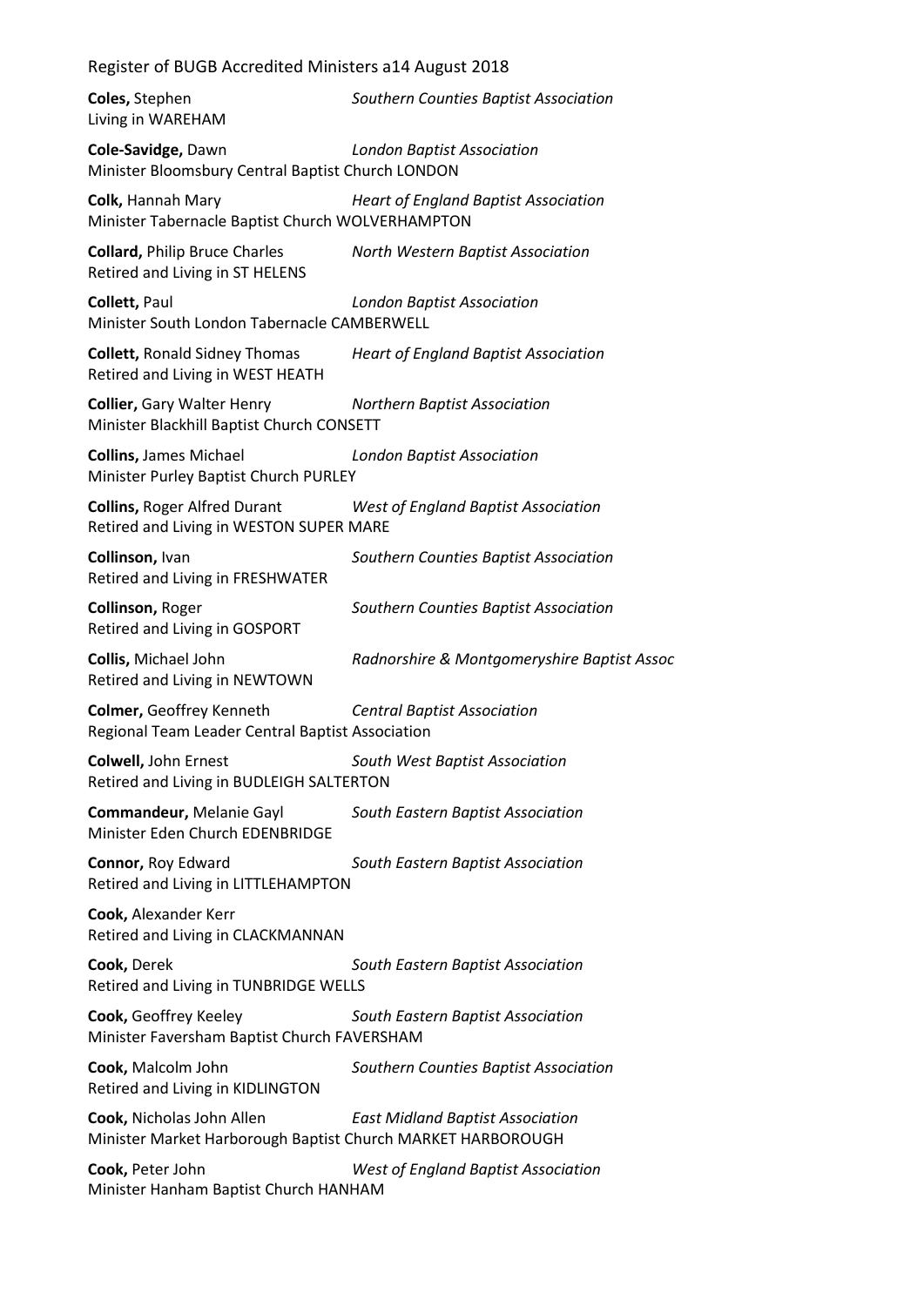**Coles,** Stephen *Southern Counties Baptist Association*
Living in WAREHAM

**Cole-Savidge,** Dawn *London Baptist Association*
Minister Bloomsbury Central Baptist Church LONDON

**Colk,** Hannah Mary *Heart of England Baptist Association*
Minister Tabernacle Baptist Church WOLVERHAMPTON

**Collard,** Philip Bruce Charles *North Western Baptist Association*
Retired and Living in ST HELENS

**Collett,** Paul *London Baptist Association*
Minister South London Tabernacle CAMBERWELL

**Collett,** Ronald Sidney Thomas *Heart of England Baptist Association*
Retired and Living in WEST HEATH

**Collier,** Gary Walter Henry *Northern Baptist Association*
Minister Blackhill Baptist Church CONSETT

**Collins,** James Michael *London Baptist Association*
Minister Purley Baptist Church PURLEY

**Collins,** Roger Alfred Durant *West of England Baptist Association*
Retired and Living in WESTON SUPER MARE

**Collinson,** Ivan *Southern Counties Baptist Association*
Retired and Living in FRESHWATER

**Collinson,** Roger *Southern Counties Baptist Association*
Retired and Living in GOSPORT

**Collis,** Michael John *Radnorshire & Montgomeryshire Baptist Assoc*
Retired and Living in NEWTOWN

**Colmer,** Geoffrey Kenneth *Central Baptist Association*
Regional Team Leader Central Baptist Association

**Colwell,** John Ernest *South West Baptist Association*
Retired and Living in BUDLEIGH SALTERTON

**Commandeur,** Melanie Gayl *South Eastern Baptist Association*
Minister Eden Church EDENBRIDGE

**Connor,** Roy Edward *South Eastern Baptist Association*
Retired and Living in LITTLEHAMPTON

**Cook,** Alexander Kerr
Retired and Living in CLACKMANNAN

**Cook,** Derek *South Eastern Baptist Association*
Retired and Living in TUNBRIDGE WELLS

**Cook,** Geoffrey Keeley *South Eastern Baptist Association*
Minister Faversham Baptist Church FAVERSHAM

**Cook,** Malcolm John *Southern Counties Baptist Association*
Retired and Living in KIDLINGTON

**Cook,** Nicholas John Allen *East Midland Baptist Association*
Minister Market Harborough Baptist Church MARKET HARBOROUGH

**Cook,** Peter John *West of England Baptist Association*
Minister Hanham Baptist Church HANHAM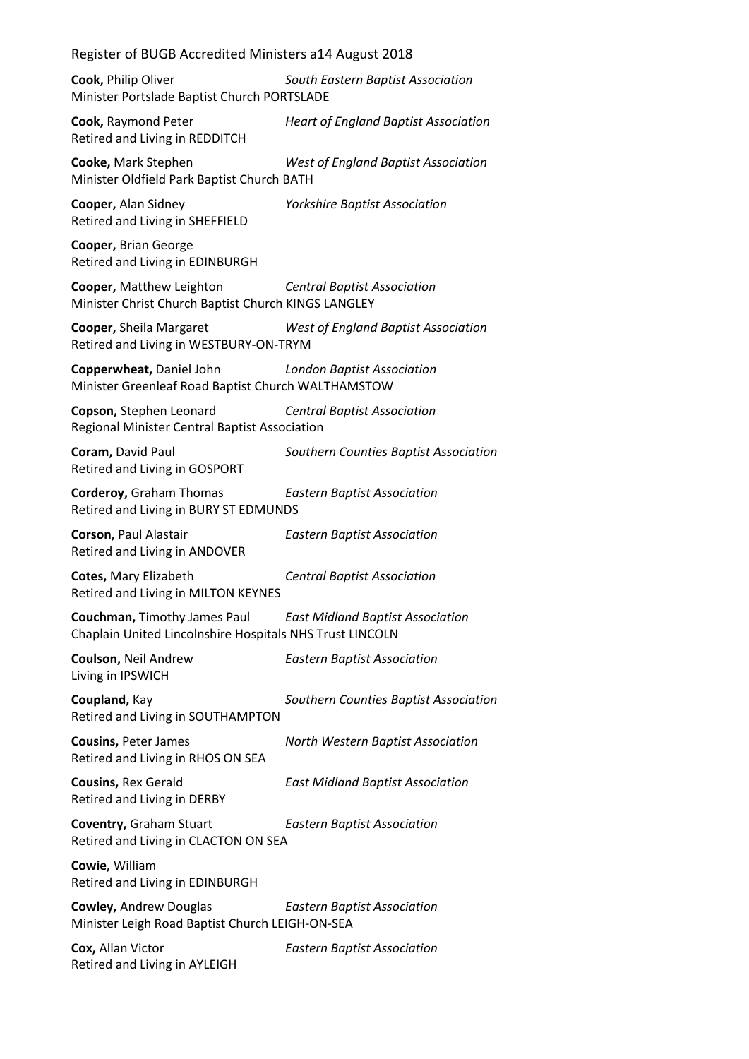**Cook,** Philip Oliver *South Eastern Baptist Association*
Minister Portslade Baptist Church PORTSLADE

**Cook,** Raymond Peter *Heart of England Baptist Association*
Retired and Living in REDDITCH

**Cooke,** Mark Stephen *West of England Baptist Association*
Minister Oldfield Park Baptist Church BATH

**Cooper,** Alan Sidney *Yorkshire Baptist Association*
Retired and Living in SHEFFIELD

**Cooper,** Brian George
Retired and Living in EDINBURGH

**Cooper,** Matthew Leighton *Central Baptist Association*
Minister Christ Church Baptist Church KINGS LANGLEY

**Cooper,** Sheila Margaret *West of England Baptist Association*
Retired and Living in WESTBURY-ON-TRYM

**Copperwheat,** Daniel John *London Baptist Association*
Minister Greenleaf Road Baptist Church WALTHAMSTOW

**Copson,** Stephen Leonard *Central Baptist Association*
Regional Minister Central Baptist Association

**Coram,** David Paul *Southern Counties Baptist Association*
Retired and Living in GOSPORT

**Corderoy,** Graham Thomas *Eastern Baptist Association*
Retired and Living in BURY ST EDMUNDS

**Corson,** Paul Alastair *Eastern Baptist Association*
Retired and Living in ANDOVER

**Cotes,** Mary Elizabeth *Central Baptist Association*
Retired and Living in MILTON KEYNES

**Couchman,** Timothy James Paul *East Midland Baptist Association*
Chaplain United Lincolnshire Hospitals NHS Trust LINCOLN

**Coulson,** Neil Andrew *Eastern Baptist Association*
Living in IPSWICH

**Coupland,** Kay *Southern Counties Baptist Association*
Retired and Living in SOUTHAMPTON

**Cousins,** Peter James *North Western Baptist Association*
Retired and Living in RHOS ON SEA

**Cousins,** Rex Gerald *East Midland Baptist Association*
Retired and Living in DERBY

**Coventry,** Graham Stuart *Eastern Baptist Association*
Retired and Living in CLACTON ON SEA

**Cowie,** William
Retired and Living in EDINBURGH

**Cowley,** Andrew Douglas *Eastern Baptist Association*
Minister Leigh Road Baptist Church LEIGH-ON-SEA

**Cox,** Allan Victor *Eastern Baptist Association*
Retired and Living in AYLEIGH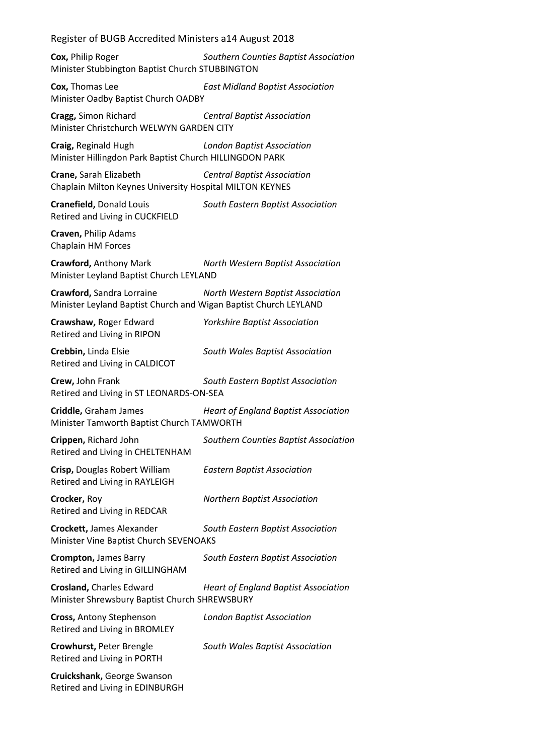**Cox,** Philip Roger *Southern Counties Baptist Association*
Minister Stubbington Baptist Church STUBBINGTON

**Cox,** Thomas Lee *East Midland Baptist Association*
Minister Oadby Baptist Church OADBY

**Cragg,** Simon Richard *Central Baptist Association*
Minister Christchurch WELWYN GARDEN CITY

**Craig,** Reginald Hugh *London Baptist Association*
Minister Hillingdon Park Baptist Church HILLINGDON PARK

**Crane,** Sarah Elizabeth *Central Baptist Association*
Chaplain Milton Keynes University Hospital MILTON KEYNES

**Cranefield,** Donald Louis *South Eastern Baptist Association*
Retired and Living in CUCKFIELD

**Craven,** Philip Adams
Chaplain HM Forces

**Crawford,** Anthony Mark *North Western Baptist Association*
Minister Leyland Baptist Church LEYLAND

**Crawford,** Sandra Lorraine *North Western Baptist Association*
Minister Leyland Baptist Church and Wigan Baptist Church LEYLAND

**Crawshaw,** Roger Edward *Yorkshire Baptist Association*
Retired and Living in RIPON

**Crebbin,** Linda Elsie *South Wales Baptist Association*
Retired and Living in CALDICOT

**Crew,** John Frank *South Eastern Baptist Association*
Retired and Living in ST LEONARDS-ON-SEA

**Criddle,** Graham James *Heart of England Baptist Association*
Minister Tamworth Baptist Church TAMWORTH

**Crippen,** Richard John *Southern Counties Baptist Association*
Retired and Living in CHELTENHAM

**Crisp,** Douglas Robert William *Eastern Baptist Association*
Retired and Living in RAYLEIGH

**Crocker,** Roy *Northern Baptist Association*
Retired and Living in REDCAR

**Crockett,** James Alexander *South Eastern Baptist Association*
Minister Vine Baptist Church SEVENOAKS

**Crompton,** James Barry *South Eastern Baptist Association*
Retired and Living in GILLINGHAM

**Crosland,** Charles Edward *Heart of England Baptist Association*
Minister Shrewsbury Baptist Church SHREWSBURY

**Cross,** Antony Stephenson *London Baptist Association*
Retired and Living in BROMLEY

**Crowhurst,** Peter Brengle *South Wales Baptist Association*
Retired and Living in PORTH

**Cruickshank,** George Swanson
Retired and Living in EDINBURGH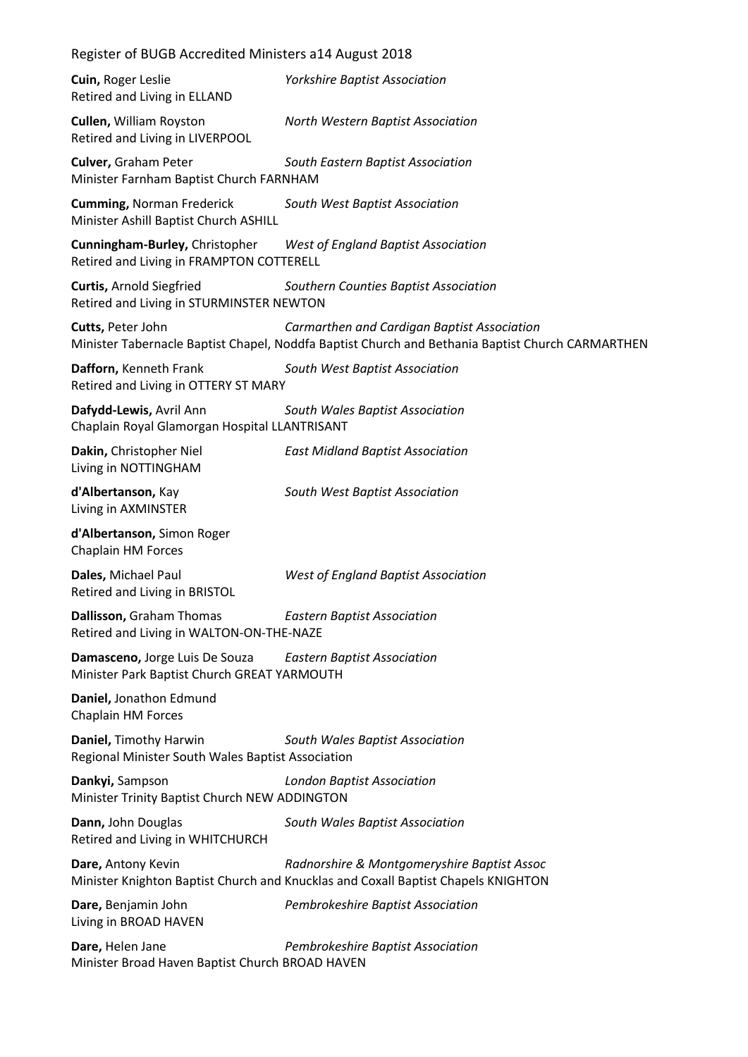**Cuin,** Roger Leslie *Yorkshire Baptist Association*
Retired and Living in ELLAND

**Cullen,** William Royston *North Western Baptist Association*
Retired and Living in LIVERPOOL

**Culver,** Graham Peter *South Eastern Baptist Association*
Minister Farnham Baptist Church FARNHAM

**Cumming,** Norman Frederick *South West Baptist Association*
Minister Ashill Baptist Church ASHILL

**Cunningham-Burley,** Christopher *West of England Baptist Association*
Retired and Living in FRAMPTON COTTERELL

**Curtis,** Arnold Siegfried *Southern Counties Baptist Association*
Retired and Living in STURMINSTER NEWTON

**Cutts,** Peter John *Carmarthen and Cardigan Baptist Association*
Minister Tabernacle Baptist Chapel, Noddfa Baptist Church and Bethania Baptist Church CARMARTHEN

**Dafforn,** Kenneth Frank *South West Baptist Association*
Retired and Living in OTTERY ST MARY

**Dafydd-Lewis,** Avril Ann *South Wales Baptist Association*
Chaplain Royal Glamorgan Hospital LLANTRISANT

**Dakin,** Christopher Niel *East Midland Baptist Association*
Living in NOTTINGHAM

**d'Albertanson,** Kay *South West Baptist Association*
Living in AXMINSTER

**d'Albertanson,** Simon Roger
Chaplain HM Forces

**Dales,** Michael Paul *West of England Baptist Association*
Retired and Living in BRISTOL

**Dallisson,** Graham Thomas *Eastern Baptist Association*
Retired and Living in WALTON-ON-THE-NAZE

**Damasceno,** Jorge Luis De Souza *Eastern Baptist Association*
Minister Park Baptist Church GREAT YARMOUTH

**Daniel,** Jonathon Edmund
Chaplain HM Forces

**Daniel,** Timothy Harwin *South Wales Baptist Association*
Regional Minister South Wales Baptist Association

**Dankyi,** Sampson *London Baptist Association*
Minister Trinity Baptist Church NEW ADDINGTON

**Dann,** John Douglas *South Wales Baptist Association*
Retired and Living in WHITCHURCH

**Dare,** Antony Kevin *Radnorshire & Montgomeryshire Baptist Assoc*
Minister Knighton Baptist Church and Knucklas and Coxall Baptist Chapels KNIGHTON

**Dare,** Benjamin John *Pembrokeshire Baptist Association*
Living in BROAD HAVEN

**Dare,** Helen Jane *Pembrokeshire Baptist Association*
Minister Broad Haven Baptist Church BROAD HAVEN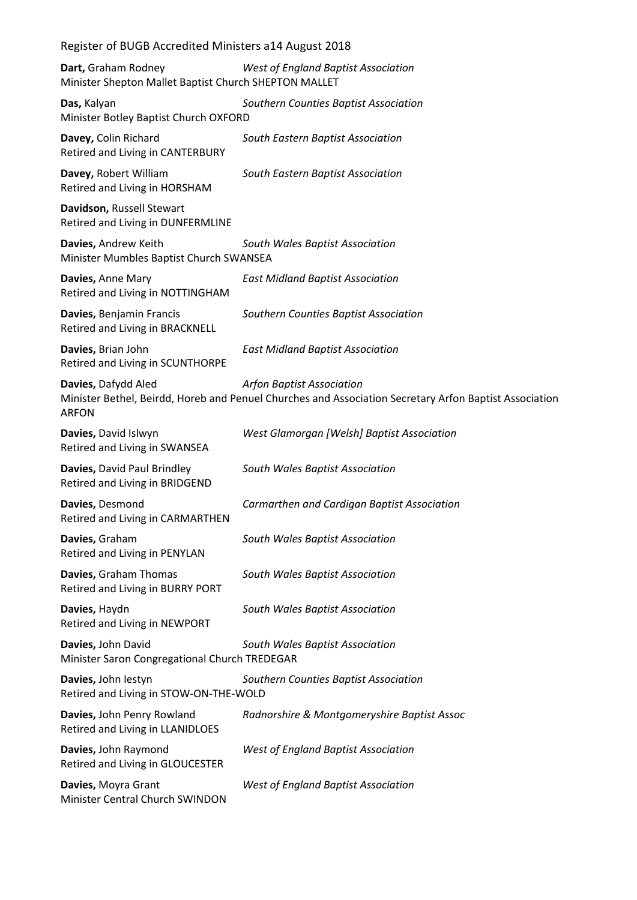**Dart,** Graham Rodney *West of England Baptist Association*
Minister Shepton Mallet Baptist Church SHEPTON MALLET

**Das,** Kalyan *Southern Counties Baptist Association*
Minister Botley Baptist Church OXFORD

**Davey,** Colin Richard *South Eastern Baptist Association*
Retired and Living in CANTERBURY

**Davey,** Robert William *South Eastern Baptist Association*
Retired and Living in HORSHAM

**Davidson,** Russell Stewart
Retired and Living in DUNFERMLINE

**Davies,** Andrew Keith *South Wales Baptist Association*
Minister Mumbles Baptist Church SWANSEA

**Davies,** Anne Mary *East Midland Baptist Association*
Retired and Living in NOTTINGHAM

**Davies,** Benjamin Francis *Southern Counties Baptist Association*
Retired and Living in BRACKNELL

**Davies,** Brian John *East Midland Baptist Association*
Retired and Living in SCUNTHORPE

**Davies,** Dafydd Aled *Arfon Baptist Association*
Minister Bethel, Beirdd, Horeb and Penuel Churches and Association Secretary Arfon Baptist Association ARFON

**Davies,** David Islwyn *West Glamorgan [Welsh] Baptist Association*
Retired and Living in SWANSEA

**Davies,** David Paul Brindley *South Wales Baptist Association*
Retired and Living in BRIDGEND

**Davies,** Desmond *Carmarthen and Cardigan Baptist Association*
Retired and Living in CARMARTHEN

**Davies,** Graham *South Wales Baptist Association*
Retired and Living in PENYLAN

**Davies,** Graham Thomas *South Wales Baptist Association*
Retired and Living in BURRY PORT

**Davies,** Haydn *South Wales Baptist Association*
Retired and Living in NEWPORT

**Davies,** John David *South Wales Baptist Association*
Minister Saron Congregational Church TREDEGAR

**Davies,** John Iestyn *Southern Counties Baptist Association*
Retired and Living in STOW-ON-THE-WOLD

**Davies,** John Penry Rowland *Radnorshire & Montgomeryshire Baptist Assoc*
Retired and Living in LLANIDLOES

**Davies,** John Raymond *West of England Baptist Association*
Retired and Living in GLOUCESTER

**Davies,** Moyra Grant *West of England Baptist Association*
Minister Central Church SWINDON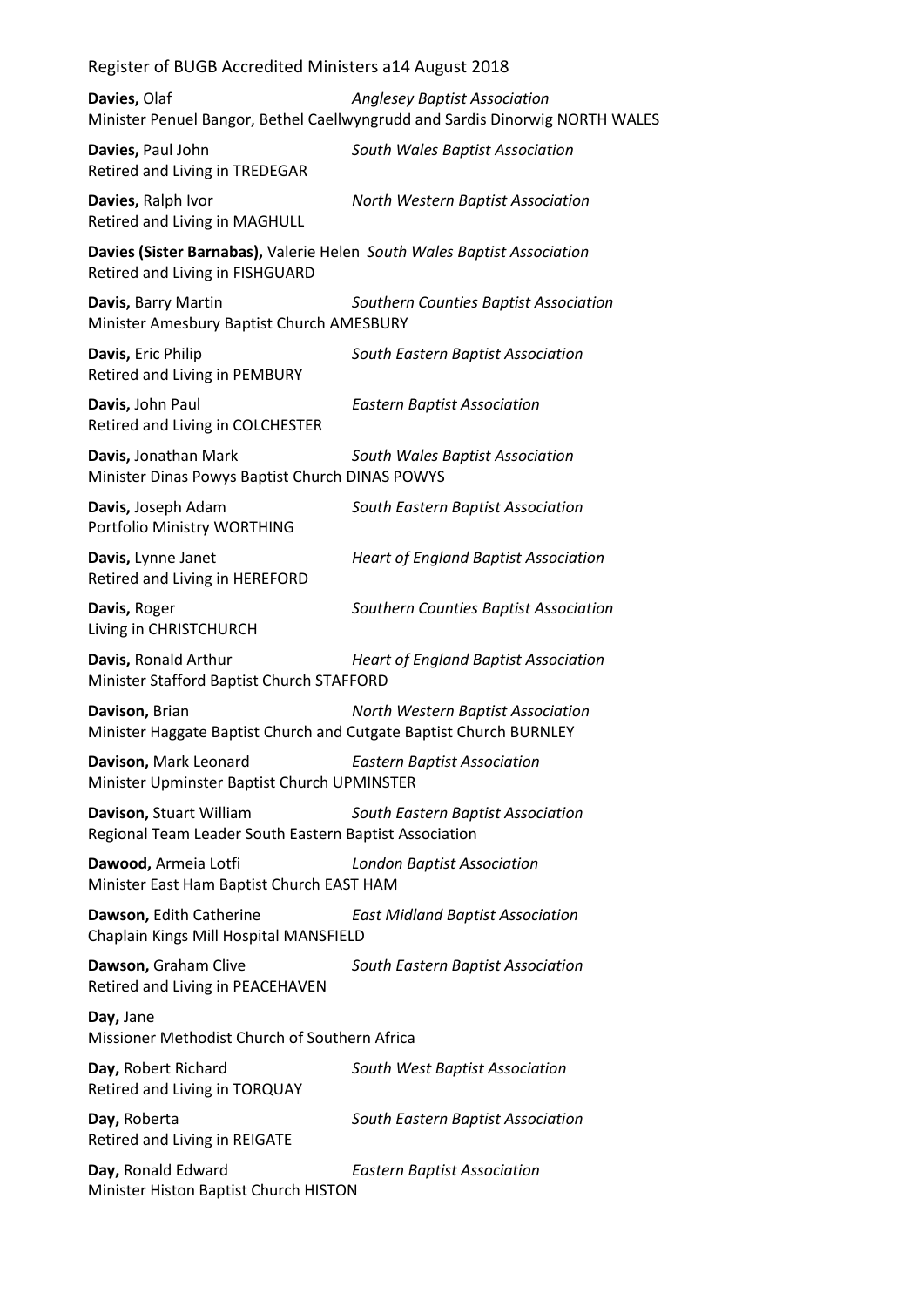**Davies,** Olaf *Anglesey Baptist Association*
Minister Penuel Bangor, Bethel Caellwyngrudd and Sardis Dinorwig NORTH WALES

**Davies,** Paul John *South Wales Baptist Association*
Retired and Living in TREDEGAR

**Davies,** Ralph Ivor *North Western Baptist Association*
Retired and Living in MAGHULL

**Davies (Sister Barnabas),** Valerie Helen *South Wales Baptist Association*
Retired and Living in FISHGUARD

**Davis,** Barry Martin *Southern Counties Baptist Association*
Minister Amesbury Baptist Church AMESBURY

**Davis,** Eric Philip *South Eastern Baptist Association*
Retired and Living in PEMBURY

**Davis,** John Paul *Eastern Baptist Association*
Retired and Living in COLCHESTER

**Davis,** Jonathan Mark *South Wales Baptist Association*
Minister Dinas Powys Baptist Church DINAS POWYS

**Davis,** Joseph Adam *South Eastern Baptist Association*
Portfolio Ministry WORTHING

**Davis,** Lynne Janet *Heart of England Baptist Association*
Retired and Living in HEREFORD

**Davis,** Roger *Southern Counties Baptist Association*
Living in CHRISTCHURCH

**Davis,** Ronald Arthur *Heart of England Baptist Association*
Minister Stafford Baptist Church STAFFORD

**Davison,** Brian *North Western Baptist Association*
Minister Haggate Baptist Church and Cutgate Baptist Church BURNLEY

**Davison,** Mark Leonard *Eastern Baptist Association*
Minister Upminster Baptist Church UPMINSTER

**Davison,** Stuart William *South Eastern Baptist Association*
Regional Team Leader South Eastern Baptist Association

**Dawood,** Armeia Lotfi *London Baptist Association*
Minister East Ham Baptist Church EAST HAM

**Dawson,** Edith Catherine *East Midland Baptist Association*
Chaplain Kings Mill Hospital MANSFIELD

**Dawson,** Graham Clive *South Eastern Baptist Association*
Retired and Living in PEACEHAVEN

**Day,** Jane
Missioner Methodist Church of Southern Africa

**Day,** Robert Richard *South West Baptist Association*
Retired and Living in TORQUAY

**Day,** Roberta *South Eastern Baptist Association*
Retired and Living in REIGATE

**Day,** Ronald Edward *Eastern Baptist Association*
Minister Histon Baptist Church HISTON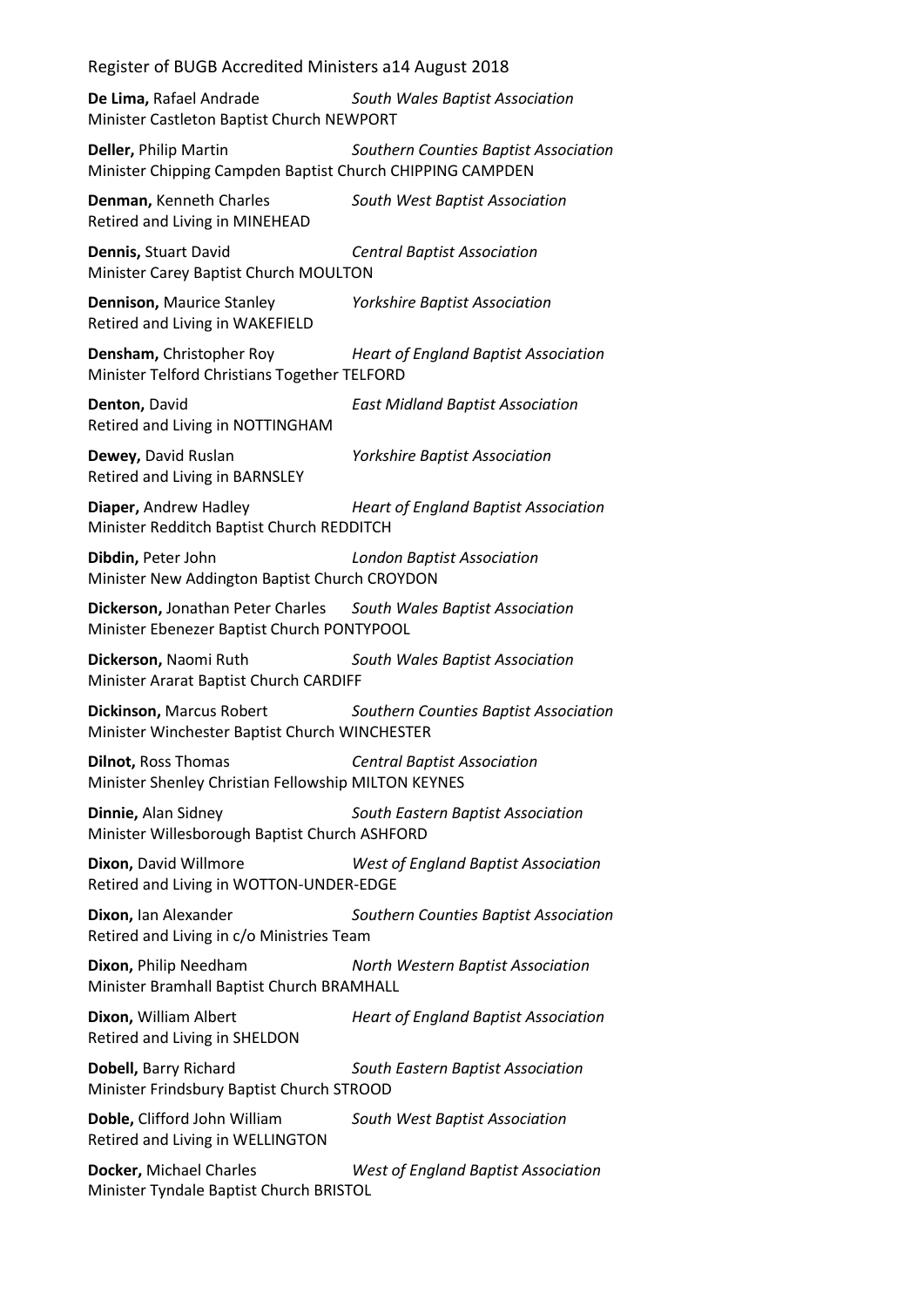**De Lima,** Rafael Andrade *South Wales Baptist Association*
Minister Castleton Baptist Church NEWPORT

**Deller,** Philip Martin *Southern Counties Baptist Association*
Minister Chipping Campden Baptist Church CHIPPING CAMPDEN

**Denman,** Kenneth Charles *South West Baptist Association*
Retired and Living in MINEHEAD

**Dennis,** Stuart David *Central Baptist Association*
Minister Carey Baptist Church MOULTON

**Dennison,** Maurice Stanley *Yorkshire Baptist Association*
Retired and Living in WAKEFIELD

**Densham,** Christopher Roy *Heart of England Baptist Association*
Minister Telford Christians Together TELFORD

**Denton,** David *East Midland Baptist Association*
Retired and Living in NOTTINGHAM

**Dewey,** David Ruslan *Yorkshire Baptist Association*
Retired and Living in BARNSLEY

**Diaper,** Andrew Hadley *Heart of England Baptist Association*
Minister Redditch Baptist Church REDDITCH

**Dibdin,** Peter John *London Baptist Association*
Minister New Addington Baptist Church CROYDON

**Dickerson,** Jonathan Peter Charles *South Wales Baptist Association*
Minister Ebenezer Baptist Church PONTYPOOL

**Dickerson,** Naomi Ruth *South Wales Baptist Association*
Minister Ararat Baptist Church CARDIFF

**Dickinson,** Marcus Robert *Southern Counties Baptist Association*
Minister Winchester Baptist Church WINCHESTER

**Dilnot,** Ross Thomas *Central Baptist Association*
Minister Shenley Christian Fellowship MILTON KEYNES

**Dinnie,** Alan Sidney *South Eastern Baptist Association*
Minister Willesborough Baptist Church ASHFORD

**Dixon,** David Willmore *West of England Baptist Association*
Retired and Living in WOTTON-UNDER-EDGE

**Dixon,** Ian Alexander *Southern Counties Baptist Association*
Retired and Living in c/o Ministries Team

**Dixon,** Philip Needham *North Western Baptist Association*
Minister Bramhall Baptist Church BRAMHALL

**Dixon,** William Albert *Heart of England Baptist Association*
Retired and Living in SHELDON

**Dobell,** Barry Richard *South Eastern Baptist Association*
Minister Frindsbury Baptist Church STROOD

**Doble,** Clifford John William *South West Baptist Association*
Retired and Living in WELLINGTON

**Docker,** Michael Charles *West of England Baptist Association*
Minister Tyndale Baptist Church BRISTOL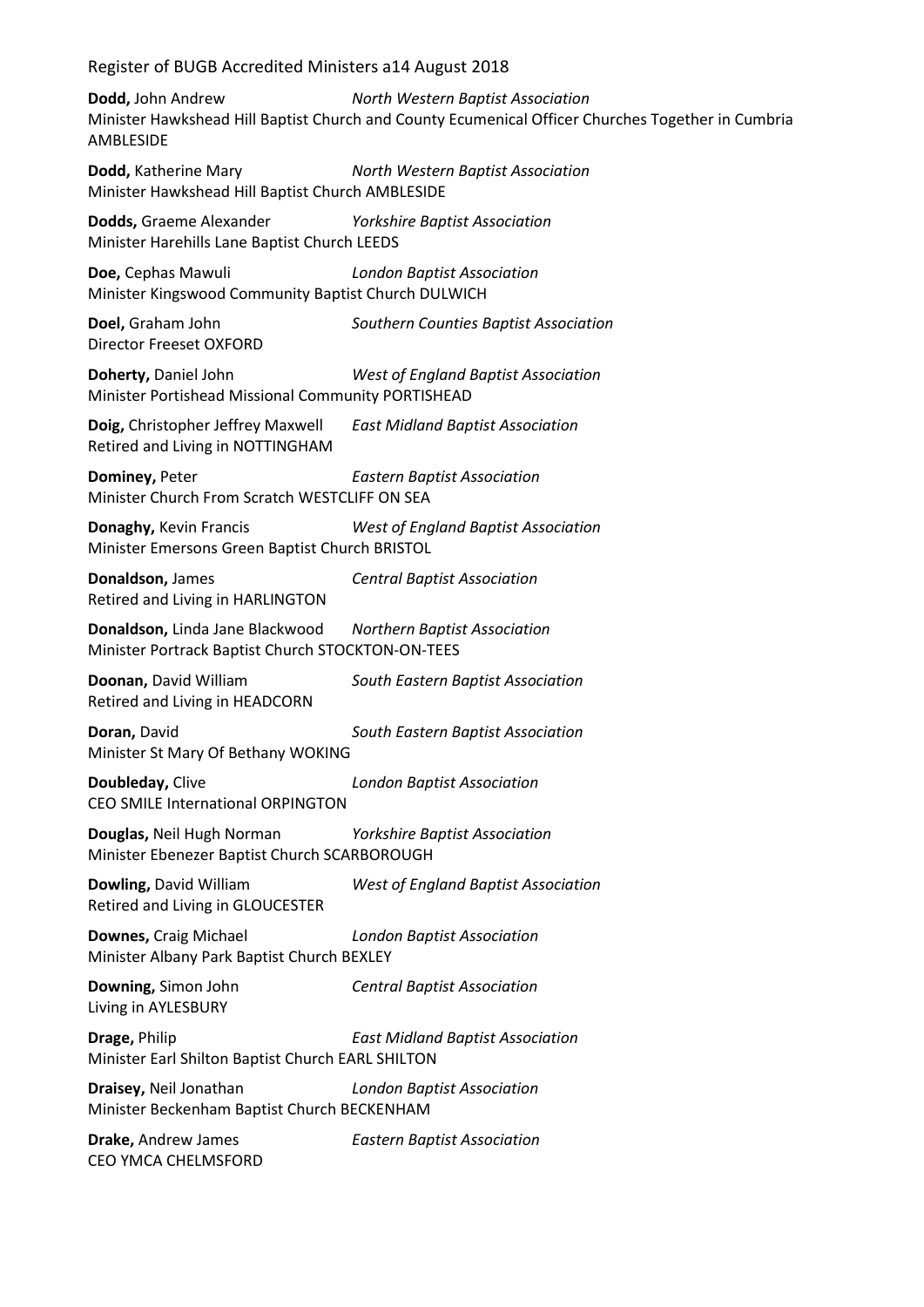**Dodd,** John Andrew *North Western Baptist Association*
Minister Hawkshead Hill Baptist Church and County Ecumenical Officer Churches Together in Cumbria AMBLESIDE

**Dodd,** Katherine Mary *North Western Baptist Association*
Minister Hawkshead Hill Baptist Church AMBLESIDE

**Dodds,** Graeme Alexander *Yorkshire Baptist Association*
Minister Harehills Lane Baptist Church LEEDS

**Doe,** Cephas Mawuli *London Baptist Association*
Minister Kingswood Community Baptist Church DULWICH

**Doel,** Graham John *Southern Counties Baptist Association*
Director Freeset OXFORD

**Doherty,** Daniel John *West of England Baptist Association*
Minister Portishead Missional Community PORTISHEAD

**Doig,** Christopher Jeffrey Maxwell *East Midland Baptist Association*
Retired and Living in NOTTINGHAM

**Dominey,** Peter *Eastern Baptist Association*
Minister Church From Scratch WESTCLIFF ON SEA

**Donaghy,** Kevin Francis *West of England Baptist Association*
Minister Emersons Green Baptist Church BRISTOL

**Donaldson,** James *Central Baptist Association*
Retired and Living in HARLINGTON

**Donaldson,** Linda Jane Blackwood *Northern Baptist Association*
Minister Portrack Baptist Church STOCKTON-ON-TEES

**Doonan,** David William *South Eastern Baptist Association*
Retired and Living in HEADCORN

**Doran,** David *South Eastern Baptist Association*
Minister St Mary Of Bethany WOKING

**Doubleday,** Clive *London Baptist Association*
CEO SMILE International ORPINGTON

**Douglas,** Neil Hugh Norman *Yorkshire Baptist Association*
Minister Ebenezer Baptist Church SCARBOROUGH

**Dowling,** David William *West of England Baptist Association*
Retired and Living in GLOUCESTER

**Downes,** Craig Michael *London Baptist Association*
Minister Albany Park Baptist Church BEXLEY

**Downing,** Simon John *Central Baptist Association*
Living in AYLESBURY

**Drage,** Philip *East Midland Baptist Association*
Minister Earl Shilton Baptist Church EARL SHILTON

**Draisey,** Neil Jonathan *London Baptist Association*
Minister Beckenham Baptist Church BECKENHAM

**Drake,** Andrew James *Eastern Baptist Association*
CEO YMCA CHELMSFORD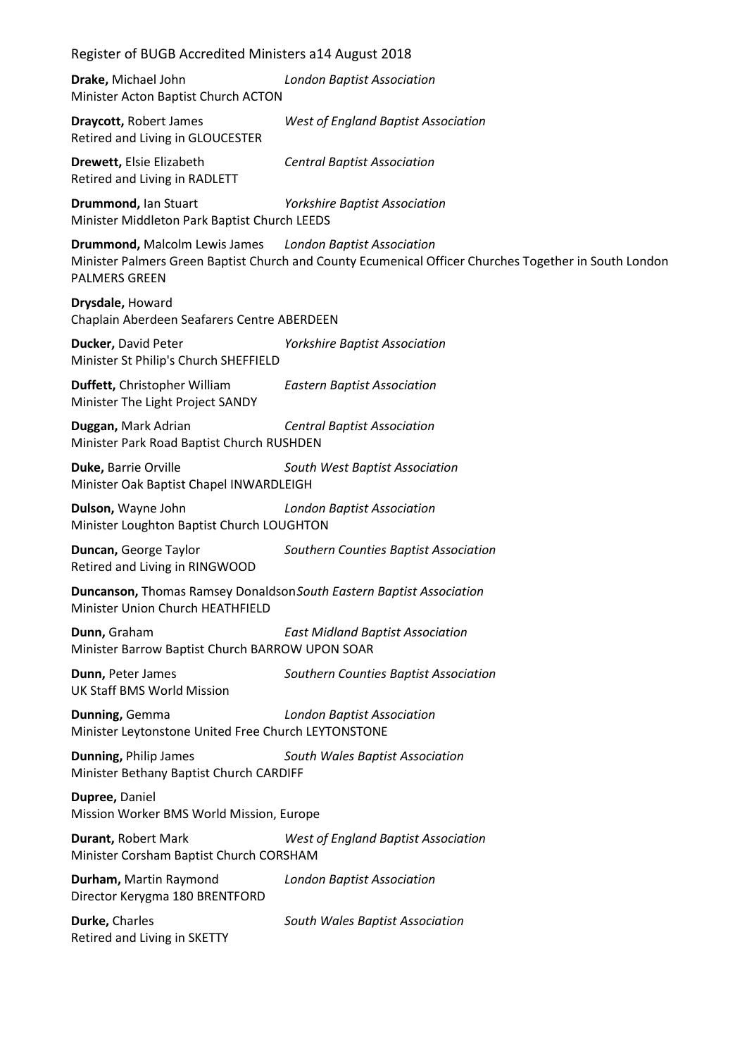**Drake,** Michael John *London Baptist Association*
Minister Acton Baptist Church ACTON

**Draycott,** Robert James *West of England Baptist Association*
Retired and Living in GLOUCESTER

**Drewett,** Elsie Elizabeth *Central Baptist Association*
Retired and Living in RADLETT

**Drummond,** Ian Stuart *Yorkshire Baptist Association*
Minister Middleton Park Baptist Church LEEDS

**Drummond,** Malcolm Lewis James *London Baptist Association*
Minister Palmers Green Baptist Church and County Ecumenical Officer Churches Together in South London PALMERS GREEN

**Drysdale,** Howard
Chaplain Aberdeen Seafarers Centre ABERDEEN

**Ducker,** David Peter *Yorkshire Baptist Association*
Minister St Philip's Church SHEFFIELD

**Duffett,** Christopher William *Eastern Baptist Association*
Minister The Light Project SANDY

**Duggan,** Mark Adrian *Central Baptist Association*
Minister Park Road Baptist Church RUSHDEN

**Duke,** Barrie Orville *South West Baptist Association*
Minister Oak Baptist Chapel INWARDLEIGH

**Dulson,** Wayne John *London Baptist Association*
Minister Loughton Baptist Church LOUGHTON

**Duncan,** George Taylor *Southern Counties Baptist Association*
Retired and Living in RINGWOOD

**Duncanson,** Thomas Ramsey Donaldson *South Eastern Baptist Association*
Minister Union Church HEATHFIELD

**Dunn,** Graham *East Midland Baptist Association*
Minister Barrow Baptist Church BARROW UPON SOAR

**Dunn,** Peter James *Southern Counties Baptist Association*
UK Staff BMS World Mission

**Dunning,** Gemma *London Baptist Association*
Minister Leytonstone United Free Church LEYTONSTONE

**Dunning,** Philip James *South Wales Baptist Association*
Minister Bethany Baptist Church CARDIFF

**Dupree,** Daniel
Mission Worker BMS World Mission, Europe

**Durant,** Robert Mark *West of England Baptist Association*
Minister Corsham Baptist Church CORSHAM

**Durham,** Martin Raymond *London Baptist Association*
Director Kerygma 180 BRENTFORD

**Durke,** Charles *South Wales Baptist Association*
Retired and Living in SKETTY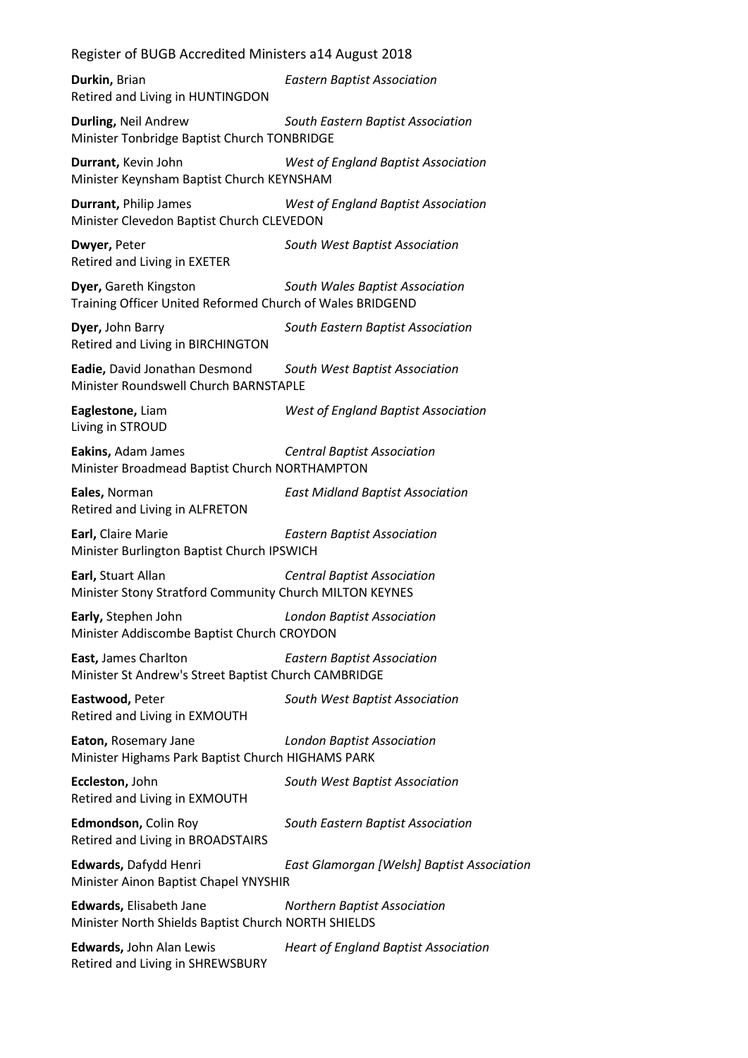**Durkin,** Brian *Eastern Baptist Association*
Retired and Living in HUNTINGDON

**Durling,** Neil Andrew *South Eastern Baptist Association*
Minister Tonbridge Baptist Church TONBRIDGE

**Durrant,** Kevin John *West of England Baptist Association*
Minister Keynsham Baptist Church KEYNSHAM

**Durrant,** Philip James *West of England Baptist Association*
Minister Clevedon Baptist Church CLEVEDON

**Dwyer,** Peter *South West Baptist Association*
Retired and Living in EXETER

**Dyer,** Gareth Kingston *South Wales Baptist Association*
Training Officer United Reformed Church of Wales BRIDGEND

**Dyer,** John Barry *South Eastern Baptist Association*
Retired and Living in BIRCHINGTON

**Eadie,** David Jonathan Desmond *South West Baptist Association*
Minister Roundswell Church BARNSTAPLE

**Eaglestone,** Liam *West of England Baptist Association*
Living in STROUD

**Eakins,** Adam James *Central Baptist Association*
Minister Broadmead Baptist Church NORTHAMPTON

**Eales,** Norman *East Midland Baptist Association*
Retired and Living in ALFRETON

**Earl,** Claire Marie *Eastern Baptist Association*
Minister Burlington Baptist Church IPSWICH

**Earl,** Stuart Allan *Central Baptist Association*
Minister Stony Stratford Community Church MILTON KEYNES

**Early,** Stephen John *London Baptist Association*
Minister Addiscombe Baptist Church CROYDON

**East,** James Charlton *Eastern Baptist Association*
Minister St Andrew's Street Baptist Church CAMBRIDGE

**Eastwood,** Peter *South West Baptist Association*
Retired and Living in EXMOUTH

**Eaton,** Rosemary Jane *London Baptist Association*
Minister Highams Park Baptist Church HIGHAMS PARK

**Eccleston,** John *South West Baptist Association*
Retired and Living in EXMOUTH

**Edmondson,** Colin Roy *South Eastern Baptist Association*
Retired and Living in BROADSTAIRS

**Edwards,** Dafydd Henri *East Glamorgan [Welsh] Baptist Association*
Minister Ainon Baptist Chapel YNYSHIR

**Edwards,** Elisabeth Jane *Northern Baptist Association*
Minister North Shields Baptist Church NORTH SHIELDS

**Edwards,** John Alan Lewis *Heart of England Baptist Association*
Retired and Living in SHREWSBURY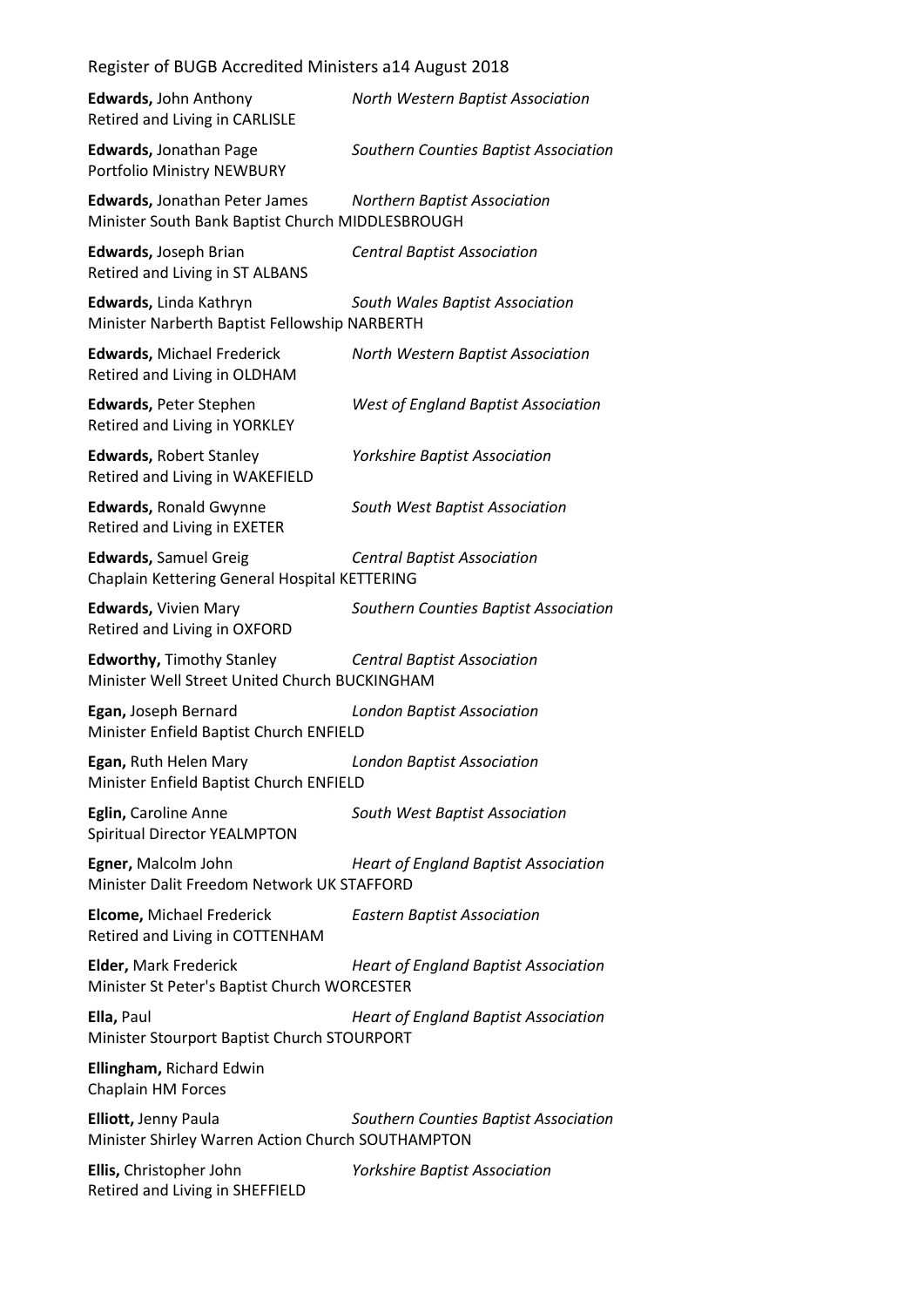**Edwards,** John Anthony *North Western Baptist Association*
Retired and Living in CARLISLE

**Edwards,** Jonathan Page *Southern Counties Baptist Association*
Portfolio Ministry NEWBURY

**Edwards,** Jonathan Peter James *Northern Baptist Association*
Minister South Bank Baptist Church MIDDLESBROUGH

**Edwards,** Joseph Brian *Central Baptist Association*
Retired and Living in ST ALBANS

**Edwards,** Linda Kathryn *South Wales Baptist Association*
Minister Narberth Baptist Fellowship NARBERTH

**Edwards,** Michael Frederick *North Western Baptist Association*
Retired and Living in OLDHAM

**Edwards,** Peter Stephen *West of England Baptist Association*
Retired and Living in YORKLEY

**Edwards,** Robert Stanley *Yorkshire Baptist Association*
Retired and Living in WAKEFIELD

**Edwards,** Ronald Gwynne *South West Baptist Association*
Retired and Living in EXETER

**Edwards,** Samuel Greig *Central Baptist Association*
Chaplain Kettering General Hospital KETTERING

**Edwards,** Vivien Mary *Southern Counties Baptist Association*
Retired and Living in OXFORD

**Edworthy,** Timothy Stanley *Central Baptist Association*
Minister Well Street United Church BUCKINGHAM

**Egan,** Joseph Bernard *London Baptist Association*
Minister Enfield Baptist Church ENFIELD

**Egan,** Ruth Helen Mary *London Baptist Association*
Minister Enfield Baptist Church ENFIELD

**Eglin,** Caroline Anne *South West Baptist Association*
Spiritual Director YEALMPTON

**Egner,** Malcolm John *Heart of England Baptist Association*
Minister Dalit Freedom Network UK STAFFORD

**Elcome,** Michael Frederick *Eastern Baptist Association*
Retired and Living in COTTENHAM

**Elder,** Mark Frederick *Heart of England Baptist Association*
Minister St Peter's Baptist Church WORCESTER

**Ella,** Paul *Heart of England Baptist Association*
Minister Stourport Baptist Church STOURPORT

**Ellingham,** Richard Edwin
Chaplain HM Forces

**Elliott,** Jenny Paula *Southern Counties Baptist Association*
Minister Shirley Warren Action Church SOUTHAMPTON

**Ellis,** Christopher John *Yorkshire Baptist Association*
Retired and Living in SHEFFIELD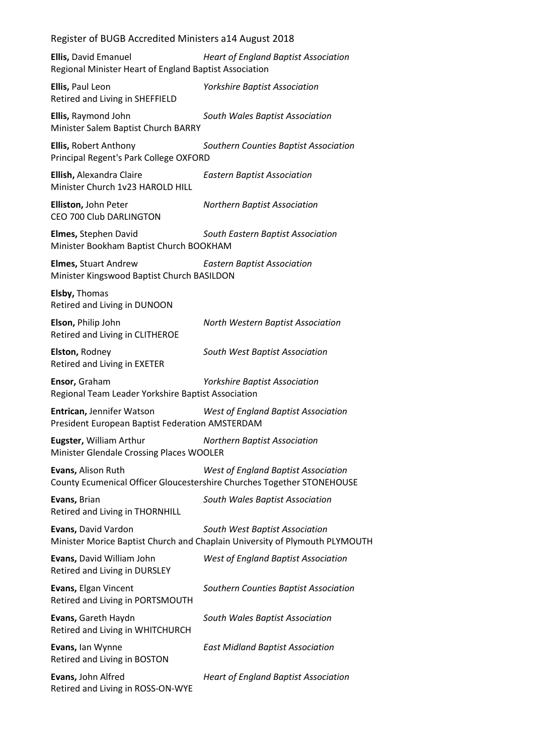**Ellis,** David Emanuel *Heart of England Baptist Association*
Regional Minister Heart of England Baptist Association

**Ellis,** Paul Leon *Yorkshire Baptist Association*
Retired and Living in SHEFFIELD

**Ellis,** Raymond John *South Wales Baptist Association*
Minister Salem Baptist Church BARRY

**Ellis,** Robert Anthony *Southern Counties Baptist Association*
Principal Regent's Park College OXFORD

**Ellish,** Alexandra Claire *Eastern Baptist Association*
Minister Church 1v23 HAROLD HILL

**Elliston,** John Peter *Northern Baptist Association*
CEO 700 Club DARLINGTON

**Elmes,** Stephen David *South Eastern Baptist Association*
Minister Bookham Baptist Church BOOKHAM

**Elmes,** Stuart Andrew *Eastern Baptist Association*
Minister Kingswood Baptist Church BASILDON

**Elsby,** Thomas
Retired and Living in DUNOON

**Elson,** Philip John *North Western Baptist Association*
Retired and Living in CLITHEROE

**Elston,** Rodney *South West Baptist Association*
Retired and Living in EXETER

**Ensor,** Graham *Yorkshire Baptist Association*
Regional Team Leader Yorkshire Baptist Association

**Entrican,** Jennifer Watson *West of England Baptist Association*
President European Baptist Federation AMSTERDAM

**Eugster,** William Arthur *Northern Baptist Association*
Minister Glendale Crossing Places WOOLER

**Evans,** Alison Ruth *West of England Baptist Association*
County Ecumenical Officer Gloucestershire Churches Together STONEHOUSE

**Evans,** Brian *South Wales Baptist Association*
Retired and Living in THORNHILL

**Evans,** David Vardon *South West Baptist Association*
Minister Morice Baptist Church and Chaplain University of Plymouth PLYMOUTH

**Evans,** David William John *West of England Baptist Association*
Retired and Living in DURSLEY

**Evans,** Elgan Vincent *Southern Counties Baptist Association*
Retired and Living in PORTSMOUTH

**Evans,** Gareth Haydn *South Wales Baptist Association*
Retired and Living in WHITCHURCH

**Evans,** Ian Wynne *East Midland Baptist Association*
Retired and Living in BOSTON

**Evans,** John Alfred *Heart of England Baptist Association*
Retired and Living in ROSS-ON-WYE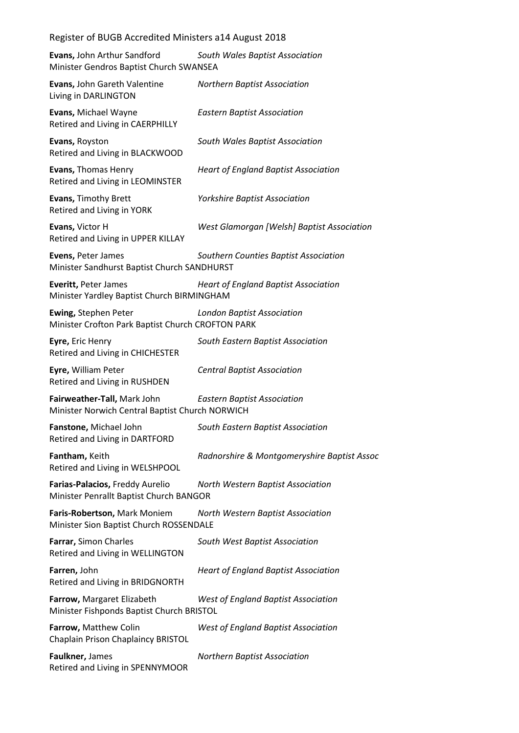**Evans,** John Arthur Sandford *South Wales Baptist Association*
Minister Gendros Baptist Church SWANSEA

**Evans,** John Gareth Valentine *Northern Baptist Association*
Living in DARLINGTON

**Evans,** Michael Wayne *Eastern Baptist Association*
Retired and Living in CAERPHILLY

**Evans,** Royston *South Wales Baptist Association*
Retired and Living in BLACKWOOD

**Evans,** Thomas Henry *Heart of England Baptist Association*
Retired and Living in LEOMINSTER

**Evans,** Timothy Brett *Yorkshire Baptist Association*
Retired and Living in YORK

**Evans,** Victor H *West Glamorgan [Welsh] Baptist Association*
Retired and Living in UPPER KILLAY

**Evens,** Peter James *Southern Counties Baptist Association*
Minister Sandhurst Baptist Church SANDHURST

**Everitt,** Peter James *Heart of England Baptist Association*
Minister Yardley Baptist Church BIRMINGHAM

**Ewing,** Stephen Peter *London Baptist Association*
Minister Crofton Park Baptist Church CROFTON PARK

**Eyre,** Eric Henry *South Eastern Baptist Association*
Retired and Living in CHICHESTER

**Eyre,** William Peter *Central Baptist Association*
Retired and Living in RUSHDEN

**Fairweather-Tall,** Mark John *Eastern Baptist Association*
Minister Norwich Central Baptist Church NORWICH

**Fanstone,** Michael John *South Eastern Baptist Association*
Retired and Living in DARTFORD

**Fantham,** Keith *Radnorshire & Montgomeryshire Baptist Assoc*
Retired and Living in WELSHPOOL

**Farias-Palacios,** Freddy Aurelio *North Western Baptist Association*
Minister Penrallt Baptist Church BANGOR

**Faris-Robertson,** Mark Moniem *North Western Baptist Association*
Minister Sion Baptist Church ROSSENDALE

**Farrar,** Simon Charles *South West Baptist Association*
Retired and Living in WELLINGTON

**Farren,** John *Heart of England Baptist Association*
Retired and Living in BRIDGNORTH

**Farrow,** Margaret Elizabeth *West of England Baptist Association*
Minister Fishponds Baptist Church BRISTOL

**Farrow,** Matthew Colin *West of England Baptist Association*
Chaplain Prison Chaplaincy BRISTOL

**Faulkner,** James *Northern Baptist Association*
Retired and Living in SPENNYMOOR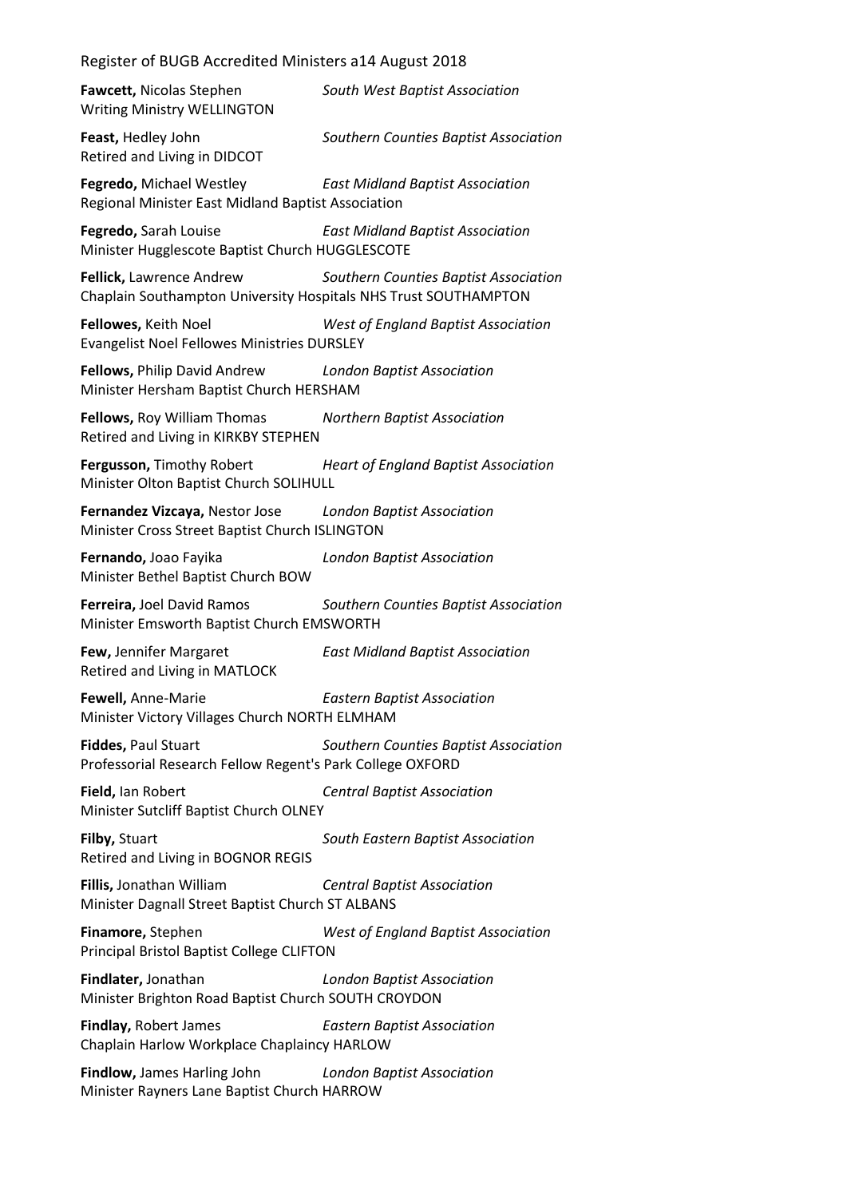**Fawcett,** Nicolas Stephen *South West Baptist Association*
Writing Ministry WELLINGTON

**Feast,** Hedley John *Southern Counties Baptist Association*
Retired and Living in DIDCOT

**Fegredo,** Michael Westley *East Midland Baptist Association*
Regional Minister East Midland Baptist Association

**Fegredo,** Sarah Louise *East Midland Baptist Association*
Minister Hugglescote Baptist Church HUGGLESCOTE

**Fellick,** Lawrence Andrew *Southern Counties Baptist Association*
Chaplain Southampton University Hospitals NHS Trust SOUTHAMPTON

**Fellowes,** Keith Noel *West of England Baptist Association*
Evangelist Noel Fellowes Ministries DURSLEY

**Fellows,** Philip David Andrew *London Baptist Association*
Minister Hersham Baptist Church HERSHAM

**Fellows,** Roy William Thomas *Northern Baptist Association*
Retired and Living in KIRKBY STEPHEN

**Fergusson,** Timothy Robert *Heart of England Baptist Association*
Minister Olton Baptist Church SOLIHULL

**Fernandez Vizcaya,** Nestor Jose *London Baptist Association*
Minister Cross Street Baptist Church ISLINGTON

**Fernando,** Joao Fayika *London Baptist Association*
Minister Bethel Baptist Church BOW

**Ferreira,** Joel David Ramos *Southern Counties Baptist Association*
Minister Emsworth Baptist Church EMSWORTH

**Few,** Jennifer Margaret *East Midland Baptist Association*
Retired and Living in MATLOCK

**Fewell,** Anne-Marie *Eastern Baptist Association*
Minister Victory Villages Church NORTH ELMHAM

**Fiddes,** Paul Stuart *Southern Counties Baptist Association*
Professorial Research Fellow Regent's Park College OXFORD

**Field,** Ian Robert *Central Baptist Association*
Minister Sutcliff Baptist Church OLNEY

**Filby,** Stuart *South Eastern Baptist Association*
Retired and Living in BOGNOR REGIS

**Fillis,** Jonathan William *Central Baptist Association*
Minister Dagnall Street Baptist Church ST ALBANS

**Finamore,** Stephen *West of England Baptist Association*
Principal Bristol Baptist College CLIFTON

**Findlater,** Jonathan *London Baptist Association*
Minister Brighton Road Baptist Church SOUTH CROYDON

**Findlay,** Robert James *Eastern Baptist Association*
Chaplain Harlow Workplace Chaplaincy HARLOW

**Findlow,** James Harling John *London Baptist Association*
Minister Rayners Lane Baptist Church HARROW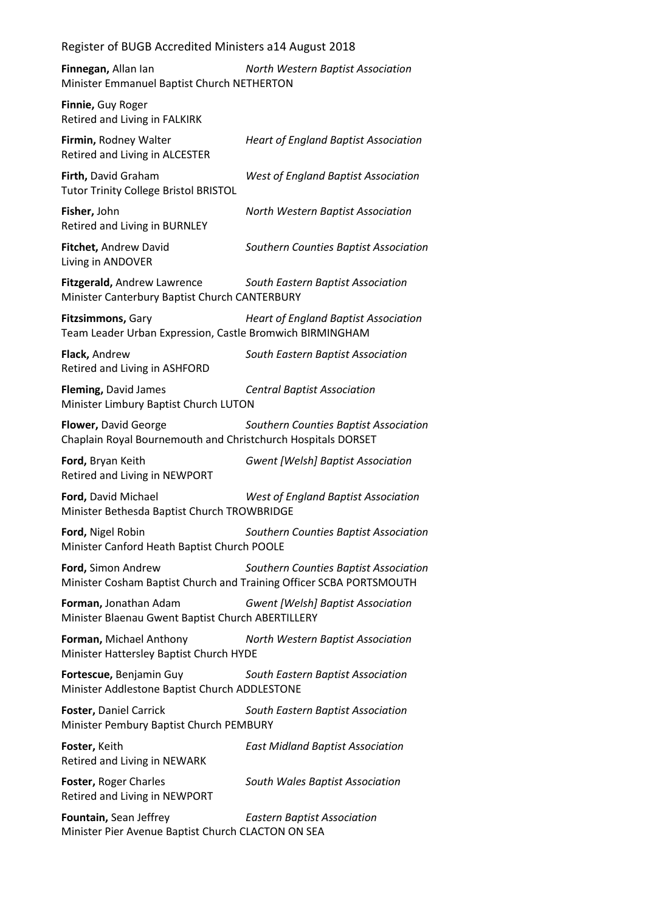**Finnegan,** Allan Ian *North Western Baptist Association*
Minister Emmanuel Baptist Church NETHERTON

**Finnie,** Guy Roger
Retired and Living in FALKIRK

**Firmin,** Rodney Walter *Heart of England Baptist Association*
Retired and Living in ALCESTER

**Firth,** David Graham *West of England Baptist Association*
Tutor Trinity College Bristol BRISTOL

**Fisher,** John *North Western Baptist Association*
Retired and Living in BURNLEY

**Fitchet,** Andrew David *Southern Counties Baptist Association*
Living in ANDOVER

**Fitzgerald,** Andrew Lawrence *South Eastern Baptist Association*
Minister Canterbury Baptist Church CANTERBURY

**Fitzsimmons,** Gary *Heart of England Baptist Association*
Team Leader Urban Expression, Castle Bromwich BIRMINGHAM

**Flack,** Andrew *South Eastern Baptist Association*
Retired and Living in ASHFORD

**Fleming,** David James *Central Baptist Association*
Minister Limbury Baptist Church LUTON

**Flower,** David George *Southern Counties Baptist Association*
Chaplain Royal Bournemouth and Christchurch Hospitals DORSET

**Ford,** Bryan Keith *Gwent [Welsh] Baptist Association*
Retired and Living in NEWPORT

**Ford,** David Michael *West of England Baptist Association*
Minister Bethesda Baptist Church TROWBRIDGE

**Ford,** Nigel Robin *Southern Counties Baptist Association*
Minister Canford Heath Baptist Church POOLE

**Ford,** Simon Andrew *Southern Counties Baptist Association*
Minister Cosham Baptist Church and Training Officer SCBA PORTSMOUTH

**Forman,** Jonathan Adam *Gwent [Welsh] Baptist Association*
Minister Blaenau Gwent Baptist Church ABERTILLERY

**Forman,** Michael Anthony *North Western Baptist Association*
Minister Hattersley Baptist Church HYDE

**Fortescue,** Benjamin Guy *South Eastern Baptist Association*
Minister Addlestone Baptist Church ADDLESTONE

**Foster,** Daniel Carrick *South Eastern Baptist Association*
Minister Pembury Baptist Church PEMBURY

**Foster,** Keith *East Midland Baptist Association*
Retired and Living in NEWARK

**Foster,** Roger Charles *South Wales Baptist Association*
Retired and Living in NEWPORT

**Fountain,** Sean Jeffrey *Eastern Baptist Association*
Minister Pier Avenue Baptist Church CLACTON ON SEA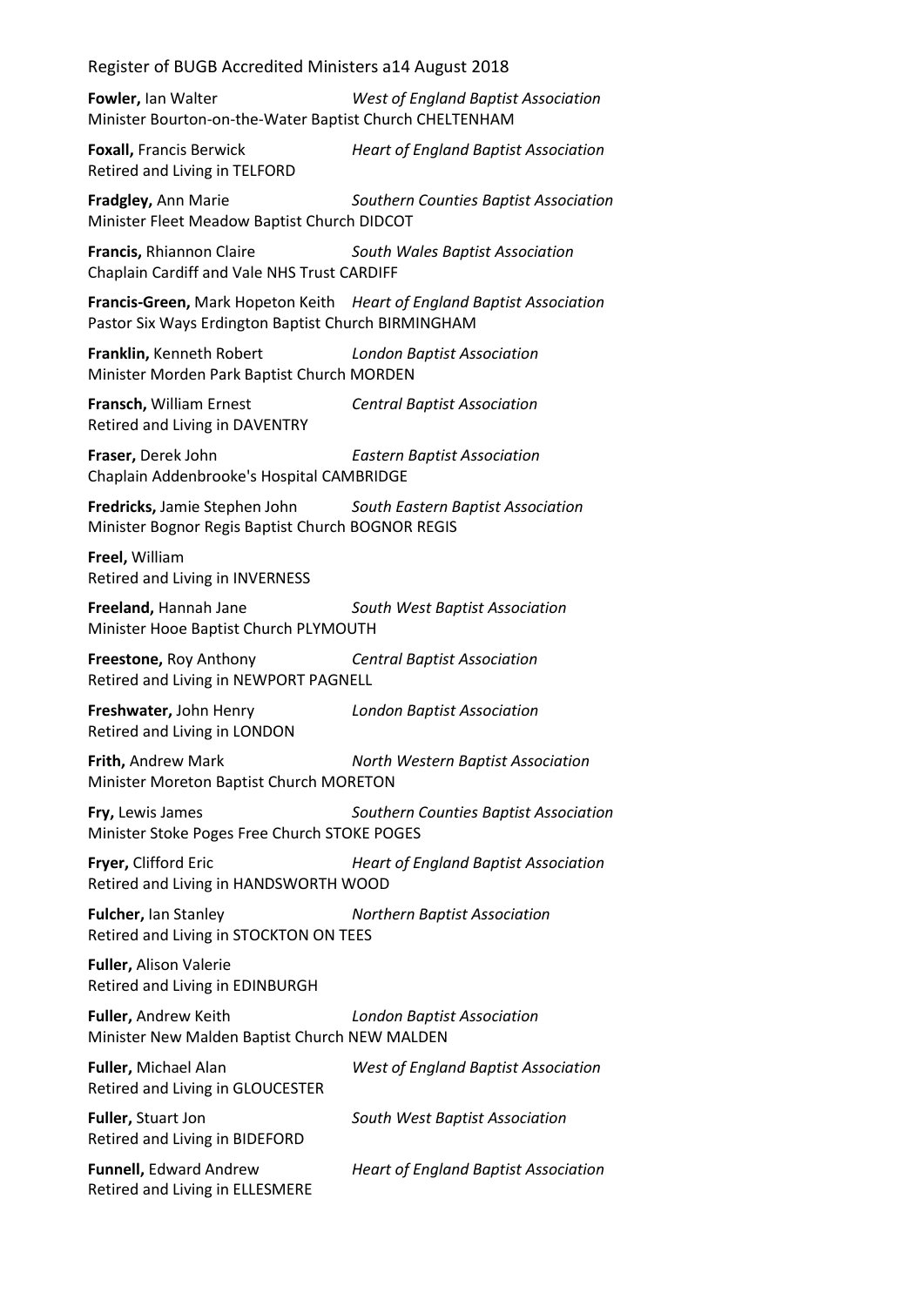**Fowler,** Ian Walter *West of England Baptist Association*
Minister Bourton-on-the-Water Baptist Church CHELTENHAM

**Foxall,** Francis Berwick *Heart of England Baptist Association*
Retired and Living in TELFORD

**Fradgley,** Ann Marie *Southern Counties Baptist Association*
Minister Fleet Meadow Baptist Church DIDCOT

**Francis,** Rhiannon Claire *South Wales Baptist Association*
Chaplain Cardiff and Vale NHS Trust CARDIFF

**Francis-Green,** Mark Hopeton Keith *Heart of England Baptist Association*
Pastor Six Ways Erdington Baptist Church BIRMINGHAM

**Franklin,** Kenneth Robert *London Baptist Association*
Minister Morden Park Baptist Church MORDEN

**Fransch,** William Ernest *Central Baptist Association*
Retired and Living in DAVENTRY

**Fraser,** Derek John *Eastern Baptist Association*
Chaplain Addenbrooke's Hospital CAMBRIDGE

**Fredricks,** Jamie Stephen John *South Eastern Baptist Association*
Minister Bognor Regis Baptist Church BOGNOR REGIS

**Freel,** William
Retired and Living in INVERNESS

**Freeland,** Hannah Jane *South West Baptist Association*
Minister Hooe Baptist Church PLYMOUTH

**Freestone,** Roy Anthony *Central Baptist Association*
Retired and Living in NEWPORT PAGNELL

**Freshwater,** John Henry *London Baptist Association*
Retired and Living in LONDON

**Frith,** Andrew Mark *North Western Baptist Association*
Minister Moreton Baptist Church MORETON

**Fry,** Lewis James *Southern Counties Baptist Association*
Minister Stoke Poges Free Church STOKE POGES

**Fryer,** Clifford Eric *Heart of England Baptist Association*
Retired and Living in HANDSWORTH WOOD

**Fulcher,** Ian Stanley *Northern Baptist Association*
Retired and Living in STOCKTON ON TEES

**Fuller,** Alison Valerie
Retired and Living in EDINBURGH

**Fuller,** Andrew Keith *London Baptist Association*
Minister New Malden Baptist Church NEW MALDEN

**Fuller,** Michael Alan *West of England Baptist Association*
Retired and Living in GLOUCESTER

**Fuller,** Stuart Jon *South West Baptist Association*
Retired and Living in BIDEFORD

**Funnell,** Edward Andrew *Heart of England Baptist Association*
Retired and Living in ELLESMERE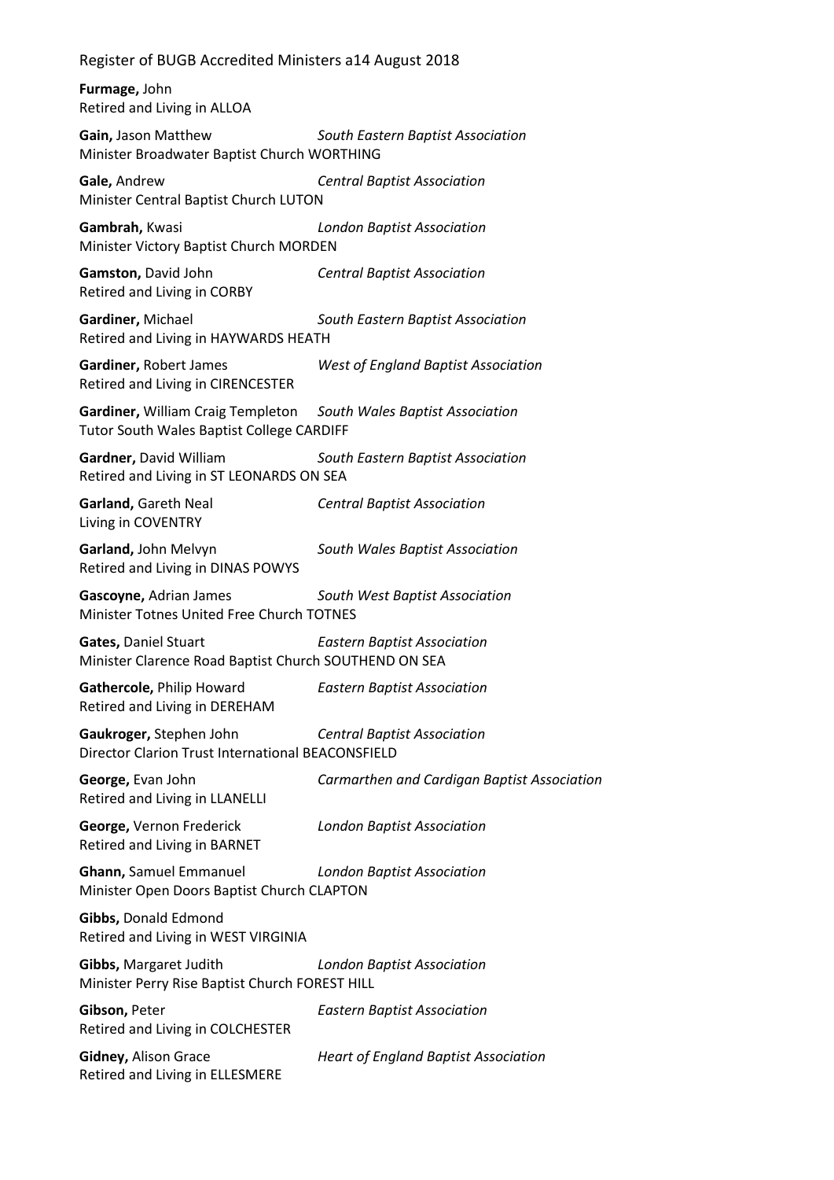**Furmage,** John
Retired and Living in ALLOA

**Gain,** Jason Matthew — *South Eastern Baptist Association*
Minister Broadwater Baptist Church WORTHING

**Gale,** Andrew — *Central Baptist Association*
Minister Central Baptist Church LUTON

**Gambrah,** Kwasi — *London Baptist Association*
Minister Victory Baptist Church MORDEN

**Gamston,** David John — *Central Baptist Association*
Retired and Living in CORBY

**Gardiner,** Michael — *South Eastern Baptist Association*
Retired and Living in HAYWARDS HEATH

**Gardiner,** Robert James — *West of England Baptist Association*
Retired and Living in CIRENCESTER

**Gardiner,** William Craig Templeton — *South Wales Baptist Association*
Tutor South Wales Baptist College CARDIFF

**Gardner,** David William — *South Eastern Baptist Association*
Retired and Living in ST LEONARDS ON SEA

**Garland,** Gareth Neal — *Central Baptist Association*
Living in COVENTRY

**Garland,** John Melvyn — *South Wales Baptist Association*
Retired and Living in DINAS POWYS

**Gascoyne,** Adrian James — *South West Baptist Association*
Minister Totnes United Free Church TOTNES

**Gates,** Daniel Stuart — *Eastern Baptist Association*
Minister Clarence Road Baptist Church SOUTHEND ON SEA

**Gathercole,** Philip Howard — *Eastern Baptist Association*
Retired and Living in DEREHAM

**Gaukroger,** Stephen John — *Central Baptist Association*
Director Clarion Trust International BEACONSFIELD

**George,** Evan John — *Carmarthen and Cardigan Baptist Association*
Retired and Living in LLANELLI

**George,** Vernon Frederick — *London Baptist Association*
Retired and Living in BARNET

**Ghann,** Samuel Emmanuel — *London Baptist Association*
Minister Open Doors Baptist Church CLAPTON

**Gibbs,** Donald Edmond
Retired and Living in WEST VIRGINIA

**Gibbs,** Margaret Judith — *London Baptist Association*
Minister Perry Rise Baptist Church FOREST HILL

**Gibson,** Peter — *Eastern Baptist Association*
Retired and Living in COLCHESTER

**Gidney,** Alison Grace — *Heart of England Baptist Association*
Retired and Living in ELLESMERE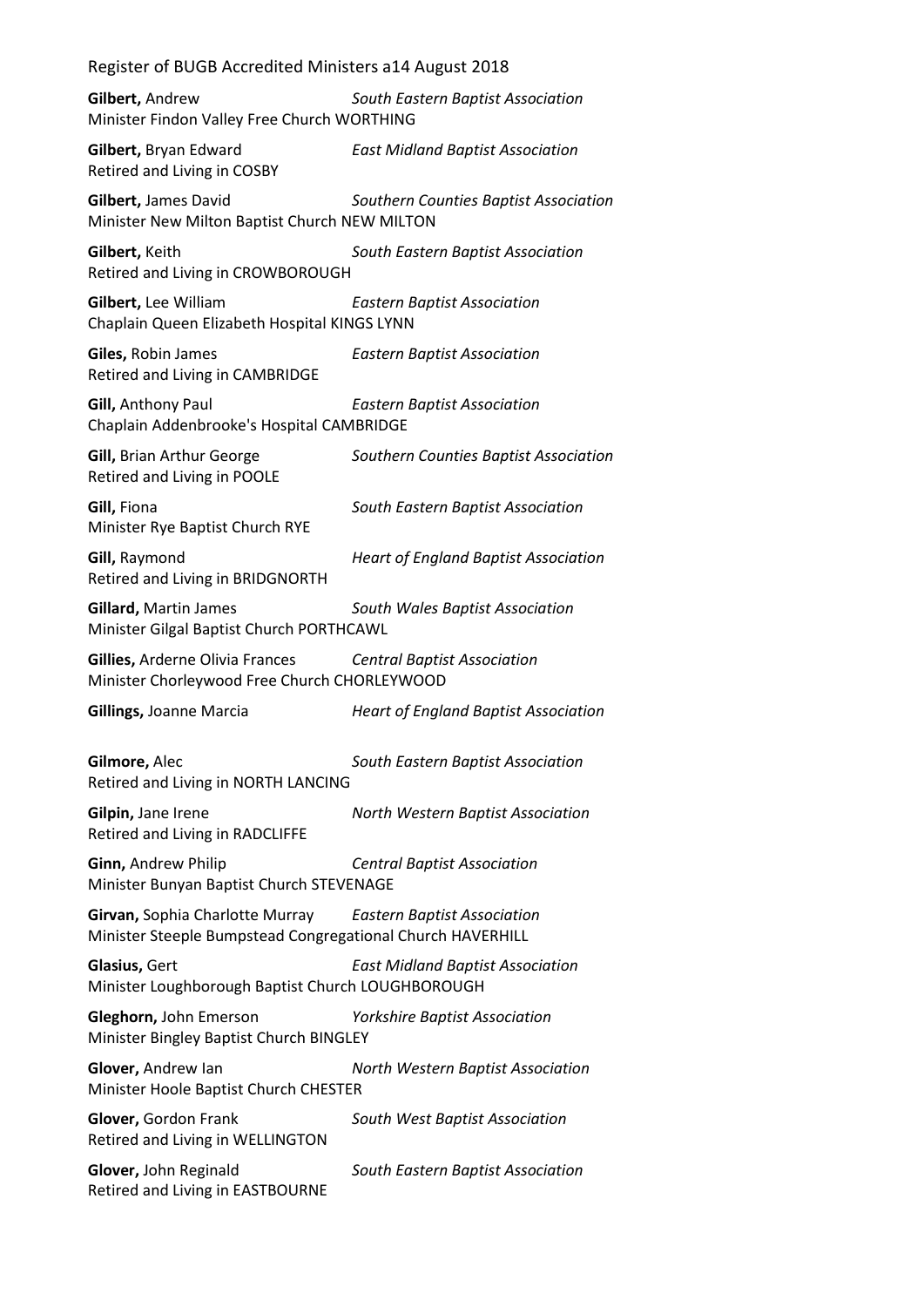**Gilbert,** Andrew *South Eastern Baptist Association*
Minister Findon Valley Free Church WORTHING

**Gilbert,** Bryan Edward *East Midland Baptist Association*
Retired and Living in COSBY

**Gilbert,** James David *Southern Counties Baptist Association*
Minister New Milton Baptist Church NEW MILTON

**Gilbert,** Keith *South Eastern Baptist Association*
Retired and Living in CROWBOROUGH

**Gilbert,** Lee William *Eastern Baptist Association*
Chaplain Queen Elizabeth Hospital KINGS LYNN

**Giles,** Robin James *Eastern Baptist Association*
Retired and Living in CAMBRIDGE

**Gill,** Anthony Paul *Eastern Baptist Association*
Chaplain Addenbrooke's Hospital CAMBRIDGE

**Gill,** Brian Arthur George *Southern Counties Baptist Association*
Retired and Living in POOLE

**Gill,** Fiona *South Eastern Baptist Association*
Minister Rye Baptist Church RYE

**Gill,** Raymond *Heart of England Baptist Association*
Retired and Living in BRIDGNORTH

**Gillard,** Martin James *South Wales Baptist Association*
Minister Gilgal Baptist Church PORTHCAWL

**Gillies,** Arderne Olivia Frances *Central Baptist Association*
Minister Chorleywood Free Church CHORLEYWOOD

**Gillings,** Joanne Marcia *Heart of England Baptist Association*

**Gilmore,** Alec *South Eastern Baptist Association*
Retired and Living in NORTH LANCING

**Gilpin,** Jane Irene *North Western Baptist Association*
Retired and Living in RADCLIFFE

**Ginn,** Andrew Philip *Central Baptist Association*
Minister Bunyan Baptist Church STEVENAGE

**Girvan,** Sophia Charlotte Murray *Eastern Baptist Association*
Minister Steeple Bumpstead Congregational Church HAVERHILL

**Glasius,** Gert *East Midland Baptist Association*
Minister Loughborough Baptist Church LOUGHBOROUGH

**Gleghorn,** John Emerson *Yorkshire Baptist Association*
Minister Bingley Baptist Church BINGLEY

**Glover,** Andrew Ian *North Western Baptist Association*
Minister Hoole Baptist Church CHESTER

**Glover,** Gordon Frank *South West Baptist Association*
Retired and Living in WELLINGTON

**Glover,** John Reginald *South Eastern Baptist Association*
Retired and Living in EASTBOURNE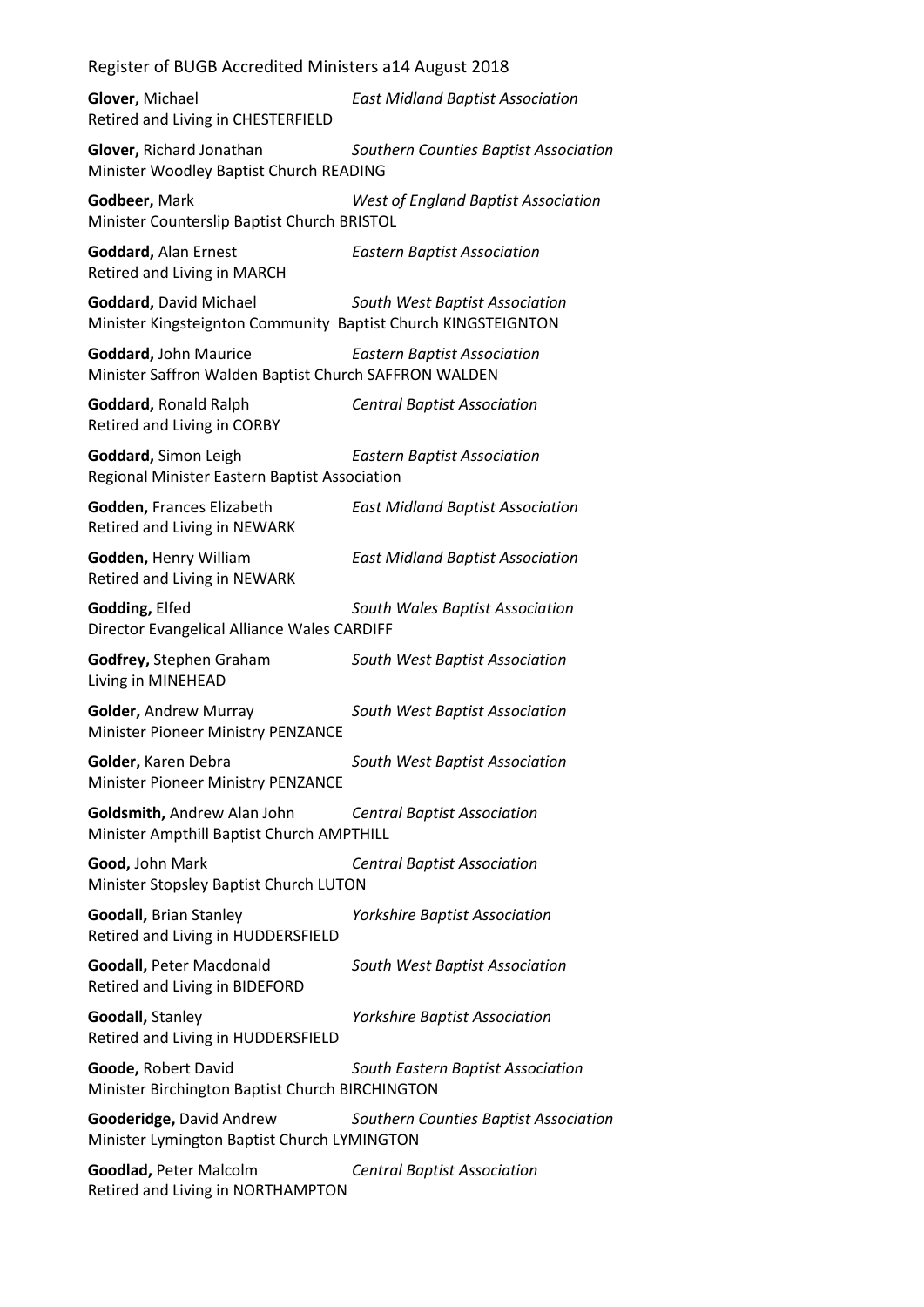**Glover,** Michael *East Midland Baptist Association*
Retired and Living in CHESTERFIELD

**Glover,** Richard Jonathan *Southern Counties Baptist Association*
Minister Woodley Baptist Church READING

**Godbeer,** Mark *West of England Baptist Association*
Minister Counterslip Baptist Church BRISTOL

**Goddard,** Alan Ernest *Eastern Baptist Association*
Retired and Living in MARCH

**Goddard,** David Michael *South West Baptist Association*
Minister Kingsteignton Community Baptist Church KINGSTEIGNTON

**Goddard,** John Maurice *Eastern Baptist Association*
Minister Saffron Walden Baptist Church SAFFRON WALDEN

**Goddard,** Ronald Ralph *Central Baptist Association*
Retired and Living in CORBY

**Goddard,** Simon Leigh *Eastern Baptist Association*
Regional Minister Eastern Baptist Association

**Godden,** Frances Elizabeth *East Midland Baptist Association*
Retired and Living in NEWARK

**Godden,** Henry William *East Midland Baptist Association*
Retired and Living in NEWARK

**Godding,** Elfed *South Wales Baptist Association*
Director Evangelical Alliance Wales CARDIFF

**Godfrey,** Stephen Graham *South West Baptist Association*
Living in MINEHEAD

**Golder,** Andrew Murray *South West Baptist Association*
Minister Pioneer Ministry PENZANCE

**Golder,** Karen Debra *South West Baptist Association*
Minister Pioneer Ministry PENZANCE

**Goldsmith,** Andrew Alan John *Central Baptist Association*
Minister Ampthill Baptist Church AMPTHILL

**Good,** John Mark *Central Baptist Association*
Minister Stopsley Baptist Church LUTON

**Goodall,** Brian Stanley *Yorkshire Baptist Association*
Retired and Living in HUDDERSFIELD

**Goodall,** Peter Macdonald *South West Baptist Association*
Retired and Living in BIDEFORD

**Goodall,** Stanley *Yorkshire Baptist Association*
Retired and Living in HUDDERSFIELD

**Goode,** Robert David *South Eastern Baptist Association*
Minister Birchington Baptist Church BIRCHINGTON

**Gooderidge,** David Andrew *Southern Counties Baptist Association*
Minister Lymington Baptist Church LYMINGTON

**Goodlad,** Peter Malcolm *Central Baptist Association*
Retired and Living in NORTHAMPTON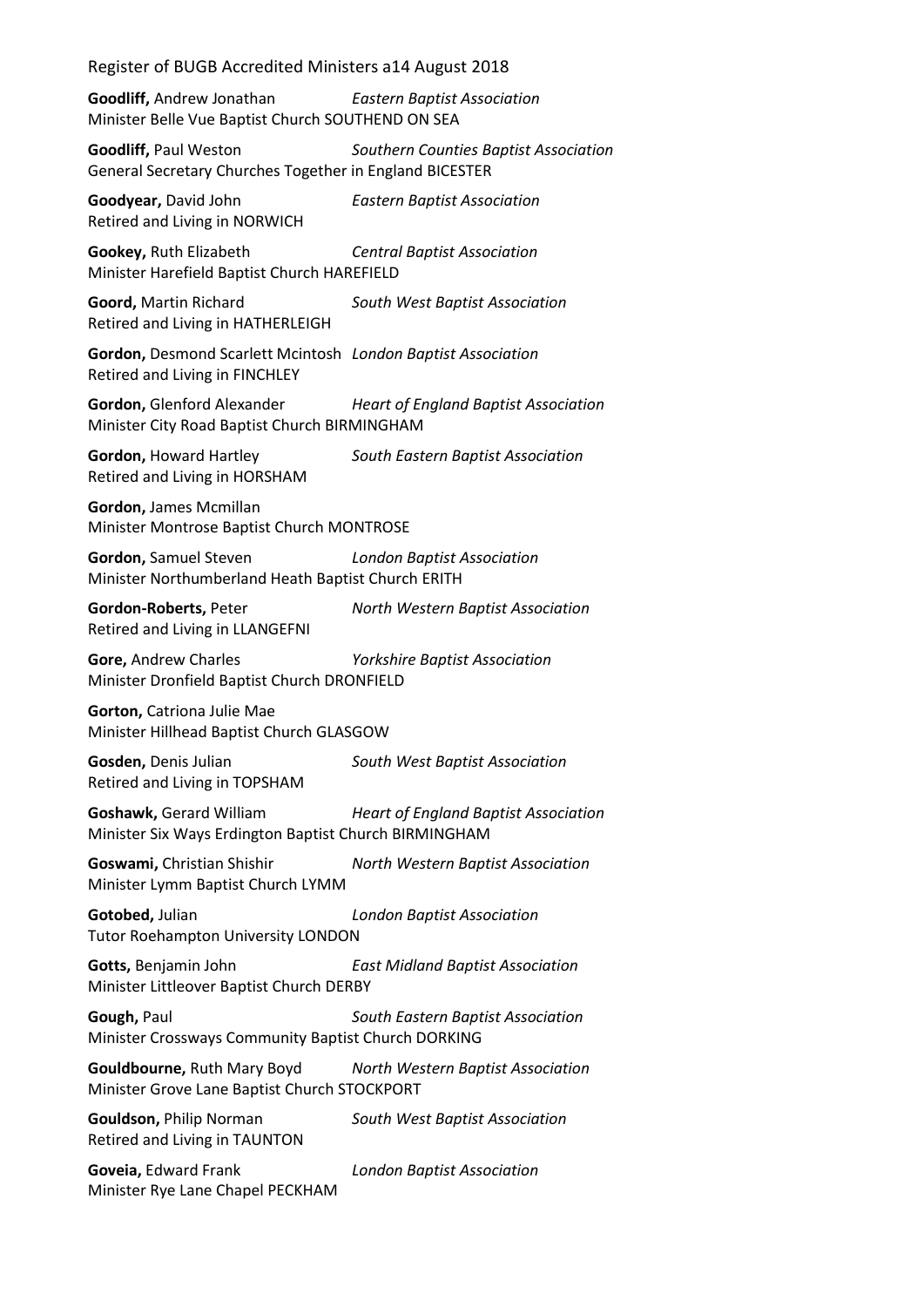**Goodliff,** Andrew Jonathan *Eastern Baptist Association*
Minister Belle Vue Baptist Church SOUTHEND ON SEA

**Goodliff,** Paul Weston *Southern Counties Baptist Association*
General Secretary Churches Together in England BICESTER

**Goodyear,** David John *Eastern Baptist Association*
Retired and Living in NORWICH

**Gookey,** Ruth Elizabeth *Central Baptist Association*
Minister Harefield Baptist Church HAREFIELD

**Goord,** Martin Richard *South West Baptist Association*
Retired and Living in HATHERLEIGH

**Gordon,** Desmond Scarlett Mcintosh *London Baptist Association*
Retired and Living in FINCHLEY

**Gordon,** Glenford Alexander *Heart of England Baptist Association*
Minister City Road Baptist Church BIRMINGHAM

**Gordon,** Howard Hartley *South Eastern Baptist Association*
Retired and Living in HORSHAM

**Gordon,** James Mcmillan
Minister Montrose Baptist Church MONTROSE

**Gordon,** Samuel Steven *London Baptist Association*
Minister Northumberland Heath Baptist Church ERITH

**Gordon-Roberts,** Peter *North Western Baptist Association*
Retired and Living in LLANGEFNI

**Gore,** Andrew Charles *Yorkshire Baptist Association*
Minister Dronfield Baptist Church DRONFIELD

**Gorton,** Catriona Julie Mae
Minister Hillhead Baptist Church GLASGOW

**Gosden,** Denis Julian *South West Baptist Association*
Retired and Living in TOPSHAM

**Goshawk,** Gerard William *Heart of England Baptist Association*
Minister Six Ways Erdington Baptist Church BIRMINGHAM

**Goswami,** Christian Shishir *North Western Baptist Association*
Minister Lymm Baptist Church LYMM

**Gotobed,** Julian *London Baptist Association*
Tutor Roehampton University LONDON

**Gotts,** Benjamin John *East Midland Baptist Association*
Minister Littleover Baptist Church DERBY

**Gough,** Paul *South Eastern Baptist Association*
Minister Crossways Community Baptist Church DORKING

**Gouldbourne,** Ruth Mary Boyd *North Western Baptist Association*
Minister Grove Lane Baptist Church STOCKPORT

**Gouldson,** Philip Norman *South West Baptist Association*
Retired and Living in TAUNTON

**Goveia,** Edward Frank *London Baptist Association*
Minister Rye Lane Chapel PECKHAM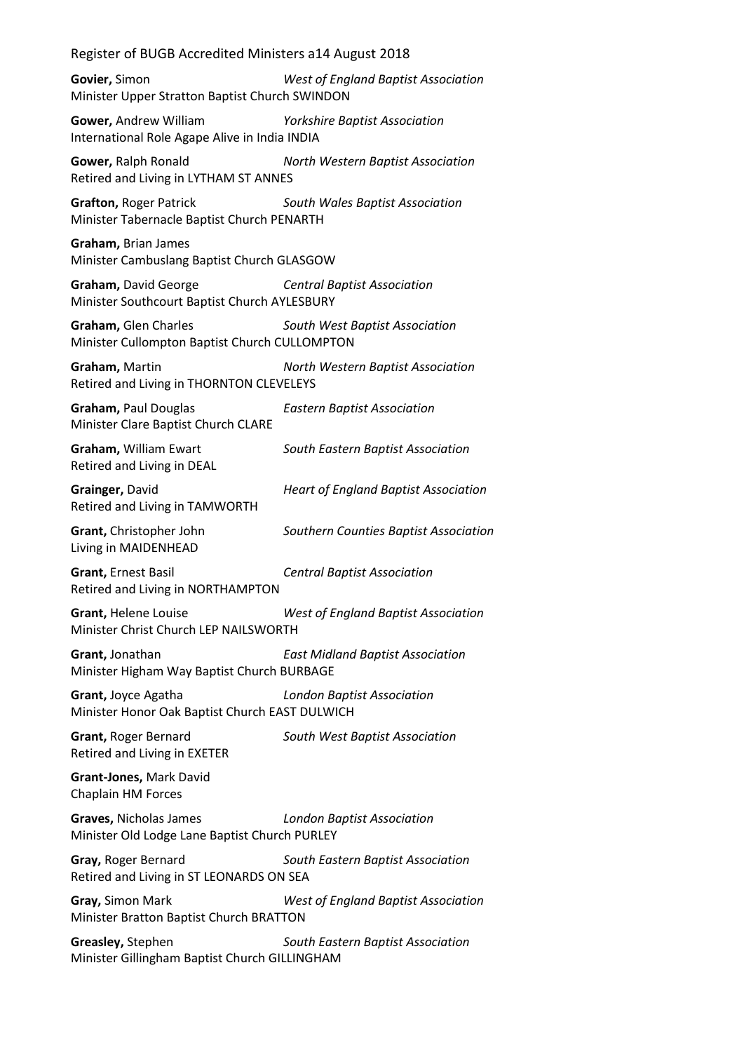**Govier,** Simon *West of England Baptist Association*
Minister Upper Stratton Baptist Church SWINDON

**Gower,** Andrew William *Yorkshire Baptist Association*
International Role Agape Alive in India INDIA

**Gower,** Ralph Ronald *North Western Baptist Association*
Retired and Living in LYTHAM ST ANNES

**Grafton,** Roger Patrick *South Wales Baptist Association*
Minister Tabernacle Baptist Church PENARTH

**Graham,** Brian James
Minister Cambuslang Baptist Church GLASGOW

**Graham,** David George *Central Baptist Association*
Minister Southcourt Baptist Church AYLESBURY

**Graham,** Glen Charles *South West Baptist Association*
Minister Cullompton Baptist Church CULLOMPTON

**Graham,** Martin *North Western Baptist Association*
Retired and Living in THORNTON CLEVELEYS

**Graham,** Paul Douglas *Eastern Baptist Association*
Minister Clare Baptist Church CLARE

**Graham,** William Ewart *South Eastern Baptist Association*
Retired and Living in DEAL

**Grainger,** David *Heart of England Baptist Association*
Retired and Living in TAMWORTH

**Grant,** Christopher John *Southern Counties Baptist Association*
Living in MAIDENHEAD

**Grant,** Ernest Basil *Central Baptist Association*
Retired and Living in NORTHAMPTON

**Grant,** Helene Louise *West of England Baptist Association*
Minister Christ Church LEP NAILSWORTH

**Grant,** Jonathan *East Midland Baptist Association*
Minister Higham Way Baptist Church BURBAGE

**Grant,** Joyce Agatha *London Baptist Association*
Minister Honor Oak Baptist Church EAST DULWICH

**Grant,** Roger Bernard *South West Baptist Association*
Retired and Living in EXETER

**Grant-Jones,** Mark David
Chaplain HM Forces

**Graves,** Nicholas James *London Baptist Association*
Minister Old Lodge Lane Baptist Church PURLEY

**Gray,** Roger Bernard *South Eastern Baptist Association*
Retired and Living in ST LEONARDS ON SEA

**Gray,** Simon Mark *West of England Baptist Association*
Minister Bratton Baptist Church BRATTON

**Greasley,** Stephen *South Eastern Baptist Association*
Minister Gillingham Baptist Church GILLINGHAM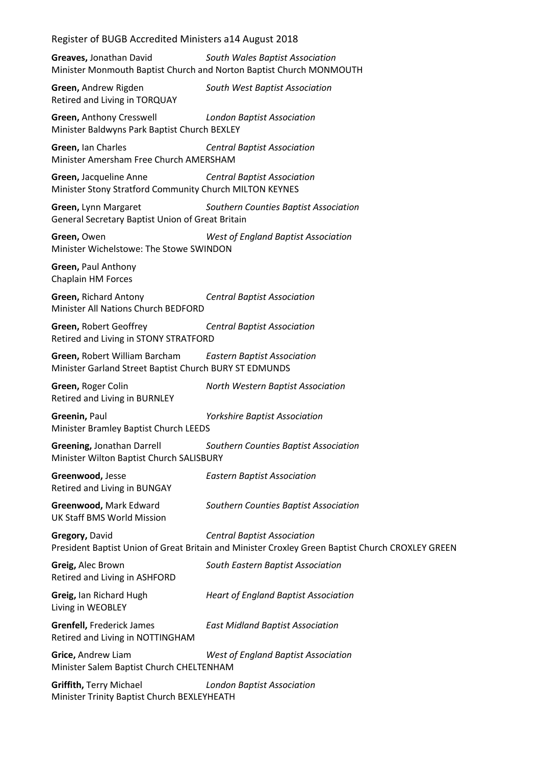**Greaves,** Jonathan David *South Wales Baptist Association*
Minister Monmouth Baptist Church and Norton Baptist Church MONMOUTH

**Green,** Andrew Rigden *South West Baptist Association*
Retired and Living in TORQUAY

**Green,** Anthony Cresswell *London Baptist Association*
Minister Baldwyns Park Baptist Church BEXLEY

**Green,** Ian Charles *Central Baptist Association*
Minister Amersham Free Church AMERSHAM

**Green,** Jacqueline Anne *Central Baptist Association*
Minister Stony Stratford Community Church MILTON KEYNES

**Green,** Lynn Margaret *Southern Counties Baptist Association*
General Secretary Baptist Union of Great Britain

**Green,** Owen *West of England Baptist Association*
Minister Wichelstowe: The Stowe SWINDON

**Green,** Paul Anthony
Chaplain HM Forces

**Green,** Richard Antony *Central Baptist Association*
Minister All Nations Church BEDFORD

**Green,** Robert Geoffrey *Central Baptist Association*
Retired and Living in STONY STRATFORD

**Green,** Robert William Barcham *Eastern Baptist Association*
Minister Garland Street Baptist Church BURY ST EDMUNDS

**Green,** Roger Colin *North Western Baptist Association*
Retired and Living in BURNLEY

**Greenin,** Paul *Yorkshire Baptist Association*
Minister Bramley Baptist Church LEEDS

**Greening,** Jonathan Darrell *Southern Counties Baptist Association*
Minister Wilton Baptist Church SALISBURY

**Greenwood,** Jesse *Eastern Baptist Association*
Retired and Living in BUNGAY

**Greenwood,** Mark Edward *Southern Counties Baptist Association*
UK Staff BMS World Mission

**Gregory,** David *Central Baptist Association*
President Baptist Union of Great Britain and Minister Croxley Green Baptist Church CROXLEY GREEN

**Greig,** Alec Brown *South Eastern Baptist Association*
Retired and Living in ASHFORD

**Greig,** Ian Richard Hugh *Heart of England Baptist Association*
Living in WEOBLEY

**Grenfell,** Frederick James *East Midland Baptist Association*
Retired and Living in NOTTINGHAM

**Grice,** Andrew Liam *West of England Baptist Association*
Minister Salem Baptist Church CHELTENHAM

**Griffith,** Terry Michael *London Baptist Association*
Minister Trinity Baptist Church BEXLEYHEATH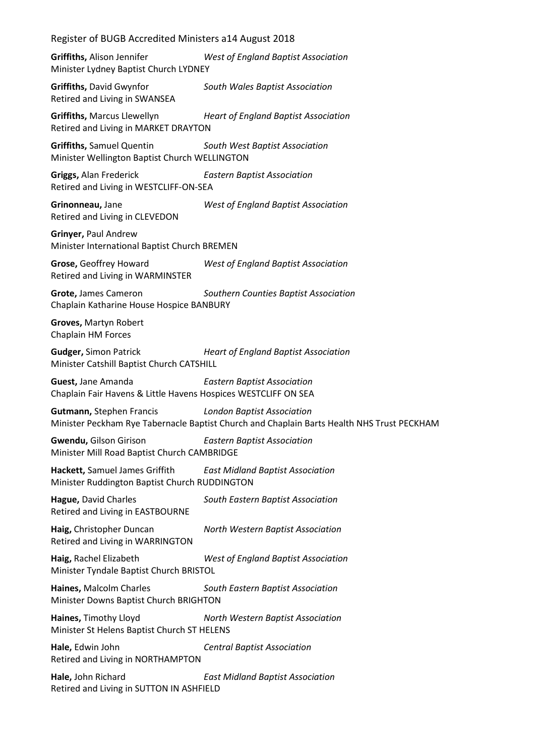**Griffiths,** Alison Jennifer *West of England Baptist Association*
Minister Lydney Baptist Church LYDNEY

**Griffiths,** David Gwynfor *South Wales Baptist Association*
Retired and Living in SWANSEA

**Griffiths,** Marcus Llewellyn *Heart of England Baptist Association*
Retired and Living in MARKET DRAYTON

**Griffiths,** Samuel Quentin *South West Baptist Association*
Minister Wellington Baptist Church WELLINGTON

**Griggs,** Alan Frederick *Eastern Baptist Association*
Retired and Living in WESTCLIFF-ON-SEA

**Grinonneau,** Jane *West of England Baptist Association*
Retired and Living in CLEVEDON

**Grinyer,** Paul Andrew
Minister International Baptist Church BREMEN

**Grose,** Geoffrey Howard *West of England Baptist Association*
Retired and Living in WARMINSTER

**Grote,** James Cameron *Southern Counties Baptist Association*
Chaplain Katharine House Hospice BANBURY

**Groves,** Martyn Robert
Chaplain HM Forces

**Gudger,** Simon Patrick *Heart of England Baptist Association*
Minister Catshill Baptist Church CATSHILL

**Guest,** Jane Amanda *Eastern Baptist Association*
Chaplain Fair Havens & Little Havens Hospices WESTCLIFF ON SEA

**Gutmann,** Stephen Francis *London Baptist Association*
Minister Peckham Rye Tabernacle Baptist Church and Chaplain Barts Health NHS Trust PECKHAM

**Gwendu,** Gilson Girison *Eastern Baptist Association*
Minister Mill Road Baptist Church CAMBRIDGE

**Hackett,** Samuel James Griffith *East Midland Baptist Association*
Minister Ruddington Baptist Church RUDDINGTON

**Hague,** David Charles *South Eastern Baptist Association*
Retired and Living in EASTBOURNE

**Haig,** Christopher Duncan *North Western Baptist Association*
Retired and Living in WARRINGTON

**Haig,** Rachel Elizabeth *West of England Baptist Association*
Minister Tyndale Baptist Church BRISTOL

**Haines,** Malcolm Charles *South Eastern Baptist Association*
Minister Downs Baptist Church BRIGHTON

**Haines,** Timothy Lloyd *North Western Baptist Association*
Minister St Helens Baptist Church ST HELENS

**Hale,** Edwin John *Central Baptist Association*
Retired and Living in NORTHAMPTON

**Hale,** John Richard *East Midland Baptist Association*
Retired and Living in SUTTON IN ASHFIELD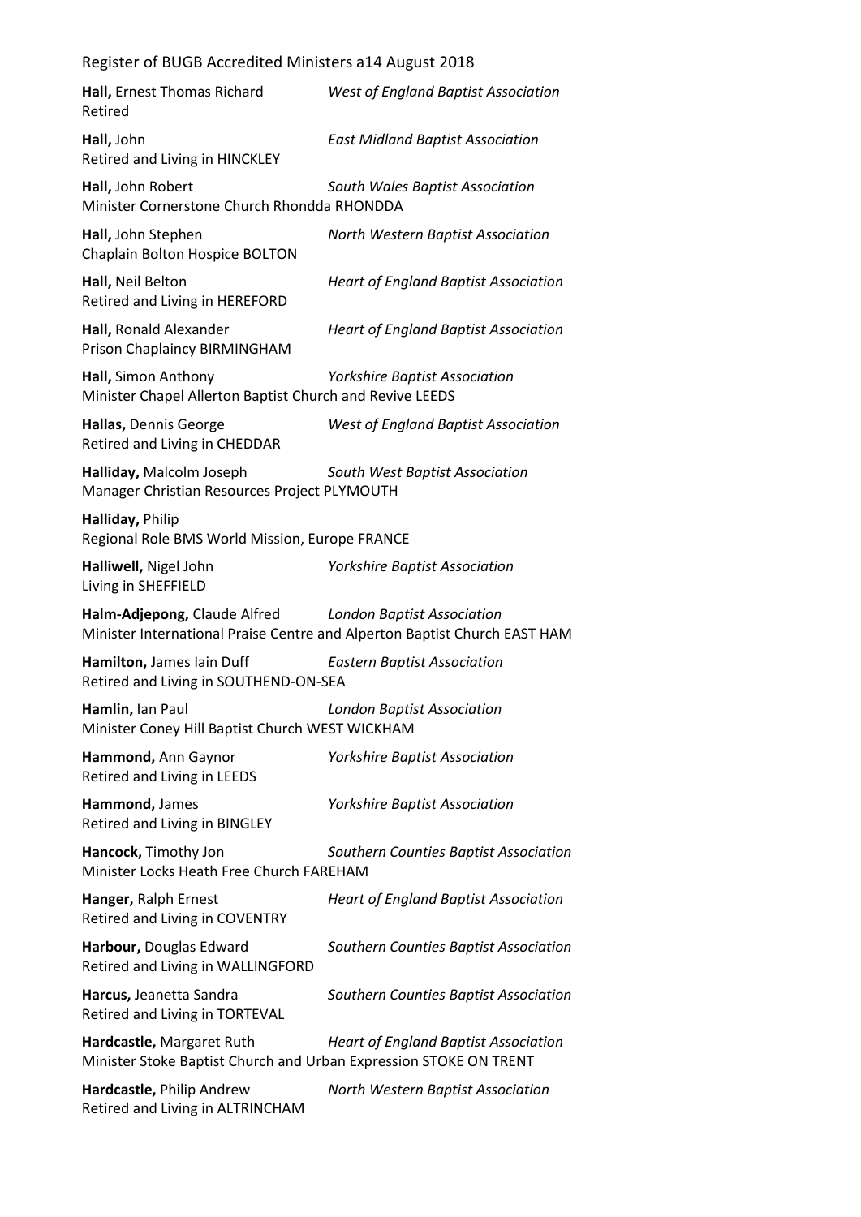**Hall,** Ernest Thomas Richard *West of England Baptist Association*
Retired

**Hall,** John *East Midland Baptist Association*
Retired and Living in HINCKLEY

**Hall,** John Robert *South Wales Baptist Association*
Minister Cornerstone Church Rhondda RHONDDA

**Hall,** John Stephen *North Western Baptist Association*
Chaplain Bolton Hospice BOLTON

**Hall,** Neil Belton *Heart of England Baptist Association*
Retired and Living in HEREFORD

**Hall,** Ronald Alexander *Heart of England Baptist Association*
Prison Chaplaincy BIRMINGHAM

**Hall,** Simon Anthony *Yorkshire Baptist Association*
Minister Chapel Allerton Baptist Church and Revive LEEDS

**Hallas,** Dennis George *West of England Baptist Association*
Retired and Living in CHEDDAR

**Halliday,** Malcolm Joseph *South West Baptist Association*
Manager Christian Resources Project PLYMOUTH

**Halliday,** Philip
Regional Role BMS World Mission, Europe FRANCE

**Halliwell,** Nigel John *Yorkshire Baptist Association*
Living in SHEFFIELD

**Halm-Adjepong,** Claude Alfred *London Baptist Association*
Minister International Praise Centre and Alperton Baptist Church EAST HAM

**Hamilton,** James Iain Duff *Eastern Baptist Association*
Retired and Living in SOUTHEND-ON-SEA

**Hamlin,** Ian Paul *London Baptist Association*
Minister Coney Hill Baptist Church WEST WICKHAM

**Hammond,** Ann Gaynor *Yorkshire Baptist Association*
Retired and Living in LEEDS

**Hammond,** James *Yorkshire Baptist Association*
Retired and Living in BINGLEY

**Hancock,** Timothy Jon *Southern Counties Baptist Association*
Minister Locks Heath Free Church FAREHAM

**Hanger,** Ralph Ernest *Heart of England Baptist Association*
Retired and Living in COVENTRY

**Harbour,** Douglas Edward *Southern Counties Baptist Association*
Retired and Living in WALLINGFORD

**Harcus,** Jeanetta Sandra *Southern Counties Baptist Association*
Retired and Living in TORTEVAL

**Hardcastle,** Margaret Ruth *Heart of England Baptist Association*
Minister Stoke Baptist Church and Urban Expression STOKE ON TRENT

**Hardcastle,** Philip Andrew *North Western Baptist Association*
Retired and Living in ALTRINCHAM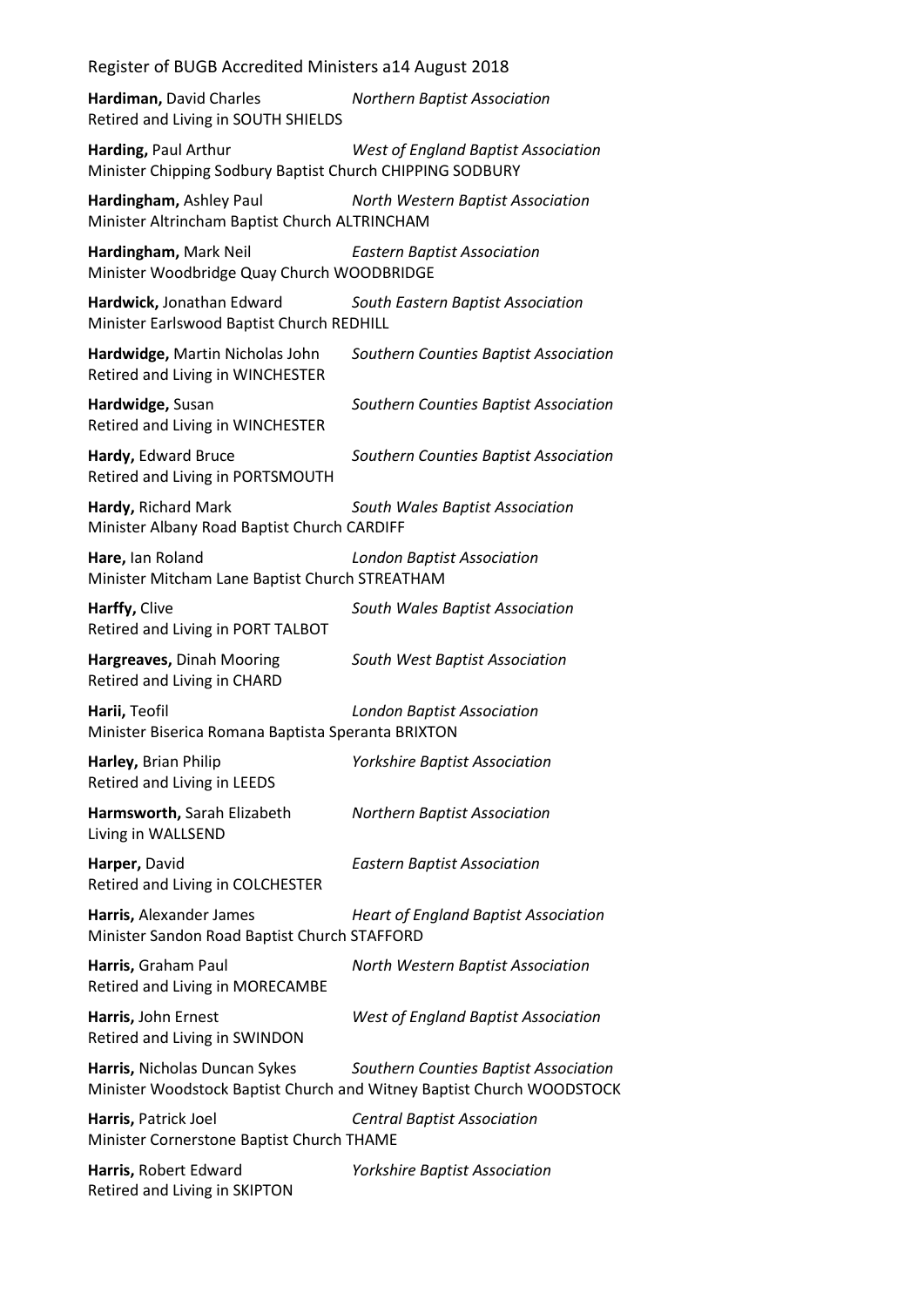**Hardiman,** David Charles *Northern Baptist Association*
Retired and Living in SOUTH SHIELDS

**Harding,** Paul Arthur *West of England Baptist Association*
Minister Chipping Sodbury Baptist Church CHIPPING SODBURY

**Hardingham,** Ashley Paul *North Western Baptist Association*
Minister Altrincham Baptist Church ALTRINCHAM

**Hardingham,** Mark Neil *Eastern Baptist Association*
Minister Woodbridge Quay Church WOODBRIDGE

**Hardwick,** Jonathan Edward *South Eastern Baptist Association*
Minister Earlswood Baptist Church REDHILL

**Hardwidge,** Martin Nicholas John *Southern Counties Baptist Association*
Retired and Living in WINCHESTER

**Hardwidge,** Susan *Southern Counties Baptist Association*
Retired and Living in WINCHESTER

**Hardy,** Edward Bruce *Southern Counties Baptist Association*
Retired and Living in PORTSMOUTH

**Hardy,** Richard Mark *South Wales Baptist Association*
Minister Albany Road Baptist Church CARDIFF

**Hare,** Ian Roland *London Baptist Association*
Minister Mitcham Lane Baptist Church STREATHAM

**Harffy,** Clive *South Wales Baptist Association*
Retired and Living in PORT TALBOT

**Hargreaves,** Dinah Mooring *South West Baptist Association*
Retired and Living in CHARD

**Harii,** Teofil *London Baptist Association*
Minister Biserica Romana Baptista Speranta BRIXTON

**Harley,** Brian Philip *Yorkshire Baptist Association*
Retired and Living in LEEDS

**Harmsworth,** Sarah Elizabeth *Northern Baptist Association*
Living in WALLSEND

**Harper,** David *Eastern Baptist Association*
Retired and Living in COLCHESTER

**Harris,** Alexander James *Heart of England Baptist Association*
Minister Sandon Road Baptist Church STAFFORD

**Harris,** Graham Paul *North Western Baptist Association*
Retired and Living in MORECAMBE

**Harris,** John Ernest *West of England Baptist Association*
Retired and Living in SWINDON

**Harris,** Nicholas Duncan Sykes *Southern Counties Baptist Association*
Minister Woodstock Baptist Church and Witney Baptist Church WOODSTOCK

**Harris,** Patrick Joel *Central Baptist Association*
Minister Cornerstone Baptist Church THAME

**Harris,** Robert Edward *Yorkshire Baptist Association*
Retired and Living in SKIPTON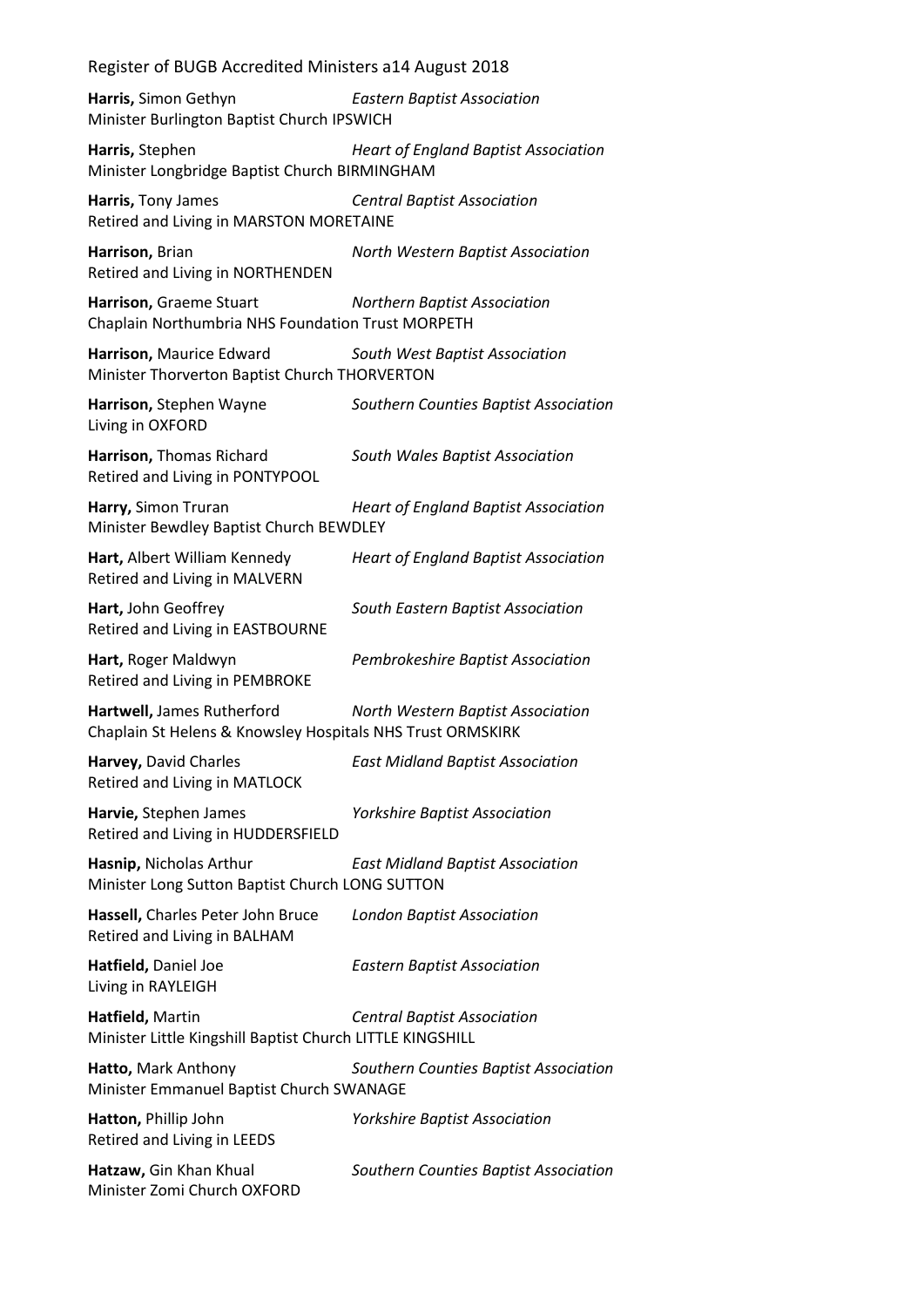**Harris,** Simon Gethyn *Eastern Baptist Association*
Minister Burlington Baptist Church IPSWICH

**Harris,** Stephen *Heart of England Baptist Association*
Minister Longbridge Baptist Church BIRMINGHAM

**Harris,** Tony James *Central Baptist Association*
Retired and Living in MARSTON MORETAINE

**Harrison,** Brian *North Western Baptist Association*
Retired and Living in NORTHENDEN

**Harrison,** Graeme Stuart *Northern Baptist Association*
Chaplain Northumbria NHS Foundation Trust MORPETH

**Harrison,** Maurice Edward *South West Baptist Association*
Minister Thorverton Baptist Church THORVERTON

**Harrison,** Stephen Wayne *Southern Counties Baptist Association*
Living in OXFORD

**Harrison,** Thomas Richard *South Wales Baptist Association*
Retired and Living in PONTYPOOL

**Harry,** Simon Truran *Heart of England Baptist Association*
Minister Bewdley Baptist Church BEWDLEY

**Hart,** Albert William Kennedy *Heart of England Baptist Association*
Retired and Living in MALVERN

**Hart,** John Geoffrey *South Eastern Baptist Association*
Retired and Living in EASTBOURNE

**Hart,** Roger Maldwyn *Pembrokeshire Baptist Association*
Retired and Living in PEMBROKE

**Hartwell,** James Rutherford *North Western Baptist Association*
Chaplain St Helens & Knowsley Hospitals NHS Trust ORMSKIRK

**Harvey,** David Charles *East Midland Baptist Association*
Retired and Living in MATLOCK

**Harvie,** Stephen James *Yorkshire Baptist Association*
Retired and Living in HUDDERSFIELD

**Hasnip,** Nicholas Arthur *East Midland Baptist Association*
Minister Long Sutton Baptist Church LONG SUTTON

**Hassell,** Charles Peter John Bruce *London Baptist Association*
Retired and Living in BALHAM

**Hatfield,** Daniel Joe *Eastern Baptist Association*
Living in RAYLEIGH

**Hatfield,** Martin *Central Baptist Association*
Minister Little Kingshill Baptist Church LITTLE KINGSHILL

**Hatto,** Mark Anthony *Southern Counties Baptist Association*
Minister Emmanuel Baptist Church SWANAGE

**Hatton,** Phillip John *Yorkshire Baptist Association*
Retired and Living in LEEDS

**Hatzaw,** Gin Khan Khual *Southern Counties Baptist Association*
Minister Zomi Church OXFORD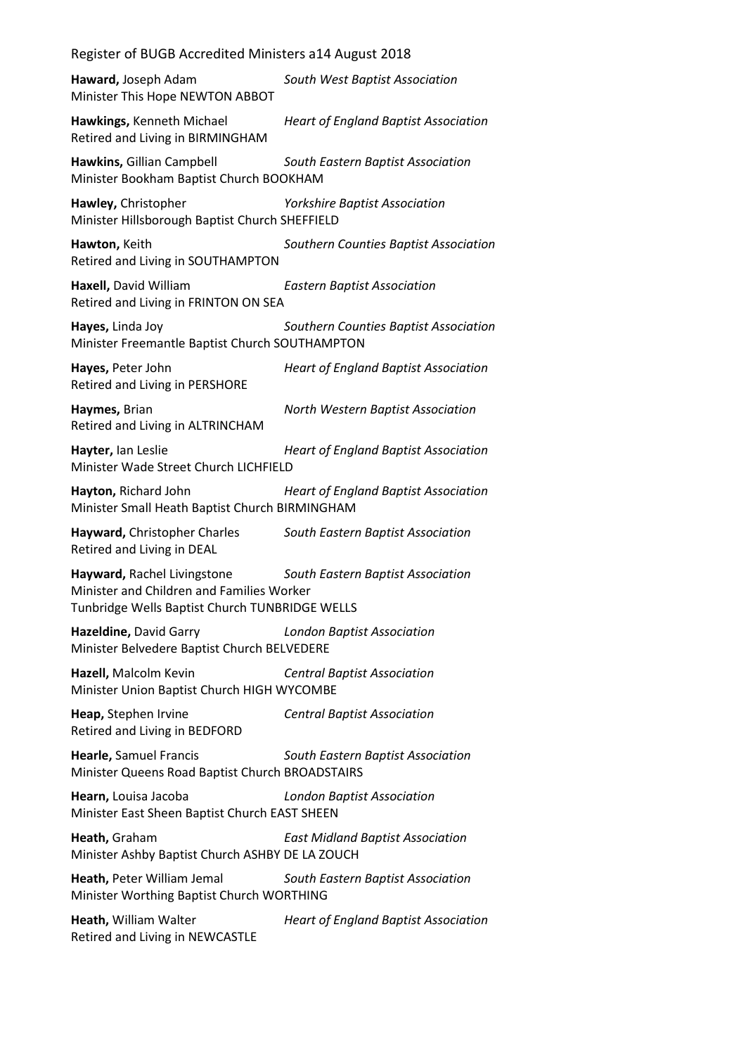**Haward,** Joseph Adam *South West Baptist Association*
Minister This Hope NEWTON ABBOT

**Hawkings,** Kenneth Michael *Heart of England Baptist Association*
Retired and Living in BIRMINGHAM

**Hawkins,** Gillian Campbell *South Eastern Baptist Association*
Minister Bookham Baptist Church BOOKHAM

**Hawley,** Christopher *Yorkshire Baptist Association*
Minister Hillsborough Baptist Church SHEFFIELD

**Hawton,** Keith *Southern Counties Baptist Association*
Retired and Living in SOUTHAMPTON

**Haxell,** David William *Eastern Baptist Association*
Retired and Living in FRINTON ON SEA

**Hayes,** Linda Joy *Southern Counties Baptist Association*
Minister Freemantle Baptist Church SOUTHAMPTON

**Hayes,** Peter John *Heart of England Baptist Association*
Retired and Living in PERSHORE

**Haymes,** Brian *North Western Baptist Association*
Retired and Living in ALTRINCHAM

**Hayter,** Ian Leslie *Heart of England Baptist Association*
Minister Wade Street Church LICHFIELD

**Hayton,** Richard John *Heart of England Baptist Association*
Minister Small Heath Baptist Church BIRMINGHAM

**Hayward,** Christopher Charles *South Eastern Baptist Association*
Retired and Living in DEAL

**Hayward,** Rachel Livingstone *South Eastern Baptist Association*
Minister and Children and Families Worker
Tunbridge Wells Baptist Church TUNBRIDGE WELLS

**Hazeldine,** David Garry *London Baptist Association*
Minister Belvedere Baptist Church BELVEDERE

**Hazell,** Malcolm Kevin *Central Baptist Association*
Minister Union Baptist Church HIGH WYCOMBE

**Heap,** Stephen Irvine *Central Baptist Association*
Retired and Living in BEDFORD

**Hearle,** Samuel Francis *South Eastern Baptist Association*
Minister Queens Road Baptist Church BROADSTAIRS

**Hearn,** Louisa Jacoba *London Baptist Association*
Minister East Sheen Baptist Church EAST SHEEN

**Heath,** Graham *East Midland Baptist Association*
Minister Ashby Baptist Church ASHBY DE LA ZOUCH

**Heath,** Peter William Jemal *South Eastern Baptist Association*
Minister Worthing Baptist Church WORTHING

**Heath,** William Walter *Heart of England Baptist Association*
Retired and Living in NEWCASTLE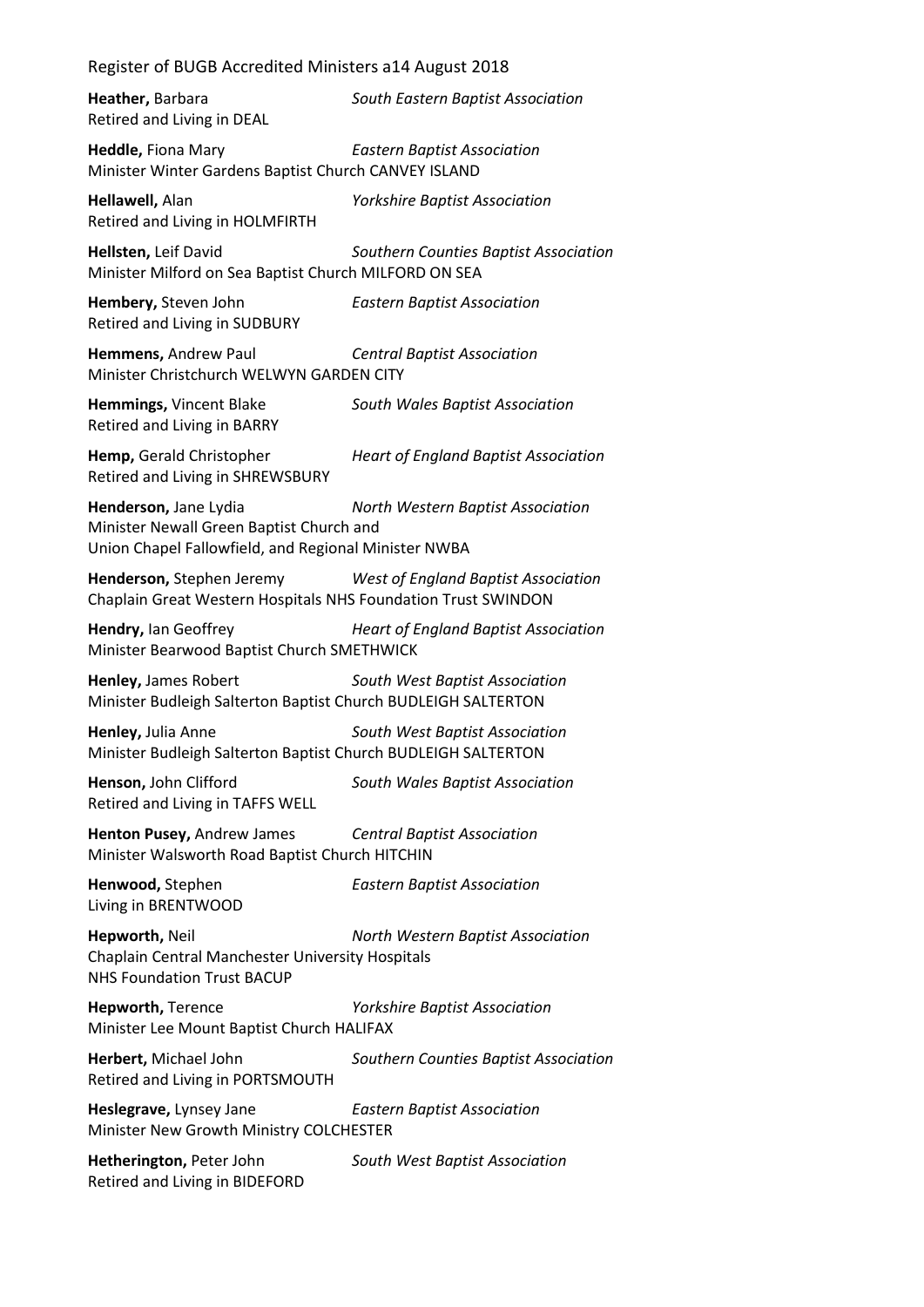**Heather,** Barbara *South Eastern Baptist Association*
Retired and Living in DEAL

**Heddle,** Fiona Mary *Eastern Baptist Association*
Minister Winter Gardens Baptist Church CANVEY ISLAND

**Hellawell,** Alan *Yorkshire Baptist Association*
Retired and Living in HOLMFIRTH

**Hellsten,** Leif David *Southern Counties Baptist Association*
Minister Milford on Sea Baptist Church MILFORD ON SEA

**Hembery,** Steven John *Eastern Baptist Association*
Retired and Living in SUDBURY

**Hemmens,** Andrew Paul *Central Baptist Association*
Minister Christchurch WELWYN GARDEN CITY

**Hemmings,** Vincent Blake *South Wales Baptist Association*
Retired and Living in BARRY

**Hemp,** Gerald Christopher *Heart of England Baptist Association*
Retired and Living in SHREWSBURY

**Henderson,** Jane Lydia *North Western Baptist Association*
Minister Newall Green Baptist Church and
Union Chapel Fallowfield, and Regional Minister NWBA

**Henderson,** Stephen Jeremy *West of England Baptist Association*
Chaplain Great Western Hospitals NHS Foundation Trust SWINDON

**Hendry,** Ian Geoffrey *Heart of England Baptist Association*
Minister Bearwood Baptist Church SMETHWICK

**Henley,** James Robert *South West Baptist Association*
Minister Budleigh Salterton Baptist Church BUDLEIGH SALTERTON

**Henley,** Julia Anne *South West Baptist Association*
Minister Budleigh Salterton Baptist Church BUDLEIGH SALTERTON

**Henson,** John Clifford *South Wales Baptist Association*
Retired and Living in TAFFS WELL

**Henton Pusey,** Andrew James *Central Baptist Association*
Minister Walsworth Road Baptist Church HITCHIN

**Henwood,** Stephen *Eastern Baptist Association*
Living in BRENTWOOD

**Hepworth,** Neil *North Western Baptist Association*
Chaplain Central Manchester University Hospitals
NHS Foundation Trust BACUP

**Hepworth,** Terence *Yorkshire Baptist Association*
Minister Lee Mount Baptist Church HALIFAX

**Herbert,** Michael John *Southern Counties Baptist Association*
Retired and Living in PORTSMOUTH

**Heslegrave,** Lynsey Jane *Eastern Baptist Association*
Minister New Growth Ministry COLCHESTER

**Hetherington,** Peter John *South West Baptist Association*
Retired and Living in BIDEFORD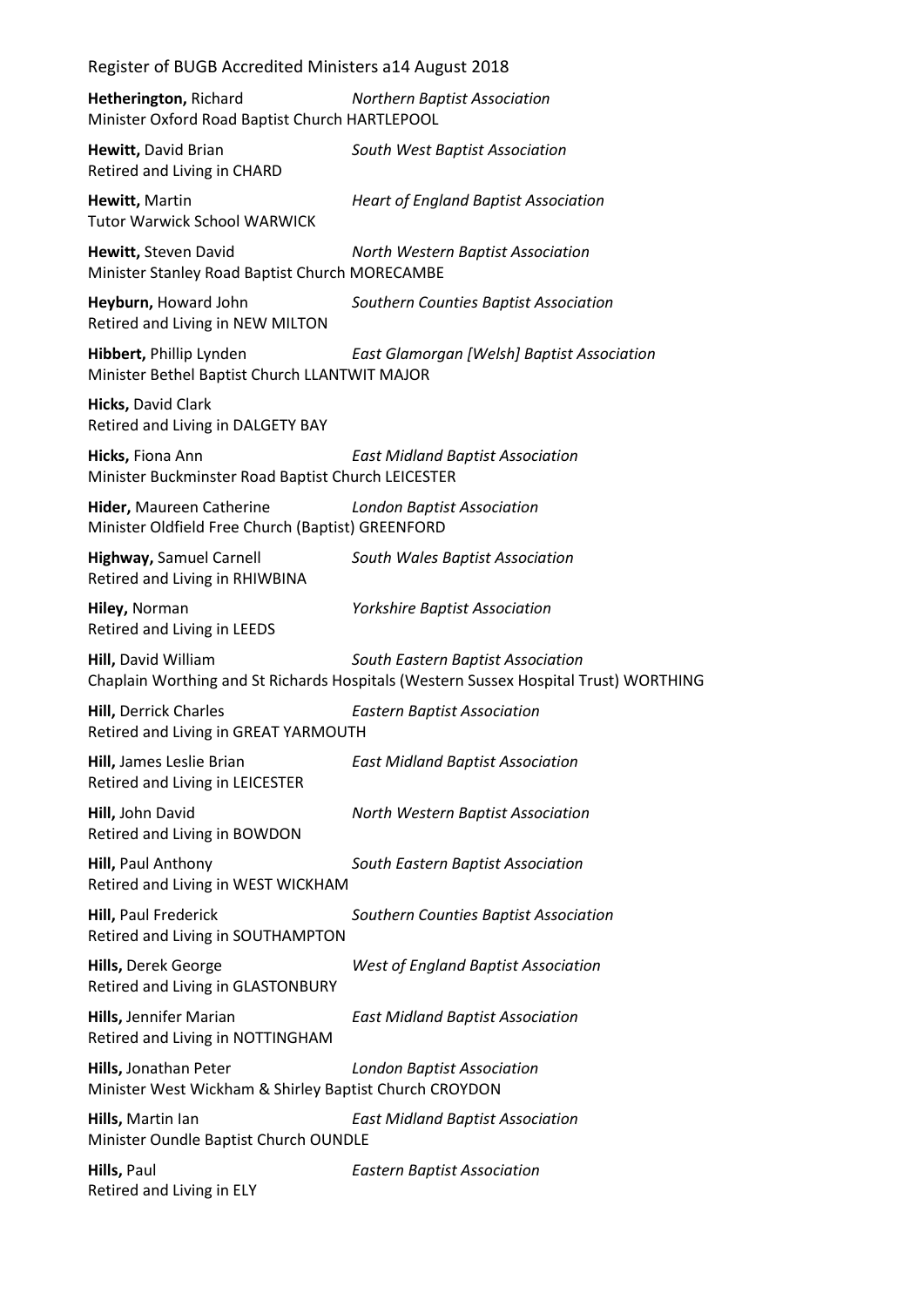**Hetherington,** Richard *Northern Baptist Association*
Minister Oxford Road Baptist Church HARTLEPOOL

**Hewitt,** David Brian *South West Baptist Association*
Retired and Living in CHARD

**Hewitt,** Martin *Heart of England Baptist Association*
Tutor Warwick School WARWICK

**Hewitt,** Steven David *North Western Baptist Association*
Minister Stanley Road Baptist Church MORECAMBE

**Heyburn,** Howard John *Southern Counties Baptist Association*
Retired and Living in NEW MILTON

**Hibbert,** Phillip Lynden *East Glamorgan [Welsh] Baptist Association*
Minister Bethel Baptist Church LLANTWIT MAJOR

**Hicks,** David Clark
Retired and Living in DALGETY BAY

**Hicks,** Fiona Ann *East Midland Baptist Association*
Minister Buckminster Road Baptist Church LEICESTER

**Hider,** Maureen Catherine *London Baptist Association*
Minister Oldfield Free Church (Baptist) GREENFORD

**Highway,** Samuel Carnell *South Wales Baptist Association*
Retired and Living in RHIWBINA

**Hiley,** Norman *Yorkshire Baptist Association*
Retired and Living in LEEDS

**Hill,** David William *South Eastern Baptist Association*
Chaplain Worthing and St Richards Hospitals (Western Sussex Hospital Trust) WORTHING

**Hill,** Derrick Charles *Eastern Baptist Association*
Retired and Living in GREAT YARMOUTH

**Hill,** James Leslie Brian *East Midland Baptist Association*
Retired and Living in LEICESTER

**Hill,** John David *North Western Baptist Association*
Retired and Living in BOWDON

**Hill,** Paul Anthony *South Eastern Baptist Association*
Retired and Living in WEST WICKHAM

**Hill,** Paul Frederick *Southern Counties Baptist Association*
Retired and Living in SOUTHAMPTON

**Hills,** Derek George *West of England Baptist Association*
Retired and Living in GLASTONBURY

**Hills,** Jennifer Marian *East Midland Baptist Association*
Retired and Living in NOTTINGHAM

**Hills,** Jonathan Peter *London Baptist Association*
Minister West Wickham & Shirley Baptist Church CROYDON

**Hills,** Martin Ian *East Midland Baptist Association*
Minister Oundle Baptist Church OUNDLE

**Hills,** Paul *Eastern Baptist Association*
Retired and Living in ELY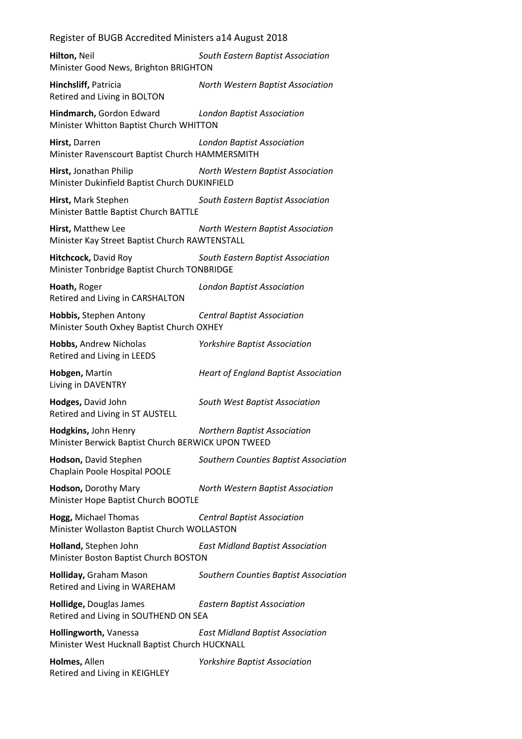**Hilton,** Neil *South Eastern Baptist Association*
Minister Good News, Brighton BRIGHTON

**Hinchsliff,** Patricia *North Western Baptist Association*
Retired and Living in BOLTON

**Hindmarch,** Gordon Edward *London Baptist Association*
Minister Whitton Baptist Church WHITTON

**Hirst,** Darren *London Baptist Association*
Minister Ravenscourt Baptist Church HAMMERSMITH

**Hirst,** Jonathan Philip *North Western Baptist Association*
Minister Dukinfield Baptist Church DUKINFIELD

**Hirst,** Mark Stephen *South Eastern Baptist Association*
Minister Battle Baptist Church BATTLE

**Hirst,** Matthew Lee *North Western Baptist Association*
Minister Kay Street Baptist Church RAWTENSTALL

**Hitchcock,** David Roy *South Eastern Baptist Association*
Minister Tonbridge Baptist Church TONBRIDGE

**Hoath,** Roger *London Baptist Association*
Retired and Living in CARSHALTON

**Hobbis,** Stephen Antony *Central Baptist Association*
Minister South Oxhey Baptist Church OXHEY

**Hobbs,** Andrew Nicholas *Yorkshire Baptist Association*
Retired and Living in LEEDS

**Hobgen,** Martin *Heart of England Baptist Association*
Living in DAVENTRY

**Hodges,** David John *South West Baptist Association*
Retired and Living in ST AUSTELL

**Hodgkins,** John Henry *Northern Baptist Association*
Minister Berwick Baptist Church BERWICK UPON TWEED

**Hodson,** David Stephen *Southern Counties Baptist Association*
Chaplain Poole Hospital POOLE

**Hodson,** Dorothy Mary *North Western Baptist Association*
Minister Hope Baptist Church BOOTLE

**Hogg,** Michael Thomas *Central Baptist Association*
Minister Wollaston Baptist Church WOLLASTON

**Holland,** Stephen John *East Midland Baptist Association*
Minister Boston Baptist Church BOSTON

**Holliday,** Graham Mason *Southern Counties Baptist Association*
Retired and Living in WAREHAM

**Hollidge,** Douglas James *Eastern Baptist Association*
Retired and Living in SOUTHEND ON SEA

**Hollingworth,** Vanessa *East Midland Baptist Association*
Minister West Hucknall Baptist Church HUCKNALL

**Holmes,** Allen *Yorkshire Baptist Association*
Retired and Living in KEIGHLEY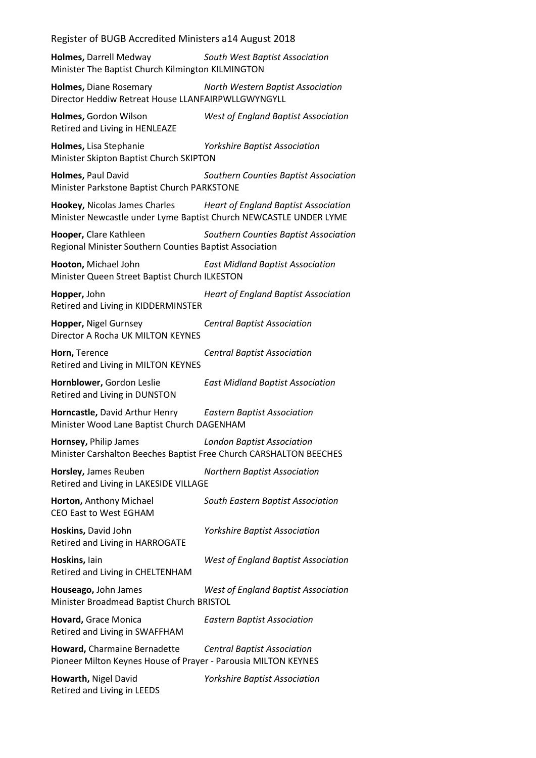**Holmes,** Darrell Medway *South West Baptist Association*
Minister The Baptist Church Kilmington KILMINGTON

**Holmes,** Diane Rosemary *North Western Baptist Association*
Director Heddiw Retreat House LLANFAIRPWLLGWYNGYLL

**Holmes,** Gordon Wilson *West of England Baptist Association*
Retired and Living in HENLEAZE

**Holmes,** Lisa Stephanie *Yorkshire Baptist Association*
Minister Skipton Baptist Church SKIPTON

**Holmes,** Paul David *Southern Counties Baptist Association*
Minister Parkstone Baptist Church PARKSTONE

**Hookey,** Nicolas James Charles *Heart of England Baptist Association*
Minister Newcastle under Lyme Baptist Church NEWCASTLE UNDER LYME

**Hooper,** Clare Kathleen *Southern Counties Baptist Association*
Regional Minister Southern Counties Baptist Association

**Hooton,** Michael John *East Midland Baptist Association*
Minister Queen Street Baptist Church ILKESTON

**Hopper,** John *Heart of England Baptist Association*
Retired and Living in KIDDERMINSTER

**Hopper,** Nigel Gurnsey *Central Baptist Association*
Director A Rocha UK MILTON KEYNES

**Horn,** Terence *Central Baptist Association*
Retired and Living in MILTON KEYNES

**Hornblower,** Gordon Leslie *East Midland Baptist Association*
Retired and Living in DUNSTON

**Horncastle,** David Arthur Henry *Eastern Baptist Association*
Minister Wood Lane Baptist Church DAGENHAM

**Hornsey,** Philip James *London Baptist Association*
Minister Carshalton Beeches Baptist Free Church CARSHALTON BEECHES

**Horsley,** James Reuben *Northern Baptist Association*
Retired and Living in LAKESIDE VILLAGE

**Horton,** Anthony Michael *South Eastern Baptist Association*
CEO East to West EGHAM

**Hoskins,** David John *Yorkshire Baptist Association*
Retired and Living in HARROGATE

**Hoskins,** Iain *West of England Baptist Association*
Retired and Living in CHELTENHAM

**Houseago,** John James *West of England Baptist Association*
Minister Broadmead Baptist Church BRISTOL

**Hovard,** Grace Monica *Eastern Baptist Association*
Retired and Living in SWAFFHAM

**Howard,** Charmaine Bernadette *Central Baptist Association*
Pioneer Milton Keynes House of Prayer - Parousia MILTON KEYNES

**Howarth,** Nigel David *Yorkshire Baptist Association*
Retired and Living in LEEDS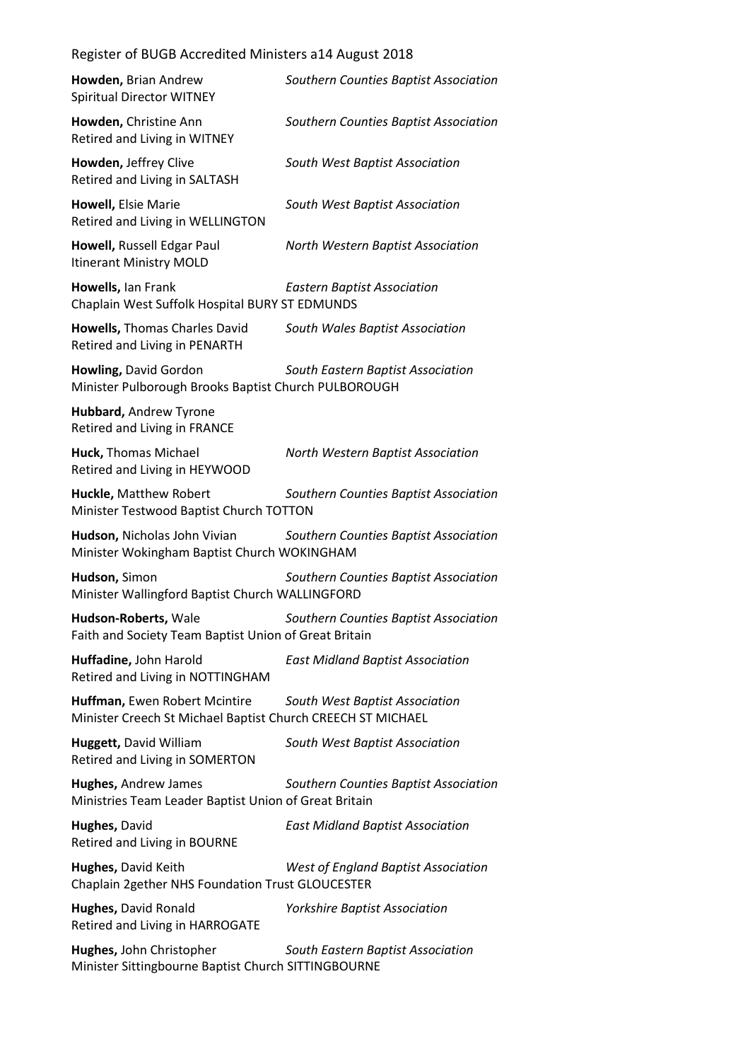**Howden,** Brian Andrew *Southern Counties Baptist Association*
Spiritual Director WITNEY

**Howden,** Christine Ann *Southern Counties Baptist Association*
Retired and Living in WITNEY

**Howden,** Jeffrey Clive *South West Baptist Association*
Retired and Living in SALTASH

**Howell,** Elsie Marie *South West Baptist Association*
Retired and Living in WELLINGTON

**Howell,** Russell Edgar Paul *North Western Baptist Association*
Itinerant Ministry MOLD

**Howells,** Ian Frank *Eastern Baptist Association*
Chaplain West Suffolk Hospital BURY ST EDMUNDS

**Howells,** Thomas Charles David *South Wales Baptist Association*
Retired and Living in PENARTH

**Howling,** David Gordon *South Eastern Baptist Association*
Minister Pulborough Brooks Baptist Church PULBOROUGH

**Hubbard,** Andrew Tyrone
Retired and Living in FRANCE

**Huck,** Thomas Michael *North Western Baptist Association*
Retired and Living in HEYWOOD

**Huckle,** Matthew Robert *Southern Counties Baptist Association*
Minister Testwood Baptist Church TOTTON

**Hudson,** Nicholas John Vivian *Southern Counties Baptist Association*
Minister Wokingham Baptist Church WOKINGHAM

**Hudson,** Simon *Southern Counties Baptist Association*
Minister Wallingford Baptist Church WALLINGFORD

**Hudson-Roberts,** Wale *Southern Counties Baptist Association*
Faith and Society Team Baptist Union of Great Britain

**Huffadine,** John Harold *East Midland Baptist Association*
Retired and Living in NOTTINGHAM

**Huffman,** Ewen Robert Mcintire *South West Baptist Association*
Minister Creech St Michael Baptist Church CREECH ST MICHAEL

**Huggett,** David William *South West Baptist Association*
Retired and Living in SOMERTON

**Hughes,** Andrew James *Southern Counties Baptist Association*
Ministries Team Leader Baptist Union of Great Britain

**Hughes,** David *East Midland Baptist Association*
Retired and Living in BOURNE

**Hughes,** David Keith *West of England Baptist Association*
Chaplain 2gether NHS Foundation Trust GLOUCESTER

**Hughes,** David Ronald *Yorkshire Baptist Association*
Retired and Living in HARROGATE

**Hughes,** John Christopher *South Eastern Baptist Association*
Minister Sittingbourne Baptist Church SITTINGBOURNE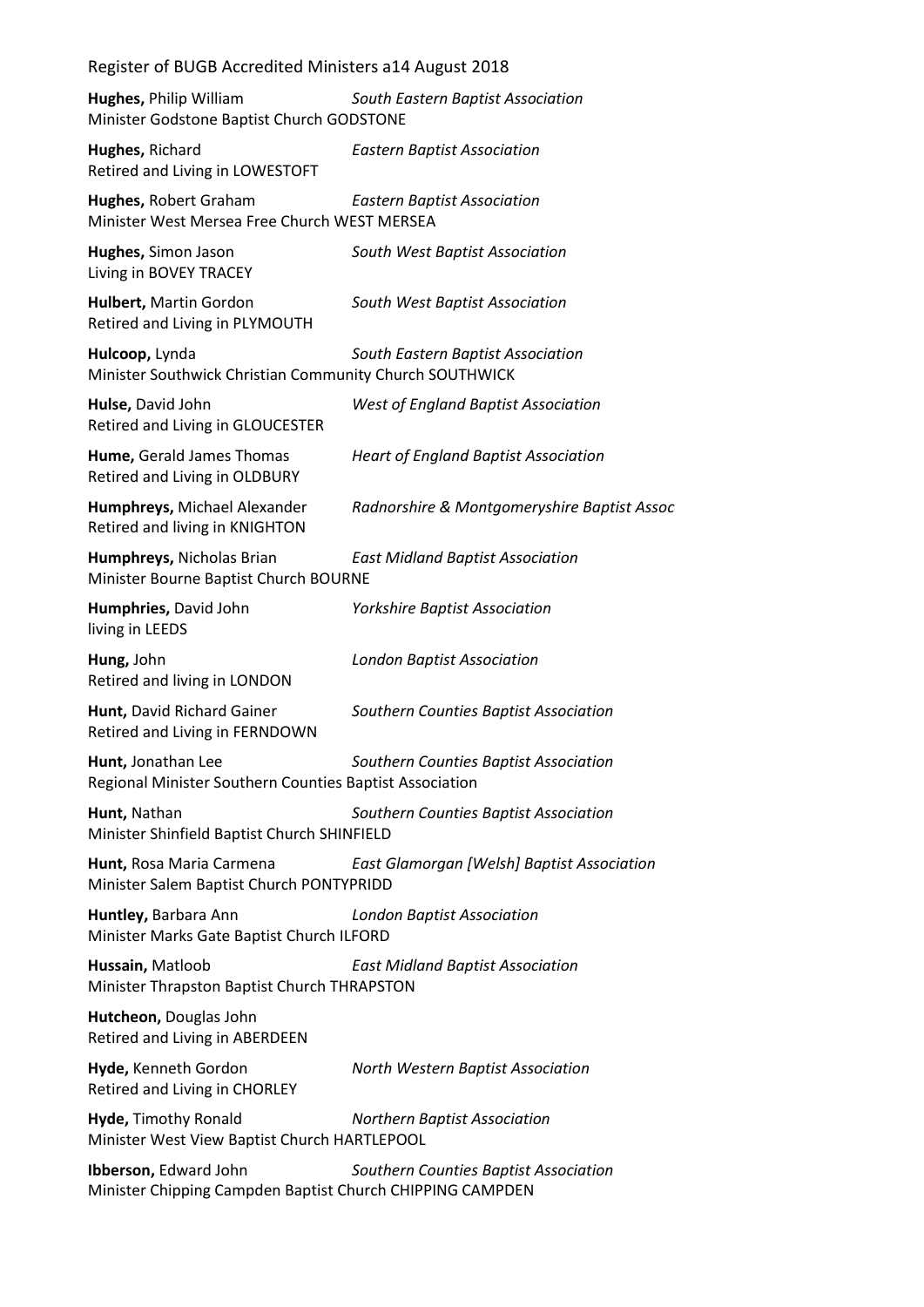**Hughes,** Philip William *South Eastern Baptist Association*
Minister Godstone Baptist Church GODSTONE

**Hughes,** Richard *Eastern Baptist Association*
Retired and Living in LOWESTOFT

**Hughes,** Robert Graham *Eastern Baptist Association*
Minister West Mersea Free Church WEST MERSEA

**Hughes,** Simon Jason *South West Baptist Association*
Living in BOVEY TRACEY

**Hulbert,** Martin Gordon *South West Baptist Association*
Retired and Living in PLYMOUTH

**Hulcoop,** Lynda *South Eastern Baptist Association*
Minister Southwick Christian Community Church SOUTHWICK

**Hulse,** David John *West of England Baptist Association*
Retired and Living in GLOUCESTER

**Hume,** Gerald James Thomas *Heart of England Baptist Association*
Retired and Living in OLDBURY

**Humphreys,** Michael Alexander *Radnorshire & Montgomeryshire Baptist Assoc*
Retired and living in KNIGHTON

**Humphreys,** Nicholas Brian *East Midland Baptist Association*
Minister Bourne Baptist Church BOURNE

**Humphries,** David John *Yorkshire Baptist Association*
living in LEEDS

**Hung,** John *London Baptist Association*
Retired and living in LONDON

**Hunt,** David Richard Gainer *Southern Counties Baptist Association*
Retired and Living in FERNDOWN

**Hunt,** Jonathan Lee *Southern Counties Baptist Association*
Regional Minister Southern Counties Baptist Association

**Hunt,** Nathan *Southern Counties Baptist Association*
Minister Shinfield Baptist Church SHINFIELD

**Hunt,** Rosa Maria Carmena *East Glamorgan [Welsh] Baptist Association*
Minister Salem Baptist Church PONTYPRIDD

**Huntley,** Barbara Ann *London Baptist Association*
Minister Marks Gate Baptist Church ILFORD

**Hussain,** Matloob *East Midland Baptist Association*
Minister Thrapston Baptist Church THRAPSTON

**Hutcheon,** Douglas John
Retired and Living in ABERDEEN

**Hyde,** Kenneth Gordon *North Western Baptist Association*
Retired and Living in CHORLEY

**Hyde,** Timothy Ronald *Northern Baptist Association*
Minister West View Baptist Church HARTLEPOOL

**Ibberson,** Edward John *Southern Counties Baptist Association*
Minister Chipping Campden Baptist Church CHIPPING CAMPDEN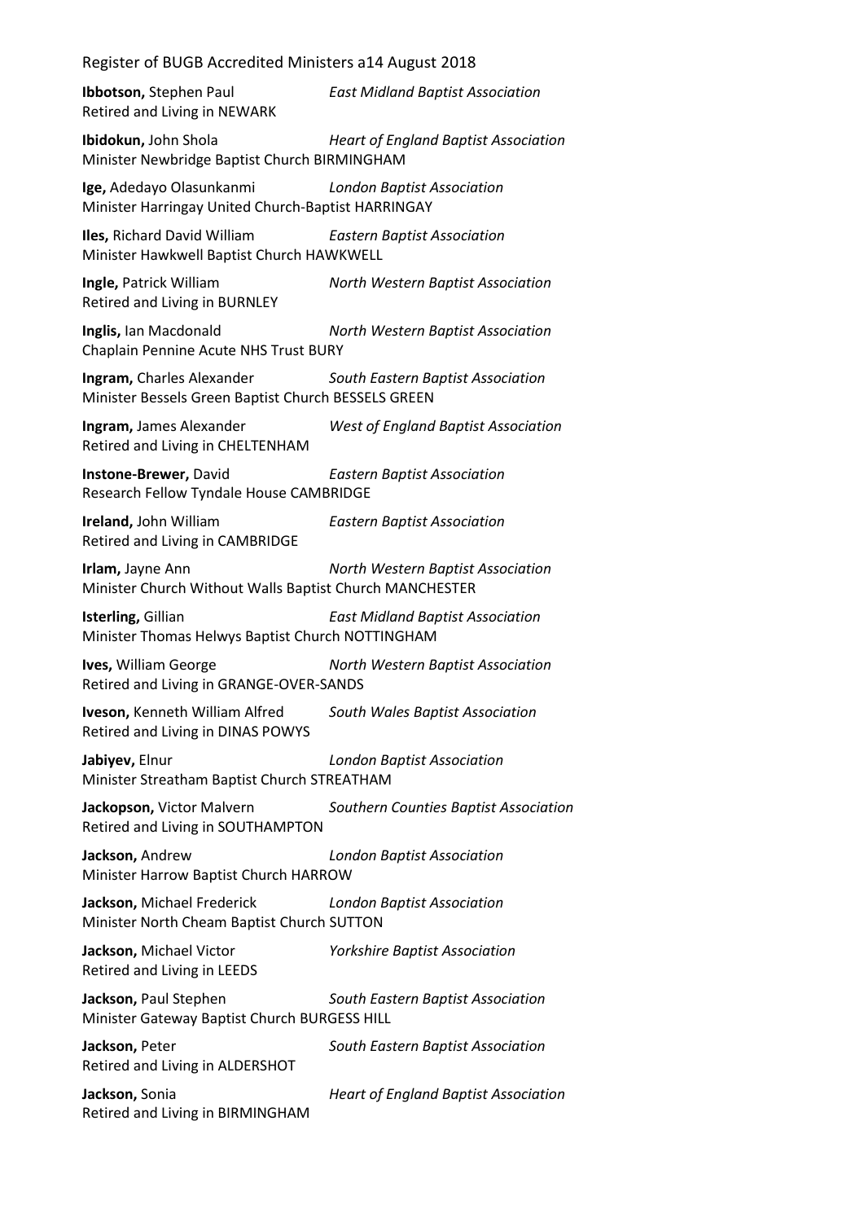**Ibbotson,** Stephen Paul *East Midland Baptist Association*
Retired and Living in NEWARK

**Ibidokun,** John Shola *Heart of England Baptist Association*
Minister Newbridge Baptist Church BIRMINGHAM

**Ige,** Adedayo Olasunkanmi *London Baptist Association*
Minister Harringay United Church-Baptist HARRINGAY

**Iles,** Richard David William *Eastern Baptist Association*
Minister Hawkwell Baptist Church HAWKWELL

**Ingle,** Patrick William *North Western Baptist Association*
Retired and Living in BURNLEY

**Inglis,** Ian Macdonald *North Western Baptist Association*
Chaplain Pennine Acute NHS Trust BURY

**Ingram,** Charles Alexander *South Eastern Baptist Association*
Minister Bessels Green Baptist Church BESSELS GREEN

**Ingram,** James Alexander *West of England Baptist Association*
Retired and Living in CHELTENHAM

**Instone-Brewer,** David *Eastern Baptist Association*
Research Fellow Tyndale House CAMBRIDGE

**Ireland,** John William *Eastern Baptist Association*
Retired and Living in CAMBRIDGE

**Irlam,** Jayne Ann *North Western Baptist Association*
Minister Church Without Walls Baptist Church MANCHESTER

**Isterling,** Gillian *East Midland Baptist Association*
Minister Thomas Helwys Baptist Church NOTTINGHAM

**Ives,** William George *North Western Baptist Association*
Retired and Living in GRANGE-OVER-SANDS

**Iveson,** Kenneth William Alfred *South Wales Baptist Association*
Retired and Living in DINAS POWYS

**Jabiyev,** Elnur *London Baptist Association*
Minister Streatham Baptist Church STREATHAM

**Jackopson,** Victor Malvern *Southern Counties Baptist Association*
Retired and Living in SOUTHAMPTON

**Jackson,** Andrew *London Baptist Association*
Minister Harrow Baptist Church HARROW

**Jackson,** Michael Frederick *London Baptist Association*
Minister North Cheam Baptist Church SUTTON

**Jackson,** Michael Victor *Yorkshire Baptist Association*
Retired and Living in LEEDS

**Jackson,** Paul Stephen *South Eastern Baptist Association*
Minister Gateway Baptist Church BURGESS HILL

**Jackson,** Peter *South Eastern Baptist Association*
Retired and Living in ALDERSHOT

**Jackson,** Sonia *Heart of England Baptist Association*
Retired and Living in BIRMINGHAM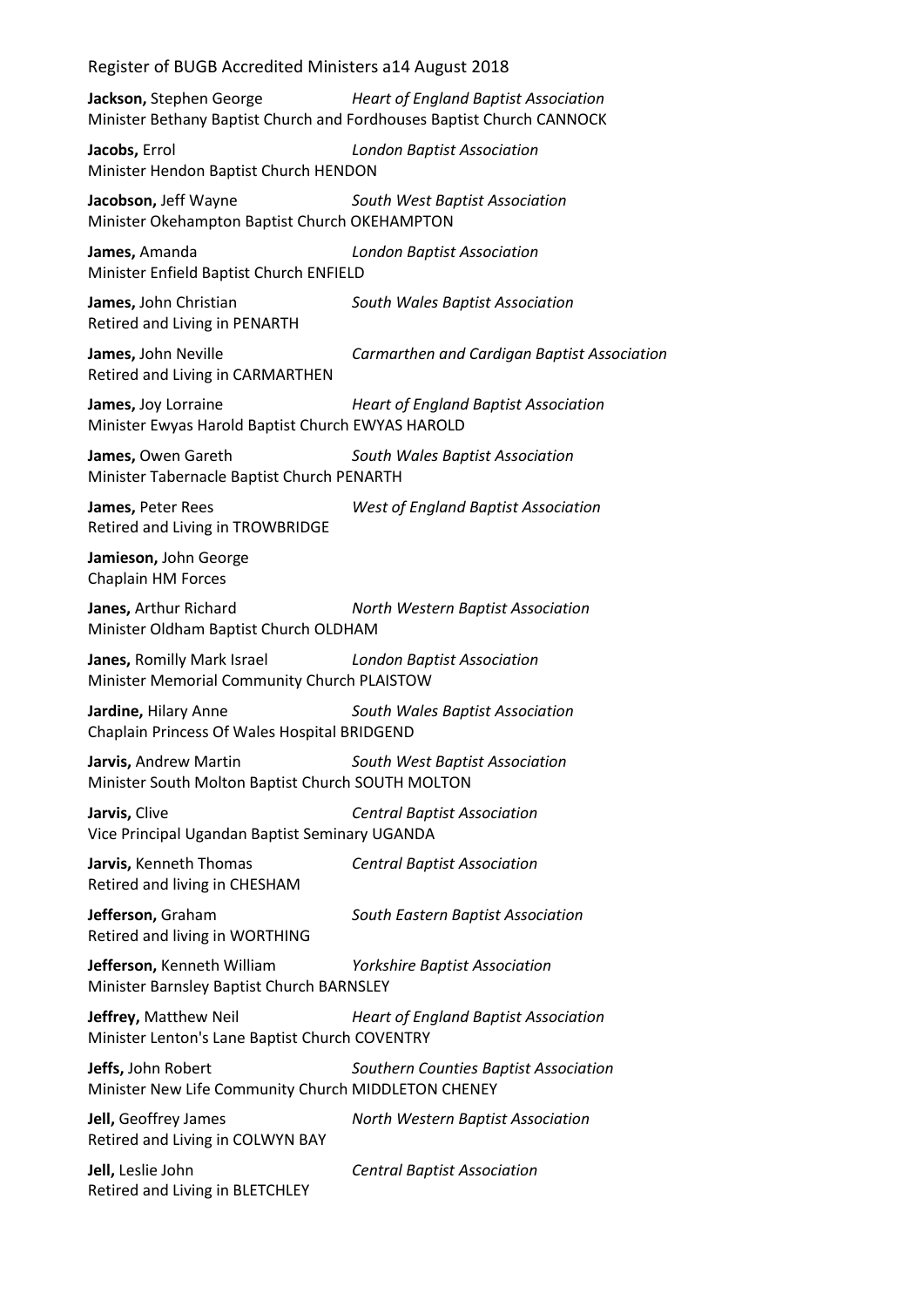**Jackson,** Stephen George *Heart of England Baptist Association*
Minister Bethany Baptist Church and Fordhouses Baptist Church CANNOCK

**Jacobs,** Errol *London Baptist Association*
Minister Hendon Baptist Church HENDON

**Jacobson,** Jeff Wayne *South West Baptist Association*
Minister Okehampton Baptist Church OKEHAMPTON

**James,** Amanda *London Baptist Association*
Minister Enfield Baptist Church ENFIELD

**James,** John Christian *South Wales Baptist Association*
Retired and Living in PENARTH

**James,** John Neville *Carmarthen and Cardigan Baptist Association*
Retired and Living in CARMARTHEN

**James,** Joy Lorraine *Heart of England Baptist Association*
Minister Ewyas Harold Baptist Church EWYAS HAROLD

**James,** Owen Gareth *South Wales Baptist Association*
Minister Tabernacle Baptist Church PENARTH

**James,** Peter Rees *West of England Baptist Association*
Retired and Living in TROWBRIDGE

**Jamieson,** John George
Chaplain HM Forces

**Janes,** Arthur Richard *North Western Baptist Association*
Minister Oldham Baptist Church OLDHAM

**Janes,** Romilly Mark Israel *London Baptist Association*
Minister Memorial Community Church PLAISTOW

**Jardine,** Hilary Anne *South Wales Baptist Association*
Chaplain Princess Of Wales Hospital BRIDGEND

**Jarvis,** Andrew Martin *South West Baptist Association*
Minister South Molton Baptist Church SOUTH MOLTON

**Jarvis,** Clive *Central Baptist Association*
Vice Principal Ugandan Baptist Seminary UGANDA

**Jarvis,** Kenneth Thomas *Central Baptist Association*
Retired and living in CHESHAM

**Jefferson,** Graham *South Eastern Baptist Association*
Retired and living in WORTHING

**Jefferson,** Kenneth William *Yorkshire Baptist Association*
Minister Barnsley Baptist Church BARNSLEY

**Jeffrey,** Matthew Neil *Heart of England Baptist Association*
Minister Lenton's Lane Baptist Church COVENTRY

**Jeffs,** John Robert *Southern Counties Baptist Association*
Minister New Life Community Church MIDDLETON CHENEY

**Jell,** Geoffrey James *North Western Baptist Association*
Retired and Living in COLWYN BAY

**Jell,** Leslie John *Central Baptist Association*
Retired and Living in BLETCHLEY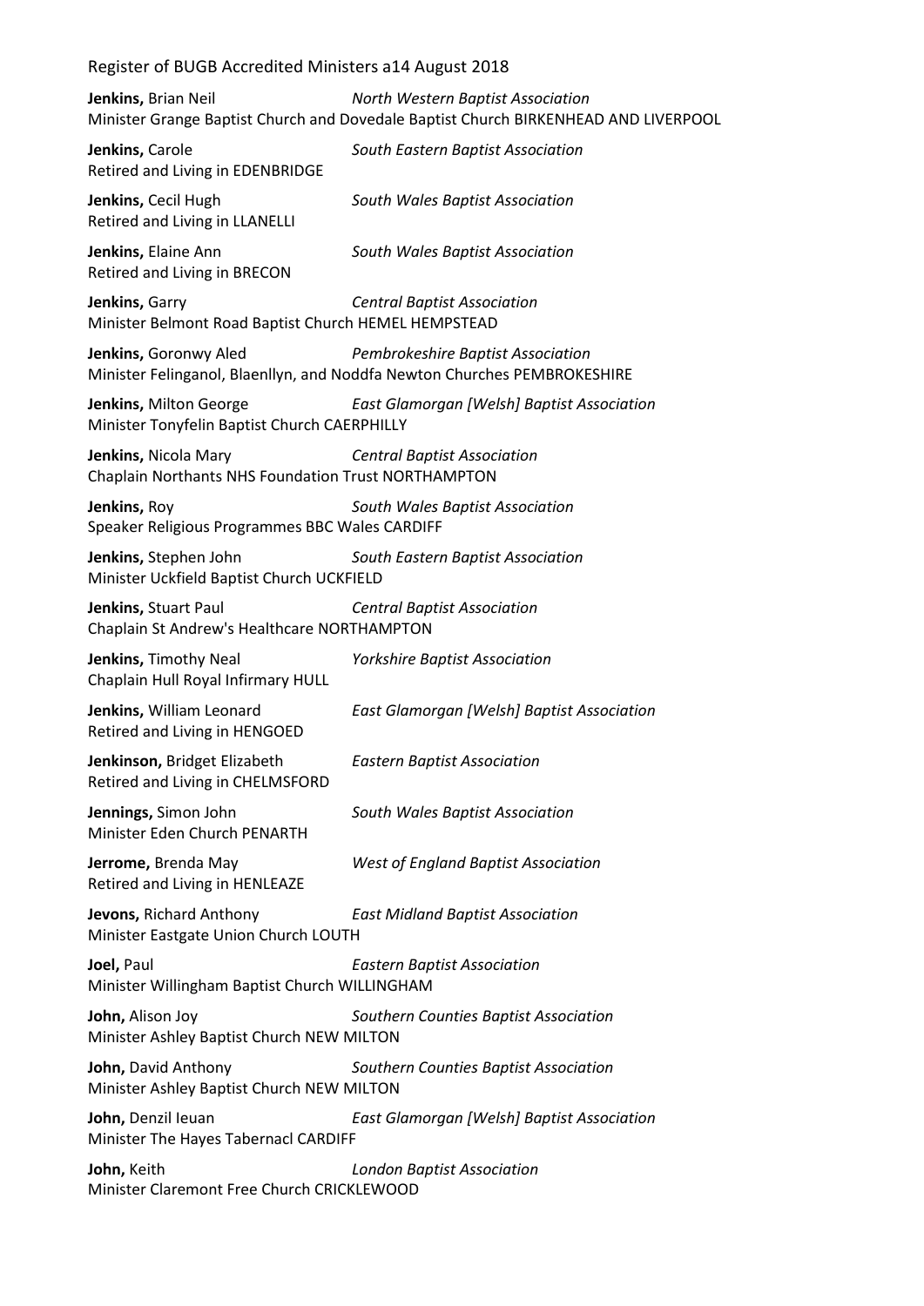**Jenkins,** Brian Neil *North Western Baptist Association*
Minister Grange Baptist Church and Dovedale Baptist Church BIRKENHEAD AND LIVERPOOL

**Jenkins,** Carole *South Eastern Baptist Association*
Retired and Living in EDENBRIDGE

**Jenkins,** Cecil Hugh *South Wales Baptist Association*
Retired and Living in LLANELLI

**Jenkins,** Elaine Ann *South Wales Baptist Association*
Retired and Living in BRECON

**Jenkins,** Garry *Central Baptist Association*
Minister Belmont Road Baptist Church HEMEL HEMPSTEAD

**Jenkins,** Goronwy Aled *Pembrokeshire Baptist Association*
Minister Felinganol, Blaenllyn, and Noddfa Newton Churches PEMBROKESHIRE

**Jenkins,** Milton George *East Glamorgan [Welsh] Baptist Association*
Minister Tonyfelin Baptist Church CAERPHILLY

**Jenkins,** Nicola Mary *Central Baptist Association*
Chaplain Northants NHS Foundation Trust NORTHAMPTON

**Jenkins,** Roy *South Wales Baptist Association*
Speaker Religious Programmes BBC Wales CARDIFF

**Jenkins,** Stephen John *South Eastern Baptist Association*
Minister Uckfield Baptist Church UCKFIELD

**Jenkins,** Stuart Paul *Central Baptist Association*
Chaplain St Andrew's Healthcare NORTHAMPTON

**Jenkins,** Timothy Neal *Yorkshire Baptist Association*
Chaplain Hull Royal Infirmary HULL

**Jenkins,** William Leonard *East Glamorgan [Welsh] Baptist Association*
Retired and Living in HENGOED

**Jenkinson,** Bridget Elizabeth *Eastern Baptist Association*
Retired and Living in CHELMSFORD

**Jennings,** Simon John *South Wales Baptist Association*
Minister Eden Church PENARTH

**Jerrome,** Brenda May *West of England Baptist Association*
Retired and Living in HENLEAZE

**Jevons,** Richard Anthony *East Midland Baptist Association*
Minister Eastgate Union Church LOUTH

**Joel,** Paul *Eastern Baptist Association*
Minister Willingham Baptist Church WILLINGHAM

**John,** Alison Joy *Southern Counties Baptist Association*
Minister Ashley Baptist Church NEW MILTON

**John,** David Anthony *Southern Counties Baptist Association*
Minister Ashley Baptist Church NEW MILTON

**John,** Denzil Ieuan *East Glamorgan [Welsh] Baptist Association*
Minister The Hayes Tabernacl CARDIFF

**John,** Keith *London Baptist Association*
Minister Claremont Free Church CRICKLEWOOD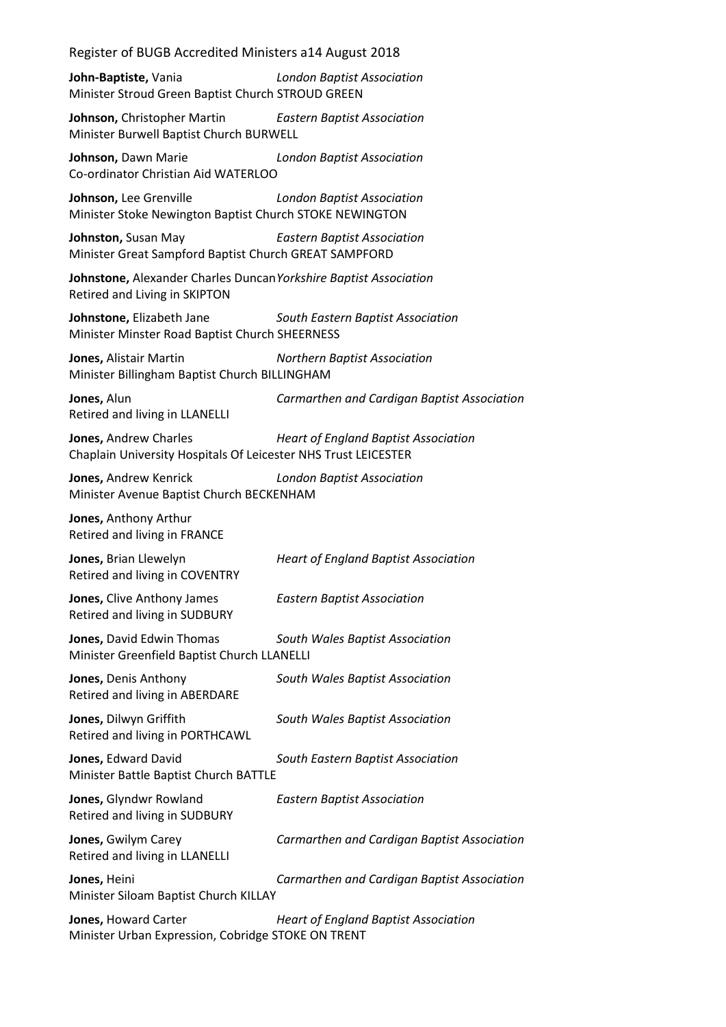**John-Baptiste,** Vania *London Baptist Association*
Minister Stroud Green Baptist Church STROUD GREEN

**Johnson,** Christopher Martin *Eastern Baptist Association*
Minister Burwell Baptist Church BURWELL

**Johnson,** Dawn Marie *London Baptist Association*
Co-ordinator Christian Aid WATERLOO

**Johnson,** Lee Grenville *London Baptist Association*
Minister Stoke Newington Baptist Church STOKE NEWINGTON

**Johnston,** Susan May *Eastern Baptist Association*
Minister Great Sampford Baptist Church GREAT SAMPFORD

**Johnstone,** Alexander Charles Duncan *Yorkshire Baptist Association*
Retired and Living in SKIPTON

**Johnstone,** Elizabeth Jane *South Eastern Baptist Association*
Minister Minster Road Baptist Church SHEERNESS

**Jones,** Alistair Martin *Northern Baptist Association*
Minister Billingham Baptist Church BILLINGHAM

**Jones,** Alun *Carmarthen and Cardigan Baptist Association*
Retired and living in LLANELLI

**Jones,** Andrew Charles *Heart of England Baptist Association*
Chaplain University Hospitals Of Leicester NHS Trust LEICESTER

**Jones,** Andrew Kenrick *London Baptist Association*
Minister Avenue Baptist Church BECKENHAM

**Jones,** Anthony Arthur
Retired and living in FRANCE

**Jones,** Brian Llewelyn *Heart of England Baptist Association*
Retired and living in COVENTRY

**Jones,** Clive Anthony James *Eastern Baptist Association*
Retired and living in SUDBURY

**Jones,** David Edwin Thomas *South Wales Baptist Association*
Minister Greenfield Baptist Church LLANELLI

**Jones,** Denis Anthony *South Wales Baptist Association*
Retired and living in ABERDARE

**Jones,** Dilwyn Griffith *South Wales Baptist Association*
Retired and living in PORTHCAWL

**Jones,** Edward David *South Eastern Baptist Association*
Minister Battle Baptist Church BATTLE

**Jones,** Glyndwr Rowland *Eastern Baptist Association*
Retired and living in SUDBURY

**Jones,** Gwilym Carey *Carmarthen and Cardigan Baptist Association*
Retired and living in LLANELLI

**Jones,** Heini *Carmarthen and Cardigan Baptist Association*
Minister Siloam Baptist Church KILLAY

**Jones,** Howard Carter *Heart of England Baptist Association*
Minister Urban Expression, Cobridge STOKE ON TRENT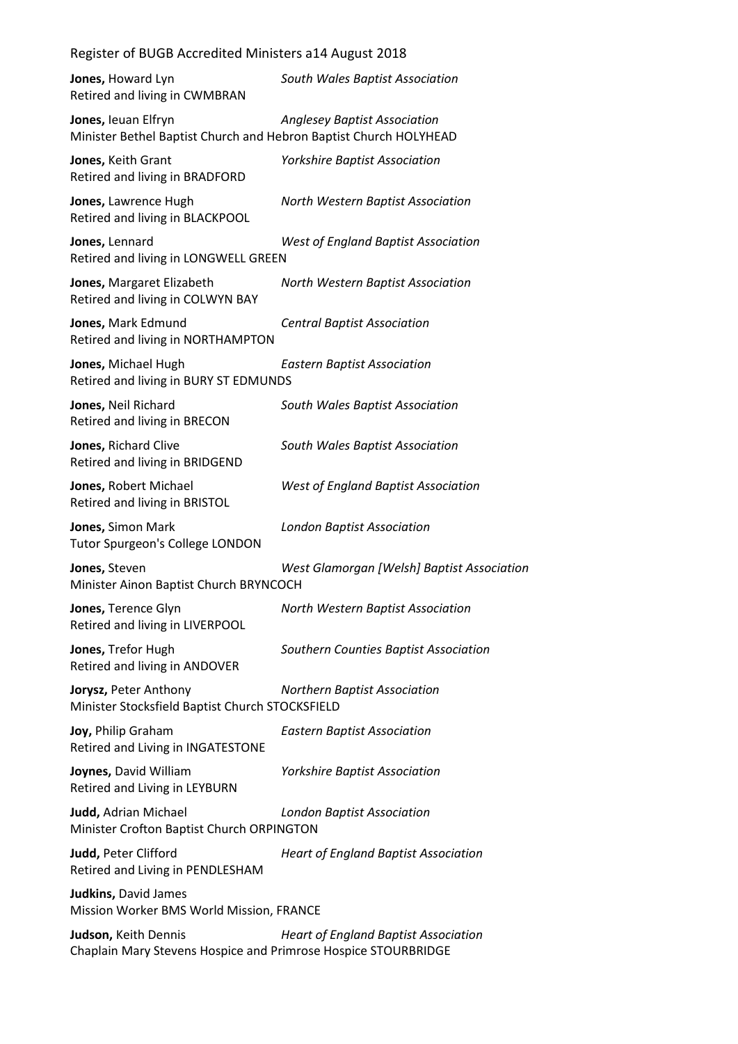**Jones,** Howard Lyn *South Wales Baptist Association*
Retired and living in CWMBRAN

**Jones,** Ieuan Elfryn *Anglesey Baptist Association*
Minister Bethel Baptist Church and Hebron Baptist Church HOLYHEAD

**Jones,** Keith Grant *Yorkshire Baptist Association*
Retired and living in BRADFORD

**Jones,** Lawrence Hugh *North Western Baptist Association*
Retired and living in BLACKPOOL

**Jones,** Lennard *West of England Baptist Association*
Retired and living in LONGWELL GREEN

**Jones,** Margaret Elizabeth *North Western Baptist Association*
Retired and living in COLWYN BAY

**Jones,** Mark Edmund *Central Baptist Association*
Retired and living in NORTHAMPTON

**Jones,** Michael Hugh *Eastern Baptist Association*
Retired and living in BURY ST EDMUNDS

**Jones,** Neil Richard *South Wales Baptist Association*
Retired and living in BRECON

**Jones,** Richard Clive *South Wales Baptist Association*
Retired and living in BRIDGEND

**Jones,** Robert Michael *West of England Baptist Association*
Retired and living in BRISTOL

**Jones,** Simon Mark *London Baptist Association*
Tutor Spurgeon's College LONDON

**Jones,** Steven *West Glamorgan [Welsh] Baptist Association*
Minister Ainon Baptist Church BRYNCOCH

**Jones,** Terence Glyn *North Western Baptist Association*
Retired and living in LIVERPOOL

**Jones,** Trefor Hugh *Southern Counties Baptist Association*
Retired and living in ANDOVER

**Jorysz,** Peter Anthony *Northern Baptist Association*
Minister Stocksfield Baptist Church STOCKSFIELD

**Joy,** Philip Graham *Eastern Baptist Association*
Retired and Living in INGATESTONE

**Joynes,** David William *Yorkshire Baptist Association*
Retired and Living in LEYBURN

**Judd,** Adrian Michael *London Baptist Association*
Minister Crofton Baptist Church ORPINGTON

**Judd,** Peter Clifford *Heart of England Baptist Association*
Retired and Living in PENDLESHAM

**Judkins,** David James
Mission Worker BMS World Mission, FRANCE

**Judson,** Keith Dennis *Heart of England Baptist Association*
Chaplain Mary Stevens Hospice and Primrose Hospice STOURBRIDGE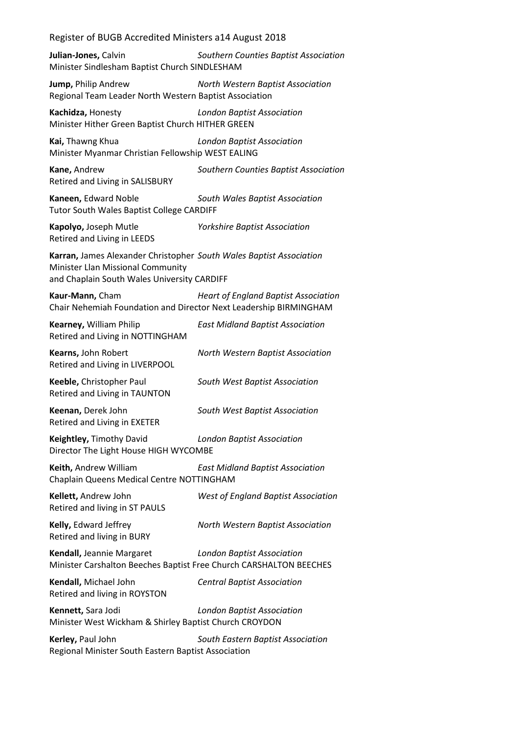**Julian-Jones,** Calvin *Southern Counties Baptist Association*
Minister Sindlesham Baptist Church SINDLESHAM

**Jump,** Philip Andrew *North Western Baptist Association*
Regional Team Leader North Western Baptist Association

**Kachidza,** Honesty *London Baptist Association*
Minister Hither Green Baptist Church HITHER GREEN

**Kai,** Thawng Khua *London Baptist Association*
Minister Myanmar Christian Fellowship WEST EALING

**Kane,** Andrew *Southern Counties Baptist Association*
Retired and Living in SALISBURY

**Kaneen,** Edward Noble *South Wales Baptist Association*
Tutor South Wales Baptist College CARDIFF

**Kapolyo,** Joseph Mutle *Yorkshire Baptist Association*
Retired and Living in LEEDS

**Karran,** James Alexander Christopher *South Wales Baptist Association*
Minister Llan Missional Community
and Chaplain South Wales University CARDIFF

**Kaur-Mann,** Cham *Heart of England Baptist Association*
Chair Nehemiah Foundation and Director Next Leadership BIRMINGHAM

**Kearney,** William Philip *East Midland Baptist Association*
Retired and Living in NOTTINGHAM

**Kearns,** John Robert *North Western Baptist Association*
Retired and Living in LIVERPOOL

**Keeble,** Christopher Paul *South West Baptist Association*
Retired and Living in TAUNTON

**Keenan,** Derek John *South West Baptist Association*
Retired and Living in EXETER

**Keightley,** Timothy David *London Baptist Association*
Director The Light House HIGH WYCOMBE

**Keith,** Andrew William *East Midland Baptist Association*
Chaplain Queens Medical Centre NOTTINGHAM

**Kellett,** Andrew John *West of England Baptist Association*
Retired and living in ST PAULS

**Kelly,** Edward Jeffrey *North Western Baptist Association*
Retired and living in BURY

**Kendall,** Jeannie Margaret *London Baptist Association*
Minister Carshalton Beeches Baptist Free Church CARSHALTON BEECHES

**Kendall,** Michael John *Central Baptist Association*
Retired and living in ROYSTON

**Kennett,** Sara Jodi *London Baptist Association*
Minister West Wickham & Shirley Baptist Church CROYDON

**Kerley,** Paul John *South Eastern Baptist Association*
Regional Minister South Eastern Baptist Association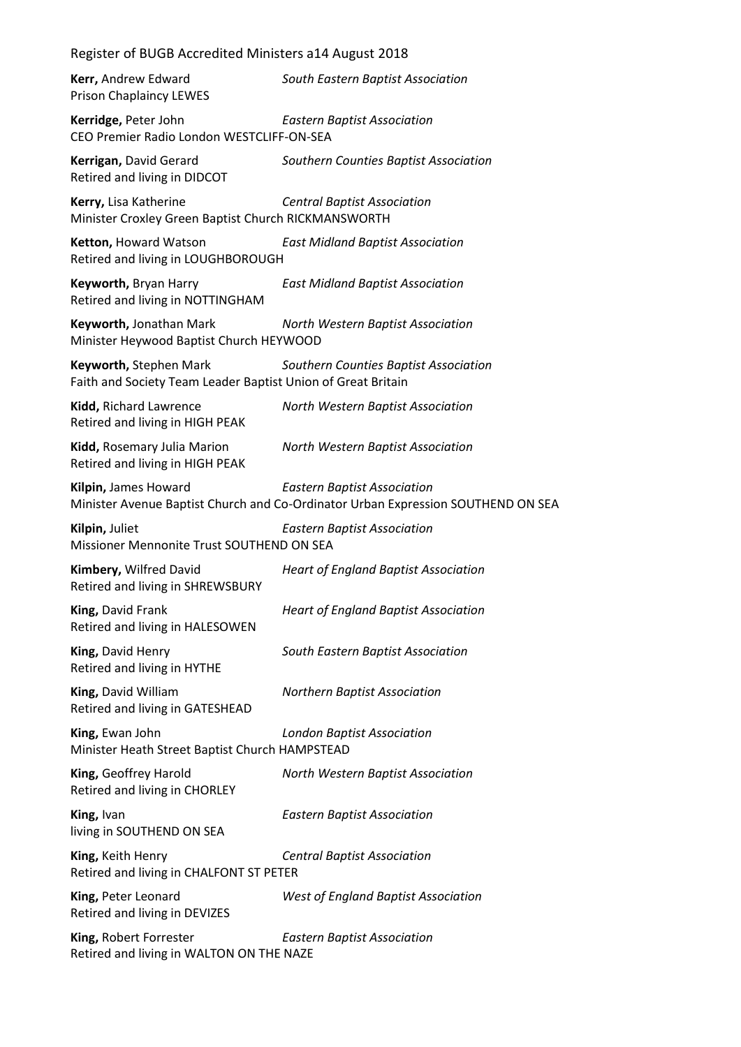**Kerr,** Andrew Edward *South Eastern Baptist Association*
Prison Chaplaincy LEWES

**Kerridge,** Peter John *Eastern Baptist Association*
CEO Premier Radio London WESTCLIFF-ON-SEA

**Kerrigan,** David Gerard *Southern Counties Baptist Association*
Retired and living in DIDCOT

**Kerry,** Lisa Katherine *Central Baptist Association*
Minister Croxley Green Baptist Church RICKMANSWORTH

**Ketton,** Howard Watson *East Midland Baptist Association*
Retired and living in LOUGHBOROUGH

**Keyworth,** Bryan Harry *East Midland Baptist Association*
Retired and living in NOTTINGHAM

**Keyworth,** Jonathan Mark *North Western Baptist Association*
Minister Heywood Baptist Church HEYWOOD

**Keyworth,** Stephen Mark *Southern Counties Baptist Association*
Faith and Society Team Leader Baptist Union of Great Britain

**Kidd,** Richard Lawrence *North Western Baptist Association*
Retired and living in HIGH PEAK

**Kidd,** Rosemary Julia Marion *North Western Baptist Association*
Retired and living in HIGH PEAK

**Kilpin,** James Howard *Eastern Baptist Association*
Minister Avenue Baptist Church and Co-Ordinator Urban Expression SOUTHEND ON SEA

**Kilpin,** Juliet *Eastern Baptist Association*
Missioner Mennonite Trust SOUTHEND ON SEA

**Kimbery,** Wilfred David *Heart of England Baptist Association*
Retired and living in SHREWSBURY

**King,** David Frank *Heart of England Baptist Association*
Retired and living in HALESOWEN

**King,** David Henry *South Eastern Baptist Association*
Retired and living in HYTHE

**King,** David William *Northern Baptist Association*
Retired and living in GATESHEAD

**King,** Ewan John *London Baptist Association*
Minister Heath Street Baptist Church HAMPSTEAD

**King,** Geoffrey Harold *North Western Baptist Association*
Retired and living in CHORLEY

**King,** Ivan *Eastern Baptist Association*
living in SOUTHEND ON SEA

**King,** Keith Henry *Central Baptist Association*
Retired and living in CHALFONT ST PETER

**King,** Peter Leonard *West of England Baptist Association*
Retired and living in DEVIZES

**King,** Robert Forrester *Eastern Baptist Association*
Retired and living in WALTON ON THE NAZE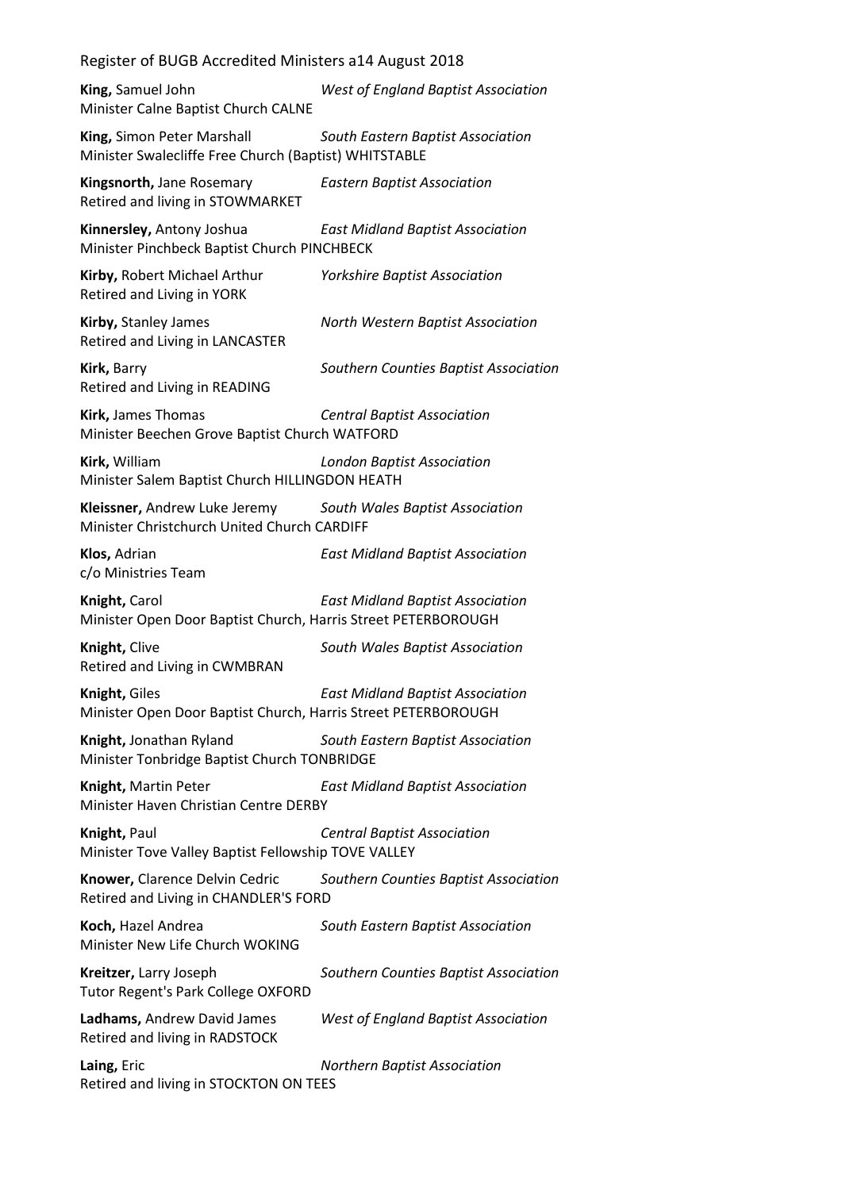**King,** Samuel John *West of England Baptist Association*
Minister Calne Baptist Church CALNE

**King,** Simon Peter Marshall *South Eastern Baptist Association*
Minister Swalecliffe Free Church (Baptist) WHITSTABLE

**Kingsnorth,** Jane Rosemary *Eastern Baptist Association*
Retired and living in STOWMARKET

**Kinnersley,** Antony Joshua *East Midland Baptist Association*
Minister Pinchbeck Baptist Church PINCHBECK

**Kirby,** Robert Michael Arthur *Yorkshire Baptist Association*
Retired and Living in YORK

**Kirby,** Stanley James *North Western Baptist Association*
Retired and Living in LANCASTER

**Kirk,** Barry *Southern Counties Baptist Association*
Retired and Living in READING

**Kirk,** James Thomas *Central Baptist Association*
Minister Beechen Grove Baptist Church WATFORD

**Kirk,** William *London Baptist Association*
Minister Salem Baptist Church HILLINGDON HEATH

**Kleissner,** Andrew Luke Jeremy *South Wales Baptist Association*
Minister Christchurch United Church CARDIFF

**Klos,** Adrian *East Midland Baptist Association*
c/o Ministries Team

**Knight,** Carol *East Midland Baptist Association*
Minister Open Door Baptist Church, Harris Street PETERBOROUGH

**Knight,** Clive *South Wales Baptist Association*
Retired and Living in CWMBRAN

**Knight,** Giles *East Midland Baptist Association*
Minister Open Door Baptist Church, Harris Street PETERBOROUGH

**Knight,** Jonathan Ryland *South Eastern Baptist Association*
Minister Tonbridge Baptist Church TONBRIDGE

**Knight,** Martin Peter *East Midland Baptist Association*
Minister Haven Christian Centre DERBY

**Knight,** Paul *Central Baptist Association*
Minister Tove Valley Baptist Fellowship TOVE VALLEY

**Knower,** Clarence Delvin Cedric *Southern Counties Baptist Association*
Retired and Living in CHANDLER'S FORD

**Koch,** Hazel Andrea *South Eastern Baptist Association*
Minister New Life Church WOKING

**Kreitzer,** Larry Joseph *Southern Counties Baptist Association*
Tutor Regent's Park College OXFORD

**Ladhams,** Andrew David James *West of England Baptist Association*
Retired and living in RADSTOCK

**Laing,** Eric *Northern Baptist Association*
Retired and living in STOCKTON ON TEES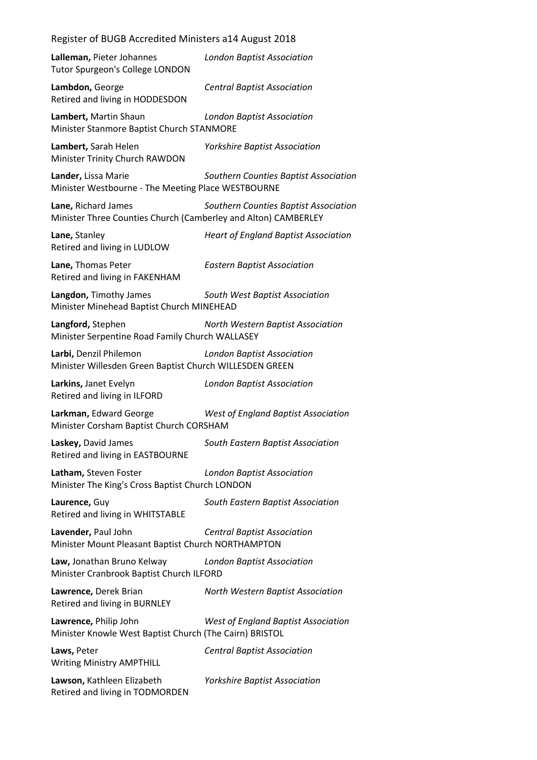**Lalleman,** Pieter Johannes *London Baptist Association*
Tutor Spurgeon's College LONDON

**Lambdon,** George *Central Baptist Association*
Retired and living in HODDESDON

**Lambert,** Martin Shaun *London Baptist Association*
Minister Stanmore Baptist Church STANMORE

**Lambert,** Sarah Helen *Yorkshire Baptist Association*
Minister Trinity Church RAWDON

**Lander,** Lissa Marie *Southern Counties Baptist Association*
Minister Westbourne - The Meeting Place WESTBOURNE

**Lane,** Richard James *Southern Counties Baptist Association*
Minister Three Counties Church (Camberley and Alton) CAMBERLEY

**Lane,** Stanley *Heart of England Baptist Association*
Retired and living in LUDLOW

**Lane,** Thomas Peter *Eastern Baptist Association*
Retired and living in FAKENHAM

**Langdon,** Timothy James *South West Baptist Association*
Minister Minehead Baptist Church MINEHEAD

**Langford,** Stephen *North Western Baptist Association*
Minister Serpentine Road Family Church WALLASEY

**Larbi,** Denzil Philemon *London Baptist Association*
Minister Willesden Green Baptist Church WILLESDEN GREEN

**Larkins,** Janet Evelyn *London Baptist Association*
Retired and living in ILFORD

**Larkman,** Edward George *West of England Baptist Association*
Minister Corsham Baptist Church CORSHAM

**Laskey,** David James *South Eastern Baptist Association*
Retired and living in EASTBOURNE

**Latham,** Steven Foster *London Baptist Association*
Minister The King's Cross Baptist Church LONDON

**Laurence,** Guy *South Eastern Baptist Association*
Retired and living in WHITSTABLE

**Lavender,** Paul John *Central Baptist Association*
Minister Mount Pleasant Baptist Church NORTHAMPTON

**Law,** Jonathan Bruno Kelway *London Baptist Association*
Minister Cranbrook Baptist Church ILFORD

**Lawrence,** Derek Brian *North Western Baptist Association*
Retired and living in BURNLEY

**Lawrence,** Philip John *West of England Baptist Association*
Minister Knowle West Baptist Church (The Cairn) BRISTOL

**Laws,** Peter *Central Baptist Association*
Writing Ministry AMPTHILL

**Lawson,** Kathleen Elizabeth *Yorkshire Baptist Association*
Retired and living in TODMORDEN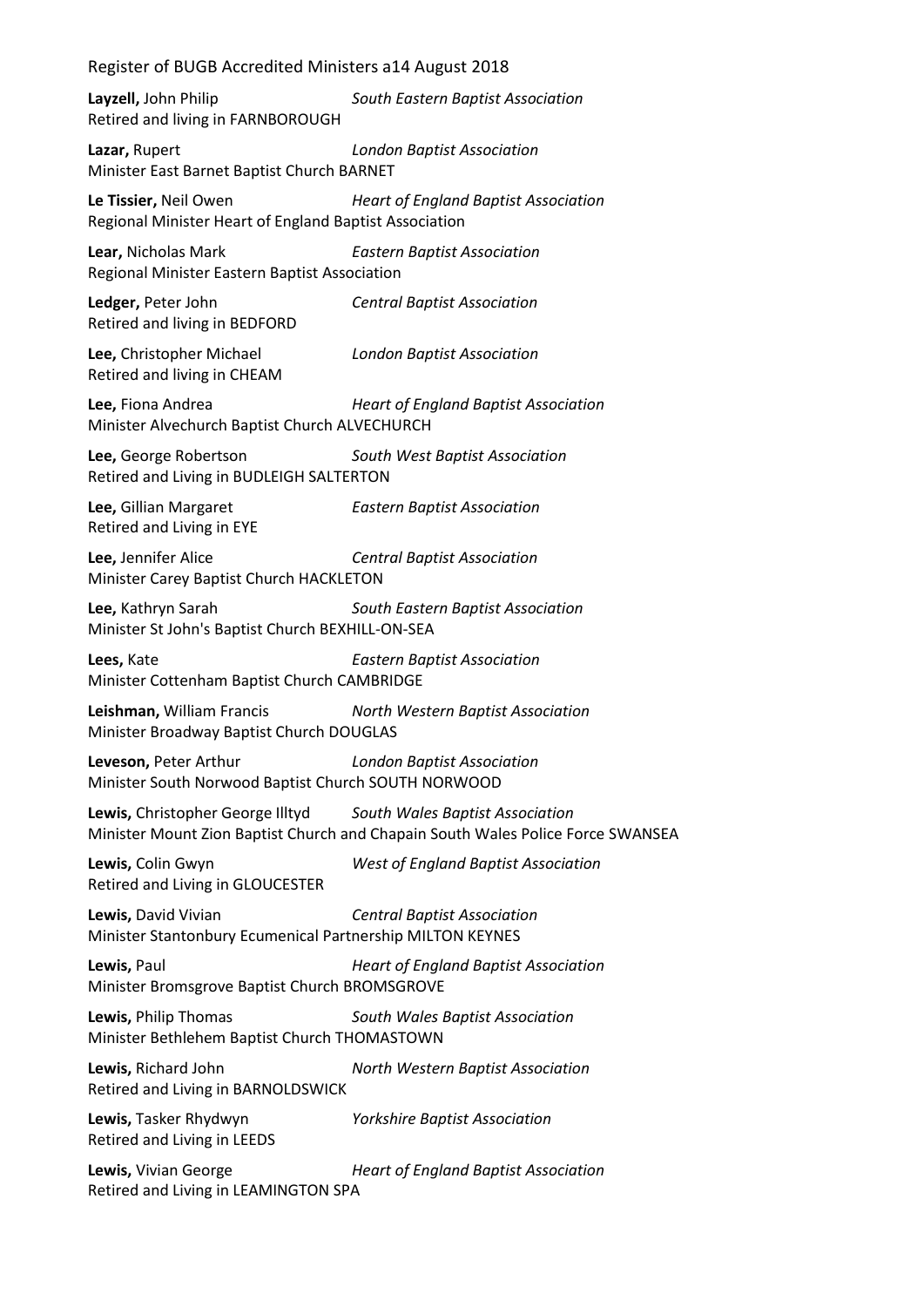**Layzell,** John Philip *South Eastern Baptist Association*
Retired and living in FARNBOROUGH

**Lazar,** Rupert *London Baptist Association*
Minister East Barnet Baptist Church BARNET

**Le Tissier,** Neil Owen *Heart of England Baptist Association*
Regional Minister Heart of England Baptist Association

**Lear,** Nicholas Mark *Eastern Baptist Association*
Regional Minister Eastern Baptist Association

**Ledger,** Peter John *Central Baptist Association*
Retired and living in BEDFORD

**Lee,** Christopher Michael *London Baptist Association*
Retired and living in CHEAM

**Lee,** Fiona Andrea *Heart of England Baptist Association*
Minister Alvechurch Baptist Church ALVECHURCH

**Lee,** George Robertson *South West Baptist Association*
Retired and Living in BUDLEIGH SALTERTON

**Lee,** Gillian Margaret *Eastern Baptist Association*
Retired and Living in EYE

**Lee,** Jennifer Alice *Central Baptist Association*
Minister Carey Baptist Church HACKLETON

**Lee,** Kathryn Sarah *South Eastern Baptist Association*
Minister St John's Baptist Church BEXHILL-ON-SEA

**Lees,** Kate *Eastern Baptist Association*
Minister Cottenham Baptist Church CAMBRIDGE

**Leishman,** William Francis *North Western Baptist Association*
Minister Broadway Baptist Church DOUGLAS

**Leveson,** Peter Arthur *London Baptist Association*
Minister South Norwood Baptist Church SOUTH NORWOOD

**Lewis,** Christopher George Illtyd *South Wales Baptist Association*
Minister Mount Zion Baptist Church and Chapain South Wales Police Force SWANSEA

**Lewis,** Colin Gwyn *West of England Baptist Association*
Retired and Living in GLOUCESTER

**Lewis,** David Vivian *Central Baptist Association*
Minister Stantonbury Ecumenical Partnership MILTON KEYNES

**Lewis,** Paul *Heart of England Baptist Association*
Minister Bromsgrove Baptist Church BROMSGROVE

**Lewis,** Philip Thomas *South Wales Baptist Association*
Minister Bethlehem Baptist Church THOMASTOWN

**Lewis,** Richard John *North Western Baptist Association*
Retired and Living in BARNOLDSWICK

**Lewis,** Tasker Rhydwyn *Yorkshire Baptist Association*
Retired and Living in LEEDS

**Lewis,** Vivian George *Heart of England Baptist Association*
Retired and Living in LEAMINGTON SPA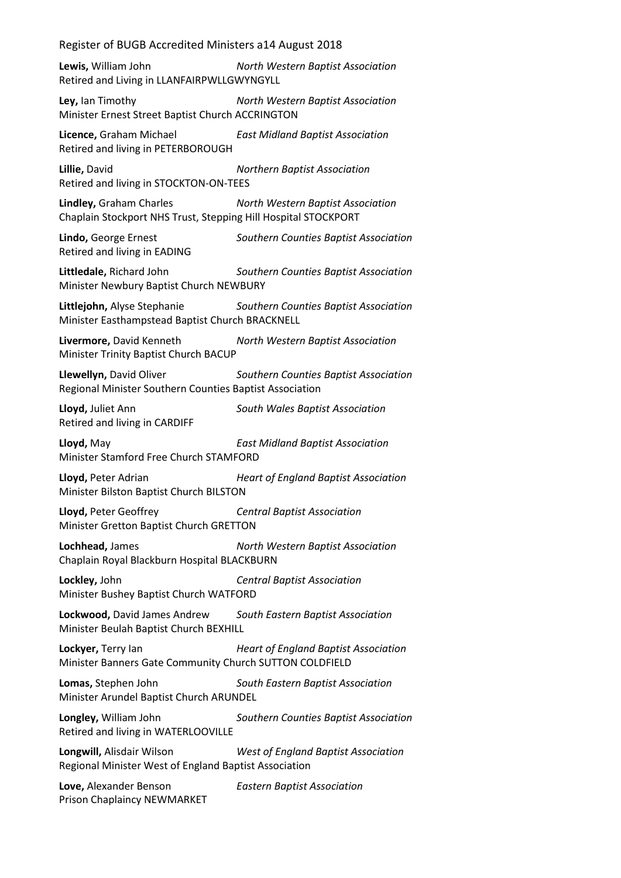**Lewis,** William John *North Western Baptist Association*
Retired and Living in LLANFAIRPWLLGWYNGYLL

**Ley,** Ian Timothy *North Western Baptist Association*
Minister Ernest Street Baptist Church ACCRINGTON

**Licence,** Graham Michael *East Midland Baptist Association*
Retired and living in PETERBOROUGH

**Lillie,** David *Northern Baptist Association*
Retired and living in STOCKTON-ON-TEES

**Lindley,** Graham Charles *North Western Baptist Association*
Chaplain Stockport NHS Trust, Stepping Hill Hospital STOCKPORT

**Lindo,** George Ernest *Southern Counties Baptist Association*
Retired and living in EADING

**Littledale,** Richard John *Southern Counties Baptist Association*
Minister Newbury Baptist Church NEWBURY

**Littlejohn,** Alyse Stephanie *Southern Counties Baptist Association*
Minister Easthampstead Baptist Church BRACKNELL

**Livermore,** David Kenneth *North Western Baptist Association*
Minister Trinity Baptist Church BACUP

**Llewellyn,** David Oliver *Southern Counties Baptist Association*
Regional Minister Southern Counties Baptist Association

**Lloyd,** Juliet Ann *South Wales Baptist Association*
Retired and living in CARDIFF

**Lloyd,** May *East Midland Baptist Association*
Minister Stamford Free Church STAMFORD

**Lloyd,** Peter Adrian *Heart of England Baptist Association*
Minister Bilston Baptist Church BILSTON

**Lloyd,** Peter Geoffrey *Central Baptist Association*
Minister Gretton Baptist Church GRETTON

**Lochhead,** James *North Western Baptist Association*
Chaplain Royal Blackburn Hospital BLACKBURN

**Lockley,** John *Central Baptist Association*
Minister Bushey Baptist Church WATFORD

**Lockwood,** David James Andrew *South Eastern Baptist Association*
Minister Beulah Baptist Church BEXHILL

**Lockyer,** Terry Ian *Heart of England Baptist Association*
Minister Banners Gate Community Church SUTTON COLDFIELD

**Lomas,** Stephen John *South Eastern Baptist Association*
Minister Arundel Baptist Church ARUNDEL

**Longley,** William John *Southern Counties Baptist Association*
Retired and living in WATERLOOVILLE

**Longwill,** Alisdair Wilson *West of England Baptist Association*
Regional Minister West of England Baptist Association

**Love,** Alexander Benson *Eastern Baptist Association*
Prison Chaplaincy NEWMARKET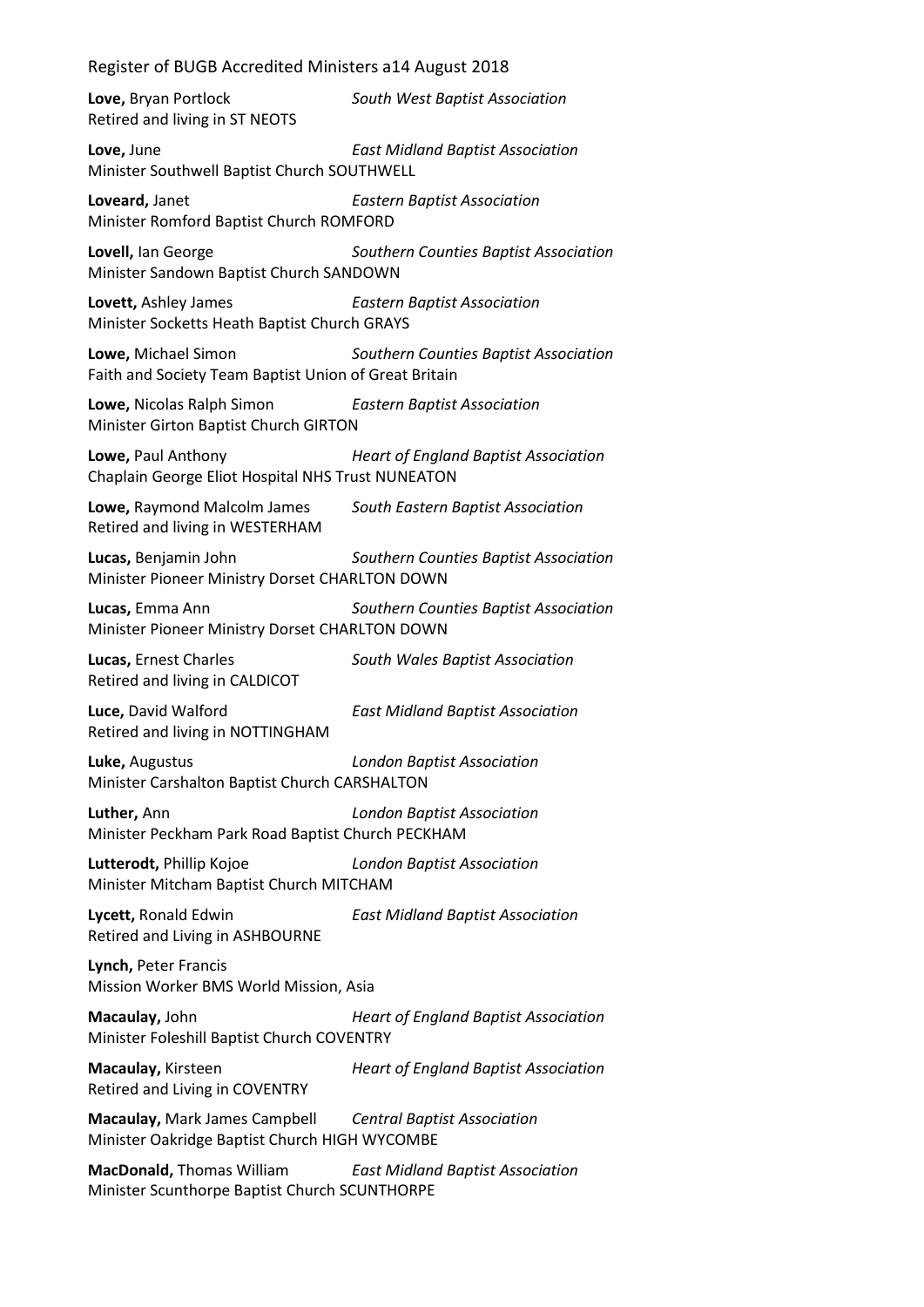**Love,** Bryan Portlock *South West Baptist Association*
Retired and living in ST NEOTS

**Love,** June *East Midland Baptist Association*
Minister Southwell Baptist Church SOUTHWELL

**Loveard,** Janet *Eastern Baptist Association*
Minister Romford Baptist Church ROMFORD

**Lovell,** Ian George *Southern Counties Baptist Association*
Minister Sandown Baptist Church SANDOWN

**Lovett,** Ashley James *Eastern Baptist Association*
Minister Socketts Heath Baptist Church GRAYS

**Lowe,** Michael Simon *Southern Counties Baptist Association*
Faith and Society Team Baptist Union of Great Britain

**Lowe,** Nicolas Ralph Simon *Eastern Baptist Association*
Minister Girton Baptist Church GIRTON

**Lowe,** Paul Anthony *Heart of England Baptist Association*
Chaplain George Eliot Hospital NHS Trust NUNEATON

**Lowe,** Raymond Malcolm James *South Eastern Baptist Association*
Retired and living in WESTERHAM

**Lucas,** Benjamin John *Southern Counties Baptist Association*
Minister Pioneer Ministry Dorset CHARLTON DOWN

**Lucas,** Emma Ann *Southern Counties Baptist Association*
Minister Pioneer Ministry Dorset CHARLTON DOWN

**Lucas,** Ernest Charles *South Wales Baptist Association*
Retired and living in CALDICOT

**Luce,** David Walford *East Midland Baptist Association*
Retired and living in NOTTINGHAM

**Luke,** Augustus *London Baptist Association*
Minister Carshalton Baptist Church CARSHALTON

**Luther,** Ann *London Baptist Association*
Minister Peckham Park Road Baptist Church PECKHAM

**Lutterodt,** Phillip Kojoe *London Baptist Association*
Minister Mitcham Baptist Church MITCHAM

**Lycett,** Ronald Edwin *East Midland Baptist Association*
Retired and Living in ASHBOURNE

**Lynch,** Peter Francis
Mission Worker BMS World Mission, Asia

**Macaulay,** John *Heart of England Baptist Association*
Minister Foleshill Baptist Church COVENTRY

**Macaulay,** Kirsteen *Heart of England Baptist Association*
Retired and Living in COVENTRY

**Macaulay,** Mark James Campbell *Central Baptist Association*
Minister Oakridge Baptist Church HIGH WYCOMBE

**MacDonald,** Thomas William *East Midland Baptist Association*
Minister Scunthorpe Baptist Church SCUNTHORPE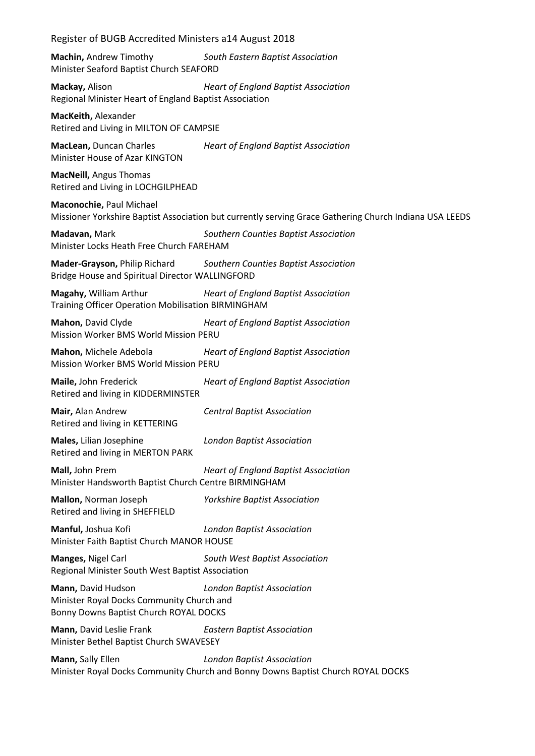**Machin,** Andrew Timothy *South Eastern Baptist Association*
Minister Seaford Baptist Church SEAFORD

**Mackay,** Alison *Heart of England Baptist Association*
Regional Minister Heart of England Baptist Association

**MacKeith,** Alexander
Retired and Living in MILTON OF CAMPSIE

**MacLean,** Duncan Charles *Heart of England Baptist Association*
Minister House of Azar KINGTON

**MacNeill,** Angus Thomas
Retired and Living in LOCHGILPHEAD

**Maconochie,** Paul Michael
Missioner Yorkshire Baptist Association but currently serving Grace Gathering Church Indiana USA LEEDS

**Madavan,** Mark *Southern Counties Baptist Association*
Minister Locks Heath Free Church FAREHAM

**Mader-Grayson,** Philip Richard *Southern Counties Baptist Association*
Bridge House and Spiritual Director WALLINGFORD

**Magahy,** William Arthur *Heart of England Baptist Association*
Training Officer Operation Mobilisation BIRMINGHAM

**Mahon,** David Clyde *Heart of England Baptist Association*
Mission Worker BMS World Mission PERU

**Mahon,** Michele Adebola *Heart of England Baptist Association*
Mission Worker BMS World Mission PERU

**Maile,** John Frederick *Heart of England Baptist Association*
Retired and living in KIDDERMINSTER

**Mair,** Alan Andrew *Central Baptist Association*
Retired and living in KETTERING

**Males,** Lilian Josephine *London Baptist Association*
Retired and living in MERTON PARK

**Mall,** John Prem *Heart of England Baptist Association*
Minister Handsworth Baptist Church Centre BIRMINGHAM

**Mallon,** Norman Joseph *Yorkshire Baptist Association*
Retired and living in SHEFFIELD

**Manful,** Joshua Kofi *London Baptist Association*
Minister Faith Baptist Church MANOR HOUSE

**Manges,** Nigel Carl *South West Baptist Association*
Regional Minister South West Baptist Association

**Mann,** David Hudson *London Baptist Association*
Minister Royal Docks Community Church and
Bonny Downs Baptist Church ROYAL DOCKS

**Mann,** David Leslie Frank *Eastern Baptist Association*
Minister Bethel Baptist Church SWAVESEY

**Mann,** Sally Ellen *London Baptist Association*
Minister Royal Docks Community Church and Bonny Downs Baptist Church ROYAL DOCKS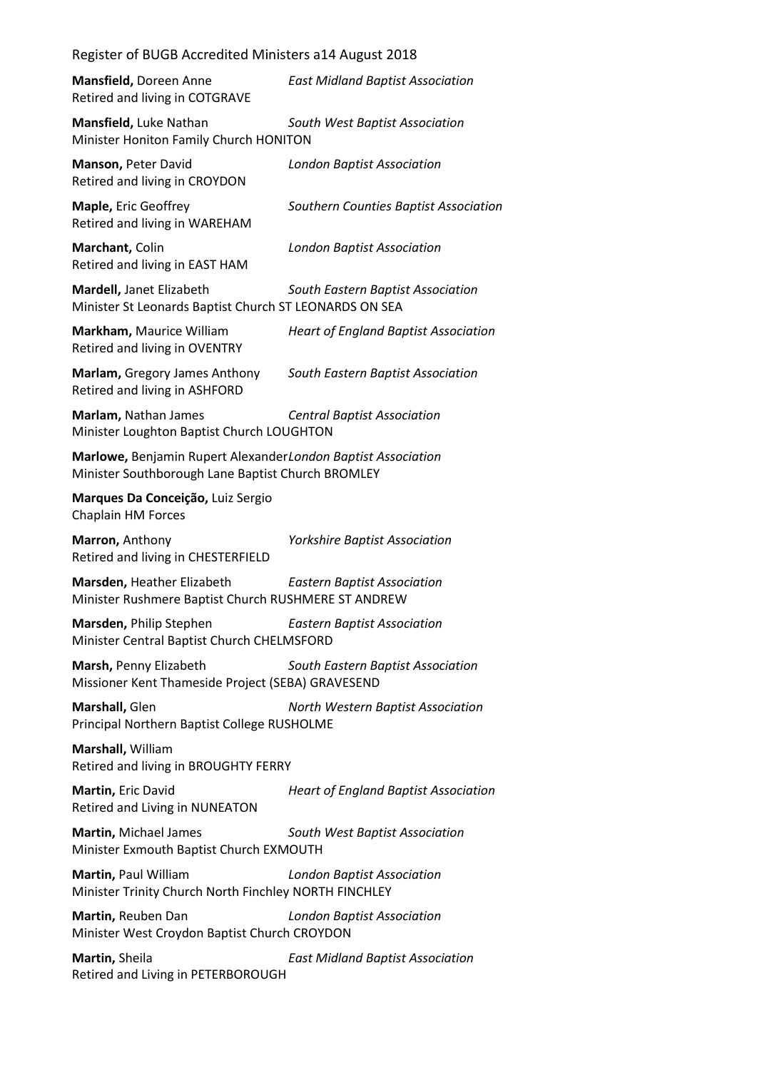**Mansfield,** Doreen Anne *East Midland Baptist Association*
Retired and living in COTGRAVE

**Mansfield,** Luke Nathan *South West Baptist Association*
Minister Honiton Family Church HONITON

**Manson,** Peter David *London Baptist Association*
Retired and living in CROYDON

**Maple,** Eric Geoffrey *Southern Counties Baptist Association*
Retired and living in WAREHAM

**Marchant,** Colin *London Baptist Association*
Retired and living in EAST HAM

**Mardell,** Janet Elizabeth *South Eastern Baptist Association*
Minister St Leonards Baptist Church ST LEONARDS ON SEA

**Markham,** Maurice William *Heart of England Baptist Association*
Retired and living in OVENTRY

**Marlam,** Gregory James Anthony *South Eastern Baptist Association*
Retired and living in ASHFORD

**Marlam,** Nathan James *Central Baptist Association*
Minister Loughton Baptist Church LOUGHTON

**Marlowe,** Benjamin Rupert Alexander *London Baptist Association*
Minister Southborough Lane Baptist Church BROMLEY

**Marques Da Conceição,** Luiz Sergio
Chaplain HM Forces

**Marron,** Anthony *Yorkshire Baptist Association*
Retired and living in CHESTERFIELD

**Marsden,** Heather Elizabeth *Eastern Baptist Association*
Minister Rushmere Baptist Church RUSHMERE ST ANDREW

**Marsden,** Philip Stephen *Eastern Baptist Association*
Minister Central Baptist Church CHELMSFORD

**Marsh,** Penny Elizabeth *South Eastern Baptist Association*
Missioner Kent Thameside Project (SEBA) GRAVESEND

**Marshall,** Glen *North Western Baptist Association*
Principal Northern Baptist College RUSHOLME

**Marshall,** William
Retired and living in BROUGHTY FERRY

**Martin,** Eric David *Heart of England Baptist Association*
Retired and Living in NUNEATON

**Martin,** Michael James *South West Baptist Association*
Minister Exmouth Baptist Church EXMOUTH

**Martin,** Paul William *London Baptist Association*
Minister Trinity Church North Finchley NORTH FINCHLEY

**Martin,** Reuben Dan *London Baptist Association*
Minister West Croydon Baptist Church CROYDON

**Martin,** Sheila *East Midland Baptist Association*
Retired and Living in PETERBOROUGH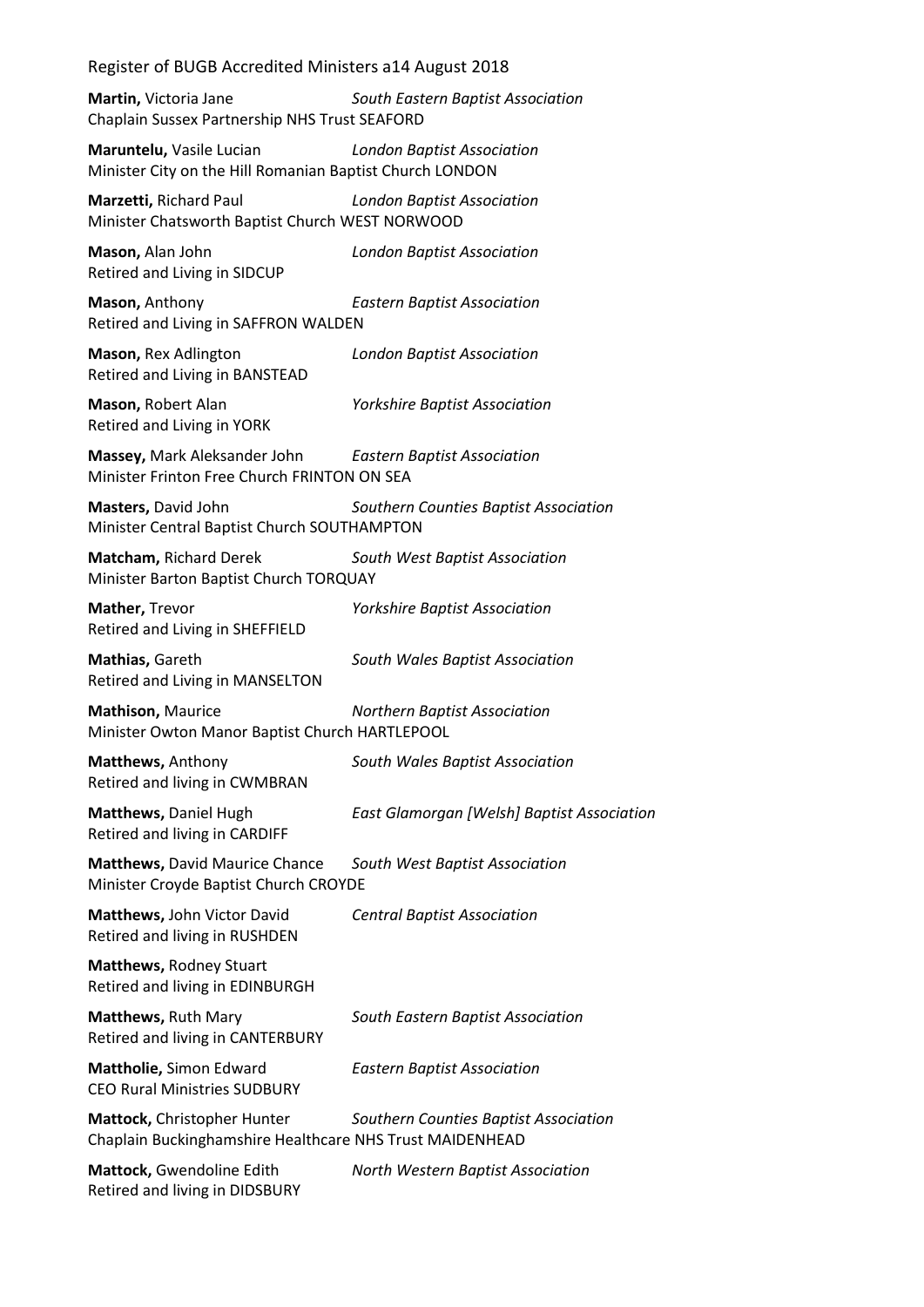**Martin,** Victoria Jane *South Eastern Baptist Association*
Chaplain Sussex Partnership NHS Trust SEAFORD

**Maruntelu,** Vasile Lucian *London Baptist Association*
Minister City on the Hill Romanian Baptist Church LONDON

**Marzetti,** Richard Paul *London Baptist Association*
Minister Chatsworth Baptist Church WEST NORWOOD

**Mason,** Alan John *London Baptist Association*
Retired and Living in SIDCUP

**Mason,** Anthony *Eastern Baptist Association*
Retired and Living in SAFFRON WALDEN

**Mason,** Rex Adlington *London Baptist Association*
Retired and Living in BANSTEAD

**Mason,** Robert Alan *Yorkshire Baptist Association*
Retired and Living in YORK

**Massey,** Mark Aleksander John *Eastern Baptist Association*
Minister Frinton Free Church FRINTON ON SEA

**Masters,** David John *Southern Counties Baptist Association*
Minister Central Baptist Church SOUTHAMPTON

**Matcham,** Richard Derek *South West Baptist Association*
Minister Barton Baptist Church TORQUAY

**Mather,** Trevor *Yorkshire Baptist Association*
Retired and Living in SHEFFIELD

**Mathias,** Gareth *South Wales Baptist Association*
Retired and Living in MANSELTON

**Mathison,** Maurice *Northern Baptist Association*
Minister Owton Manor Baptist Church HARTLEPOOL

**Matthews,** Anthony *South Wales Baptist Association*
Retired and living in CWMBRAN

**Matthews,** Daniel Hugh *East Glamorgan [Welsh] Baptist Association*
Retired and living in CARDIFF

**Matthews,** David Maurice Chance *South West Baptist Association*
Minister Croyde Baptist Church CROYDE

**Matthews,** John Victor David *Central Baptist Association*
Retired and living in RUSHDEN

**Matthews,** Rodney Stuart
Retired and living in EDINBURGH

**Matthews,** Ruth Mary *South Eastern Baptist Association*
Retired and living in CANTERBURY

**Mattholie,** Simon Edward *Eastern Baptist Association*
CEO Rural Ministries SUDBURY

**Mattock,** Christopher Hunter *Southern Counties Baptist Association*
Chaplain Buckinghamshire Healthcare NHS Trust MAIDENHEAD

**Mattock,** Gwendoline Edith *North Western Baptist Association*
Retired and living in DIDSBURY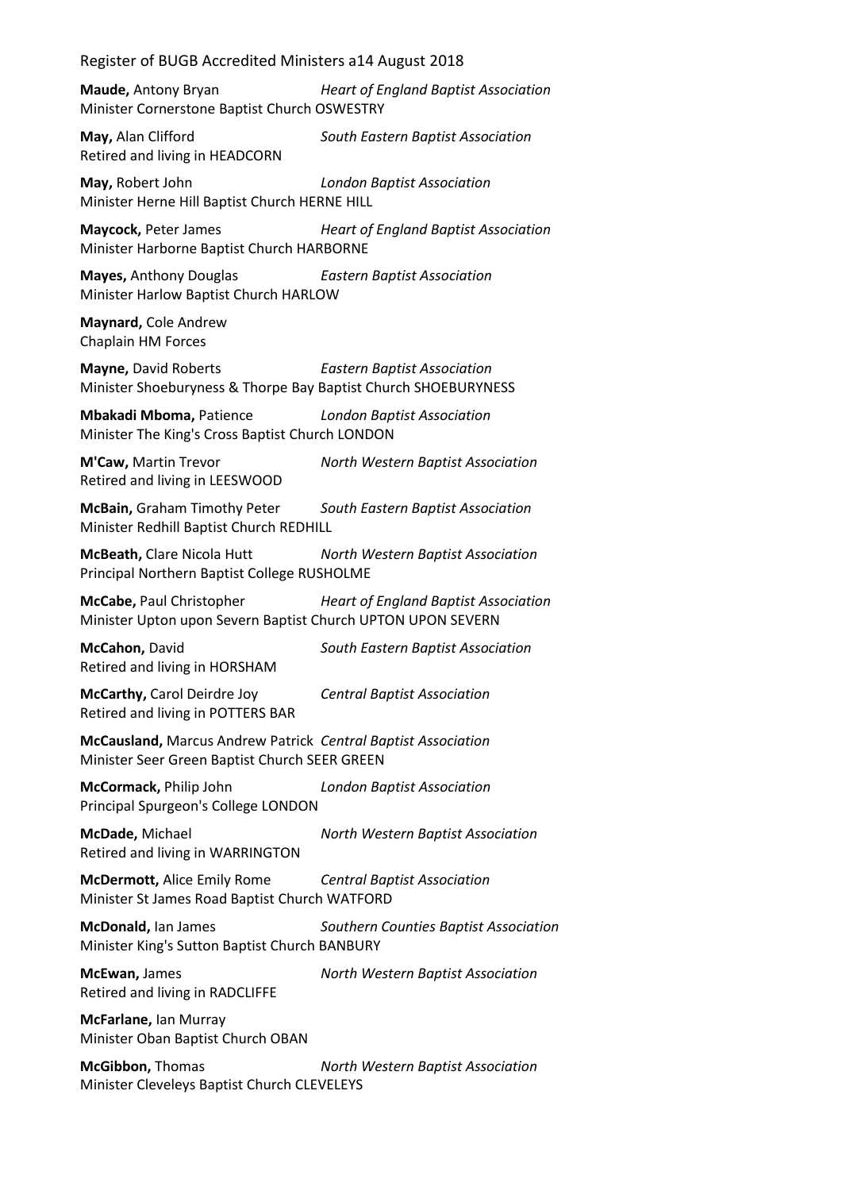**Maude,** Antony Bryan *Heart of England Baptist Association*
Minister Cornerstone Baptist Church OSWESTRY

**May,** Alan Clifford *South Eastern Baptist Association*
Retired and living in HEADCORN

**May,** Robert John *London Baptist Association*
Minister Herne Hill Baptist Church HERNE HILL

**Maycock,** Peter James *Heart of England Baptist Association*
Minister Harborne Baptist Church HARBORNE

**Mayes,** Anthony Douglas *Eastern Baptist Association*
Minister Harlow Baptist Church HARLOW

**Maynard,** Cole Andrew
Chaplain HM Forces

**Mayne,** David Roberts *Eastern Baptist Association*
Minister Shoeburyness & Thorpe Bay Baptist Church SHOEBURYNESS

**Mbakadi Mboma,** Patience *London Baptist Association*
Minister The King's Cross Baptist Church LONDON

**M'Caw,** Martin Trevor *North Western Baptist Association*
Retired and living in LEESWOOD

**McBain,** Graham Timothy Peter *South Eastern Baptist Association*
Minister Redhill Baptist Church REDHILL

**McBeath,** Clare Nicola Hutt *North Western Baptist Association*
Principal Northern Baptist College RUSHOLME

**McCabe,** Paul Christopher *Heart of England Baptist Association*
Minister Upton upon Severn Baptist Church UPTON UPON SEVERN

**McCahon,** David *South Eastern Baptist Association*
Retired and living in HORSHAM

**McCarthy,** Carol Deirdre Joy *Central Baptist Association*
Retired and living in POTTERS BAR

**McCausland,** Marcus Andrew Patrick *Central Baptist Association*
Minister Seer Green Baptist Church SEER GREEN

**McCormack,** Philip John *London Baptist Association*
Principal Spurgeon's College LONDON

**McDade,** Michael *North Western Baptist Association*
Retired and living in WARRINGTON

**McDermott,** Alice Emily Rome *Central Baptist Association*
Minister St James Road Baptist Church WATFORD

**McDonald,** Ian James *Southern Counties Baptist Association*
Minister King's Sutton Baptist Church BANBURY

**McEwan,** James *North Western Baptist Association*
Retired and living in RADCLIFFE

**McFarlane,** Ian Murray
Minister Oban Baptist Church OBAN

**McGibbon,** Thomas *North Western Baptist Association*
Minister Cleveleys Baptist Church CLEVELEYS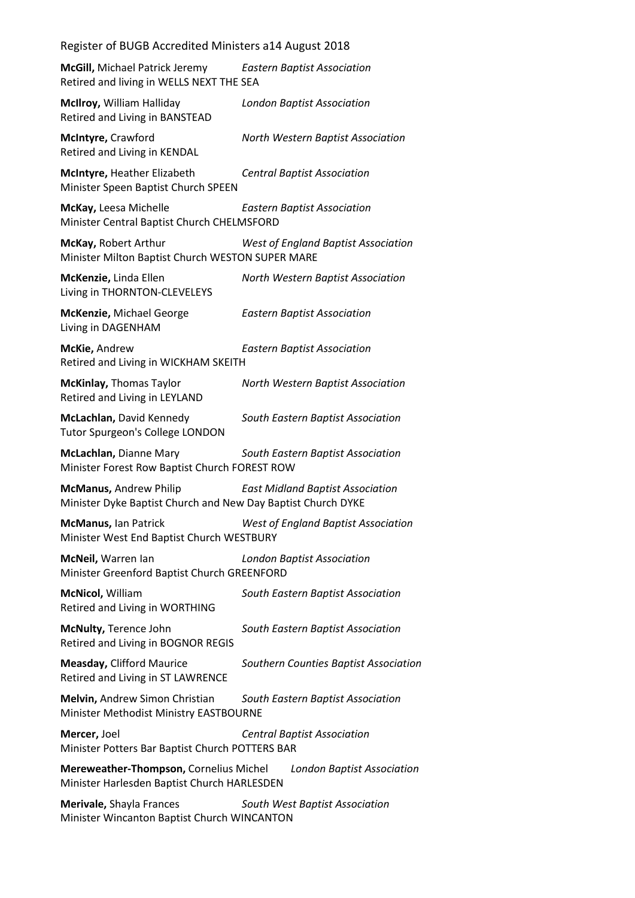**McGill,** Michael Patrick Jeremy *Eastern Baptist Association*
Retired and living in WELLS NEXT THE SEA

**McIlroy,** William Halliday *London Baptist Association*
Retired and Living in BANSTEAD

**McIntyre,** Crawford *North Western Baptist Association*
Retired and Living in KENDAL

**McIntyre,** Heather Elizabeth *Central Baptist Association*
Minister Speen Baptist Church SPEEN

**McKay,** Leesa Michelle *Eastern Baptist Association*
Minister Central Baptist Church CHELMSFORD

**McKay,** Robert Arthur *West of England Baptist Association*
Minister Milton Baptist Church WESTON SUPER MARE

**McKenzie,** Linda Ellen *North Western Baptist Association*
Living in THORNTON-CLEVELEYS

**McKenzie,** Michael George *Eastern Baptist Association*
Living in DAGENHAM

**McKie,** Andrew *Eastern Baptist Association*
Retired and Living in WICKHAM SKEITH

**McKinlay,** Thomas Taylor *North Western Baptist Association*
Retired and Living in LEYLAND

**McLachlan,** David Kennedy *South Eastern Baptist Association*
Tutor Spurgeon's College LONDON

**McLachlan,** Dianne Mary *South Eastern Baptist Association*
Minister Forest Row Baptist Church FOREST ROW

**McManus,** Andrew Philip *East Midland Baptist Association*
Minister Dyke Baptist Church and New Day Baptist Church DYKE

**McManus,** Ian Patrick *West of England Baptist Association*
Minister West End Baptist Church WESTBURY

**McNeil,** Warren Ian *London Baptist Association*
Minister Greenford Baptist Church GREENFORD

**McNicol,** William *South Eastern Baptist Association*
Retired and Living in WORTHING

**McNulty,** Terence John *South Eastern Baptist Association*
Retired and Living in BOGNOR REGIS

**Measday,** Clifford Maurice *Southern Counties Baptist Association*
Retired and Living in ST LAWRENCE

**Melvin,** Andrew Simon Christian *South Eastern Baptist Association*
Minister Methodist Ministry EASTBOURNE

**Mercer,** Joel *Central Baptist Association*
Minister Potters Bar Baptist Church POTTERS BAR

**Mereweather-Thompson,** Cornelius Michel *London Baptist Association*
Minister Harlesden Baptist Church HARLESDEN

**Merivale,** Shayla Frances *South West Baptist Association*
Minister Wincanton Baptist Church WINCANTON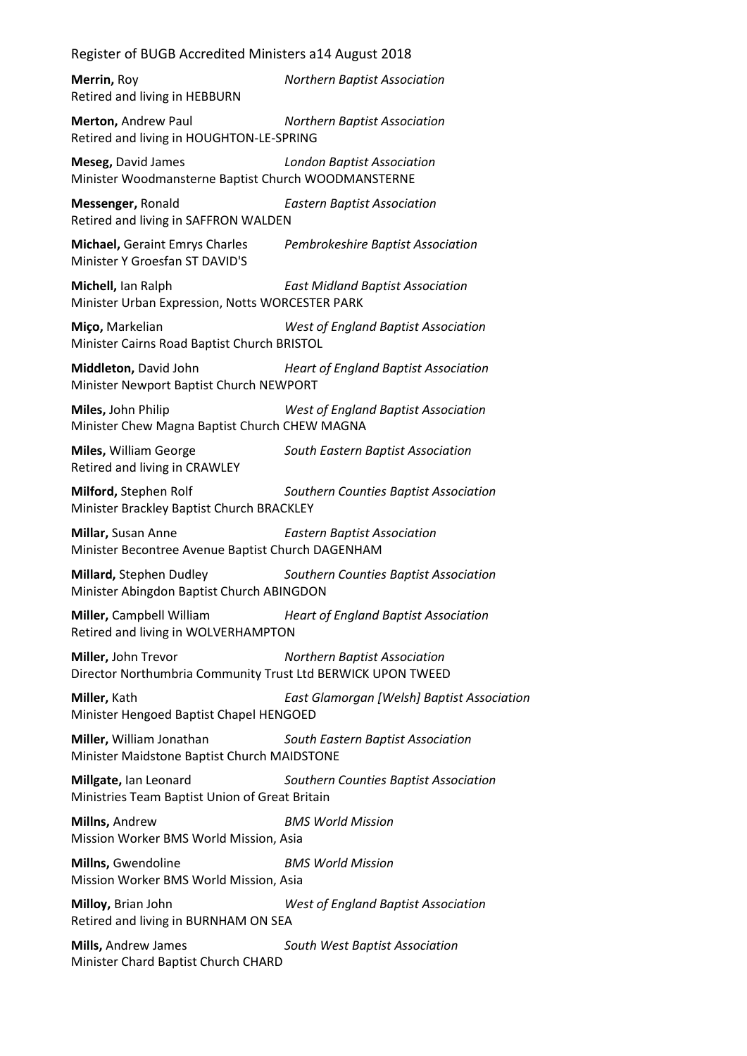**Merrin,** Roy *Northern Baptist Association*
Retired and living in HEBBURN

**Merton,** Andrew Paul *Northern Baptist Association*
Retired and living in HOUGHTON-LE-SPRING

**Meseg,** David James *London Baptist Association*
Minister Woodmansterne Baptist Church WOODMANSTERNE

**Messenger,** Ronald *Eastern Baptist Association*
Retired and living in SAFFRON WALDEN

**Michael,** Geraint Emrys Charles *Pembrokeshire Baptist Association*
Minister Y Groesfan ST DAVID'S

**Michell,** Ian Ralph *East Midland Baptist Association*
Minister Urban Expression, Notts WORCESTER PARK

**Miço,** Markelian *West of England Baptist Association*
Minister Cairns Road Baptist Church BRISTOL

**Middleton,** David John *Heart of England Baptist Association*
Minister Newport Baptist Church NEWPORT

**Miles,** John Philip *West of England Baptist Association*
Minister Chew Magna Baptist Church CHEW MAGNA

**Miles,** William George *South Eastern Baptist Association*
Retired and living in CRAWLEY

**Milford,** Stephen Rolf *Southern Counties Baptist Association*
Minister Brackley Baptist Church BRACKLEY

**Millar,** Susan Anne *Eastern Baptist Association*
Minister Becontree Avenue Baptist Church DAGENHAM

**Millard,** Stephen Dudley *Southern Counties Baptist Association*
Minister Abingdon Baptist Church ABINGDON

**Miller,** Campbell William *Heart of England Baptist Association*
Retired and living in WOLVERHAMPTON

**Miller,** John Trevor *Northern Baptist Association*
Director Northumbria Community Trust Ltd BERWICK UPON TWEED

**Miller,** Kath *East Glamorgan [Welsh] Baptist Association*
Minister Hengoed Baptist Chapel HENGOED

**Miller,** William Jonathan *South Eastern Baptist Association*
Minister Maidstone Baptist Church MAIDSTONE

**Millgate,** Ian Leonard *Southern Counties Baptist Association*
Ministries Team Baptist Union of Great Britain

**Millns,** Andrew *BMS World Mission*
Mission Worker BMS World Mission, Asia

**Millns,** Gwendoline *BMS World Mission*
Mission Worker BMS World Mission, Asia

**Milloy,** Brian John *West of England Baptist Association*
Retired and living in BURNHAM ON SEA

**Mills,** Andrew James *South West Baptist Association*
Minister Chard Baptist Church CHARD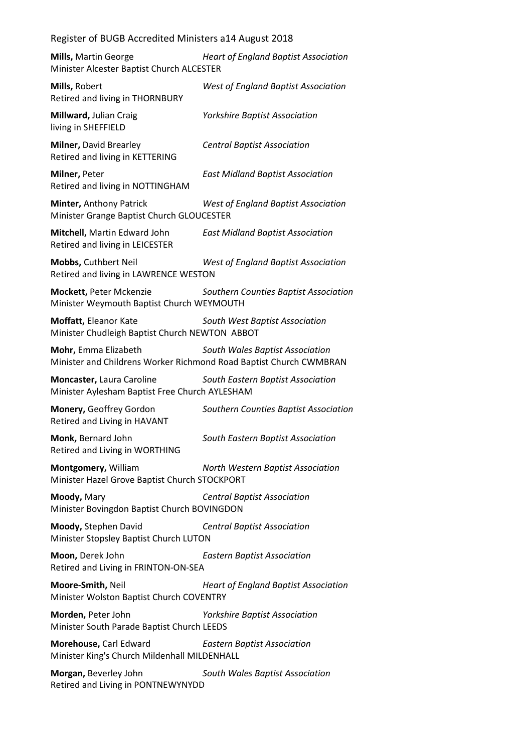**Mills,** Martin George *Heart of England Baptist Association*
Minister Alcester Baptist Church ALCESTER

**Mills,** Robert *West of England Baptist Association*
Retired and living in THORNBURY

**Millward,** Julian Craig *Yorkshire Baptist Association*
living in SHEFFIELD

**Milner,** David Brearley *Central Baptist Association*
Retired and living in KETTERING

**Milner,** Peter *East Midland Baptist Association*
Retired and living in NOTTINGHAM

**Minter,** Anthony Patrick *West of England Baptist Association*
Minister Grange Baptist Church GLOUCESTER

**Mitchell,** Martin Edward John *East Midland Baptist Association*
Retired and living in LEICESTER

**Mobbs,** Cuthbert Neil *West of England Baptist Association*
Retired and living in LAWRENCE WESTON

**Mockett,** Peter Mckenzie *Southern Counties Baptist Association*
Minister Weymouth Baptist Church WEYMOUTH

**Moffatt,** Eleanor Kate *South West Baptist Association*
Minister Chudleigh Baptist Church NEWTON ABBOT

**Mohr,** Emma Elizabeth *South Wales Baptist Association*
Minister and Childrens Worker Richmond Road Baptist Church CWMBRAN

**Moncaster,** Laura Caroline *South Eastern Baptist Association*
Minister Aylesham Baptist Free Church AYLESHAM

**Monery,** Geoffrey Gordon *Southern Counties Baptist Association*
Retired and Living in HAVANT

**Monk,** Bernard John *South Eastern Baptist Association*
Retired and Living in WORTHING

**Montgomery,** William *North Western Baptist Association*
Minister Hazel Grove Baptist Church STOCKPORT

**Moody,** Mary *Central Baptist Association*
Minister Bovingdon Baptist Church BOVINGDON

**Moody,** Stephen David *Central Baptist Association*
Minister Stopsley Baptist Church LUTON

**Moon,** Derek John *Eastern Baptist Association*
Retired and Living in FRINTON-ON-SEA

**Moore-Smith,** Neil *Heart of England Baptist Association*
Minister Wolston Baptist Church COVENTRY

**Morden,** Peter John *Yorkshire Baptist Association*
Minister South Parade Baptist Church LEEDS

**Morehouse,** Carl Edward *Eastern Baptist Association*
Minister King's Church Mildenhall MILDENHALL

**Morgan,** Beverley John *South Wales Baptist Association*
Retired and Living in PONTNEWYNYDD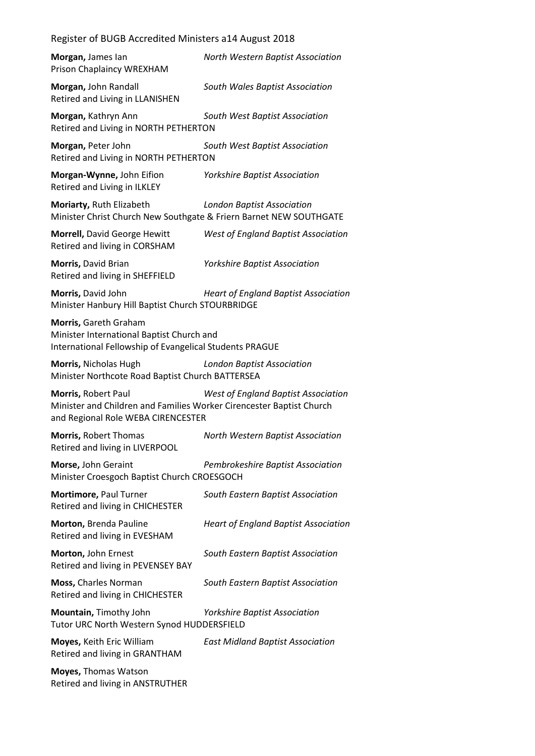**Morgan,** James Ian *North Western Baptist Association*
Prison Chaplaincy WREXHAM

**Morgan,** John Randall *South Wales Baptist Association*
Retired and Living in LLANISHEN

**Morgan,** Kathryn Ann *South West Baptist Association*
Retired and Living in NORTH PETHERTON

**Morgan,** Peter John *South West Baptist Association*
Retired and Living in NORTH PETHERTON

**Morgan-Wynne,** John Eifion *Yorkshire Baptist Association*
Retired and Living in ILKLEY

**Moriarty,** Ruth Elizabeth *London Baptist Association*
Minister Christ Church New Southgate & Friern Barnet NEW SOUTHGATE

**Morrell,** David George Hewitt *West of England Baptist Association*
Retired and living in CORSHAM

**Morris,** David Brian *Yorkshire Baptist Association*
Retired and living in SHEFFIELD

**Morris,** David John *Heart of England Baptist Association*
Minister Hanbury Hill Baptist Church STOURBRIDGE

**Morris,** Gareth Graham
Minister International Baptist Church and
International Fellowship of Evangelical Students PRAGUE

**Morris,** Nicholas Hugh *London Baptist Association*
Minister Northcote Road Baptist Church BATTERSEA

**Morris,** Robert Paul *West of England Baptist Association*
Minister and Children and Families Worker Cirencester Baptist Church
and Regional Role WEBA CIRENCESTER

**Morris,** Robert Thomas *North Western Baptist Association*
Retired and living in LIVERPOOL

**Morse,** John Geraint *Pembrokeshire Baptist Association*
Minister Croesgoch Baptist Church CROESGOCH

**Mortimore,** Paul Turner *South Eastern Baptist Association*
Retired and living in CHICHESTER

**Morton,** Brenda Pauline *Heart of England Baptist Association*
Retired and living in EVESHAM

**Morton,** John Ernest *South Eastern Baptist Association*
Retired and living in PEVENSEY BAY

**Moss,** Charles Norman *South Eastern Baptist Association*
Retired and living in CHICHESTER

**Mountain,** Timothy John *Yorkshire Baptist Association*
Tutor URC North Western Synod HUDDERSFIELD

**Moyes,** Keith Eric William *East Midland Baptist Association*
Retired and living in GRANTHAM

**Moyes,** Thomas Watson
Retired and living in ANSTRUTHER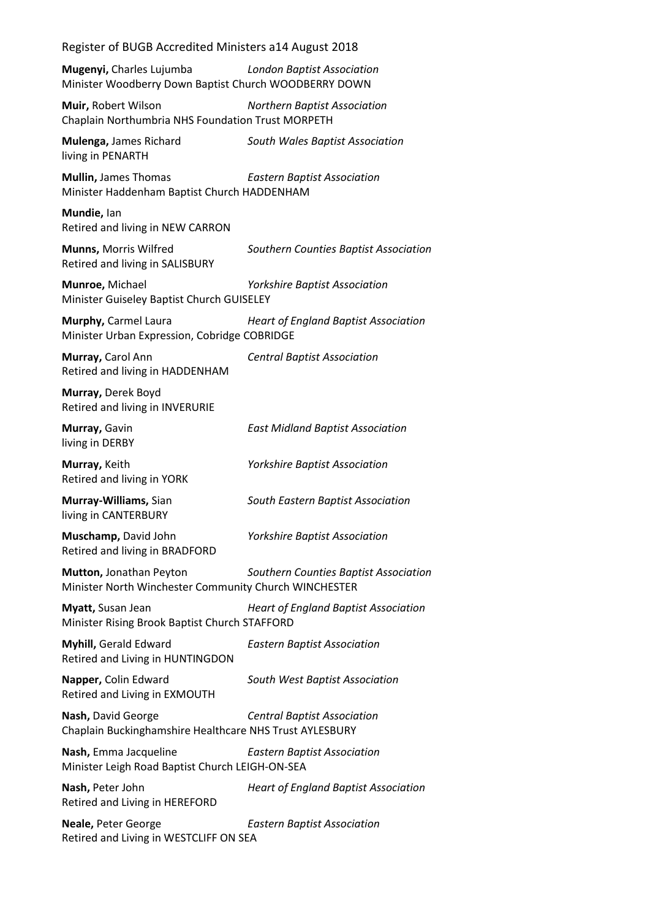**Mugenyi,** Charles Lujumba *London Baptist Association*
Minister Woodberry Down Baptist Church WOODBERRY DOWN

**Muir,** Robert Wilson *Northern Baptist Association*
Chaplain Northumbria NHS Foundation Trust MORPETH

**Mulenga,** James Richard *South Wales Baptist Association*
living in PENARTH

**Mullin,** James Thomas *Eastern Baptist Association*
Minister Haddenham Baptist Church HADDENHAM

**Mundie,** Ian
Retired and living in NEW CARRON

**Munns,** Morris Wilfred *Southern Counties Baptist Association*
Retired and living in SALISBURY

**Munroe,** Michael *Yorkshire Baptist Association*
Minister Guiseley Baptist Church GUISELEY

**Murphy,** Carmel Laura *Heart of England Baptist Association*
Minister Urban Expression, Cobridge COBRIDGE

**Murray,** Carol Ann *Central Baptist Association*
Retired and living in HADDENHAM

**Murray,** Derek Boyd
Retired and living in INVERURIE

**Murray,** Gavin *East Midland Baptist Association*
living in DERBY

**Murray,** Keith *Yorkshire Baptist Association*
Retired and living in YORK

**Murray-Williams,** Sian *South Eastern Baptist Association*
living in CANTERBURY

**Muschamp,** David John *Yorkshire Baptist Association*
Retired and living in BRADFORD

**Mutton,** Jonathan Peyton *Southern Counties Baptist Association*
Minister North Winchester Community Church WINCHESTER

**Myatt,** Susan Jean *Heart of England Baptist Association*
Minister Rising Brook Baptist Church STAFFORD

**Myhill,** Gerald Edward *Eastern Baptist Association*
Retired and Living in HUNTINGDON

**Napper,** Colin Edward *South West Baptist Association*
Retired and Living in EXMOUTH

**Nash,** David George *Central Baptist Association*
Chaplain Buckinghamshire Healthcare NHS Trust AYLESBURY

**Nash,** Emma Jacqueline *Eastern Baptist Association*
Minister Leigh Road Baptist Church LEIGH-ON-SEA

**Nash,** Peter John *Heart of England Baptist Association*
Retired and Living in HEREFORD

**Neale,** Peter George *Eastern Baptist Association*
Retired and Living in WESTCLIFF ON SEA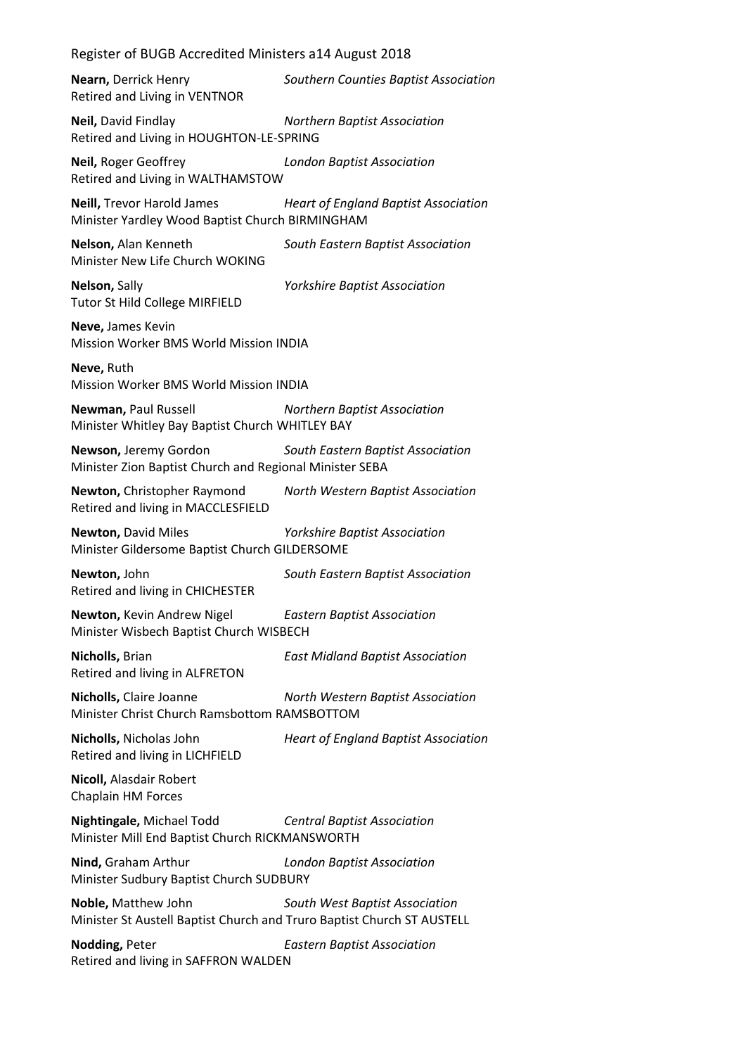**Nearn,** Derrick Henry *Southern Counties Baptist Association*
Retired and Living in VENTNOR

**Neil,** David Findlay *Northern Baptist Association*
Retired and Living in HOUGHTON-LE-SPRING

**Neil,** Roger Geoffrey *London Baptist Association*
Retired and Living in WALTHAMSTOW

**Neill,** Trevor Harold James *Heart of England Baptist Association*
Minister Yardley Wood Baptist Church BIRMINGHAM

**Nelson,** Alan Kenneth *South Eastern Baptist Association*
Minister New Life Church WOKING

**Nelson,** Sally *Yorkshire Baptist Association*
Tutor St Hild College MIRFIELD

**Neve,** James Kevin
Mission Worker BMS World Mission INDIA

**Neve,** Ruth
Mission Worker BMS World Mission INDIA

**Newman,** Paul Russell *Northern Baptist Association*
Minister Whitley Bay Baptist Church WHITLEY BAY

**Newson,** Jeremy Gordon *South Eastern Baptist Association*
Minister Zion Baptist Church and Regional Minister SEBA

**Newton,** Christopher Raymond *North Western Baptist Association*
Retired and living in MACCLESFIELD

**Newton,** David Miles *Yorkshire Baptist Association*
Minister Gildersome Baptist Church GILDERSOME

**Newton,** John *South Eastern Baptist Association*
Retired and living in CHICHESTER

**Newton,** Kevin Andrew Nigel *Eastern Baptist Association*
Minister Wisbech Baptist Church WISBECH

**Nicholls,** Brian *East Midland Baptist Association*
Retired and living in ALFRETON

**Nicholls,** Claire Joanne *North Western Baptist Association*
Minister Christ Church Ramsbottom RAMSBOTTOM

**Nicholls,** Nicholas John *Heart of England Baptist Association*
Retired and living in LICHFIELD

**Nicoll,** Alasdair Robert
Chaplain HM Forces

**Nightingale,** Michael Todd *Central Baptist Association*
Minister Mill End Baptist Church RICKMANSWORTH

**Nind,** Graham Arthur *London Baptist Association*
Minister Sudbury Baptist Church SUDBURY

**Noble,** Matthew John *South West Baptist Association*
Minister St Austell Baptist Church and Truro Baptist Church ST AUSTELL

**Nodding,** Peter *Eastern Baptist Association*
Retired and living in SAFFRON WALDEN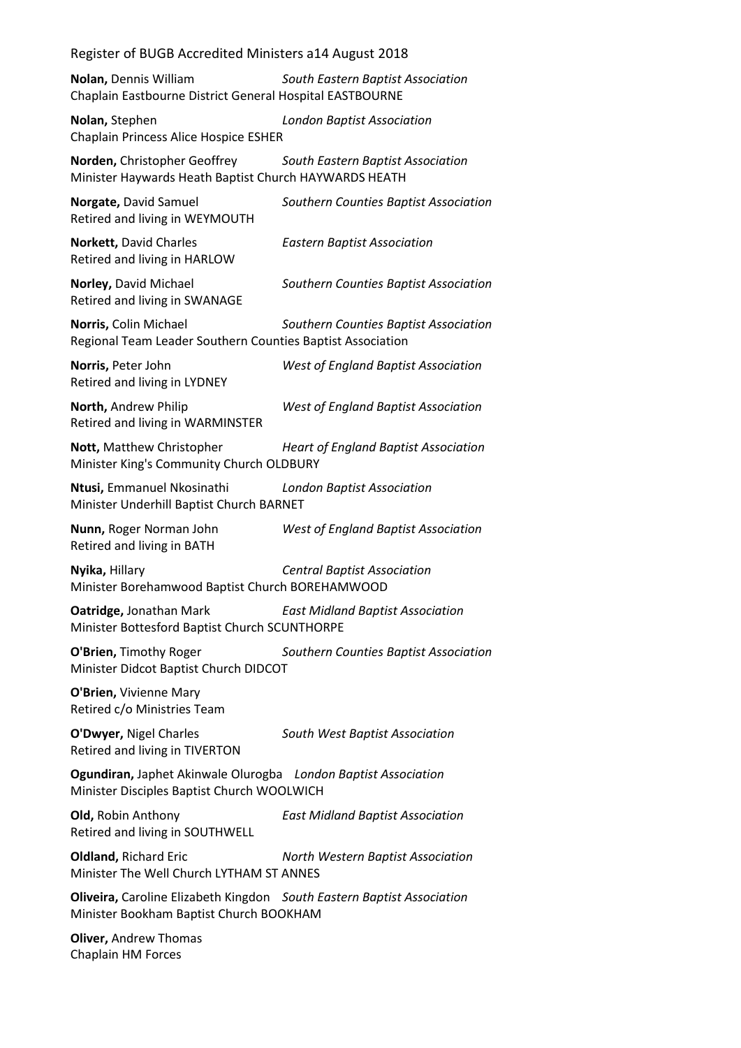**Nolan,** Dennis William *South Eastern Baptist Association*
Chaplain Eastbourne District General Hospital EASTBOURNE

**Nolan,** Stephen *London Baptist Association*
Chaplain Princess Alice Hospice ESHER

**Norden,** Christopher Geoffrey *South Eastern Baptist Association*
Minister Haywards Heath Baptist Church HAYWARDS HEATH

**Norgate,** David Samuel *Southern Counties Baptist Association*
Retired and living in WEYMOUTH

**Norkett,** David Charles *Eastern Baptist Association*
Retired and living in HARLOW

**Norley,** David Michael *Southern Counties Baptist Association*
Retired and living in SWANAGE

**Norris,** Colin Michael *Southern Counties Baptist Association*
Regional Team Leader Southern Counties Baptist Association

**Norris,** Peter John *West of England Baptist Association*
Retired and living in LYDNEY

**North,** Andrew Philip *West of England Baptist Association*
Retired and living in WARMINSTER

**Nott,** Matthew Christopher *Heart of England Baptist Association*
Minister King's Community Church OLDBURY

**Ntusi,** Emmanuel Nkosinathi *London Baptist Association*
Minister Underhill Baptist Church BARNET

**Nunn,** Roger Norman John *West of England Baptist Association*
Retired and living in BATH

**Nyika,** Hillary *Central Baptist Association*
Minister Borehamwood Baptist Church BOREHAMWOOD

**Oatridge,** Jonathan Mark *East Midland Baptist Association*
Minister Bottesford Baptist Church SCUNTHORPE

**O'Brien,** Timothy Roger *Southern Counties Baptist Association*
Minister Didcot Baptist Church DIDCOT

**O'Brien,** Vivienne Mary
Retired c/o Ministries Team

**O'Dwyer,** Nigel Charles *South West Baptist Association*
Retired and living in TIVERTON

**Ogundiran,** Japhet Akinwale Olurogba *London Baptist Association*
Minister Disciples Baptist Church WOOLWICH

**Old,** Robin Anthony *East Midland Baptist Association*
Retired and living in SOUTHWELL

**Oldland,** Richard Eric *North Western Baptist Association*
Minister The Well Church LYTHAM ST ANNES

**Oliveira,** Caroline Elizabeth Kingdon *South Eastern Baptist Association*
Minister Bookham Baptist Church BOOKHAM

**Oliver,** Andrew Thomas
Chaplain HM Forces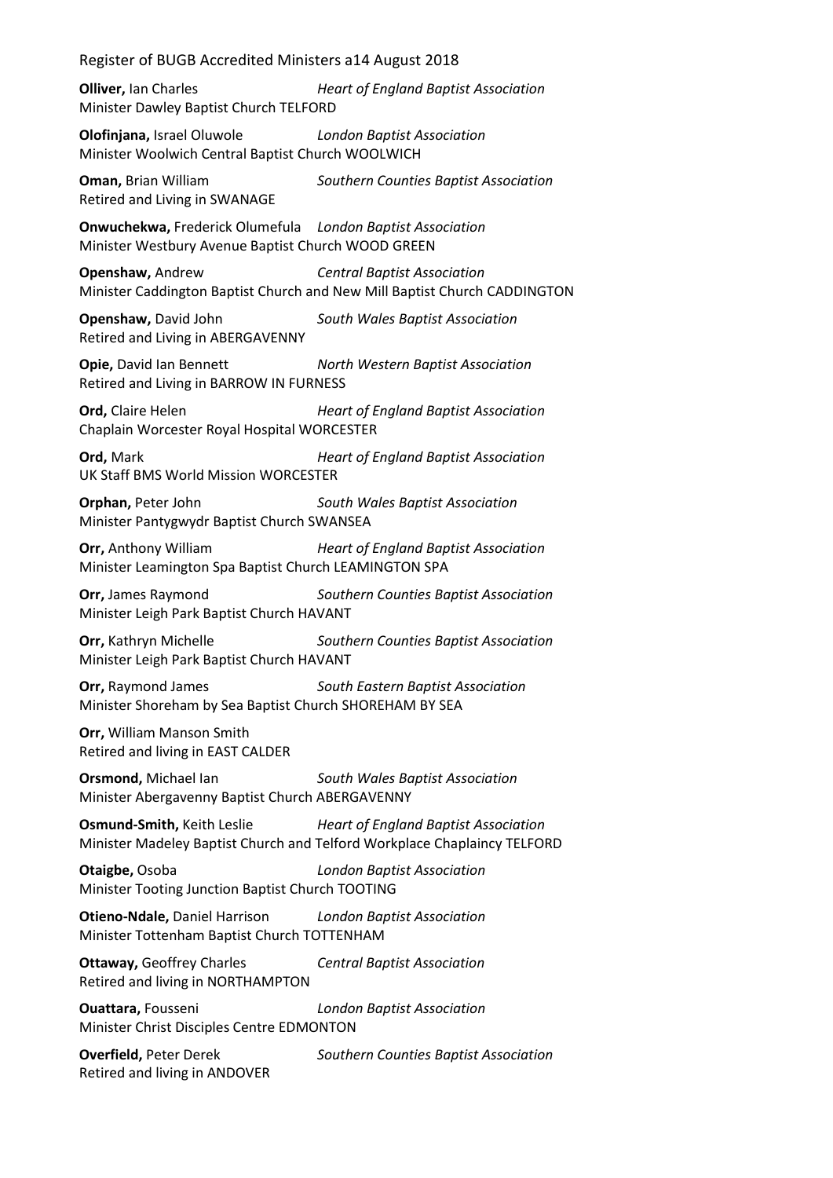**Olliver,** Ian Charles *Heart of England Baptist Association*
Minister Dawley Baptist Church TELFORD

**Olofinjana,** Israel Oluwole *London Baptist Association*
Minister Woolwich Central Baptist Church WOOLWICH

**Oman,** Brian William *Southern Counties Baptist Association*
Retired and Living in SWANAGE

**Onwuchekwa,** Frederick Olumefula *London Baptist Association*
Minister Westbury Avenue Baptist Church WOOD GREEN

**Openshaw,** Andrew *Central Baptist Association*
Minister Caddington Baptist Church and New Mill Baptist Church CADDINGTON

**Openshaw,** David John *South Wales Baptist Association*
Retired and Living in ABERGAVENNY

**Opie,** David Ian Bennett *North Western Baptist Association*
Retired and Living in BARROW IN FURNESS

**Ord,** Claire Helen *Heart of England Baptist Association*
Chaplain Worcester Royal Hospital WORCESTER

**Ord,** Mark *Heart of England Baptist Association*
UK Staff BMS World Mission WORCESTER

**Orphan,** Peter John *South Wales Baptist Association*
Minister Pantygwydr Baptist Church SWANSEA

**Orr,** Anthony William *Heart of England Baptist Association*
Minister Leamington Spa Baptist Church LEAMINGTON SPA

**Orr,** James Raymond *Southern Counties Baptist Association*
Minister Leigh Park Baptist Church HAVANT

**Orr,** Kathryn Michelle *Southern Counties Baptist Association*
Minister Leigh Park Baptist Church HAVANT

**Orr,** Raymond James *South Eastern Baptist Association*
Minister Shoreham by Sea Baptist Church SHOREHAM BY SEA

**Orr,** William Manson Smith
Retired and living in EAST CALDER

**Orsmond,** Michael Ian *South Wales Baptist Association*
Minister Abergavenny Baptist Church ABERGAVENNY

**Osmund-Smith,** Keith Leslie *Heart of England Baptist Association*
Minister Madeley Baptist Church and Telford Workplace Chaplaincy TELFORD

**Otaigbe,** Osoba *London Baptist Association*
Minister Tooting Junction Baptist Church TOOTING

**Otieno-Ndale,** Daniel Harrison *London Baptist Association*
Minister Tottenham Baptist Church TOTTENHAM

**Ottaway,** Geoffrey Charles *Central Baptist Association*
Retired and living in NORTHAMPTON

**Ouattara,** Fousseni *London Baptist Association*
Minister Christ Disciples Centre EDMONTON

**Overfield,** Peter Derek *Southern Counties Baptist Association*
Retired and living in ANDOVER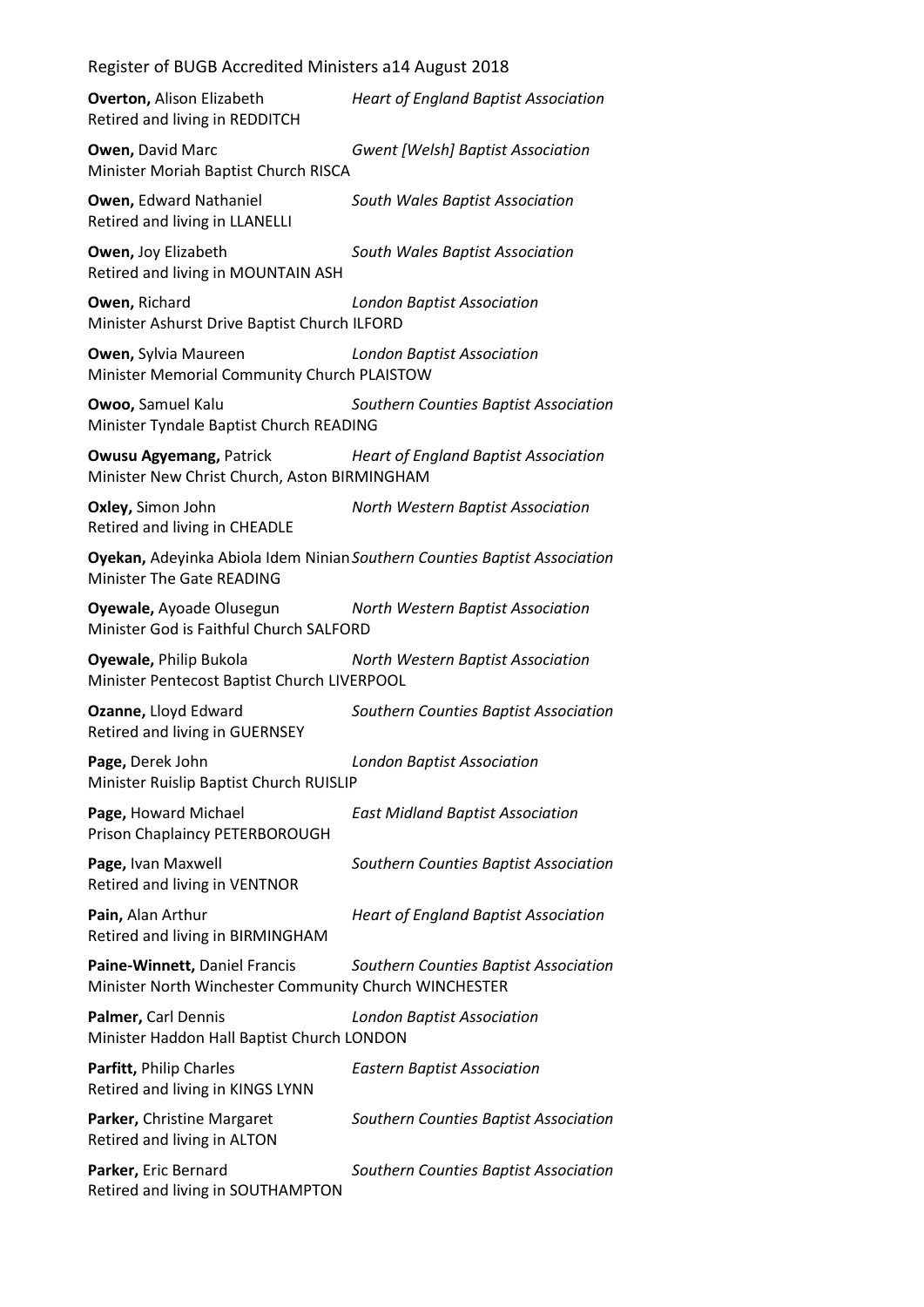**Overton,** Alison Elizabeth *Heart of England Baptist Association*
Retired and living in REDDITCH

**Owen,** David Marc *Gwent [Welsh] Baptist Association*
Minister Moriah Baptist Church RISCA

**Owen,** Edward Nathaniel *South Wales Baptist Association*
Retired and living in LLANELLI

**Owen,** Joy Elizabeth *South Wales Baptist Association*
Retired and living in MOUNTAIN ASH

**Owen,** Richard *London Baptist Association*
Minister Ashurst Drive Baptist Church ILFORD

**Owen,** Sylvia Maureen *London Baptist Association*
Minister Memorial Community Church PLAISTOW

**Owoo,** Samuel Kalu *Southern Counties Baptist Association*
Minister Tyndale Baptist Church READING

**Owusu Agyemang,** Patrick *Heart of England Baptist Association*
Minister New Christ Church, Aston BIRMINGHAM

**Oxley,** Simon John *North Western Baptist Association*
Retired and living in CHEADLE

**Oyekan,** Adeyinka Abiola Idem Ninian *Southern Counties Baptist Association*
Minister The Gate READING

**Oyewale,** Ayoade Olusegun *North Western Baptist Association*
Minister God is Faithful Church SALFORD

**Oyewale,** Philip Bukola *North Western Baptist Association*
Minister Pentecost Baptist Church LIVERPOOL

**Ozanne,** Lloyd Edward *Southern Counties Baptist Association*
Retired and living in GUERNSEY

**Page,** Derek John *London Baptist Association*
Minister Ruislip Baptist Church RUISLIP

**Page,** Howard Michael *East Midland Baptist Association*
Prison Chaplaincy PETERBOROUGH

**Page,** Ivan Maxwell *Southern Counties Baptist Association*
Retired and living in VENTNOR

**Pain,** Alan Arthur *Heart of England Baptist Association*
Retired and living in BIRMINGHAM

**Paine-Winnett,** Daniel Francis *Southern Counties Baptist Association*
Minister North Winchester Community Church WINCHESTER

**Palmer,** Carl Dennis *London Baptist Association*
Minister Haddon Hall Baptist Church LONDON

**Parfitt,** Philip Charles *Eastern Baptist Association*
Retired and living in KINGS LYNN

**Parker,** Christine Margaret *Southern Counties Baptist Association*
Retired and living in ALTON

**Parker,** Eric Bernard *Southern Counties Baptist Association*
Retired and living in SOUTHAMPTON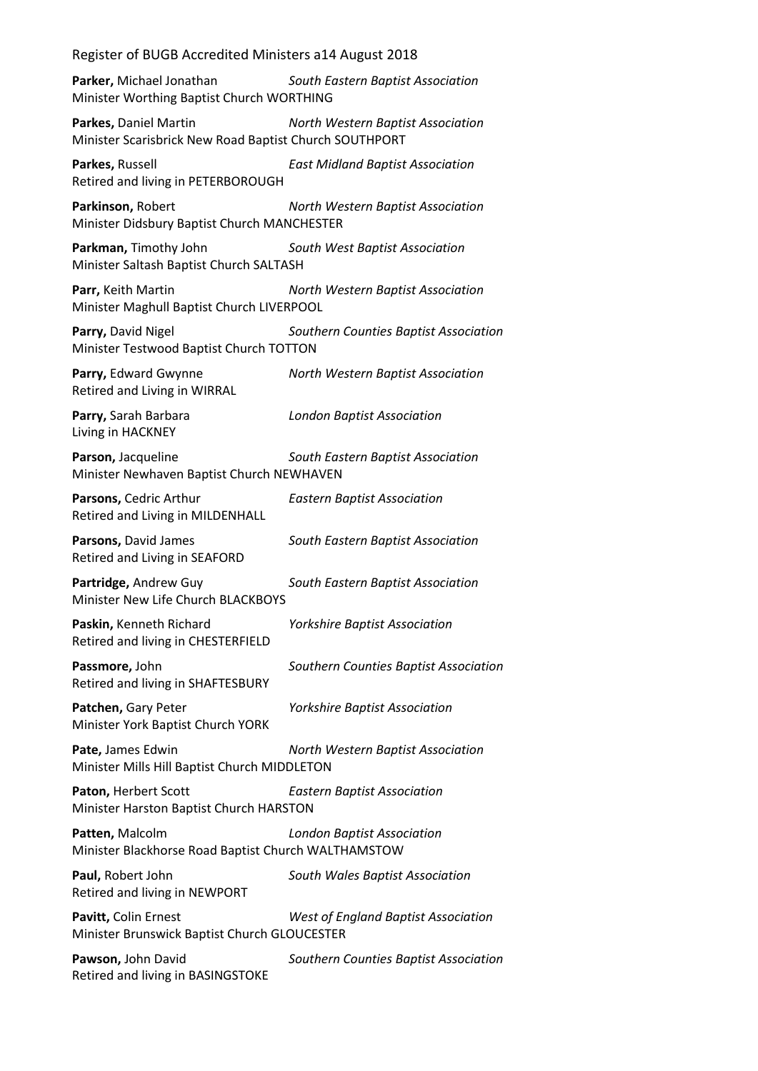**Parker,** Michael Jonathan *South Eastern Baptist Association*
Minister Worthing Baptist Church WORTHING

**Parkes,** Daniel Martin *North Western Baptist Association*
Minister Scarisbrick New Road Baptist Church SOUTHPORT

**Parkes,** Russell *East Midland Baptist Association*
Retired and living in PETERBOROUGH

**Parkinson,** Robert *North Western Baptist Association*
Minister Didsbury Baptist Church MANCHESTER

**Parkman,** Timothy John *South West Baptist Association*
Minister Saltash Baptist Church SALTASH

**Parr,** Keith Martin *North Western Baptist Association*
Minister Maghull Baptist Church LIVERPOOL

**Parry,** David Nigel *Southern Counties Baptist Association*
Minister Testwood Baptist Church TOTTON

**Parry,** Edward Gwynne *North Western Baptist Association*
Retired and Living in WIRRAL

**Parry,** Sarah Barbara *London Baptist Association*
Living in HACKNEY

**Parson,** Jacqueline *South Eastern Baptist Association*
Minister Newhaven Baptist Church NEWHAVEN

**Parsons,** Cedric Arthur *Eastern Baptist Association*
Retired and Living in MILDENHALL

**Parsons,** David James *South Eastern Baptist Association*
Retired and Living in SEAFORD

**Partridge,** Andrew Guy *South Eastern Baptist Association*
Minister New Life Church BLACKBOYS

**Paskin,** Kenneth Richard *Yorkshire Baptist Association*
Retired and living in CHESTERFIELD

**Passmore,** John *Southern Counties Baptist Association*
Retired and living in SHAFTESBURY

**Patchen,** Gary Peter *Yorkshire Baptist Association*
Minister York Baptist Church YORK

**Pate,** James Edwin *North Western Baptist Association*
Minister Mills Hill Baptist Church MIDDLETON

**Paton,** Herbert Scott *Eastern Baptist Association*
Minister Harston Baptist Church HARSTON

**Patten,** Malcolm *London Baptist Association*
Minister Blackhorse Road Baptist Church WALTHAMSTOW

**Paul,** Robert John *South Wales Baptist Association*
Retired and living in NEWPORT

**Pavitt,** Colin Ernest *West of England Baptist Association*
Minister Brunswick Baptist Church GLOUCESTER

**Pawson,** John David *Southern Counties Baptist Association*
Retired and living in BASINGSTOKE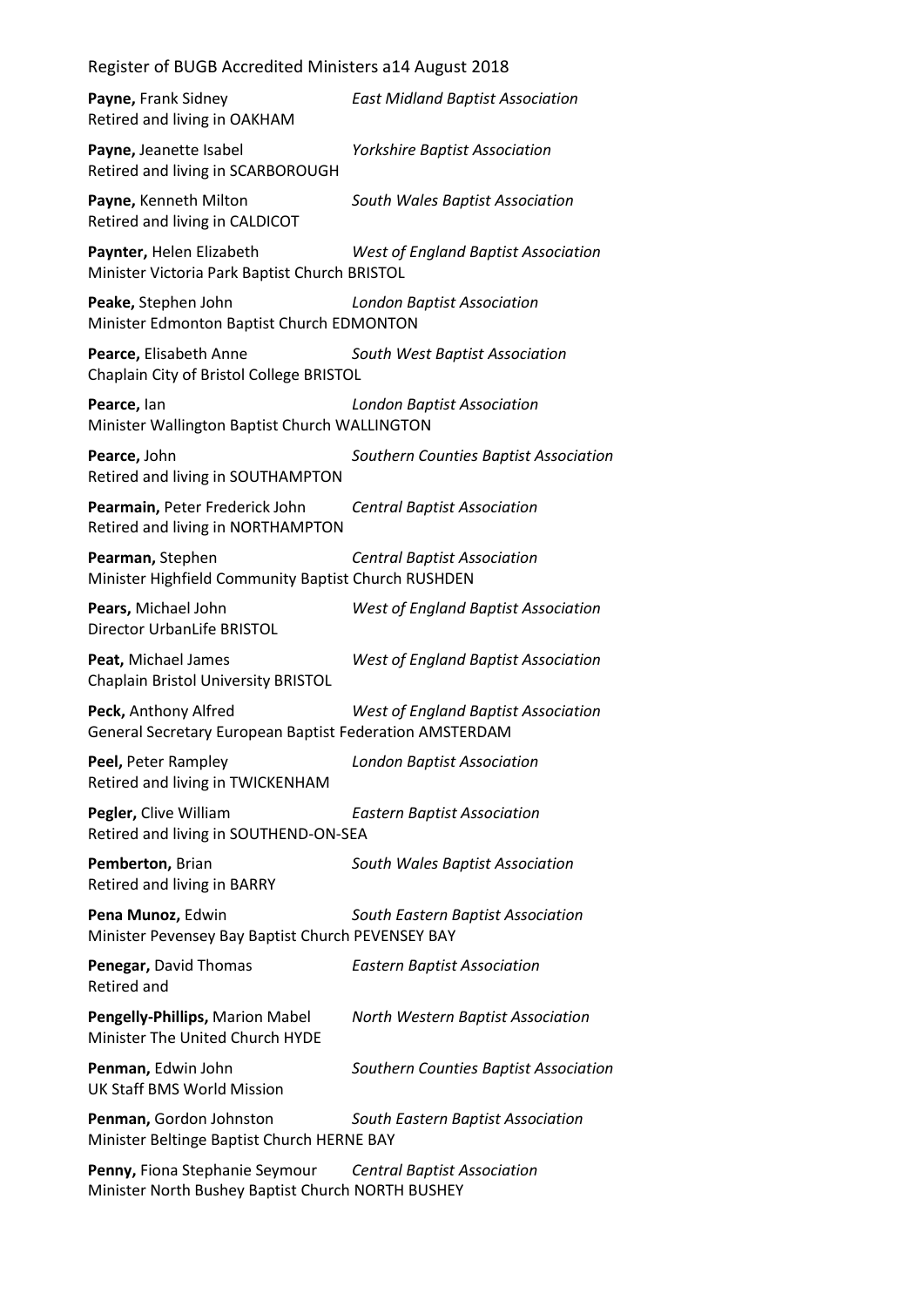**Payne,** Frank Sidney *East Midland Baptist Association*
Retired and living in OAKHAM

**Payne,** Jeanette Isabel *Yorkshire Baptist Association*
Retired and living in SCARBOROUGH

**Payne,** Kenneth Milton *South Wales Baptist Association*
Retired and living in CALDICOT

**Paynter,** Helen Elizabeth *West of England Baptist Association*
Minister Victoria Park Baptist Church BRISTOL

**Peake,** Stephen John *London Baptist Association*
Minister Edmonton Baptist Church EDMONTON

**Pearce,** Elisabeth Anne *South West Baptist Association*
Chaplain City of Bristol College BRISTOL

**Pearce,** Ian *London Baptist Association*
Minister Wallington Baptist Church WALLINGTON

**Pearce,** John *Southern Counties Baptist Association*
Retired and living in SOUTHAMPTON

**Pearmain,** Peter Frederick John *Central Baptist Association*
Retired and living in NORTHAMPTON

**Pearman,** Stephen *Central Baptist Association*
Minister Highfield Community Baptist Church RUSHDEN

**Pears,** Michael John *West of England Baptist Association*
Director UrbanLife BRISTOL

**Peat,** Michael James *West of England Baptist Association*
Chaplain Bristol University BRISTOL

**Peck,** Anthony Alfred *West of England Baptist Association*
General Secretary European Baptist Federation AMSTERDAM

**Peel,** Peter Rampley *London Baptist Association*
Retired and living in TWICKENHAM

**Pegler,** Clive William *Eastern Baptist Association*
Retired and living in SOUTHEND-ON-SEA

**Pemberton,** Brian *South Wales Baptist Association*
Retired and living in BARRY

**Pena Munoz,** Edwin *South Eastern Baptist Association*
Minister Pevensey Bay Baptist Church PEVENSEY BAY

**Penegar,** David Thomas *Eastern Baptist Association*
Retired and

**Pengelly-Phillips,** Marion Mabel *North Western Baptist Association*
Minister The United Church HYDE

**Penman,** Edwin John *Southern Counties Baptist Association*
UK Staff BMS World Mission

**Penman,** Gordon Johnston *South Eastern Baptist Association*
Minister Beltinge Baptist Church HERNE BAY

**Penny,** Fiona Stephanie Seymour *Central Baptist Association*
Minister North Bushey Baptist Church NORTH BUSHEY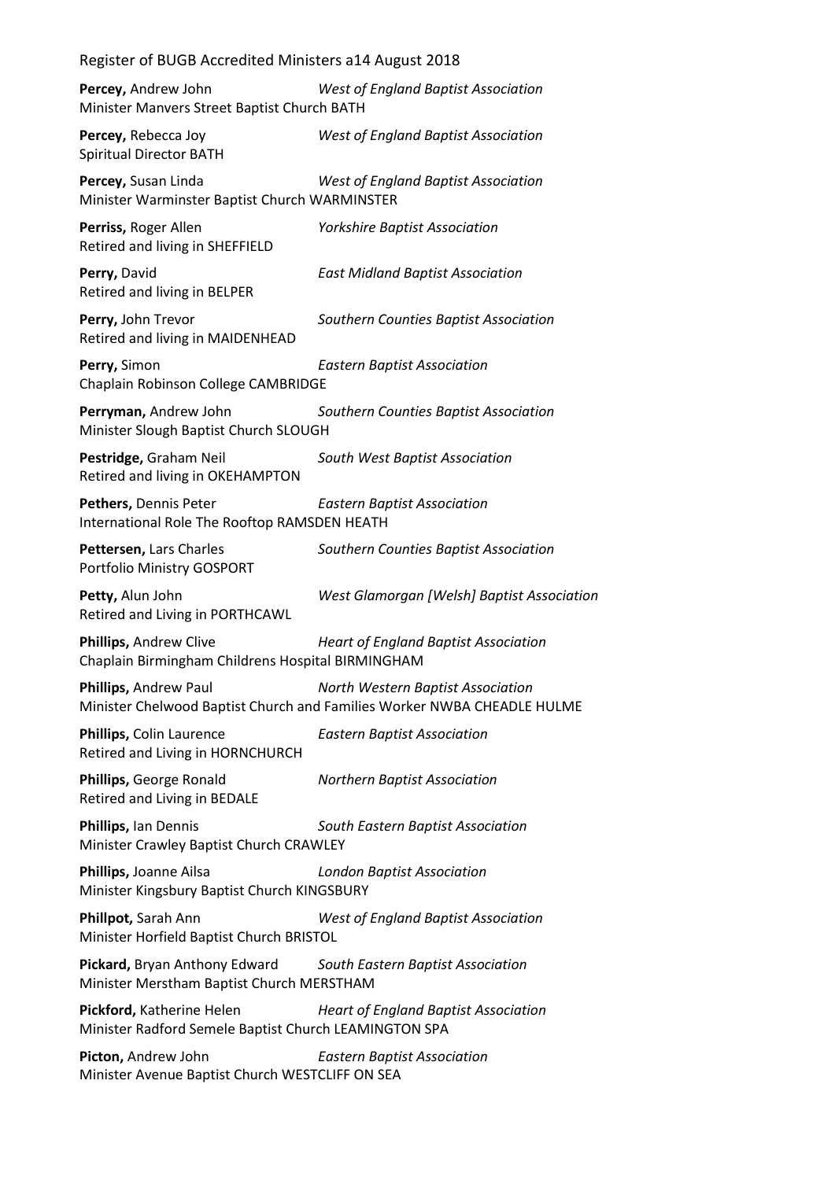**Percey,** Andrew John *West of England Baptist Association*
Minister Manvers Street Baptist Church BATH

**Percey,** Rebecca Joy *West of England Baptist Association*
Spiritual Director BATH

**Percey,** Susan Linda *West of England Baptist Association*
Minister Warminster Baptist Church WARMINSTER

**Perriss,** Roger Allen *Yorkshire Baptist Association*
Retired and living in SHEFFIELD

**Perry,** David *East Midland Baptist Association*
Retired and living in BELPER

**Perry,** John Trevor *Southern Counties Baptist Association*
Retired and living in MAIDENHEAD

**Perry,** Simon *Eastern Baptist Association*
Chaplain Robinson College CAMBRIDGE

**Perryman,** Andrew John *Southern Counties Baptist Association*
Minister Slough Baptist Church SLOUGH

**Pestridge,** Graham Neil *South West Baptist Association*
Retired and living in OKEHAMPTON

**Pethers,** Dennis Peter *Eastern Baptist Association*
International Role The Rooftop RAMSDEN HEATH

**Pettersen,** Lars Charles *Southern Counties Baptist Association*
Portfolio Ministry GOSPORT

**Petty,** Alun John *West Glamorgan [Welsh] Baptist Association*
Retired and Living in PORTHCAWL

**Phillips,** Andrew Clive *Heart of England Baptist Association*
Chaplain Birmingham Childrens Hospital BIRMINGHAM

**Phillips,** Andrew Paul *North Western Baptist Association*
Minister Chelwood Baptist Church and Families Worker NWBA CHEADLE HULME

**Phillips,** Colin Laurence *Eastern Baptist Association*
Retired and Living in HORNCHURCH

**Phillips,** George Ronald *Northern Baptist Association*
Retired and Living in BEDALE

**Phillips,** Ian Dennis *South Eastern Baptist Association*
Minister Crawley Baptist Church CRAWLEY

**Phillips,** Joanne Ailsa *London Baptist Association*
Minister Kingsbury Baptist Church KINGSBURY

**Phillpot,** Sarah Ann *West of England Baptist Association*
Minister Horfield Baptist Church BRISTOL

**Pickard,** Bryan Anthony Edward *South Eastern Baptist Association*
Minister Merstham Baptist Church MERSTHAM

**Pickford,** Katherine Helen *Heart of England Baptist Association*
Minister Radford Semele Baptist Church LEAMINGTON SPA

**Picton,** Andrew John *Eastern Baptist Association*
Minister Avenue Baptist Church WESTCLIFF ON SEA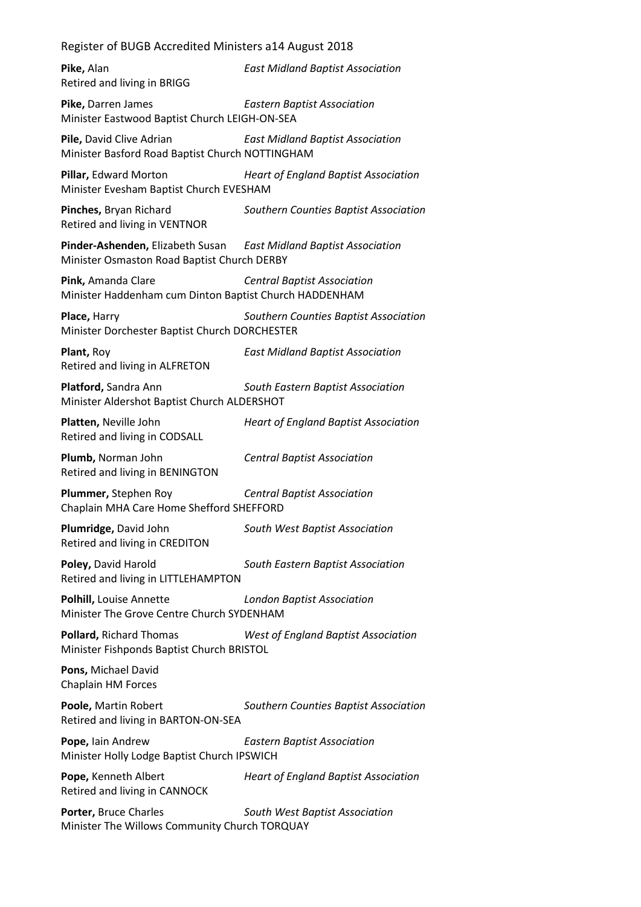**Pike,** Alan *East Midland Baptist Association*
Retired and living in BRIGG

**Pike,** Darren James *Eastern Baptist Association*
Minister Eastwood Baptist Church LEIGH-ON-SEA

**Pile,** David Clive Adrian *East Midland Baptist Association*
Minister Basford Road Baptist Church NOTTINGHAM

**Pillar,** Edward Morton *Heart of England Baptist Association*
Minister Evesham Baptist Church EVESHAM

**Pinches,** Bryan Richard *Southern Counties Baptist Association*
Retired and living in VENTNOR

**Pinder-Ashenden,** Elizabeth Susan *East Midland Baptist Association*
Minister Osmaston Road Baptist Church DERBY

**Pink,** Amanda Clare *Central Baptist Association*
Minister Haddenham cum Dinton Baptist Church HADDENHAM

**Place,** Harry *Southern Counties Baptist Association*
Minister Dorchester Baptist Church DORCHESTER

**Plant,** Roy *East Midland Baptist Association*
Retired and living in ALFRETON

**Platford,** Sandra Ann *South Eastern Baptist Association*
Minister Aldershot Baptist Church ALDERSHOT

**Platten,** Neville John *Heart of England Baptist Association*
Retired and living in CODSALL

**Plumb,** Norman John *Central Baptist Association*
Retired and living in BENINGTON

**Plummer,** Stephen Roy *Central Baptist Association*
Chaplain MHA Care Home Shefford SHEFFORD

**Plumridge,** David John *South West Baptist Association*
Retired and living in CREDITON

**Poley,** David Harold *South Eastern Baptist Association*
Retired and living in LITTLEHAMPTON

**Polhill,** Louise Annette *London Baptist Association*
Minister The Grove Centre Church SYDENHAM

**Pollard,** Richard Thomas *West of England Baptist Association*
Minister Fishponds Baptist Church BRISTOL

**Pons,** Michael David
Chaplain HM Forces

**Poole,** Martin Robert *Southern Counties Baptist Association*
Retired and living in BARTON-ON-SEA

**Pope,** Iain Andrew *Eastern Baptist Association*
Minister Holly Lodge Baptist Church IPSWICH

**Pope,** Kenneth Albert *Heart of England Baptist Association*
Retired and living in CANNOCK

**Porter,** Bruce Charles *South West Baptist Association*
Minister The Willows Community Church TORQUAY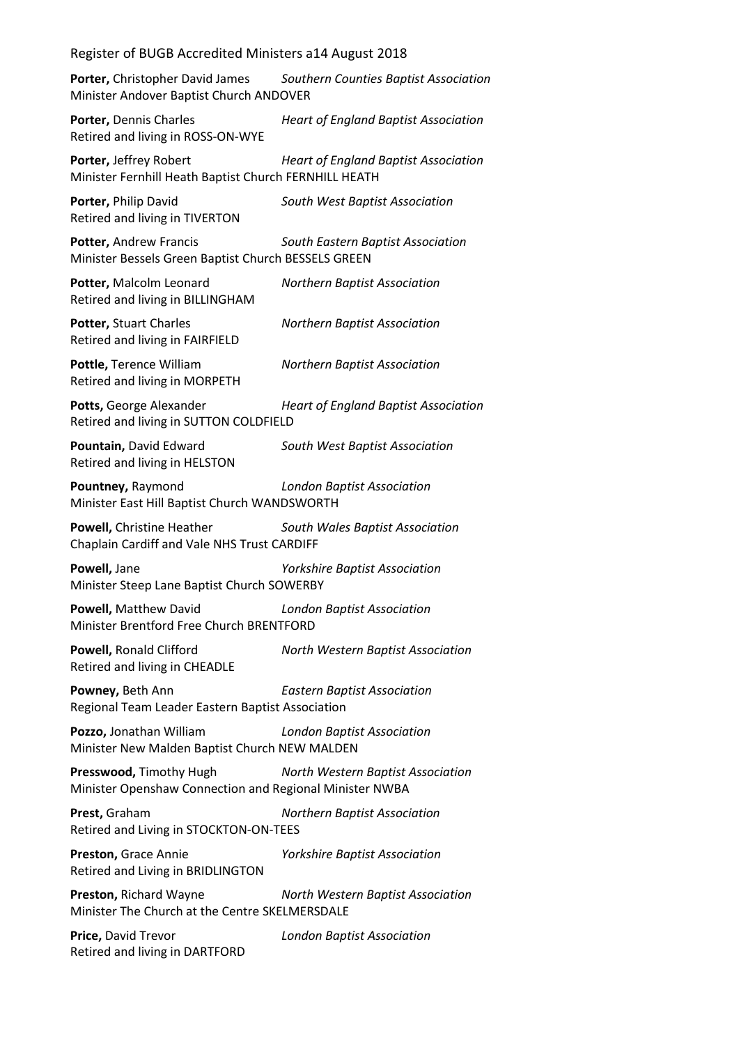**Porter,** Christopher David James *Southern Counties Baptist Association*
Minister Andover Baptist Church ANDOVER

**Porter,** Dennis Charles *Heart of England Baptist Association*
Retired and living in ROSS-ON-WYE

**Porter,** Jeffrey Robert *Heart of England Baptist Association*
Minister Fernhill Heath Baptist Church FERNHILL HEATH

**Porter,** Philip David *South West Baptist Association*
Retired and living in TIVERTON

**Potter,** Andrew Francis *South Eastern Baptist Association*
Minister Bessels Green Baptist Church BESSELS GREEN

**Potter,** Malcolm Leonard *Northern Baptist Association*
Retired and living in BILLINGHAM

**Potter,** Stuart Charles *Northern Baptist Association*
Retired and living in FAIRFIELD

**Pottle,** Terence William *Northern Baptist Association*
Retired and living in MORPETH

**Potts,** George Alexander *Heart of England Baptist Association*
Retired and living in SUTTON COLDFIELD

**Pountain,** David Edward *South West Baptist Association*
Retired and living in HELSTON

**Pountney,** Raymond *London Baptist Association*
Minister East Hill Baptist Church WANDSWORTH

**Powell,** Christine Heather *South Wales Baptist Association*
Chaplain Cardiff and Vale NHS Trust CARDIFF

**Powell,** Jane *Yorkshire Baptist Association*
Minister Steep Lane Baptist Church SOWERBY

**Powell,** Matthew David *London Baptist Association*
Minister Brentford Free Church BRENTFORD

**Powell,** Ronald Clifford *North Western Baptist Association*
Retired and living in CHEADLE

**Powney,** Beth Ann *Eastern Baptist Association*
Regional Team Leader Eastern Baptist Association

**Pozzo,** Jonathan William *London Baptist Association*
Minister New Malden Baptist Church NEW MALDEN

**Presswood,** Timothy Hugh *North Western Baptist Association*
Minister Openshaw Connection and Regional Minister NWBA

**Prest,** Graham *Northern Baptist Association*
Retired and Living in STOCKTON-ON-TEES

**Preston,** Grace Annie *Yorkshire Baptist Association*
Retired and Living in BRIDLINGTON

**Preston,** Richard Wayne *North Western Baptist Association*
Minister The Church at the Centre SKELMERSDALE

**Price,** David Trevor *London Baptist Association*
Retired and living in DARTFORD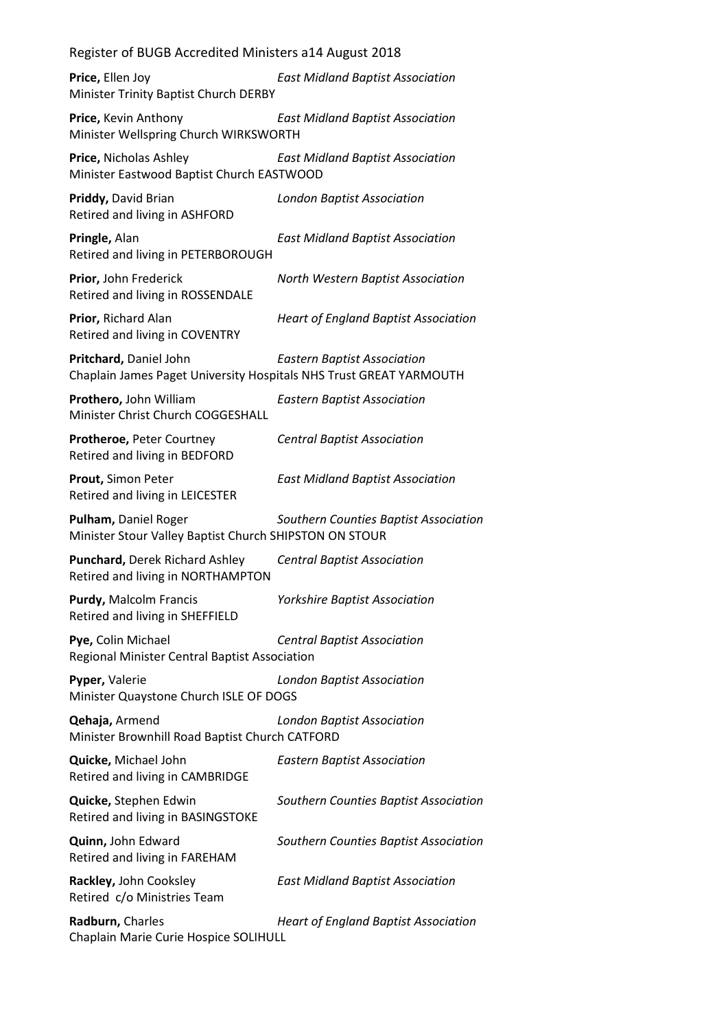**Price,** Ellen Joy *East Midland Baptist Association*
Minister Trinity Baptist Church DERBY

**Price,** Kevin Anthony *East Midland Baptist Association*
Minister Wellspring Church WIRKSWORTH

**Price,** Nicholas Ashley *East Midland Baptist Association*
Minister Eastwood Baptist Church EASTWOOD

**Priddy,** David Brian *London Baptist Association*
Retired and living in ASHFORD

**Pringle,** Alan *East Midland Baptist Association*
Retired and living in PETERBOROUGH

**Prior,** John Frederick *North Western Baptist Association*
Retired and living in ROSSENDALE

**Prior,** Richard Alan *Heart of England Baptist Association*
Retired and living in COVENTRY

**Pritchard,** Daniel John *Eastern Baptist Association*
Chaplain James Paget University Hospitals NHS Trust GREAT YARMOUTH

**Prothero,** John William *Eastern Baptist Association*
Minister Christ Church COGGESHALL

**Protheroe,** Peter Courtney *Central Baptist Association*
Retired and living in BEDFORD

**Prout,** Simon Peter *East Midland Baptist Association*
Retired and living in LEICESTER

**Pulham,** Daniel Roger *Southern Counties Baptist Association*
Minister Stour Valley Baptist Church SHIPSTON ON STOUR

**Punchard,** Derek Richard Ashley *Central Baptist Association*
Retired and living in NORTHAMPTON

**Purdy,** Malcolm Francis *Yorkshire Baptist Association*
Retired and living in SHEFFIELD

**Pye,** Colin Michael *Central Baptist Association*
Regional Minister Central Baptist Association

**Pyper,** Valerie *London Baptist Association*
Minister Quaystone Church ISLE OF DOGS

**Qehaja,** Armend *London Baptist Association*
Minister Brownhill Road Baptist Church CATFORD

**Quicke,** Michael John *Eastern Baptist Association*
Retired and living in CAMBRIDGE

**Quicke,** Stephen Edwin *Southern Counties Baptist Association*
Retired and living in BASINGSTOKE

**Quinn,** John Edward *Southern Counties Baptist Association*
Retired and living in FAREHAM

**Rackley,** John Cooksley *East Midland Baptist Association*
Retired c/o Ministries Team

**Radburn,** Charles *Heart of England Baptist Association*
Chaplain Marie Curie Hospice SOLIHULL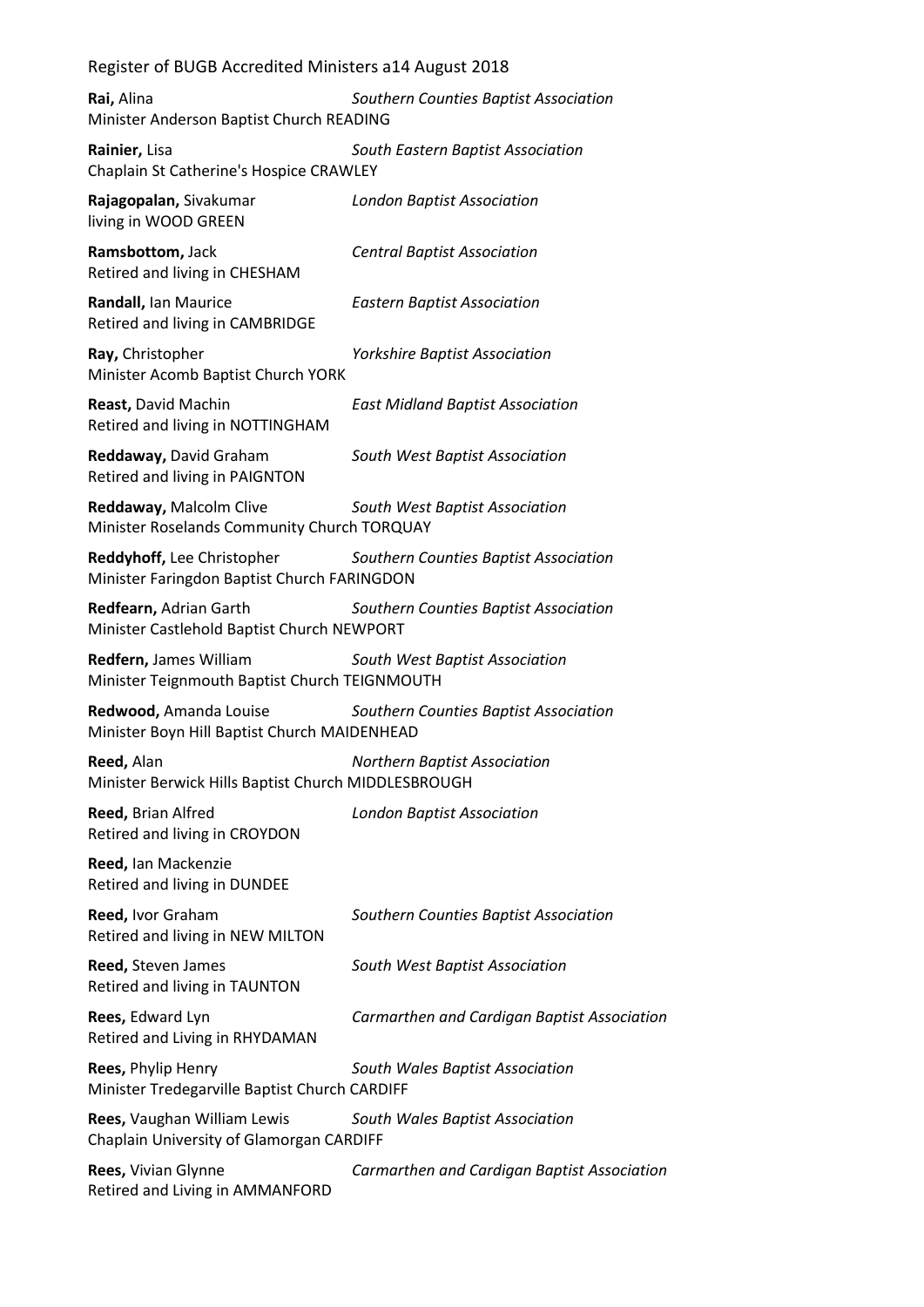**Rai,** Alina *Southern Counties Baptist Association*
Minister Anderson Baptist Church READING

**Rainier,** Lisa *South Eastern Baptist Association*
Chaplain St Catherine's Hospice CRAWLEY

**Rajagopalan,** Sivakumar *London Baptist Association*
living in WOOD GREEN

**Ramsbottom,** Jack *Central Baptist Association*
Retired and living in CHESHAM

**Randall,** Ian Maurice *Eastern Baptist Association*
Retired and living in CAMBRIDGE

**Ray,** Christopher *Yorkshire Baptist Association*
Minister Acomb Baptist Church YORK

**Reast,** David Machin *East Midland Baptist Association*
Retired and living in NOTTINGHAM

**Reddaway,** David Graham *South West Baptist Association*
Retired and living in PAIGNTON

**Reddaway,** Malcolm Clive *South West Baptist Association*
Minister Roselands Community Church TORQUAY

**Reddyhoff,** Lee Christopher *Southern Counties Baptist Association*
Minister Faringdon Baptist Church FARINGDON

**Redfearn,** Adrian Garth *Southern Counties Baptist Association*
Minister Castlehold Baptist Church NEWPORT

**Redfern,** James William *South West Baptist Association*
Minister Teignmouth Baptist Church TEIGNMOUTH

**Redwood,** Amanda Louise *Southern Counties Baptist Association*
Minister Boyn Hill Baptist Church MAIDENHEAD

**Reed,** Alan *Northern Baptist Association*
Minister Berwick Hills Baptist Church MIDDLESBROUGH

**Reed,** Brian Alfred *London Baptist Association*
Retired and living in CROYDON

**Reed,** Ian Mackenzie
Retired and living in DUNDEE

**Reed,** Ivor Graham *Southern Counties Baptist Association*
Retired and living in NEW MILTON

**Reed,** Steven James *South West Baptist Association*
Retired and living in TAUNTON

**Rees,** Edward Lyn *Carmarthen and Cardigan Baptist Association*
Retired and Living in RHYDAMAN

**Rees,** Phylip Henry *South Wales Baptist Association*
Minister Tredegarville Baptist Church CARDIFF

**Rees,** Vaughan William Lewis *South Wales Baptist Association*
Chaplain University of Glamorgan CARDIFF

**Rees,** Vivian Glynne *Carmarthen and Cardigan Baptist Association*
Retired and Living in AMMANFORD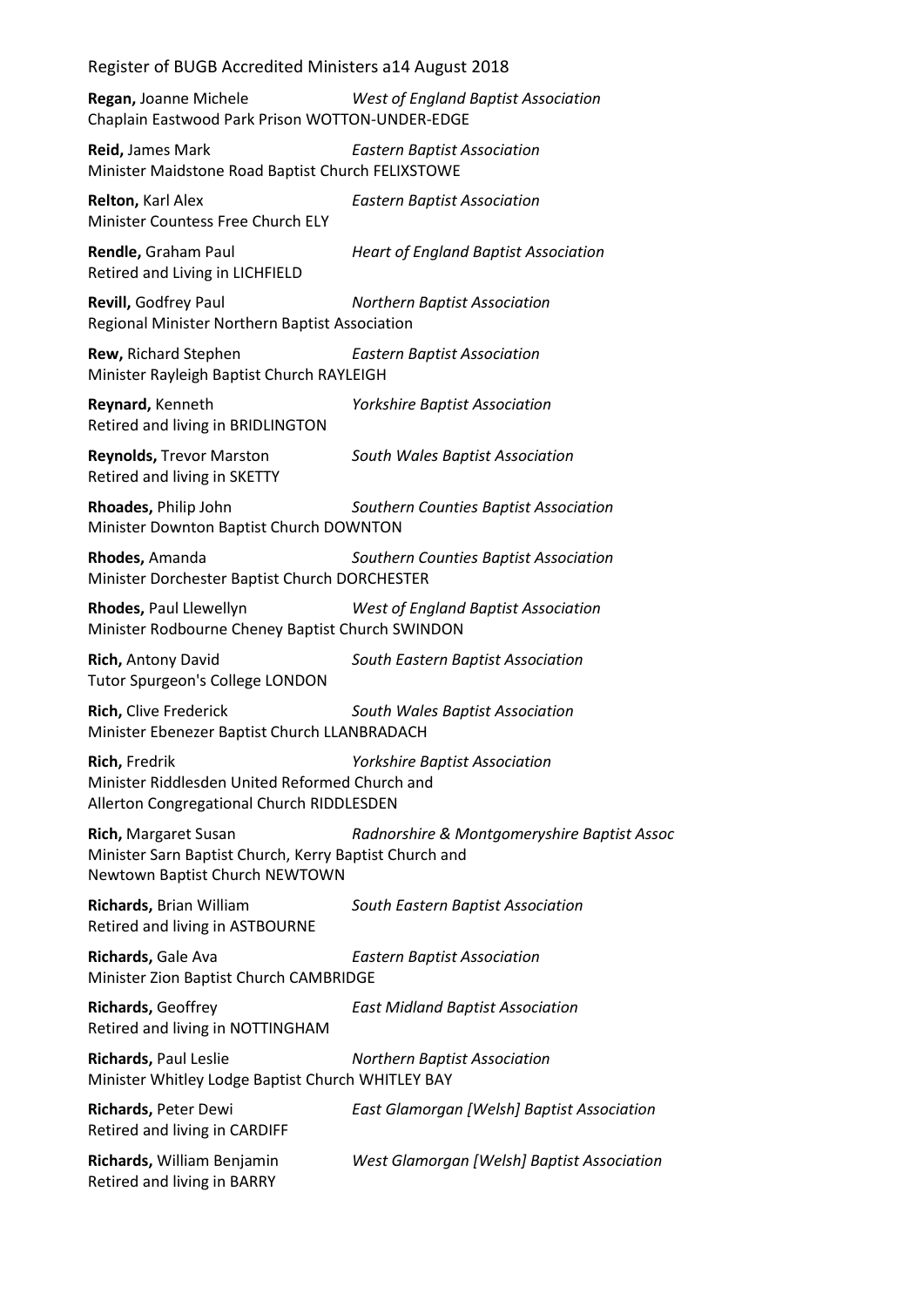**Regan,** Joanne Michele *West of England Baptist Association*
Chaplain Eastwood Park Prison WOTTON-UNDER-EDGE

**Reid,** James Mark *Eastern Baptist Association*
Minister Maidstone Road Baptist Church FELIXSTOWE

**Relton,** Karl Alex *Eastern Baptist Association*
Minister Countess Free Church ELY

**Rendle,** Graham Paul *Heart of England Baptist Association*
Retired and Living in LICHFIELD

**Revill,** Godfrey Paul *Northern Baptist Association*
Regional Minister Northern Baptist Association

**Rew,** Richard Stephen *Eastern Baptist Association*
Minister Rayleigh Baptist Church RAYLEIGH

**Reynard,** Kenneth *Yorkshire Baptist Association*
Retired and living in BRIDLINGTON

**Reynolds,** Trevor Marston *South Wales Baptist Association*
Retired and living in SKETTY

**Rhoades,** Philip John *Southern Counties Baptist Association*
Minister Downton Baptist Church DOWNTON

**Rhodes,** Amanda *Southern Counties Baptist Association*
Minister Dorchester Baptist Church DORCHESTER

**Rhodes,** Paul Llewellyn *West of England Baptist Association*
Minister Rodbourne Cheney Baptist Church SWINDON

**Rich,** Antony David *South Eastern Baptist Association*
Tutor Spurgeon's College LONDON

**Rich,** Clive Frederick *South Wales Baptist Association*
Minister Ebenezer Baptist Church LLANBRADACH

**Rich,** Fredrik *Yorkshire Baptist Association*
Minister Riddlesden United Reformed Church and
Allerton Congregational Church RIDDLESDEN

**Rich,** Margaret Susan *Radnorshire & Montgomeryshire Baptist Assoc*
Minister Sarn Baptist Church, Kerry Baptist Church and
Newtown Baptist Church NEWTOWN

**Richards,** Brian William *South Eastern Baptist Association*
Retired and living in ASTBOURNE

**Richards,** Gale Ava *Eastern Baptist Association*
Minister Zion Baptist Church CAMBRIDGE

**Richards,** Geoffrey *East Midland Baptist Association*
Retired and living in NOTTINGHAM

**Richards,** Paul Leslie *Northern Baptist Association*
Minister Whitley Lodge Baptist Church WHITLEY BAY

**Richards,** Peter Dewi *East Glamorgan [Welsh] Baptist Association*
Retired and living in CARDIFF

**Richards,** William Benjamin *West Glamorgan [Welsh] Baptist Association*
Retired and living in BARRY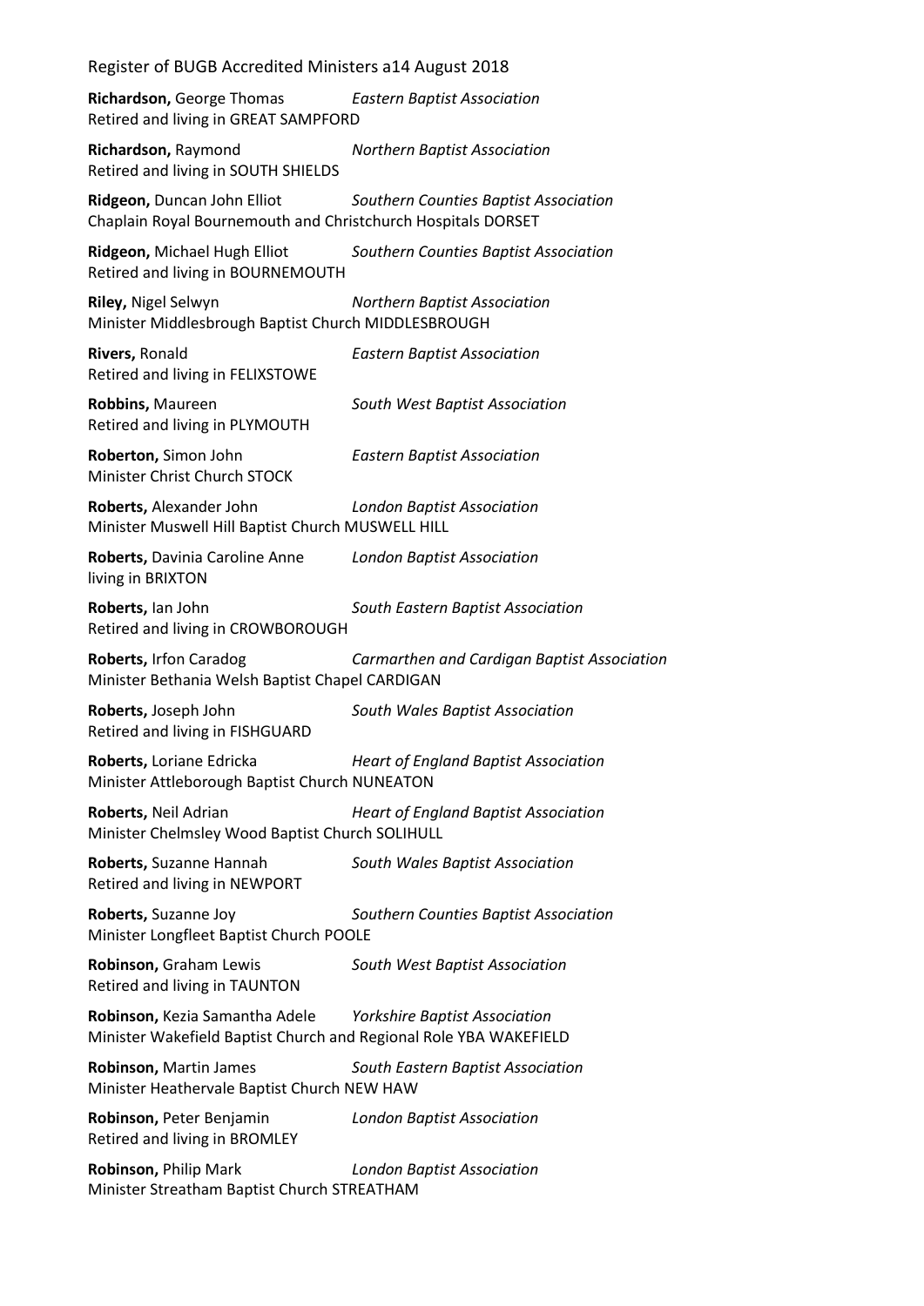**Richardson,** George Thomas *Eastern Baptist Association*
Retired and living in GREAT SAMPFORD

**Richardson,** Raymond *Northern Baptist Association*
Retired and living in SOUTH SHIELDS

**Ridgeon,** Duncan John Elliot *Southern Counties Baptist Association*
Chaplain Royal Bournemouth and Christchurch Hospitals DORSET

**Ridgeon,** Michael Hugh Elliot *Southern Counties Baptist Association*
Retired and living in BOURNEMOUTH

**Riley,** Nigel Selwyn *Northern Baptist Association*
Minister Middlesbrough Baptist Church MIDDLESBROUGH

**Rivers,** Ronald *Eastern Baptist Association*
Retired and living in FELIXSTOWE

**Robbins,** Maureen *South West Baptist Association*
Retired and living in PLYMOUTH

**Roberton,** Simon John *Eastern Baptist Association*
Minister Christ Church STOCK

**Roberts,** Alexander John *London Baptist Association*
Minister Muswell Hill Baptist Church MUSWELL HILL

**Roberts,** Davinia Caroline Anne *London Baptist Association*
living in BRIXTON

**Roberts,** Ian John *South Eastern Baptist Association*
Retired and living in CROWBOROUGH

**Roberts,** Irfon Caradog *Carmarthen and Cardigan Baptist Association*
Minister Bethania Welsh Baptist Chapel CARDIGAN

**Roberts,** Joseph John *South Wales Baptist Association*
Retired and living in FISHGUARD

**Roberts,** Loriane Edricka *Heart of England Baptist Association*
Minister Attleborough Baptist Church NUNEATON

**Roberts,** Neil Adrian *Heart of England Baptist Association*
Minister Chelmsley Wood Baptist Church SOLIHULL

**Roberts,** Suzanne Hannah *South Wales Baptist Association*
Retired and living in NEWPORT

**Roberts,** Suzanne Joy *Southern Counties Baptist Association*
Minister Longfleet Baptist Church POOLE

**Robinson,** Graham Lewis *South West Baptist Association*
Retired and living in TAUNTON

**Robinson,** Kezia Samantha Adele *Yorkshire Baptist Association*
Minister Wakefield Baptist Church and Regional Role YBA WAKEFIELD

**Robinson,** Martin James *South Eastern Baptist Association*
Minister Heathervale Baptist Church NEW HAW

**Robinson,** Peter Benjamin *London Baptist Association*
Retired and living in BROMLEY

**Robinson,** Philip Mark *London Baptist Association*
Minister Streatham Baptist Church STREATHAM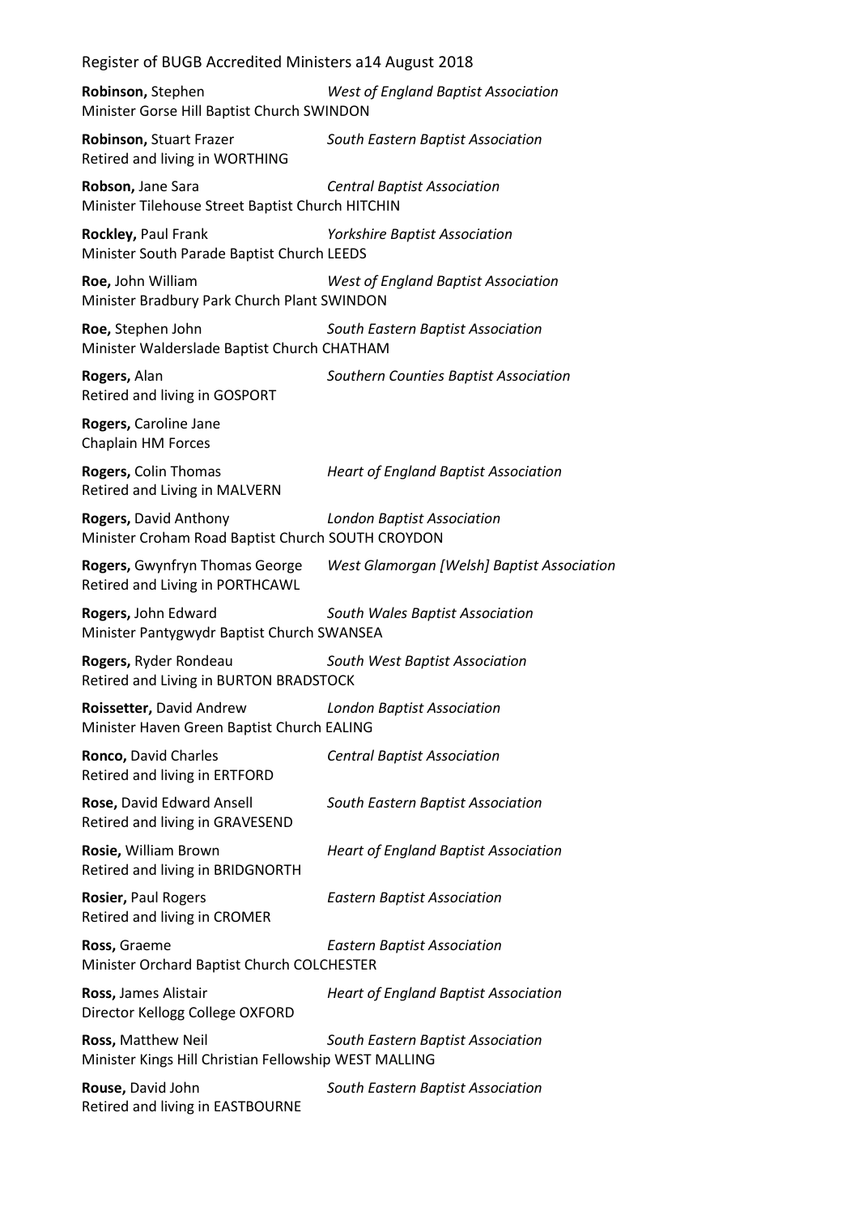**Robinson,** Stephen *West of England Baptist Association*
Minister Gorse Hill Baptist Church SWINDON

**Robinson,** Stuart Frazer *South Eastern Baptist Association*
Retired and living in WORTHING

**Robson,** Jane Sara *Central Baptist Association*
Minister Tilehouse Street Baptist Church HITCHIN

**Rockley,** Paul Frank *Yorkshire Baptist Association*
Minister South Parade Baptist Church LEEDS

**Roe,** John William *West of England Baptist Association*
Minister Bradbury Park Church Plant SWINDON

**Roe,** Stephen John *South Eastern Baptist Association*
Minister Walderslade Baptist Church CHATHAM

**Rogers,** Alan *Southern Counties Baptist Association*
Retired and living in GOSPORT

**Rogers,** Caroline Jane
Chaplain HM Forces

**Rogers,** Colin Thomas *Heart of England Baptist Association*
Retired and Living in MALVERN

**Rogers,** David Anthony *London Baptist Association*
Minister Croham Road Baptist Church SOUTH CROYDON

**Rogers,** Gwynfryn Thomas George *West Glamorgan [Welsh] Baptist Association*
Retired and Living in PORTHCAWL

**Rogers,** John Edward *South Wales Baptist Association*
Minister Pantygwydr Baptist Church SWANSEA

**Rogers,** Ryder Rondeau *South West Baptist Association*
Retired and Living in BURTON BRADSTOCK

**Roissetter,** David Andrew *London Baptist Association*
Minister Haven Green Baptist Church EALING

**Ronco,** David Charles *Central Baptist Association*
Retired and living in ERTFORD

**Rose,** David Edward Ansell *South Eastern Baptist Association*
Retired and living in GRAVESEND

**Rosie,** William Brown *Heart of England Baptist Association*
Retired and living in BRIDGNORTH

**Rosier,** Paul Rogers *Eastern Baptist Association*
Retired and living in CROMER

**Ross,** Graeme *Eastern Baptist Association*
Minister Orchard Baptist Church COLCHESTER

**Ross,** James Alistair *Heart of England Baptist Association*
Director Kellogg College OXFORD

**Ross,** Matthew Neil *South Eastern Baptist Association*
Minister Kings Hill Christian Fellowship WEST MALLING

**Rouse,** David John *South Eastern Baptist Association*
Retired and living in EASTBOURNE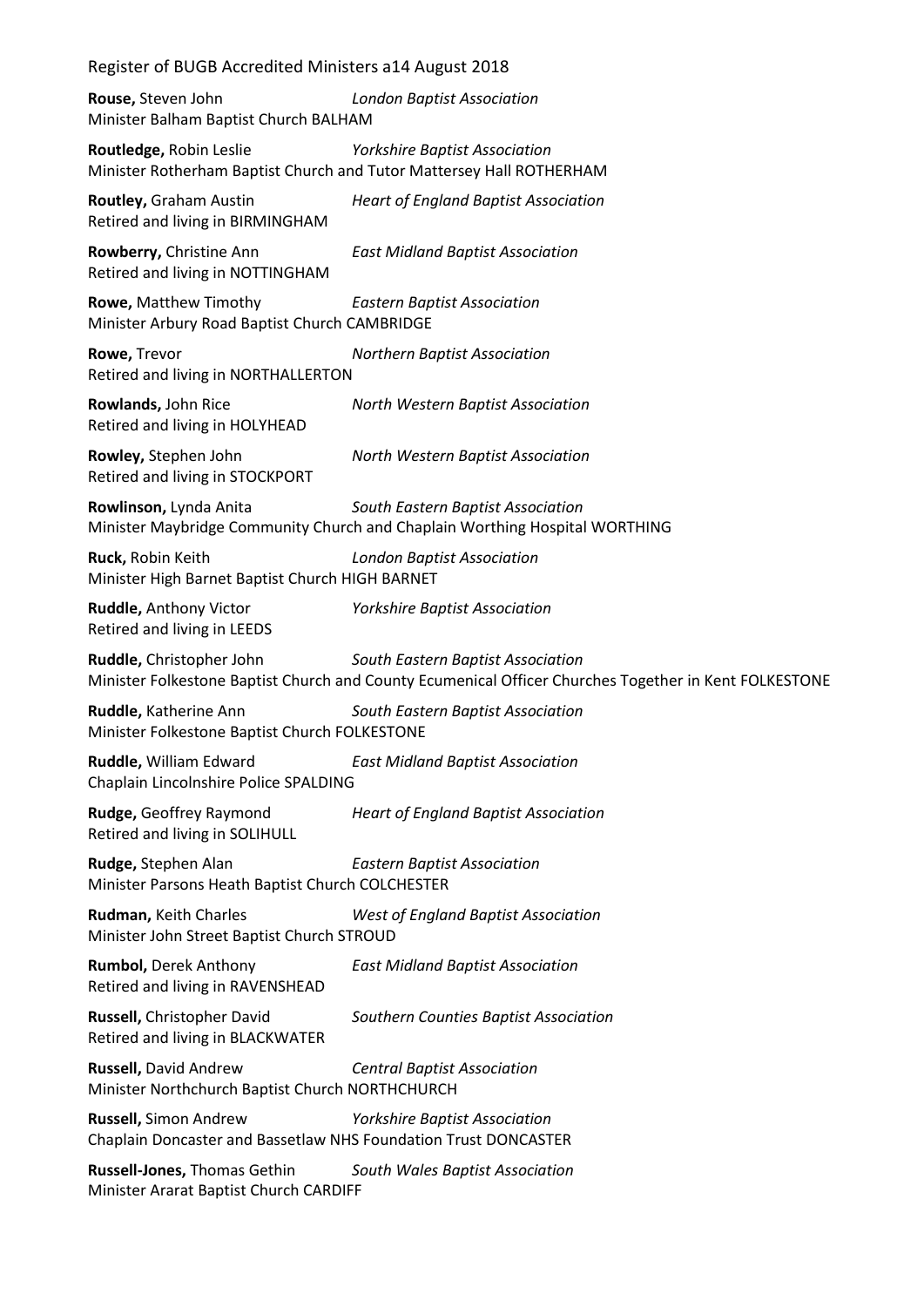**Rouse,** Steven John *London Baptist Association*
Minister Balham Baptist Church BALHAM

**Routledge,** Robin Leslie *Yorkshire Baptist Association*
Minister Rotherham Baptist Church and Tutor Mattersey Hall ROTHERHAM

**Routley,** Graham Austin *Heart of England Baptist Association*
Retired and living in BIRMINGHAM

**Rowberry,** Christine Ann *East Midland Baptist Association*
Retired and living in NOTTINGHAM

**Rowe,** Matthew Timothy *Eastern Baptist Association*
Minister Arbury Road Baptist Church CAMBRIDGE

**Rowe,** Trevor *Northern Baptist Association*
Retired and living in NORTHALLERTON

**Rowlands,** John Rice *North Western Baptist Association*
Retired and living in HOLYHEAD

**Rowley,** Stephen John *North Western Baptist Association*
Retired and living in STOCKPORT

**Rowlinson,** Lynda Anita *South Eastern Baptist Association*
Minister Maybridge Community Church and Chaplain Worthing Hospital WORTHING

**Ruck,** Robin Keith *London Baptist Association*
Minister High Barnet Baptist Church HIGH BARNET

**Ruddle,** Anthony Victor *Yorkshire Baptist Association*
Retired and living in LEEDS

**Ruddle,** Christopher John *South Eastern Baptist Association*
Minister Folkestone Baptist Church and County Ecumenical Officer Churches Together in Kent FOLKESTONE

**Ruddle,** Katherine Ann *South Eastern Baptist Association*
Minister Folkestone Baptist Church FOLKESTONE

**Ruddle,** William Edward *East Midland Baptist Association*
Chaplain Lincolnshire Police SPALDING

**Rudge,** Geoffrey Raymond *Heart of England Baptist Association*
Retired and living in SOLIHULL

**Rudge,** Stephen Alan *Eastern Baptist Association*
Minister Parsons Heath Baptist Church COLCHESTER

**Rudman,** Keith Charles *West of England Baptist Association*
Minister John Street Baptist Church STROUD

**Rumbol,** Derek Anthony *East Midland Baptist Association*
Retired and living in RAVENSHEAD

**Russell,** Christopher David *Southern Counties Baptist Association*
Retired and living in BLACKWATER

**Russell,** David Andrew *Central Baptist Association*
Minister Northchurch Baptist Church NORTHCHURCH

**Russell,** Simon Andrew *Yorkshire Baptist Association*
Chaplain Doncaster and Bassetlaw NHS Foundation Trust DONCASTER

**Russell-Jones,** Thomas Gethin *South Wales Baptist Association*
Minister Ararat Baptist Church CARDIFF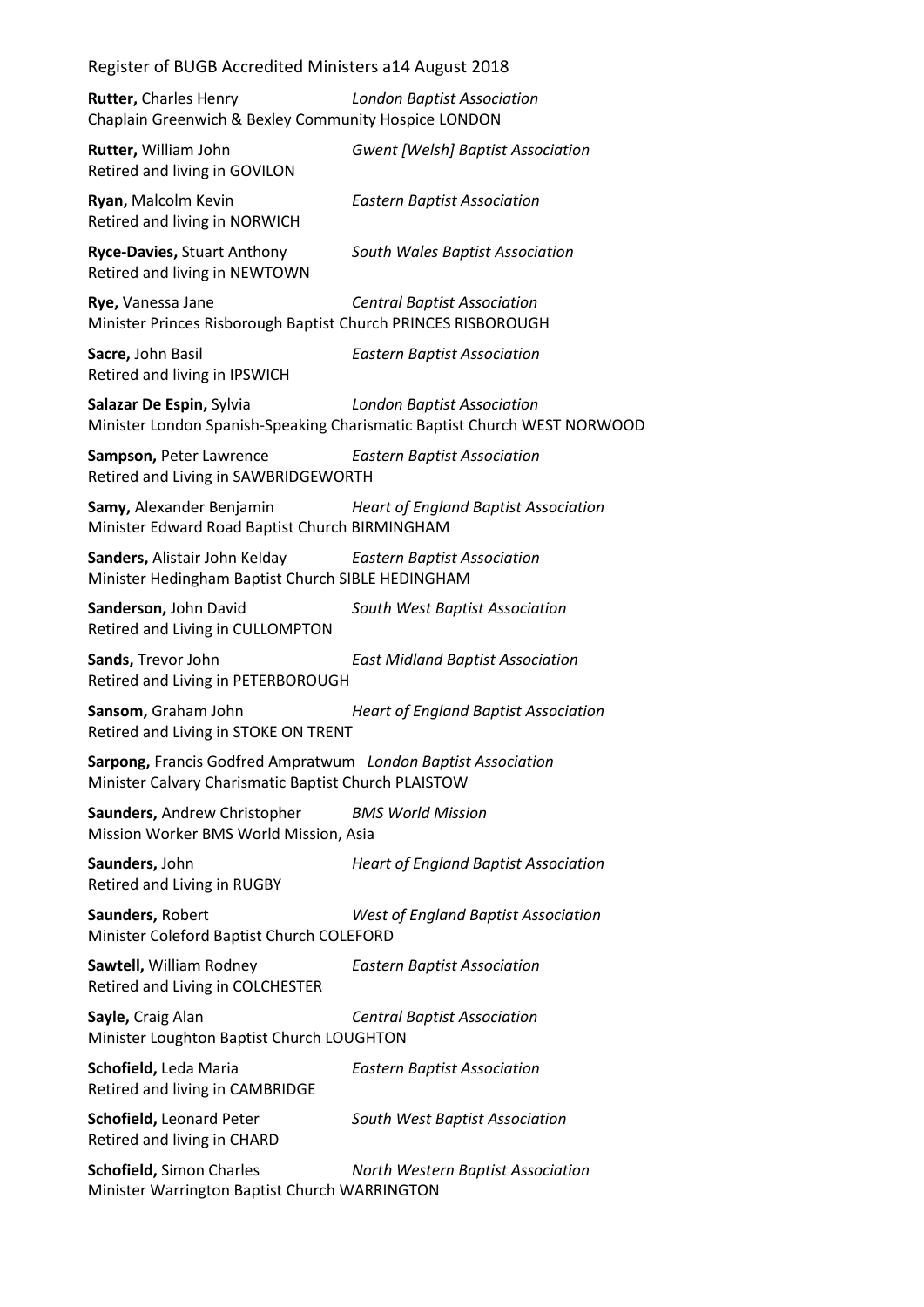**Rutter,** Charles Henry *London Baptist Association*
Chaplain Greenwich & Bexley Community Hospice LONDON

**Rutter,** William John *Gwent [Welsh] Baptist Association*
Retired and living in GOVILON

**Ryan,** Malcolm Kevin *Eastern Baptist Association*
Retired and living in NORWICH

**Ryce-Davies,** Stuart Anthony *South Wales Baptist Association*
Retired and living in NEWTOWN

**Rye,** Vanessa Jane *Central Baptist Association*
Minister Princes Risborough Baptist Church PRINCES RISBOROUGH

**Sacre,** John Basil *Eastern Baptist Association*
Retired and living in IPSWICH

**Salazar De Espin,** Sylvia *London Baptist Association*
Minister London Spanish-Speaking Charismatic Baptist Church WEST NORWOOD

**Sampson,** Peter Lawrence *Eastern Baptist Association*
Retired and Living in SAWBRIDGEWORTH

**Samy,** Alexander Benjamin *Heart of England Baptist Association*
Minister Edward Road Baptist Church BIRMINGHAM

**Sanders,** Alistair John Kelday *Eastern Baptist Association*
Minister Hedingham Baptist Church SIBLE HEDINGHAM

**Sanderson,** John David *South West Baptist Association*
Retired and Living in CULLOMPTON

**Sands,** Trevor John *East Midland Baptist Association*
Retired and Living in PETERBOROUGH

**Sansom,** Graham John *Heart of England Baptist Association*
Retired and Living in STOKE ON TRENT

**Sarpong,** Francis Godfred Ampratwum *London Baptist Association*
Minister Calvary Charismatic Baptist Church PLAISTOW

**Saunders,** Andrew Christopher *BMS World Mission*
Mission Worker BMS World Mission, Asia

**Saunders,** John *Heart of England Baptist Association*
Retired and Living in RUGBY

**Saunders,** Robert *West of England Baptist Association*
Minister Coleford Baptist Church COLEFORD

**Sawtell,** William Rodney *Eastern Baptist Association*
Retired and Living in COLCHESTER

**Sayle,** Craig Alan *Central Baptist Association*
Minister Loughton Baptist Church LOUGHTON

**Schofield,** Leda Maria *Eastern Baptist Association*
Retired and living in CAMBRIDGE

**Schofield,** Leonard Peter *South West Baptist Association*
Retired and living in CHARD

**Schofield,** Simon Charles *North Western Baptist Association*
Minister Warrington Baptist Church WARRINGTON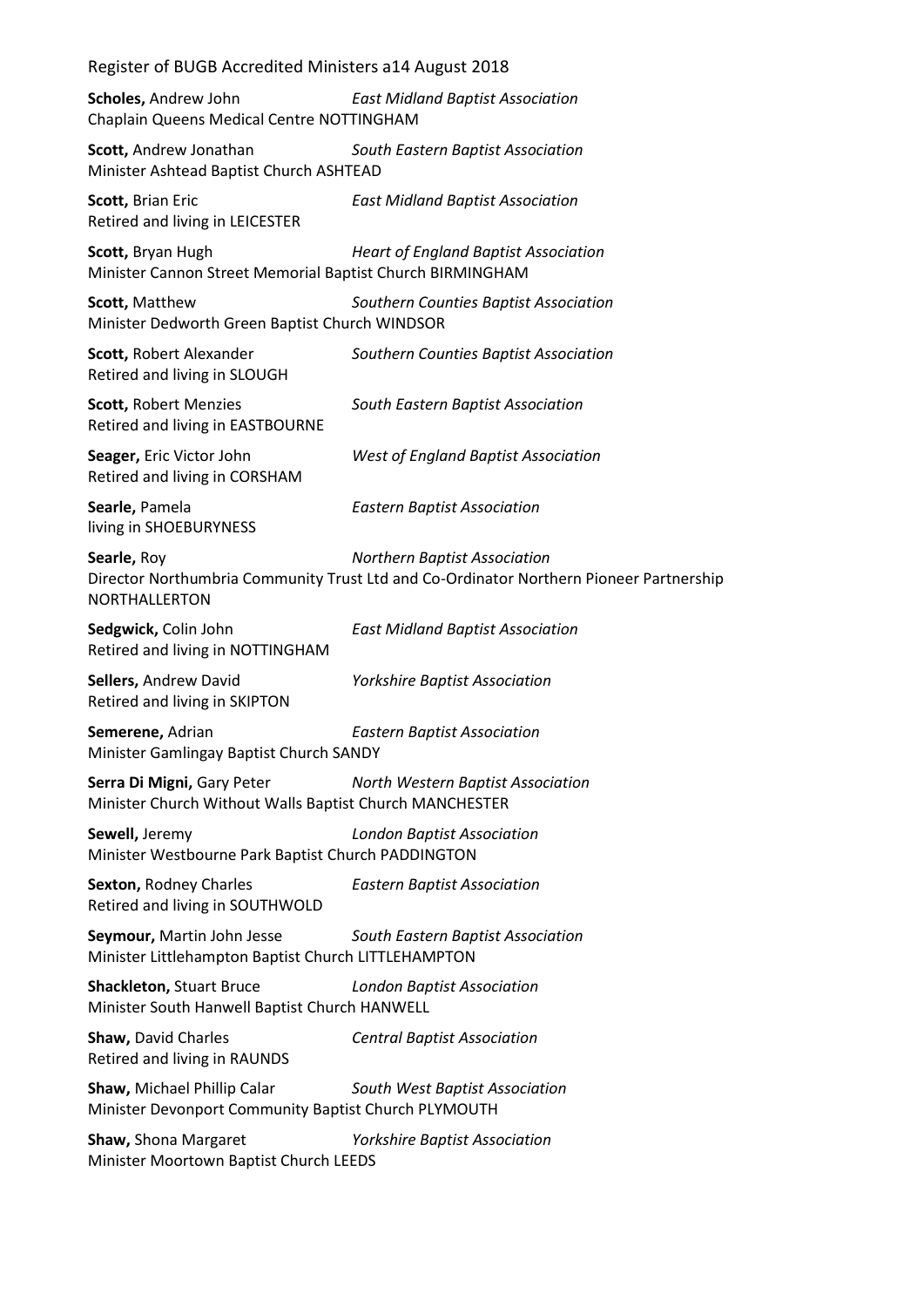**Scholes,** Andrew John *East Midland Baptist Association*
Chaplain Queens Medical Centre NOTTINGHAM

**Scott,** Andrew Jonathan *South Eastern Baptist Association*
Minister Ashtead Baptist Church ASHTEAD

**Scott,** Brian Eric *East Midland Baptist Association*
Retired and living in LEICESTER

**Scott,** Bryan Hugh *Heart of England Baptist Association*
Minister Cannon Street Memorial Baptist Church BIRMINGHAM

**Scott,** Matthew *Southern Counties Baptist Association*
Minister Dedworth Green Baptist Church WINDSOR

**Scott,** Robert Alexander *Southern Counties Baptist Association*
Retired and living in SLOUGH

**Scott,** Robert Menzies *South Eastern Baptist Association*
Retired and living in EASTBOURNE

**Seager,** Eric Victor John *West of England Baptist Association*
Retired and living in CORSHAM

**Searle,** Pamela *Eastern Baptist Association*
living in SHOEBURYNESS

**Searle,** Roy *Northern Baptist Association*
Director Northumbria Community Trust Ltd and Co-Ordinator Northern Pioneer Partnership NORTHALLERTON

**Sedgwick,** Colin John *East Midland Baptist Association*
Retired and living in NOTTINGHAM

**Sellers,** Andrew David *Yorkshire Baptist Association*
Retired and living in SKIPTON

**Semerene,** Adrian *Eastern Baptist Association*
Minister Gamlingay Baptist Church SANDY

**Serra Di Migni,** Gary Peter *North Western Baptist Association*
Minister Church Without Walls Baptist Church MANCHESTER

**Sewell,** Jeremy *London Baptist Association*
Minister Westbourne Park Baptist Church PADDINGTON

**Sexton,** Rodney Charles *Eastern Baptist Association*
Retired and living in SOUTHWOLD

**Seymour,** Martin John Jesse *South Eastern Baptist Association*
Minister Littlehampton Baptist Church LITTLEHAMPTON

**Shackleton,** Stuart Bruce *London Baptist Association*
Minister South Hanwell Baptist Church HANWELL

**Shaw,** David Charles *Central Baptist Association*
Retired and living in RAUNDS

**Shaw,** Michael Phillip Calar *South West Baptist Association*
Minister Devonport Community Baptist Church PLYMOUTH

**Shaw,** Shona Margaret *Yorkshire Baptist Association*
Minister Moortown Baptist Church LEEDS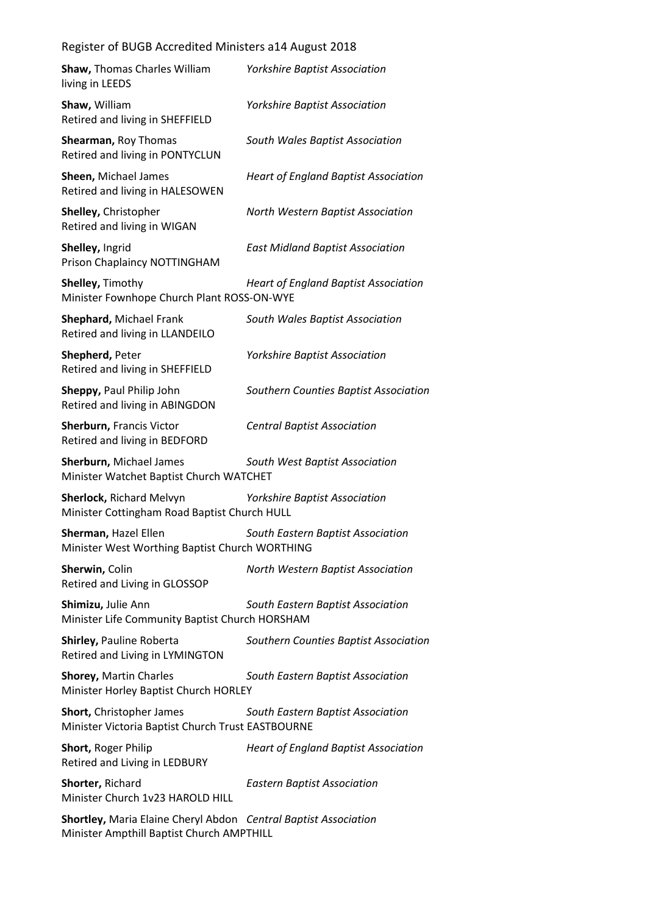**Shaw,** Thomas Charles William — *Yorkshire Baptist Association*
living in LEEDS

**Shaw,** William — *Yorkshire Baptist Association*
Retired and living in SHEFFIELD

**Shearman,** Roy Thomas — *South Wales Baptist Association*
Retired and living in PONTYCLUN

**Sheen,** Michael James — *Heart of England Baptist Association*
Retired and living in HALESOWEN

**Shelley,** Christopher — *North Western Baptist Association*
Retired and living in WIGAN

**Shelley,** Ingrid — *East Midland Baptist Association*
Prison Chaplaincy NOTTINGHAM

**Shelley,** Timothy — *Heart of England Baptist Association*
Minister Fownhope Church Plant ROSS-ON-WYE

**Shephard,** Michael Frank — *South Wales Baptist Association*
Retired and living in LLANDEILO

**Shepherd,** Peter — *Yorkshire Baptist Association*
Retired and living in SHEFFIELD

**Sheppy,** Paul Philip John — *Southern Counties Baptist Association*
Retired and living in ABINGDON

**Sherburn,** Francis Victor — *Central Baptist Association*
Retired and living in BEDFORD

**Sherburn,** Michael James — *South West Baptist Association*
Minister Watchet Baptist Church WATCHET

**Sherlock,** Richard Melvyn — *Yorkshire Baptist Association*
Minister Cottingham Road Baptist Church HULL

**Sherman,** Hazel Ellen — *South Eastern Baptist Association*
Minister West Worthing Baptist Church WORTHING

**Sherwin,** Colin — *North Western Baptist Association*
Retired and Living in GLOSSOP

**Shimizu,** Julie Ann — *South Eastern Baptist Association*
Minister Life Community Baptist Church HORSHAM

**Shirley,** Pauline Roberta — *Southern Counties Baptist Association*
Retired and Living in LYMINGTON

**Shorey,** Martin Charles — *South Eastern Baptist Association*
Minister Horley Baptist Church HORLEY

**Short,** Christopher James — *South Eastern Baptist Association*
Minister Victoria Baptist Church Trust EASTBOURNE

**Short,** Roger Philip — *Heart of England Baptist Association*
Retired and Living in LEDBURY

**Shorter,** Richard — *Eastern Baptist Association*
Minister Church 1v23 HAROLD HILL

**Shortley,** Maria Elaine Cheryl Abdon — *Central Baptist Association*
Minister Ampthill Baptist Church AMPTHILL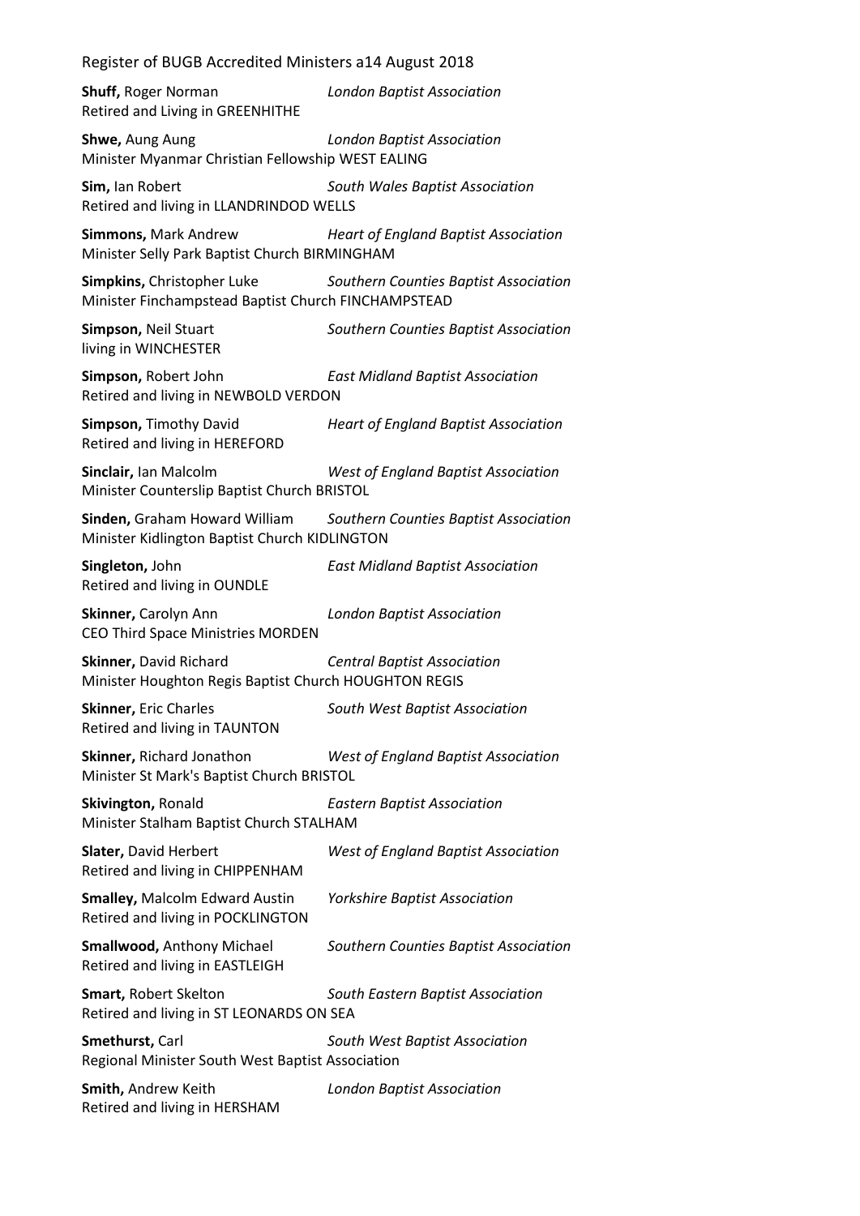**Shuff,** Roger Norman *London Baptist Association*
Retired and Living in GREENHITHE

**Shwe,** Aung Aung *London Baptist Association*
Minister Myanmar Christian Fellowship WEST EALING

**Sim,** Ian Robert *South Wales Baptist Association*
Retired and living in LLANDRINDOD WELLS

**Simmons,** Mark Andrew *Heart of England Baptist Association*
Minister Selly Park Baptist Church BIRMINGHAM

**Simpkins,** Christopher Luke *Southern Counties Baptist Association*
Minister Finchampstead Baptist Church FINCHAMPSTEAD

**Simpson,** Neil Stuart *Southern Counties Baptist Association*
living in WINCHESTER

**Simpson,** Robert John *East Midland Baptist Association*
Retired and living in NEWBOLD VERDON

**Simpson,** Timothy David *Heart of England Baptist Association*
Retired and living in HEREFORD

**Sinclair,** Ian Malcolm *West of England Baptist Association*
Minister Counterslip Baptist Church BRISTOL

**Sinden,** Graham Howard William *Southern Counties Baptist Association*
Minister Kidlington Baptist Church KIDLINGTON

**Singleton,** John *East Midland Baptist Association*
Retired and living in OUNDLE

**Skinner,** Carolyn Ann *London Baptist Association*
CEO Third Space Ministries MORDEN

**Skinner,** David Richard *Central Baptist Association*
Minister Houghton Regis Baptist Church HOUGHTON REGIS

**Skinner,** Eric Charles *South West Baptist Association*
Retired and living in TAUNTON

**Skinner,** Richard Jonathon *West of England Baptist Association*
Minister St Mark's Baptist Church BRISTOL

**Skivington,** Ronald *Eastern Baptist Association*
Minister Stalham Baptist Church STALHAM

**Slater,** David Herbert *West of England Baptist Association*
Retired and living in CHIPPENHAM

**Smalley,** Malcolm Edward Austin *Yorkshire Baptist Association*
Retired and living in POCKLINGTON

**Smallwood,** Anthony Michael *Southern Counties Baptist Association*
Retired and living in EASTLEIGH

**Smart,** Robert Skelton *South Eastern Baptist Association*
Retired and living in ST LEONARDS ON SEA

**Smethurst,** Carl *South West Baptist Association*
Regional Minister South West Baptist Association

**Smith,** Andrew Keith *London Baptist Association*
Retired and living in HERSHAM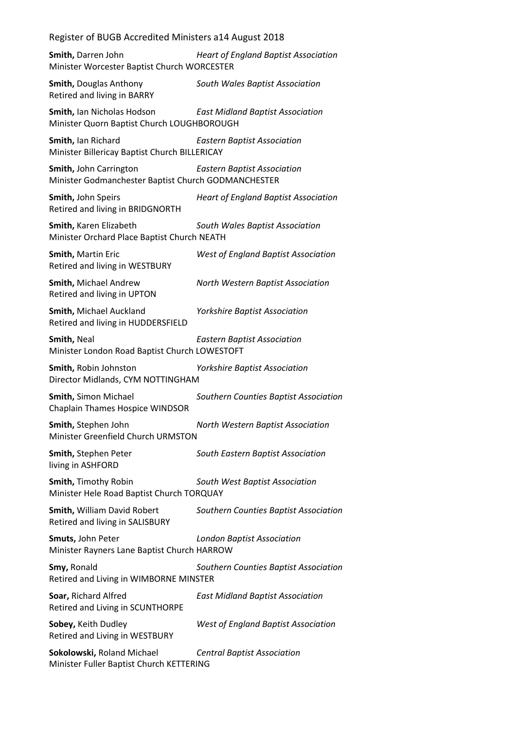**Smith,** Darren John *Heart of England Baptist Association*
Minister Worcester Baptist Church WORCESTER

**Smith,** Douglas Anthony *South Wales Baptist Association*
Retired and living in BARRY

**Smith,** Ian Nicholas Hodson *East Midland Baptist Association*
Minister Quorn Baptist Church LOUGHBOROUGH

**Smith,** Ian Richard *Eastern Baptist Association*
Minister Billericay Baptist Church BILLERICAY

**Smith,** John Carrington *Eastern Baptist Association*
Minister Godmanchester Baptist Church GODMANCHESTER

**Smith,** John Speirs *Heart of England Baptist Association*
Retired and living in BRIDGNORTH

**Smith,** Karen Elizabeth *South Wales Baptist Association*
Minister Orchard Place Baptist Church NEATH

**Smith,** Martin Eric *West of England Baptist Association*
Retired and living in WESTBURY

**Smith,** Michael Andrew *North Western Baptist Association*
Retired and living in UPTON

**Smith,** Michael Auckland *Yorkshire Baptist Association*
Retired and living in HUDDERSFIELD

**Smith,** Neal *Eastern Baptist Association*
Minister London Road Baptist Church LOWESTOFT

**Smith,** Robin Johnston *Yorkshire Baptist Association*
Director Midlands, CYM NOTTINGHAM

**Smith,** Simon Michael *Southern Counties Baptist Association*
Chaplain Thames Hospice WINDSOR

**Smith,** Stephen John *North Western Baptist Association*
Minister Greenfield Church URMSTON

**Smith,** Stephen Peter *South Eastern Baptist Association*
living in ASHFORD

**Smith,** Timothy Robin *South West Baptist Association*
Minister Hele Road Baptist Church TORQUAY

**Smith,** William David Robert *Southern Counties Baptist Association*
Retired and living in SALISBURY

**Smuts,** John Peter *London Baptist Association*
Minister Rayners Lane Baptist Church HARROW

**Smy,** Ronald *Southern Counties Baptist Association*
Retired and Living in WIMBORNE MINSTER

**Soar,** Richard Alfred *East Midland Baptist Association*
Retired and Living in SCUNTHORPE

**Sobey,** Keith Dudley *West of England Baptist Association*
Retired and Living in WESTBURY

**Sokolowski,** Roland Michael *Central Baptist Association*
Minister Fuller Baptist Church KETTERING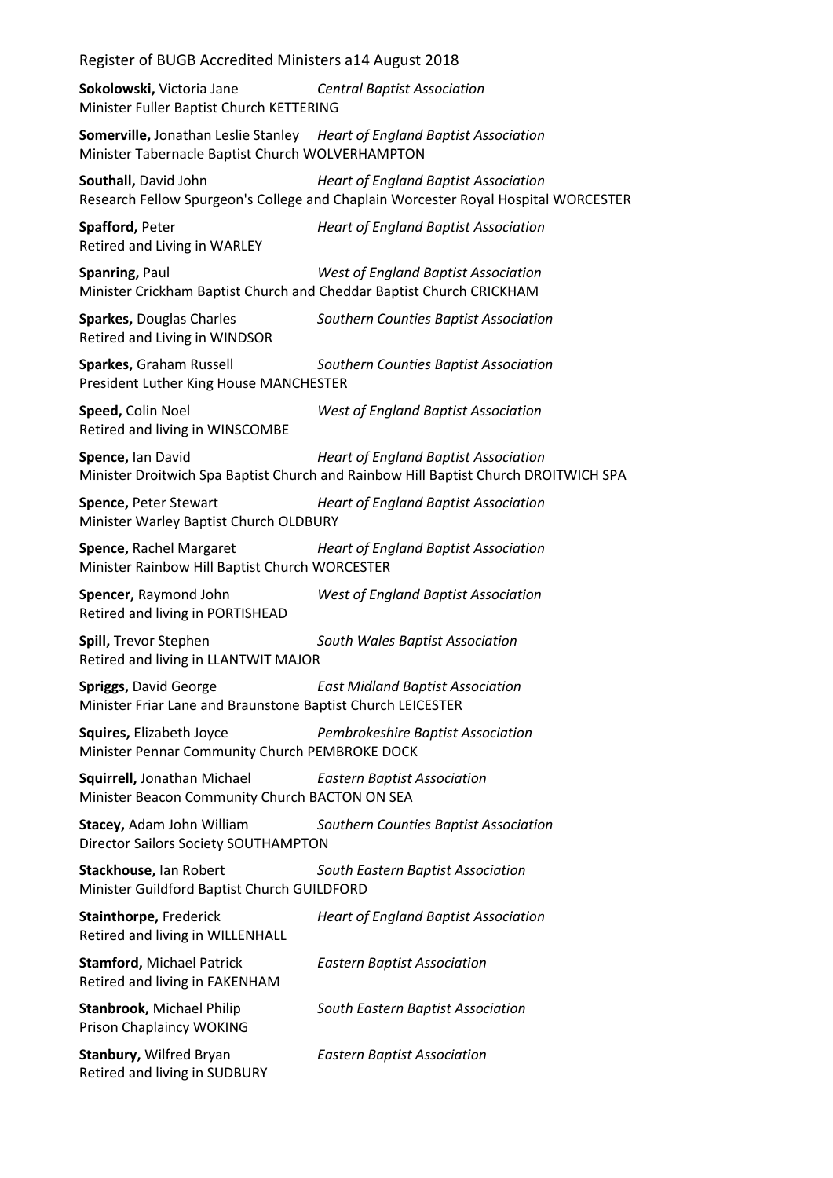**Sokolowski,** Victoria Jane *Central Baptist Association*
Minister Fuller Baptist Church KETTERING

**Somerville,** Jonathan Leslie Stanley *Heart of England Baptist Association*
Minister Tabernacle Baptist Church WOLVERHAMPTON

**Southall,** David John *Heart of England Baptist Association*
Research Fellow Spurgeon's College and Chaplain Worcester Royal Hospital WORCESTER

**Spafford,** Peter *Heart of England Baptist Association*
Retired and Living in WARLEY

**Spanring,** Paul *West of England Baptist Association*
Minister Crickham Baptist Church and Cheddar Baptist Church CRICKHAM

**Sparkes,** Douglas Charles *Southern Counties Baptist Association*
Retired and Living in WINDSOR

**Sparkes,** Graham Russell *Southern Counties Baptist Association*
President Luther King House MANCHESTER

**Speed,** Colin Noel *West of England Baptist Association*
Retired and living in WINSCOMBE

**Spence,** Ian David *Heart of England Baptist Association*
Minister Droitwich Spa Baptist Church and Rainbow Hill Baptist Church DROITWICH SPA

**Spence,** Peter Stewart *Heart of England Baptist Association*
Minister Warley Baptist Church OLDBURY

**Spence,** Rachel Margaret *Heart of England Baptist Association*
Minister Rainbow Hill Baptist Church WORCESTER

**Spencer,** Raymond John *West of England Baptist Association*
Retired and living in PORTISHEAD

**Spill,** Trevor Stephen *South Wales Baptist Association*
Retired and living in LLANTWIT MAJOR

**Spriggs,** David George *East Midland Baptist Association*
Minister Friar Lane and Braunstone Baptist Church LEICESTER

**Squires,** Elizabeth Joyce *Pembrokeshire Baptist Association*
Minister Pennar Community Church PEMBROKE DOCK

**Squirrell,** Jonathan Michael *Eastern Baptist Association*
Minister Beacon Community Church BACTON ON SEA

**Stacey,** Adam John William *Southern Counties Baptist Association*
Director Sailors Society SOUTHAMPTON

**Stackhouse,** Ian Robert *South Eastern Baptist Association*
Minister Guildford Baptist Church GUILDFORD

**Stainthorpe,** Frederick *Heart of England Baptist Association*
Retired and living in WILLENHALL

**Stamford,** Michael Patrick *Eastern Baptist Association*
Retired and living in FAKENHAM

**Stanbrook,** Michael Philip *South Eastern Baptist Association*
Prison Chaplaincy WOKING

**Stanbury,** Wilfred Bryan *Eastern Baptist Association*
Retired and living in SUDBURY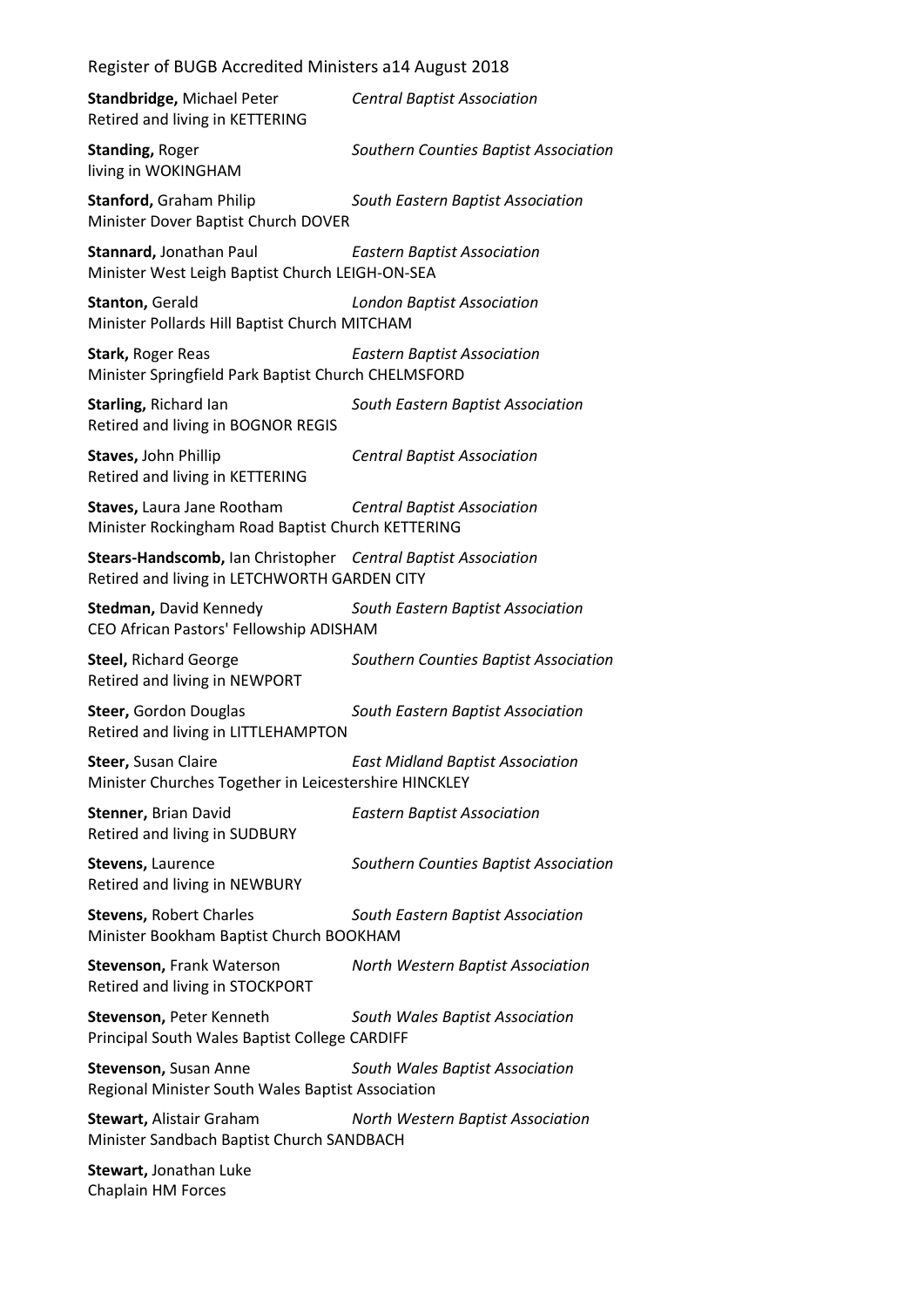**Standbridge,** Michael Peter *Central Baptist Association*
Retired and living in KETTERING

**Standing,** Roger *Southern Counties Baptist Association*
living in WOKINGHAM

**Stanford,** Graham Philip *South Eastern Baptist Association*
Minister Dover Baptist Church DOVER

**Stannard,** Jonathan Paul *Eastern Baptist Association*
Minister West Leigh Baptist Church LEIGH-ON-SEA

**Stanton,** Gerald *London Baptist Association*
Minister Pollards Hill Baptist Church MITCHAM

**Stark,** Roger Reas *Eastern Baptist Association*
Minister Springfield Park Baptist Church CHELMSFORD

**Starling,** Richard Ian *South Eastern Baptist Association*
Retired and living in BOGNOR REGIS

**Staves,** John Phillip *Central Baptist Association*
Retired and living in KETTERING

**Staves,** Laura Jane Rootham *Central Baptist Association*
Minister Rockingham Road Baptist Church KETTERING

**Stears-Handscomb,** Ian Christopher *Central Baptist Association*
Retired and living in LETCHWORTH GARDEN CITY

**Stedman,** David Kennedy *South Eastern Baptist Association*
CEO African Pastors' Fellowship ADISHAM

**Steel,** Richard George *Southern Counties Baptist Association*
Retired and living in NEWPORT

**Steer,** Gordon Douglas *South Eastern Baptist Association*
Retired and living in LITTLEHAMPTON

**Steer,** Susan Claire *East Midland Baptist Association*
Minister Churches Together in Leicestershire HINCKLEY

**Stenner,** Brian David *Eastern Baptist Association*
Retired and living in SUDBURY

**Stevens,** Laurence *Southern Counties Baptist Association*
Retired and living in NEWBURY

**Stevens,** Robert Charles *South Eastern Baptist Association*
Minister Bookham Baptist Church BOOKHAM

**Stevenson,** Frank Waterson *North Western Baptist Association*
Retired and living in STOCKPORT

**Stevenson,** Peter Kenneth *South Wales Baptist Association*
Principal South Wales Baptist College CARDIFF

**Stevenson,** Susan Anne *South Wales Baptist Association*
Regional Minister South Wales Baptist Association

**Stewart,** Alistair Graham *North Western Baptist Association*
Minister Sandbach Baptist Church SANDBACH

**Stewart,** Jonathan Luke
Chaplain HM Forces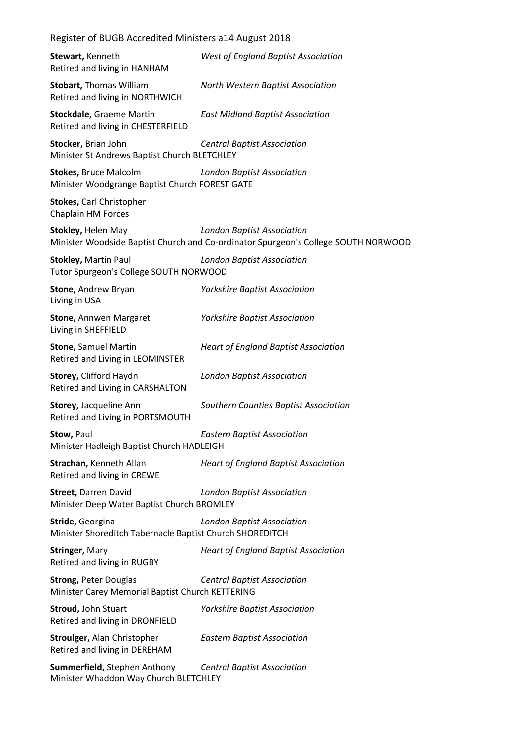**Stewart,** Kenneth *West of England Baptist Association*
Retired and living in HANHAM

**Stobart,** Thomas William *North Western Baptist Association*
Retired and living in NORTHWICH

**Stockdale,** Graeme Martin *East Midland Baptist Association*
Retired and living in CHESTERFIELD

**Stocker,** Brian John *Central Baptist Association*
Minister St Andrews Baptist Church BLETCHLEY

**Stokes,** Bruce Malcolm *London Baptist Association*
Minister Woodgrange Baptist Church FOREST GATE

**Stokes,** Carl Christopher
Chaplain HM Forces

**Stokley,** Helen May *London Baptist Association*
Minister Woodside Baptist Church and Co-ordinator Spurgeon's College SOUTH NORWOOD

**Stokley,** Martin Paul *London Baptist Association*
Tutor Spurgeon's College SOUTH NORWOOD

**Stone,** Andrew Bryan *Yorkshire Baptist Association*
Living in USA

**Stone,** Annwen Margaret *Yorkshire Baptist Association*
Living in SHEFFIELD

**Stone,** Samuel Martin *Heart of England Baptist Association*
Retired and Living in LEOMINSTER

**Storey,** Clifford Haydn *London Baptist Association*
Retired and Living in CARSHALTON

**Storey,** Jacqueline Ann *Southern Counties Baptist Association*
Retired and Living in PORTSMOUTH

**Stow,** Paul *Eastern Baptist Association*
Minister Hadleigh Baptist Church HADLEIGH

**Strachan,** Kenneth Allan *Heart of England Baptist Association*
Retired and living in CREWE

**Street,** Darren David *London Baptist Association*
Minister Deep Water Baptist Church BROMLEY

**Stride,** Georgina *London Baptist Association*
Minister Shoreditch Tabernacle Baptist Church SHOREDITCH

**Stringer,** Mary *Heart of England Baptist Association*
Retired and living in RUGBY

**Strong,** Peter Douglas *Central Baptist Association*
Minister Carey Memorial Baptist Church KETTERING

**Stroud,** John Stuart *Yorkshire Baptist Association*
Retired and living in DRONFIELD

**Stroulger,** Alan Christopher *Eastern Baptist Association*
Retired and living in DEREHAM

**Summerfield,** Stephen Anthony *Central Baptist Association*
Minister Whaddon Way Church BLETCHLEY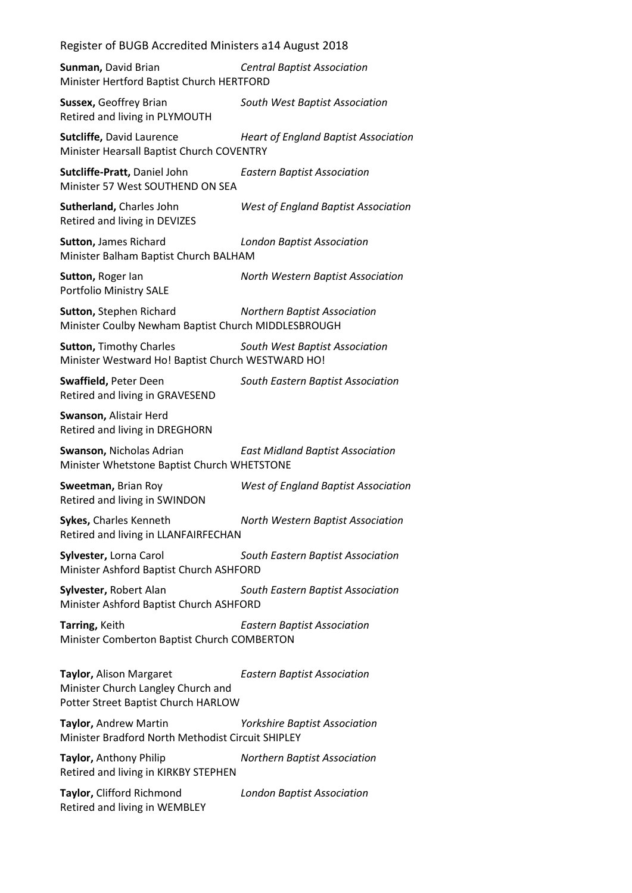**Sunman,** David Brian *Central Baptist Association*
Minister Hertford Baptist Church HERTFORD

**Sussex,** Geoffrey Brian *South West Baptist Association*
Retired and living in PLYMOUTH

**Sutcliffe,** David Laurence *Heart of England Baptist Association*
Minister Hearsall Baptist Church COVENTRY

**Sutcliffe-Pratt,** Daniel John *Eastern Baptist Association*
Minister 57 West SOUTHEND ON SEA

**Sutherland,** Charles John *West of England Baptist Association*
Retired and living in DEVIZES

**Sutton,** James Richard *London Baptist Association*
Minister Balham Baptist Church BALHAM

**Sutton,** Roger Ian *North Western Baptist Association*
Portfolio Ministry SALE

**Sutton,** Stephen Richard *Northern Baptist Association*
Minister Coulby Newham Baptist Church MIDDLESBROUGH

**Sutton,** Timothy Charles *South West Baptist Association*
Minister Westward Ho! Baptist Church WESTWARD HO!

**Swaffield,** Peter Deen *South Eastern Baptist Association*
Retired and living in GRAVESEND

**Swanson,** Alistair Herd
Retired and living in DREGHORN

**Swanson,** Nicholas Adrian *East Midland Baptist Association*
Minister Whetstone Baptist Church WHETSTONE

**Sweetman,** Brian Roy *West of England Baptist Association*
Retired and living in SWINDON

**Sykes,** Charles Kenneth *North Western Baptist Association*
Retired and living in LLANFAIRFECHAN

**Sylvester,** Lorna Carol *South Eastern Baptist Association*
Minister Ashford Baptist Church ASHFORD

**Sylvester,** Robert Alan *South Eastern Baptist Association*
Minister Ashford Baptist Church ASHFORD

**Tarring,** Keith *Eastern Baptist Association*
Minister Comberton Baptist Church COMBERTON

**Taylor,** Alison Margaret *Eastern Baptist Association*
Minister Church Langley Church and
Potter Street Baptist Church HARLOW

**Taylor,** Andrew Martin *Yorkshire Baptist Association*
Minister Bradford North Methodist Circuit SHIPLEY

**Taylor,** Anthony Philip *Northern Baptist Association*
Retired and living in KIRKBY STEPHEN

**Taylor,** Clifford Richmond *London Baptist Association*
Retired and living in WEMBLEY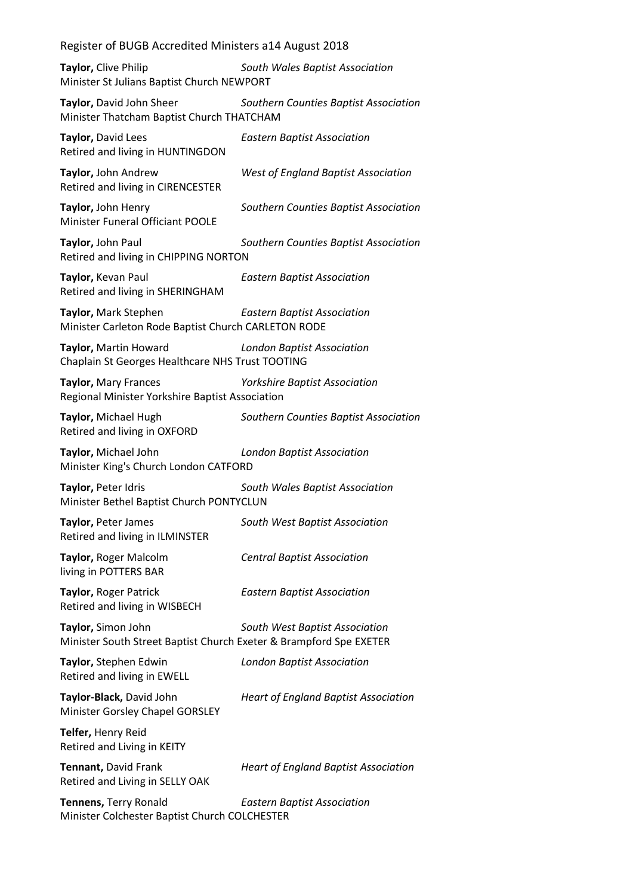**Taylor,** Clive Philip *South Wales Baptist Association*
Minister St Julians Baptist Church NEWPORT

**Taylor,** David John Sheer *Southern Counties Baptist Association*
Minister Thatcham Baptist Church THATCHAM

**Taylor,** David Lees *Eastern Baptist Association*
Retired and living in HUNTINGDON

**Taylor,** John Andrew *West of England Baptist Association*
Retired and living in CIRENCESTER

**Taylor,** John Henry *Southern Counties Baptist Association*
Minister Funeral Officiant POOLE

**Taylor,** John Paul *Southern Counties Baptist Association*
Retired and living in CHIPPING NORTON

**Taylor,** Kevan Paul *Eastern Baptist Association*
Retired and living in SHERINGHAM

**Taylor,** Mark Stephen *Eastern Baptist Association*
Minister Carleton Rode Baptist Church CARLETON RODE

**Taylor,** Martin Howard *London Baptist Association*
Chaplain St Georges Healthcare NHS Trust TOOTING

**Taylor,** Mary Frances *Yorkshire Baptist Association*
Regional Minister Yorkshire Baptist Association

**Taylor,** Michael Hugh *Southern Counties Baptist Association*
Retired and living in OXFORD

**Taylor,** Michael John *London Baptist Association*
Minister King's Church London CATFORD

**Taylor,** Peter Idris *South Wales Baptist Association*
Minister Bethel Baptist Church PONTYCLUN

**Taylor,** Peter James *South West Baptist Association*
Retired and living in ILMINSTER

**Taylor,** Roger Malcolm *Central Baptist Association*
living in POTTERS BAR

**Taylor,** Roger Patrick *Eastern Baptist Association*
Retired and living in WISBECH

**Taylor,** Simon John *South West Baptist Association*
Minister South Street Baptist Church Exeter & Brampford Spe EXETER

**Taylor,** Stephen Edwin *London Baptist Association*
Retired and living in EWELL

**Taylor-Black,** David John *Heart of England Baptist Association*
Minister Gorsley Chapel GORSLEY

**Telfer,** Henry Reid
Retired and Living in KEITY

**Tennant,** David Frank *Heart of England Baptist Association*
Retired and Living in SELLY OAK

**Tennens,** Terry Ronald *Eastern Baptist Association*
Minister Colchester Baptist Church COLCHESTER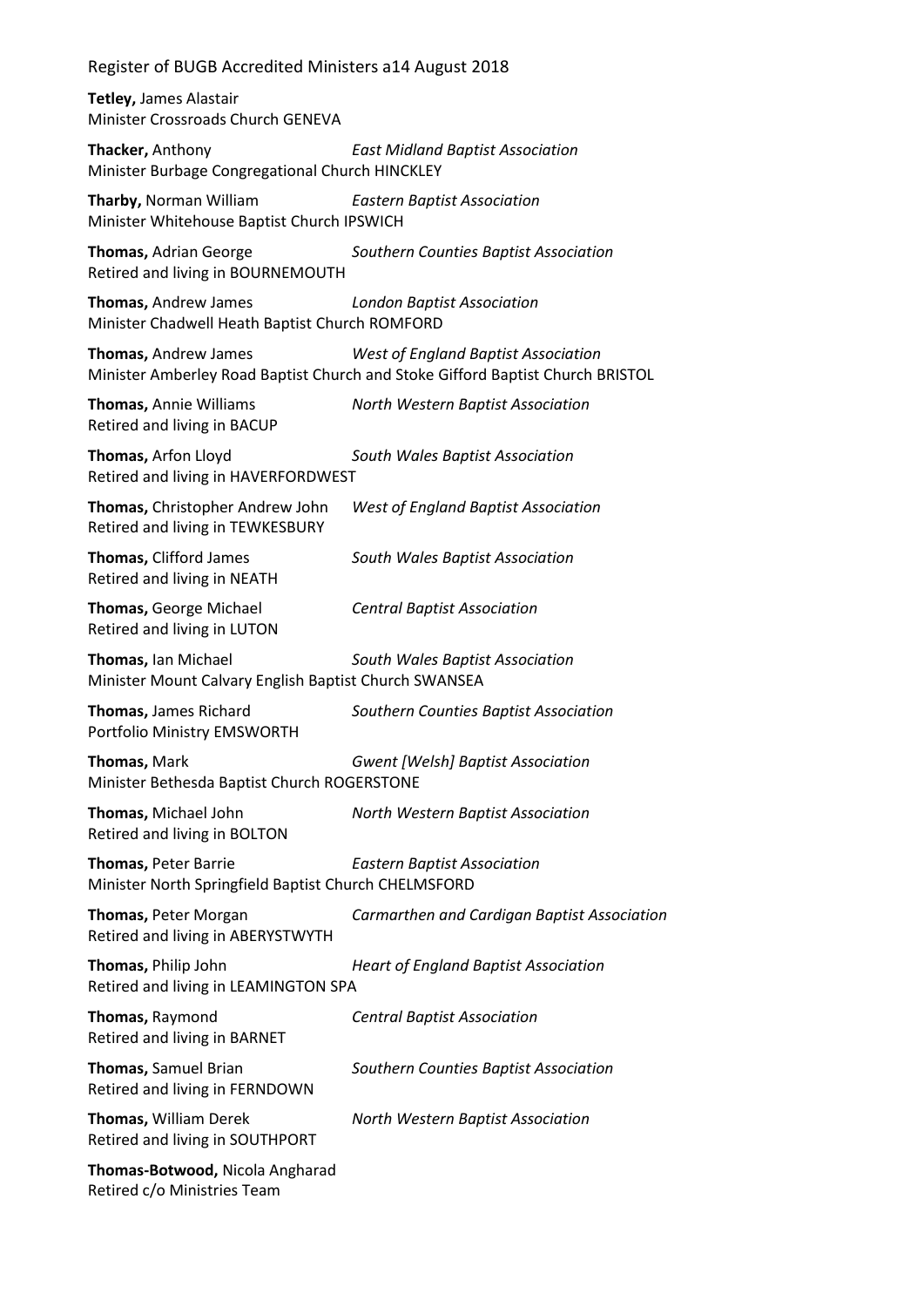**Tetley,** James Alastair
Minister Crossroads Church GENEVA

**Thacker,** Anthony *East Midland Baptist Association*
Minister Burbage Congregational Church HINCKLEY

**Tharby,** Norman William *Eastern Baptist Association*
Minister Whitehouse Baptist Church IPSWICH

**Thomas,** Adrian George *Southern Counties Baptist Association*
Retired and living in BOURNEMOUTH

**Thomas,** Andrew James *London Baptist Association*
Minister Chadwell Heath Baptist Church ROMFORD

**Thomas,** Andrew James *West of England Baptist Association*
Minister Amberley Road Baptist Church and Stoke Gifford Baptist Church BRISTOL

**Thomas,** Annie Williams *North Western Baptist Association*
Retired and living in BACUP

**Thomas,** Arfon Lloyd *South Wales Baptist Association*
Retired and living in HAVERFORDWEST

**Thomas,** Christopher Andrew John *West of England Baptist Association*
Retired and living in TEWKESBURY

**Thomas,** Clifford James *South Wales Baptist Association*
Retired and living in NEATH

**Thomas,** George Michael *Central Baptist Association*
Retired and living in LUTON

**Thomas,** Ian Michael *South Wales Baptist Association*
Minister Mount Calvary English Baptist Church SWANSEA

**Thomas,** James Richard *Southern Counties Baptist Association*
Portfolio Ministry EMSWORTH

**Thomas,** Mark *Gwent [Welsh] Baptist Association*
Minister Bethesda Baptist Church ROGERSTONE

**Thomas,** Michael John *North Western Baptist Association*
Retired and living in BOLTON

**Thomas,** Peter Barrie *Eastern Baptist Association*
Minister North Springfield Baptist Church CHELMSFORD

**Thomas,** Peter Morgan *Carmarthen and Cardigan Baptist Association*
Retired and living in ABERYSTWYTH

**Thomas,** Philip John *Heart of England Baptist Association*
Retired and living in LEAMINGTON SPA

**Thomas,** Raymond *Central Baptist Association*
Retired and living in BARNET

**Thomas,** Samuel Brian *Southern Counties Baptist Association*
Retired and living in FERNDOWN

**Thomas,** William Derek *North Western Baptist Association*
Retired and living in SOUTHPORT

**Thomas-Botwood,** Nicola Angharad
Retired c/o Ministries Team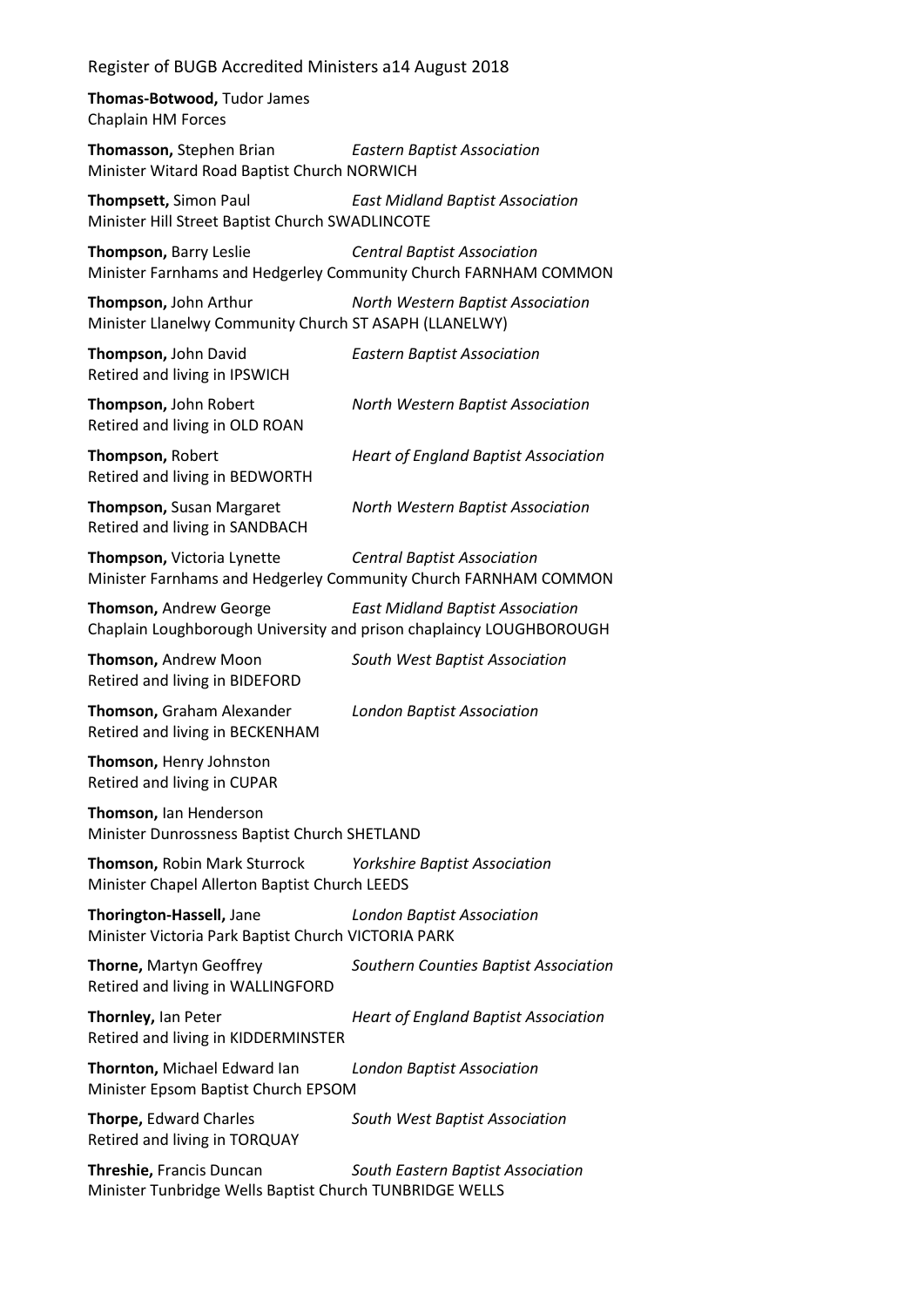**Thomas-Botwood,** Tudor James
Chaplain HM Forces

**Thomasson,** Stephen Brian *Eastern Baptist Association*
Minister Witard Road Baptist Church NORWICH

**Thompsett,** Simon Paul *East Midland Baptist Association*
Minister Hill Street Baptist Church SWADLINCOTE

**Thompson,** Barry Leslie *Central Baptist Association*
Minister Farnhams and Hedgerley Community Church FARNHAM COMMON

**Thompson,** John Arthur *North Western Baptist Association*
Minister Llanelwy Community Church ST ASAPH (LLANELWY)

**Thompson,** John David *Eastern Baptist Association*
Retired and living in IPSWICH

**Thompson,** John Robert *North Western Baptist Association*
Retired and living in OLD ROAN

**Thompson,** Robert *Heart of England Baptist Association*
Retired and living in BEDWORTH

**Thompson,** Susan Margaret *North Western Baptist Association*
Retired and living in SANDBACH

**Thompson,** Victoria Lynette *Central Baptist Association*
Minister Farnhams and Hedgerley Community Church FARNHAM COMMON

**Thomson,** Andrew George *East Midland Baptist Association*
Chaplain Loughborough University and prison chaplaincy LOUGHBOROUGH

**Thomson,** Andrew Moon *South West Baptist Association*
Retired and living in BIDEFORD

**Thomson,** Graham Alexander *London Baptist Association*
Retired and living in BECKENHAM

**Thomson,** Henry Johnston
Retired and living in CUPAR

**Thomson,** Ian Henderson
Minister Dunrossness Baptist Church SHETLAND

**Thomson,** Robin Mark Sturrock *Yorkshire Baptist Association*
Minister Chapel Allerton Baptist Church LEEDS

**Thorington-Hassell,** Jane *London Baptist Association*
Minister Victoria Park Baptist Church VICTORIA PARK

**Thorne,** Martyn Geoffrey *Southern Counties Baptist Association*
Retired and living in WALLINGFORD

**Thornley,** Ian Peter *Heart of England Baptist Association*
Retired and living in KIDDERMINSTER

**Thornton,** Michael Edward Ian *London Baptist Association*
Minister Epsom Baptist Church EPSOM

**Thorpe,** Edward Charles *South West Baptist Association*
Retired and living in TORQUAY

**Threshie,** Francis Duncan *South Eastern Baptist Association*
Minister Tunbridge Wells Baptist Church TUNBRIDGE WELLS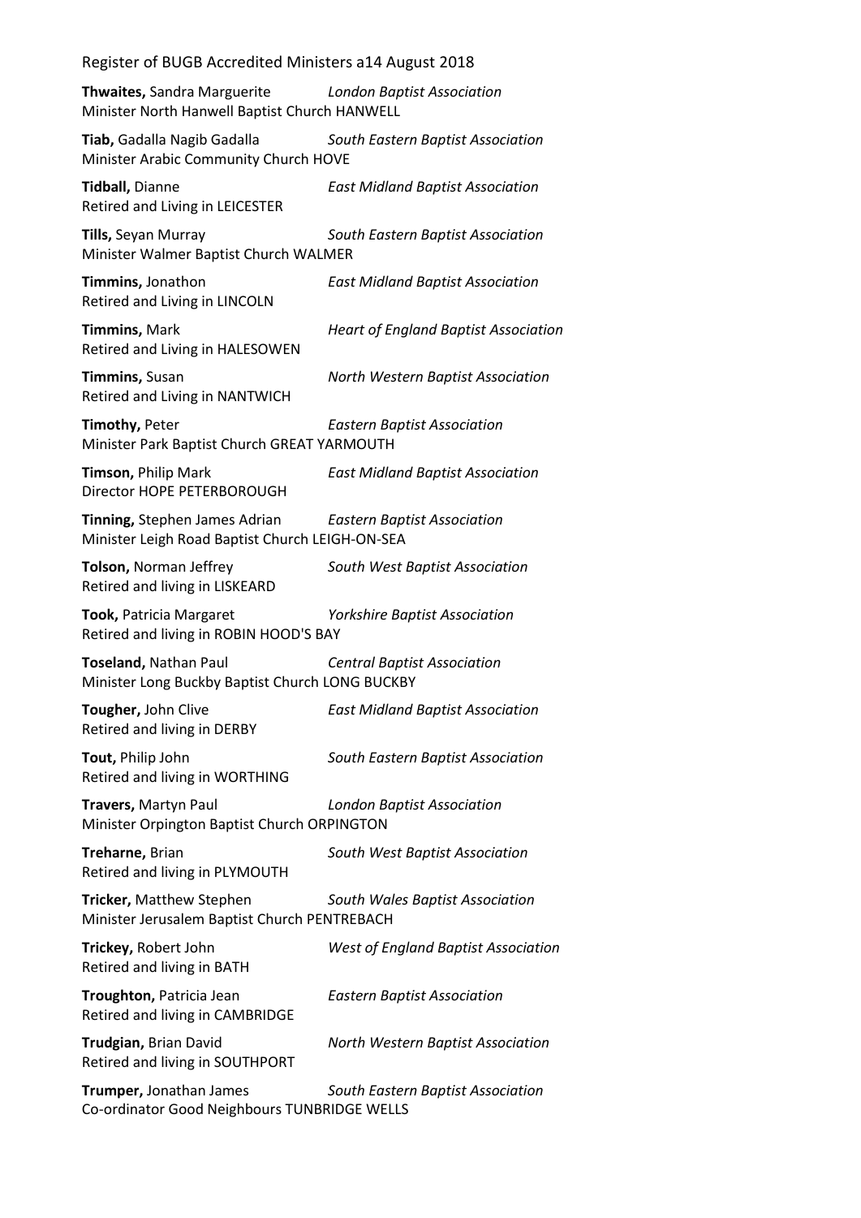**Thwaites,** Sandra Marguerite *London Baptist Association*
Minister North Hanwell Baptist Church HANWELL

**Tiab,** Gadalla Nagib Gadalla *South Eastern Baptist Association*
Minister Arabic Community Church HOVE

**Tidball,** Dianne *East Midland Baptist Association*
Retired and Living in LEICESTER

**Tills,** Seyan Murray *South Eastern Baptist Association*
Minister Walmer Baptist Church WALMER

**Timmins,** Jonathon *East Midland Baptist Association*
Retired and Living in LINCOLN

**Timmins,** Mark *Heart of England Baptist Association*
Retired and Living in HALESOWEN

**Timmins,** Susan *North Western Baptist Association*
Retired and Living in NANTWICH

**Timothy,** Peter *Eastern Baptist Association*
Minister Park Baptist Church GREAT YARMOUTH

**Timson,** Philip Mark *East Midland Baptist Association*
Director HOPE PETERBOROUGH

**Tinning,** Stephen James Adrian *Eastern Baptist Association*
Minister Leigh Road Baptist Church LEIGH-ON-SEA

**Tolson,** Norman Jeffrey *South West Baptist Association*
Retired and living in LISKEARD

**Took,** Patricia Margaret *Yorkshire Baptist Association*
Retired and living in ROBIN HOOD'S BAY

**Toseland,** Nathan Paul *Central Baptist Association*
Minister Long Buckby Baptist Church LONG BUCKBY

**Tougher,** John Clive *East Midland Baptist Association*
Retired and living in DERBY

**Tout,** Philip John *South Eastern Baptist Association*
Retired and living in WORTHING

**Travers,** Martyn Paul *London Baptist Association*
Minister Orpington Baptist Church ORPINGTON

**Treharne,** Brian *South West Baptist Association*
Retired and living in PLYMOUTH

**Tricker,** Matthew Stephen *South Wales Baptist Association*
Minister Jerusalem Baptist Church PENTREBACH

**Trickey,** Robert John *West of England Baptist Association*
Retired and living in BATH

**Troughton,** Patricia Jean *Eastern Baptist Association*
Retired and living in CAMBRIDGE

**Trudgian,** Brian David *North Western Baptist Association*
Retired and living in SOUTHPORT

**Trumper,** Jonathan James *South Eastern Baptist Association*
Co-ordinator Good Neighbours TUNBRIDGE WELLS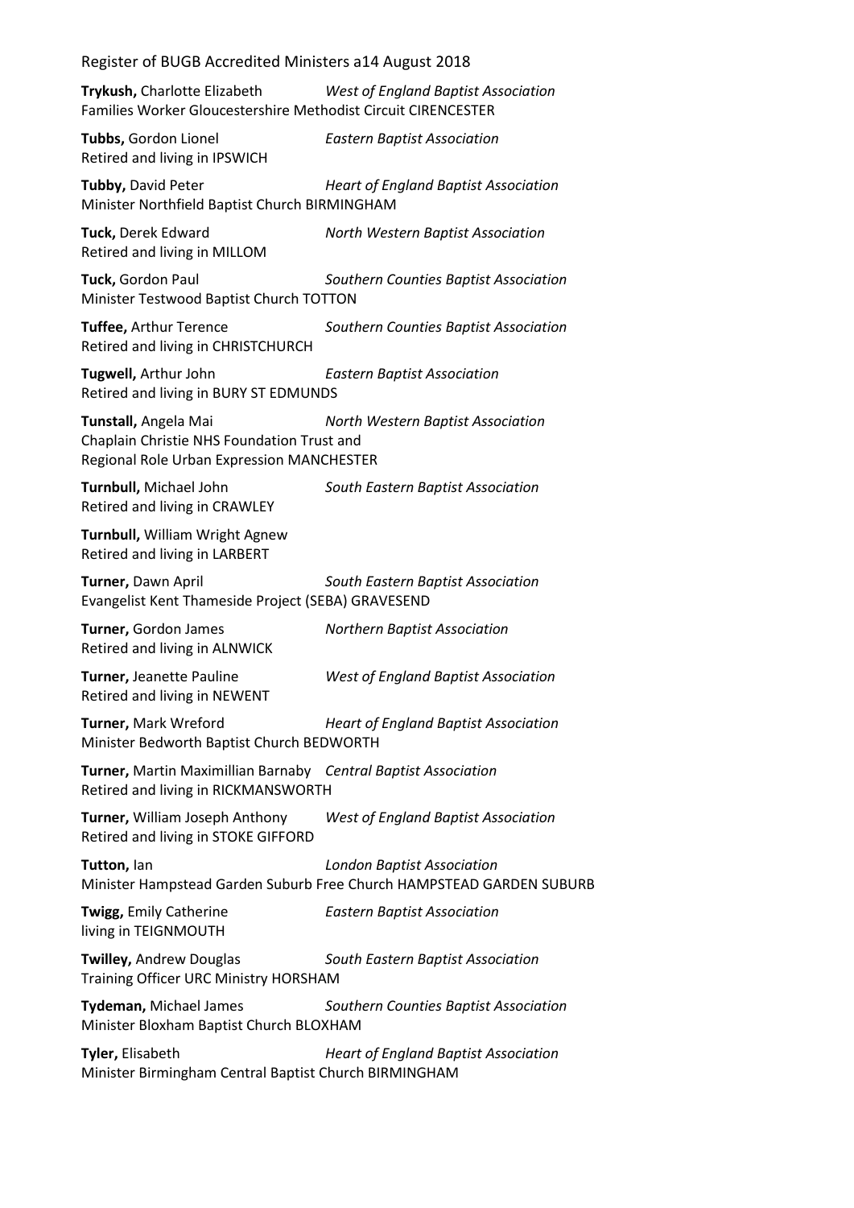**Trykush,** Charlotte Elizabeth *West of England Baptist Association*
Families Worker Gloucestershire Methodist Circuit CIRENCESTER

**Tubbs,** Gordon Lionel *Eastern Baptist Association*
Retired and living in IPSWICH

**Tubby,** David Peter *Heart of England Baptist Association*
Minister Northfield Baptist Church BIRMINGHAM

**Tuck,** Derek Edward *North Western Baptist Association*
Retired and living in MILLOM

**Tuck,** Gordon Paul *Southern Counties Baptist Association*
Minister Testwood Baptist Church TOTTON

**Tuffee,** Arthur Terence *Southern Counties Baptist Association*
Retired and living in CHRISTCHURCH

**Tugwell,** Arthur John *Eastern Baptist Association*
Retired and living in BURY ST EDMUNDS

**Tunstall,** Angela Mai *North Western Baptist Association*
Chaplain Christie NHS Foundation Trust and
Regional Role Urban Expression MANCHESTER

**Turnbull,** Michael John *South Eastern Baptist Association*
Retired and living in CRAWLEY

**Turnbull,** William Wright Agnew
Retired and living in LARBERT

**Turner,** Dawn April *South Eastern Baptist Association*
Evangelist Kent Thameside Project (SEBA) GRAVESEND

**Turner,** Gordon James *Northern Baptist Association*
Retired and living in ALNWICK

**Turner,** Jeanette Pauline *West of England Baptist Association*
Retired and living in NEWENT

**Turner,** Mark Wreford *Heart of England Baptist Association*
Minister Bedworth Baptist Church BEDWORTH

**Turner,** Martin Maximillian Barnaby *Central Baptist Association*
Retired and living in RICKMANSWORTH

**Turner,** William Joseph Anthony *West of England Baptist Association*
Retired and living in STOKE GIFFORD

**Tutton,** Ian *London Baptist Association*
Minister Hampstead Garden Suburb Free Church HAMPSTEAD GARDEN SUBURB

**Twigg,** Emily Catherine *Eastern Baptist Association*
living in TEIGNMOUTH

**Twilley,** Andrew Douglas *South Eastern Baptist Association*
Training Officer URC Ministry HORSHAM

**Tydeman,** Michael James *Southern Counties Baptist Association*
Minister Bloxham Baptist Church BLOXHAM

**Tyler,** Elisabeth *Heart of England Baptist Association*
Minister Birmingham Central Baptist Church BIRMINGHAM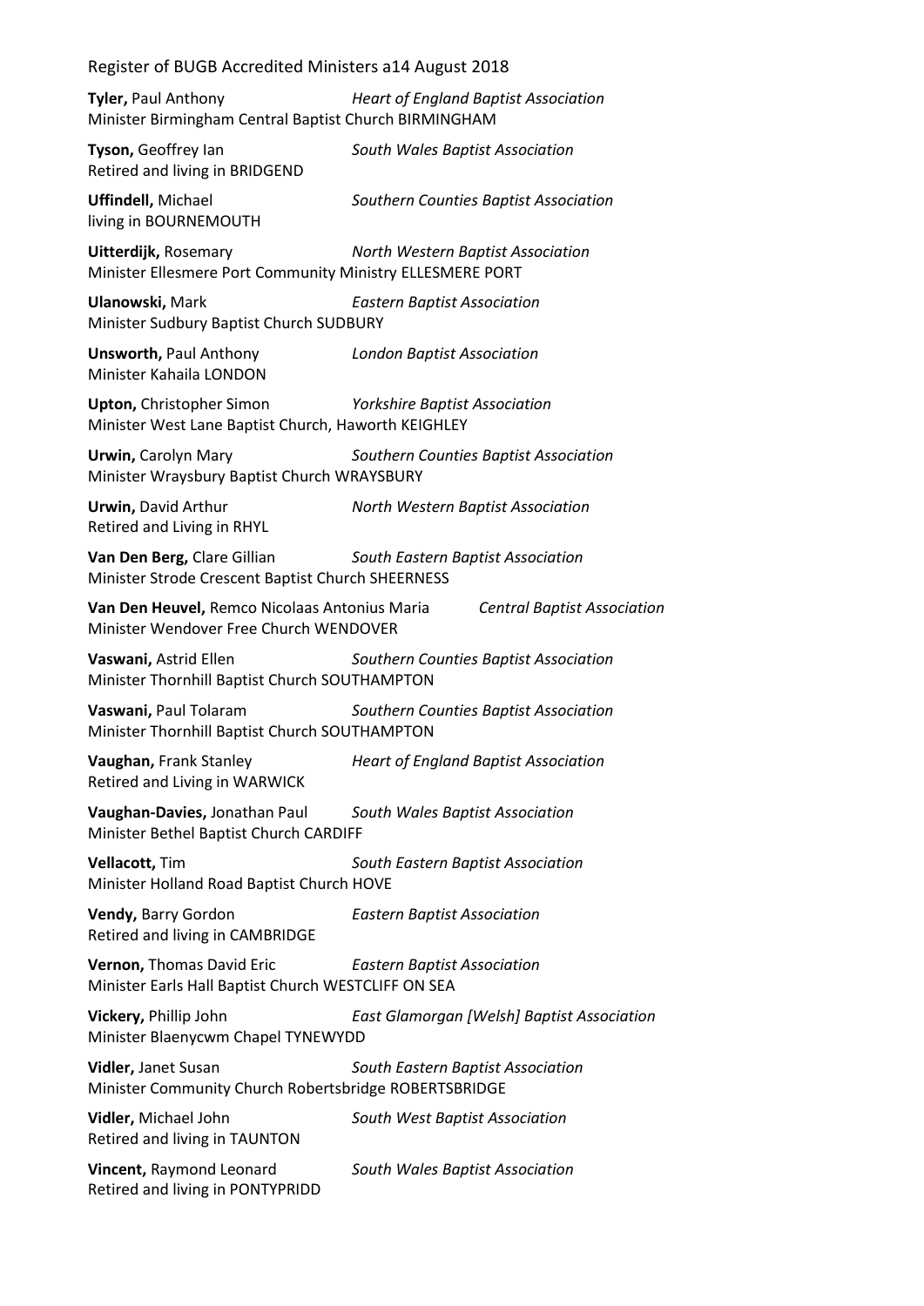**Tyler,** Paul Anthony *Heart of England Baptist Association*
Minister Birmingham Central Baptist Church BIRMINGHAM

**Tyson,** Geoffrey Ian *South Wales Baptist Association*
Retired and living in BRIDGEND

**Uffindell,** Michael *Southern Counties Baptist Association*
living in BOURNEMOUTH

**Uitterdijk,** Rosemary *North Western Baptist Association*
Minister Ellesmere Port Community Ministry ELLESMERE PORT

**Ulanowski,** Mark *Eastern Baptist Association*
Minister Sudbury Baptist Church SUDBURY

**Unsworth,** Paul Anthony *London Baptist Association*
Minister Kahaila LONDON

**Upton,** Christopher Simon *Yorkshire Baptist Association*
Minister West Lane Baptist Church, Haworth KEIGHLEY

**Urwin,** Carolyn Mary *Southern Counties Baptist Association*
Minister Wraysbury Baptist Church WRAYSBURY

**Urwin,** David Arthur *North Western Baptist Association*
Retired and Living in RHYL

**Van Den Berg,** Clare Gillian *South Eastern Baptist Association*
Minister Strode Crescent Baptist Church SHEERNESS

**Van Den Heuvel,** Remco Nicolaas Antonius Maria *Central Baptist Association*
Minister Wendover Free Church WENDOVER

**Vaswani,** Astrid Ellen *Southern Counties Baptist Association*
Minister Thornhill Baptist Church SOUTHAMPTON

**Vaswani,** Paul Tolaram *Southern Counties Baptist Association*
Minister Thornhill Baptist Church SOUTHAMPTON

**Vaughan,** Frank Stanley *Heart of England Baptist Association*
Retired and Living in WARWICK

**Vaughan-Davies,** Jonathan Paul *South Wales Baptist Association*
Minister Bethel Baptist Church CARDIFF

**Vellacott,** Tim *South Eastern Baptist Association*
Minister Holland Road Baptist Church HOVE

**Vendy,** Barry Gordon *Eastern Baptist Association*
Retired and living in CAMBRIDGE

**Vernon,** Thomas David Eric *Eastern Baptist Association*
Minister Earls Hall Baptist Church WESTCLIFF ON SEA

**Vickery,** Phillip John *East Glamorgan [Welsh] Baptist Association*
Minister Blaenycwm Chapel TYNEWYDD

**Vidler,** Janet Susan *South Eastern Baptist Association*
Minister Community Church Robertsbridge ROBERTSBRIDGE

**Vidler,** Michael John *South West Baptist Association*
Retired and living in TAUNTON

**Vincent,** Raymond Leonard *South Wales Baptist Association*
Retired and living in PONTYPRIDD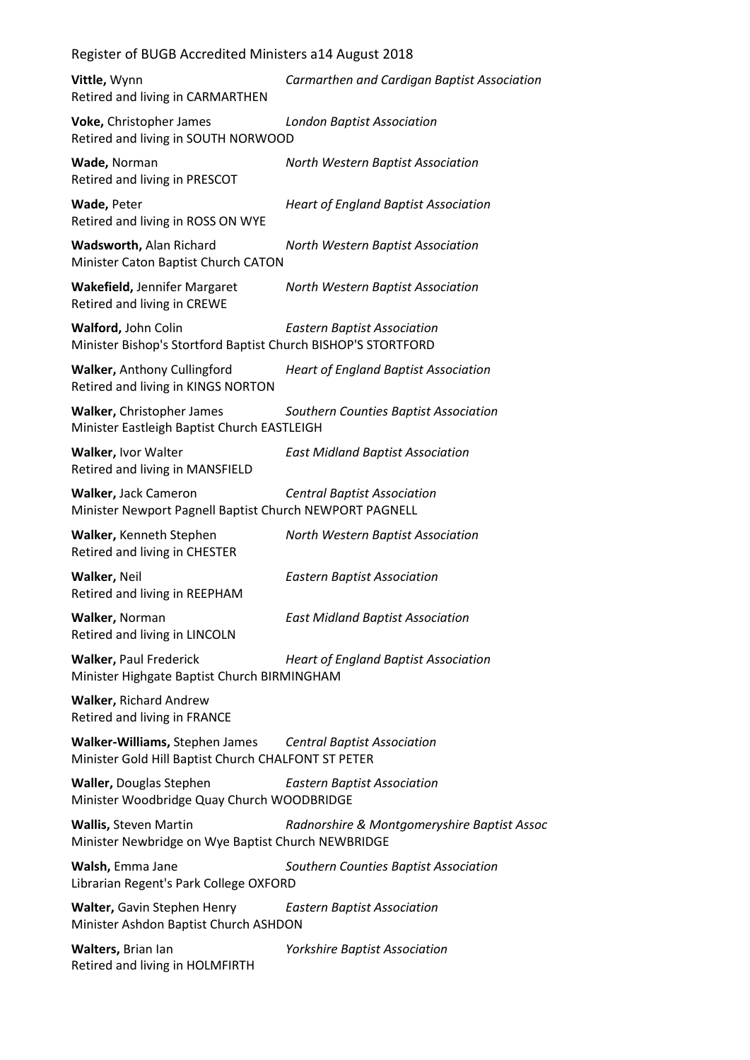**Vittle,** Wynn *Carmarthen and Cardigan Baptist Association*
Retired and living in CARMARTHEN

**Voke,** Christopher James *London Baptist Association*
Retired and living in SOUTH NORWOOD

**Wade,** Norman *North Western Baptist Association*
Retired and living in PRESCOT

**Wade,** Peter *Heart of England Baptist Association*
Retired and living in ROSS ON WYE

**Wadsworth,** Alan Richard *North Western Baptist Association*
Minister Caton Baptist Church CATON

**Wakefield,** Jennifer Margaret *North Western Baptist Association*
Retired and living in CREWE

**Walford,** John Colin *Eastern Baptist Association*
Minister Bishop's Stortford Baptist Church BISHOP'S STORTFORD

**Walker,** Anthony Cullingford *Heart of England Baptist Association*
Retired and living in KINGS NORTON

**Walker,** Christopher James *Southern Counties Baptist Association*
Minister Eastleigh Baptist Church EASTLEIGH

**Walker,** Ivor Walter *East Midland Baptist Association*
Retired and living in MANSFIELD

**Walker,** Jack Cameron *Central Baptist Association*
Minister Newport Pagnell Baptist Church NEWPORT PAGNELL

**Walker,** Kenneth Stephen *North Western Baptist Association*
Retired and living in CHESTER

**Walker,** Neil *Eastern Baptist Association*
Retired and living in REEPHAM

**Walker,** Norman *East Midland Baptist Association*
Retired and living in LINCOLN

**Walker,** Paul Frederick *Heart of England Baptist Association*
Minister Highgate Baptist Church BIRMINGHAM

**Walker,** Richard Andrew
Retired and living in FRANCE

**Walker-Williams,** Stephen James *Central Baptist Association*
Minister Gold Hill Baptist Church CHALFONT ST PETER

**Waller,** Douglas Stephen *Eastern Baptist Association*
Minister Woodbridge Quay Church WOODBRIDGE

**Wallis,** Steven Martin *Radnorshire & Montgomeryshire Baptist Assoc*
Minister Newbridge on Wye Baptist Church NEWBRIDGE

**Walsh,** Emma Jane *Southern Counties Baptist Association*
Librarian Regent's Park College OXFORD

**Walter,** Gavin Stephen Henry *Eastern Baptist Association*
Minister Ashdon Baptist Church ASHDON

**Walters,** Brian Ian *Yorkshire Baptist Association*
Retired and living in HOLMFIRTH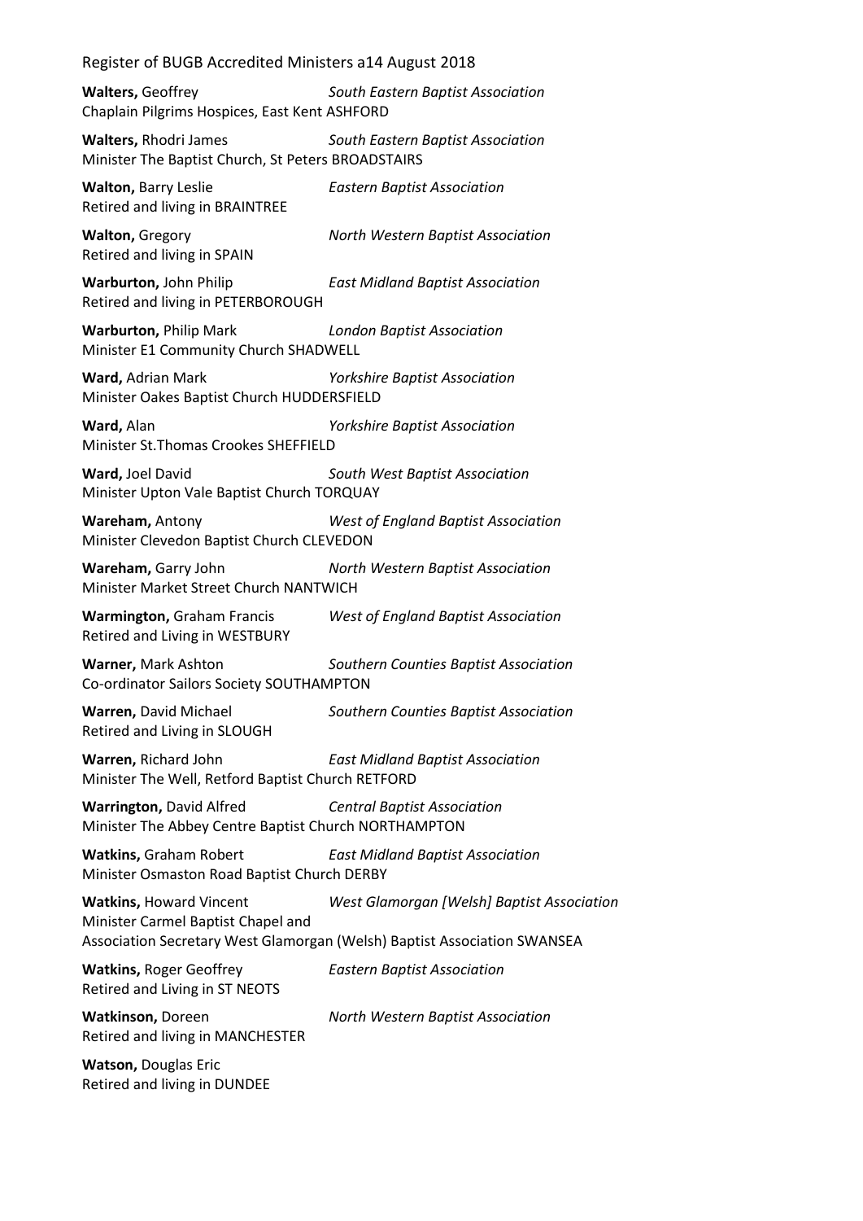**Walters,** Geoffrey *South Eastern Baptist Association*
Chaplain Pilgrims Hospices, East Kent ASHFORD

**Walters,** Rhodri James *South Eastern Baptist Association*
Minister The Baptist Church, St Peters BROADSTAIRS

**Walton,** Barry Leslie *Eastern Baptist Association*
Retired and living in BRAINTREE

**Walton,** Gregory *North Western Baptist Association*
Retired and living in SPAIN

**Warburton,** John Philip *East Midland Baptist Association*
Retired and living in PETERBOROUGH

**Warburton,** Philip Mark *London Baptist Association*
Minister E1 Community Church SHADWELL

**Ward,** Adrian Mark *Yorkshire Baptist Association*
Minister Oakes Baptist Church HUDDERSFIELD

**Ward,** Alan *Yorkshire Baptist Association*
Minister St.Thomas Crookes SHEFFIELD

**Ward,** Joel David *South West Baptist Association*
Minister Upton Vale Baptist Church TORQUAY

**Wareham,** Antony *West of England Baptist Association*
Minister Clevedon Baptist Church CLEVEDON

**Wareham,** Garry John *North Western Baptist Association*
Minister Market Street Church NANTWICH

**Warmington,** Graham Francis *West of England Baptist Association*
Retired and Living in WESTBURY

**Warner,** Mark Ashton *Southern Counties Baptist Association*
Co-ordinator Sailors Society SOUTHAMPTON

**Warren,** David Michael *Southern Counties Baptist Association*
Retired and Living in SLOUGH

**Warren,** Richard John *East Midland Baptist Association*
Minister The Well, Retford Baptist Church RETFORD

**Warrington,** David Alfred *Central Baptist Association*
Minister The Abbey Centre Baptist Church NORTHAMPTON

**Watkins,** Graham Robert *East Midland Baptist Association*
Minister Osmaston Road Baptist Church DERBY

**Watkins,** Howard Vincent *West Glamorgan [Welsh] Baptist Association*
Minister Carmel Baptist Chapel and
Association Secretary West Glamorgan (Welsh) Baptist Association SWANSEA

**Watkins,** Roger Geoffrey *Eastern Baptist Association*
Retired and Living in ST NEOTS

**Watkinson,** Doreen *North Western Baptist Association*
Retired and living in MANCHESTER

**Watson,** Douglas Eric
Retired and living in DUNDEE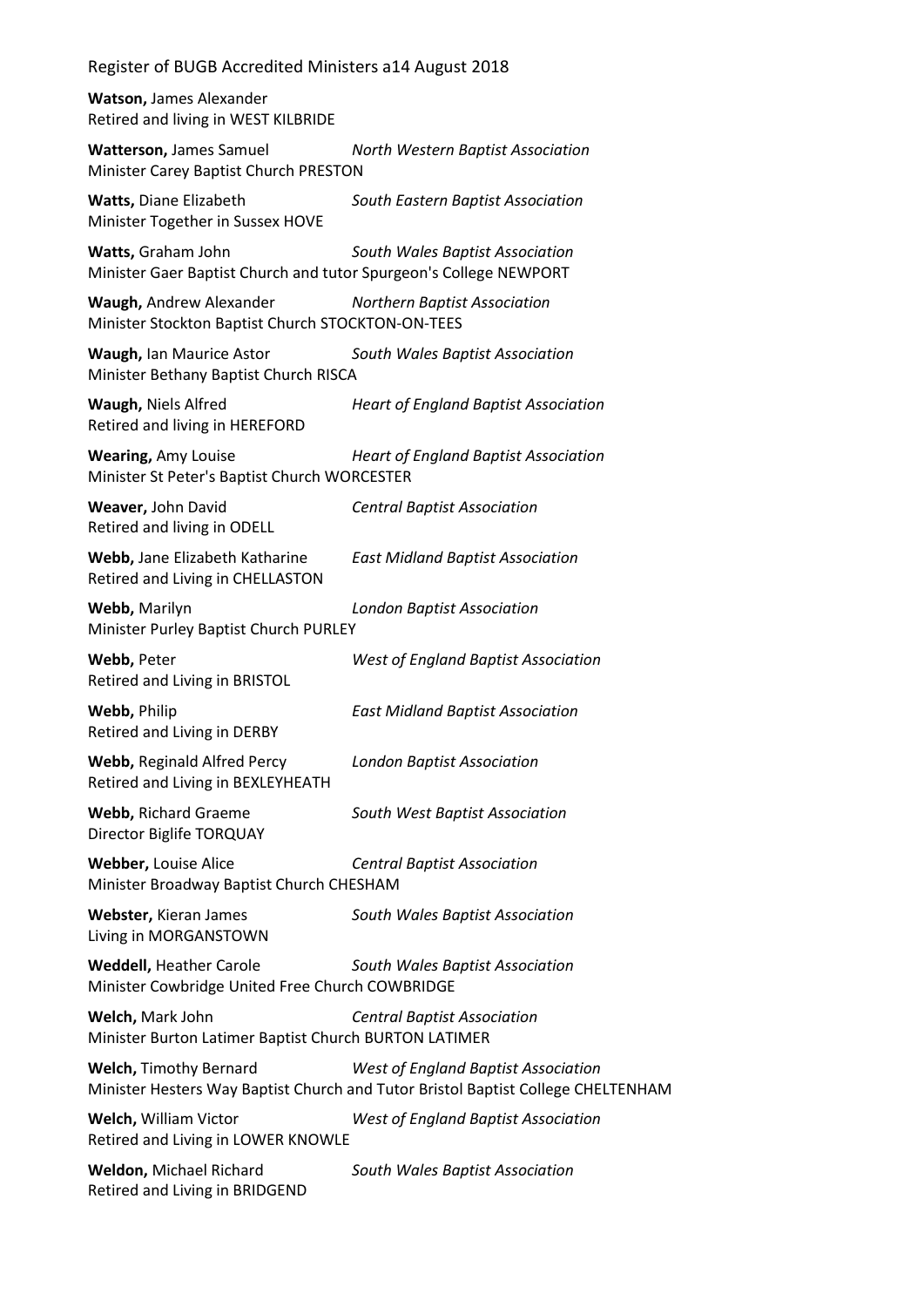**Watson,** James Alexander
Retired and living in WEST KILBRIDE

**Watterson,** James Samuel *North Western Baptist Association*
Minister Carey Baptist Church PRESTON

**Watts,** Diane Elizabeth *South Eastern Baptist Association*
Minister Together in Sussex HOVE

**Watts,** Graham John *South Wales Baptist Association*
Minister Gaer Baptist Church and tutor Spurgeon's College NEWPORT

**Waugh,** Andrew Alexander *Northern Baptist Association*
Minister Stockton Baptist Church STOCKTON-ON-TEES

**Waugh,** Ian Maurice Astor *South Wales Baptist Association*
Minister Bethany Baptist Church RISCA

**Waugh,** Niels Alfred *Heart of England Baptist Association*
Retired and living in HEREFORD

**Wearing,** Amy Louise *Heart of England Baptist Association*
Minister St Peter's Baptist Church WORCESTER

**Weaver,** John David *Central Baptist Association*
Retired and living in ODELL

**Webb,** Jane Elizabeth Katharine *East Midland Baptist Association*
Retired and Living in CHELLASTON

**Webb,** Marilyn *London Baptist Association*
Minister Purley Baptist Church PURLEY

**Webb,** Peter *West of England Baptist Association*
Retired and Living in BRISTOL

**Webb,** Philip *East Midland Baptist Association*
Retired and Living in DERBY

**Webb,** Reginald Alfred Percy *London Baptist Association*
Retired and Living in BEXLEYHEATH

**Webb,** Richard Graeme *South West Baptist Association*
Director Biglife TORQUAY

**Webber,** Louise Alice *Central Baptist Association*
Minister Broadway Baptist Church CHESHAM

**Webster,** Kieran James *South Wales Baptist Association*
Living in MORGANSTOWN

**Weddell,** Heather Carole *South Wales Baptist Association*
Minister Cowbridge United Free Church COWBRIDGE

**Welch,** Mark John *Central Baptist Association*
Minister Burton Latimer Baptist Church BURTON LATIMER

**Welch,** Timothy Bernard *West of England Baptist Association*
Minister Hesters Way Baptist Church and Tutor Bristol Baptist College CHELTENHAM

**Welch,** William Victor *West of England Baptist Association*
Retired and Living in LOWER KNOWLE

**Weldon,** Michael Richard *South Wales Baptist Association*
Retired and Living in BRIDGEND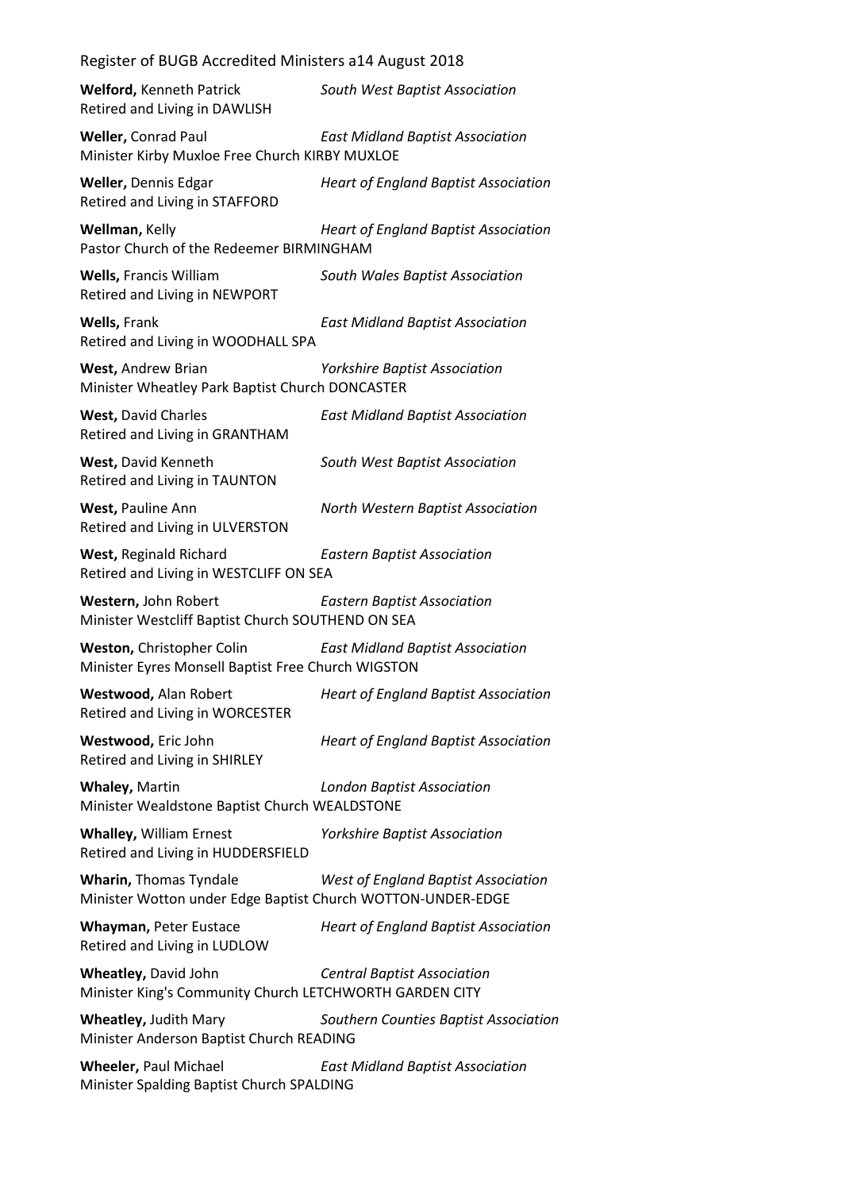**Welford,** Kenneth Patrick *South West Baptist Association*
Retired and Living in DAWLISH

**Weller,** Conrad Paul *East Midland Baptist Association*
Minister Kirby Muxloe Free Church KIRBY MUXLOE

**Weller,** Dennis Edgar *Heart of England Baptist Association*
Retired and Living in STAFFORD

**Wellman,** Kelly *Heart of England Baptist Association*
Pastor Church of the Redeemer BIRMINGHAM

**Wells,** Francis William *South Wales Baptist Association*
Retired and Living in NEWPORT

**Wells,** Frank *East Midland Baptist Association*
Retired and Living in WOODHALL SPA

**West,** Andrew Brian *Yorkshire Baptist Association*
Minister Wheatley Park Baptist Church DONCASTER

**West,** David Charles *East Midland Baptist Association*
Retired and Living in GRANTHAM

**West,** David Kenneth *South West Baptist Association*
Retired and Living in TAUNTON

**West,** Pauline Ann *North Western Baptist Association*
Retired and Living in ULVERSTON

**West,** Reginald Richard *Eastern Baptist Association*
Retired and Living in WESTCLIFF ON SEA

**Western,** John Robert *Eastern Baptist Association*
Minister Westcliff Baptist Church SOUTHEND ON SEA

**Weston,** Christopher Colin *East Midland Baptist Association*
Minister Eyres Monsell Baptist Free Church WIGSTON

**Westwood,** Alan Robert *Heart of England Baptist Association*
Retired and Living in WORCESTER

**Westwood,** Eric John *Heart of England Baptist Association*
Retired and Living in SHIRLEY

**Whaley,** Martin *London Baptist Association*
Minister Wealdstone Baptist Church WEALDSTONE

**Whalley,** William Ernest *Yorkshire Baptist Association*
Retired and Living in HUDDERSFIELD

**Wharin,** Thomas Tyndale *West of England Baptist Association*
Minister Wotton under Edge Baptist Church WOTTON-UNDER-EDGE

**Whayman,** Peter Eustace *Heart of England Baptist Association*
Retired and Living in LUDLOW

**Wheatley,** David John *Central Baptist Association*
Minister King's Community Church LETCHWORTH GARDEN CITY

**Wheatley,** Judith Mary *Southern Counties Baptist Association*
Minister Anderson Baptist Church READING

**Wheeler,** Paul Michael *East Midland Baptist Association*
Minister Spalding Baptist Church SPALDING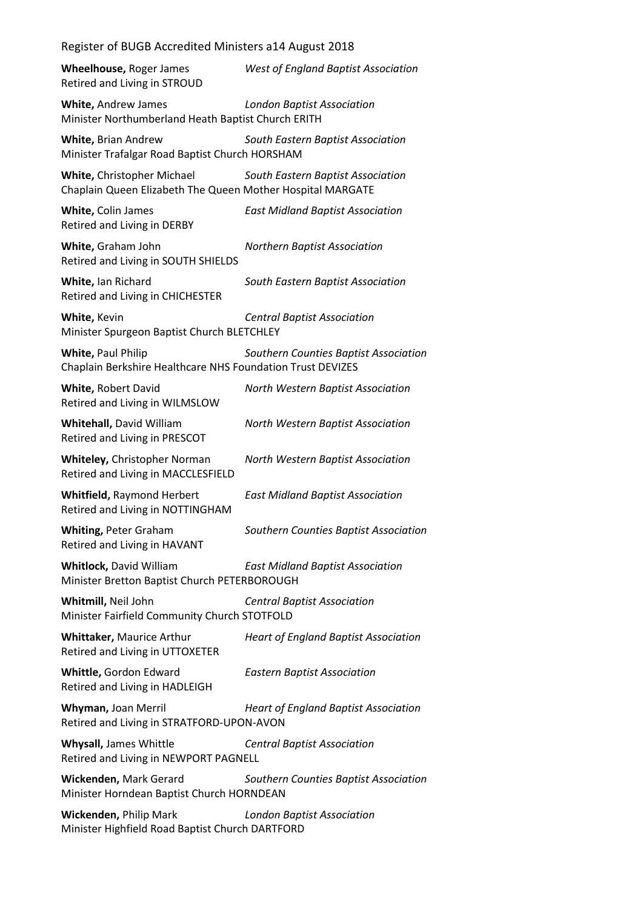**Wheelhouse,** Roger James *West of England Baptist Association*
Retired and Living in STROUD

**White,** Andrew James *London Baptist Association*
Minister Northumberland Heath Baptist Church ERITH

**White,** Brian Andrew *South Eastern Baptist Association*
Minister Trafalgar Road Baptist Church HORSHAM

**White,** Christopher Michael *South Eastern Baptist Association*
Chaplain Queen Elizabeth The Queen Mother Hospital MARGATE

**White,** Colin James *East Midland Baptist Association*
Retired and Living in DERBY

**White,** Graham John *Northern Baptist Association*
Retired and Living in SOUTH SHIELDS

**White,** Ian Richard *South Eastern Baptist Association*
Retired and Living in CHICHESTER

**White,** Kevin *Central Baptist Association*
Minister Spurgeon Baptist Church BLETCHLEY

**White,** Paul Philip *Southern Counties Baptist Association*
Chaplain Berkshire Healthcare NHS Foundation Trust DEVIZES

**White,** Robert David *North Western Baptist Association*
Retired and Living in WILMSLOW

**Whitehall,** David William *North Western Baptist Association*
Retired and Living in PRESCOT

**Whiteley,** Christopher Norman *North Western Baptist Association*
Retired and Living in MACCLESFIELD

**Whitfield,** Raymond Herbert *East Midland Baptist Association*
Retired and Living in NOTTINGHAM

**Whiting,** Peter Graham *Southern Counties Baptist Association*
Retired and Living in HAVANT

**Whitlock,** David William *East Midland Baptist Association*
Minister Bretton Baptist Church PETERBOROUGH

**Whitmill,** Neil John *Central Baptist Association*
Minister Fairfield Community Church STOTFOLD

**Whittaker,** Maurice Arthur *Heart of England Baptist Association*
Retired and Living in UTTOXETER

**Whittle,** Gordon Edward *Eastern Baptist Association*
Retired and Living in HADLEIGH

**Whyman,** Joan Merril *Heart of England Baptist Association*
Retired and Living in STRATFORD-UPON-AVON

**Whysall,** James Whittle *Central Baptist Association*
Retired and Living in NEWPORT PAGNELL

**Wickenden,** Mark Gerard *Southern Counties Baptist Association*
Minister Horndean Baptist Church HORNDEAN

**Wickenden,** Philip Mark *London Baptist Association*
Minister Highfield Road Baptist Church DARTFORD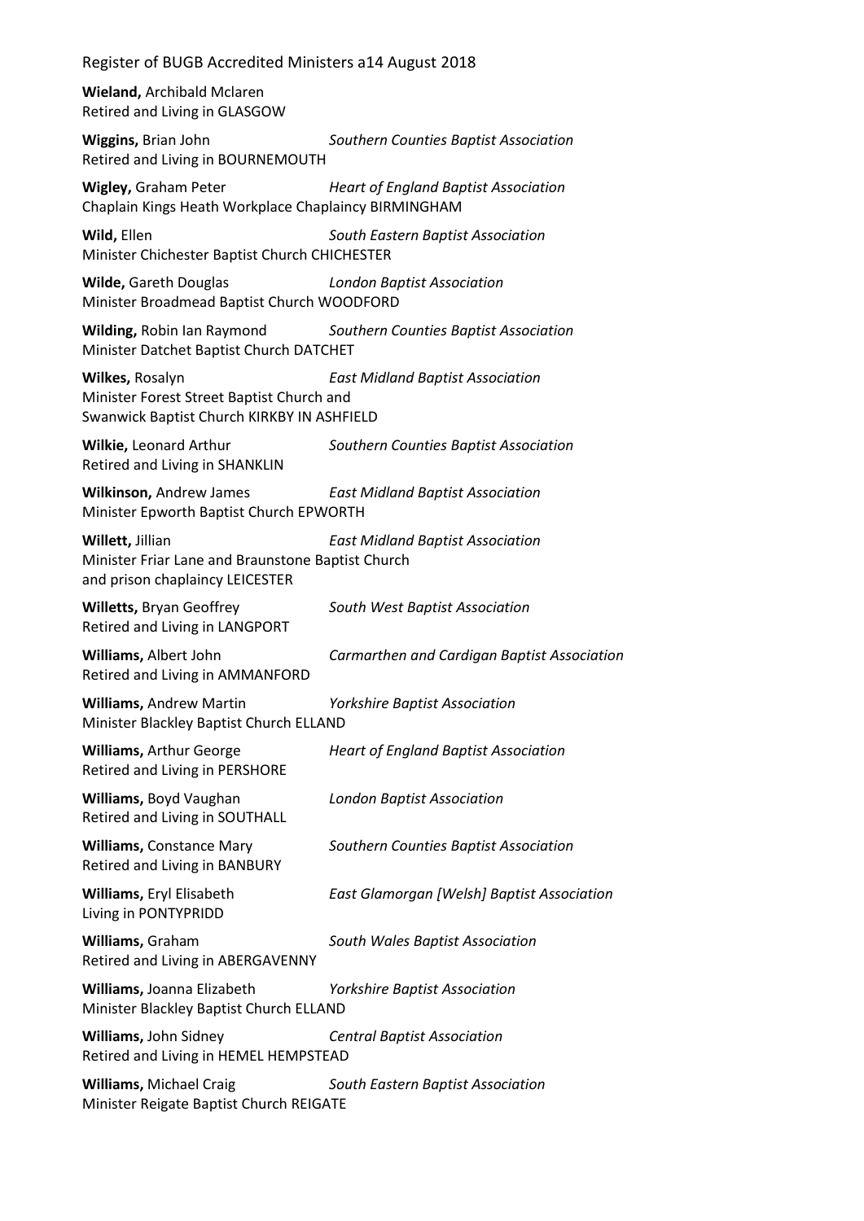**Wieland,** Archibald Mclaren
Retired and Living in GLASGOW

**Wiggins,** Brian John *Southern Counties Baptist Association*
Retired and Living in BOURNEMOUTH

**Wigley,** Graham Peter *Heart of England Baptist Association*
Chaplain Kings Heath Workplace Chaplaincy BIRMINGHAM

**Wild,** Ellen *South Eastern Baptist Association*
Minister Chichester Baptist Church CHICHESTER

**Wilde,** Gareth Douglas *London Baptist Association*
Minister Broadmead Baptist Church WOODFORD

**Wilding,** Robin Ian Raymond *Southern Counties Baptist Association*
Minister Datchet Baptist Church DATCHET

**Wilkes,** Rosalyn *East Midland Baptist Association*
Minister Forest Street Baptist Church and
Swanwick Baptist Church KIRKBY IN ASHFIELD

**Wilkie,** Leonard Arthur *Southern Counties Baptist Association*
Retired and Living in SHANKLIN

**Wilkinson,** Andrew James *East Midland Baptist Association*
Minister Epworth Baptist Church EPWORTH

**Willett,** Jillian *East Midland Baptist Association*
Minister Friar Lane and Braunstone Baptist Church
and prison chaplaincy LEICESTER

**Willetts,** Bryan Geoffrey *South West Baptist Association*
Retired and Living in LANGPORT

**Williams,** Albert John *Carmarthen and Cardigan Baptist Association*
Retired and Living in AMMANFORD

**Williams,** Andrew Martin *Yorkshire Baptist Association*
Minister Blackley Baptist Church ELLAND

**Williams,** Arthur George *Heart of England Baptist Association*
Retired and Living in PERSHORE

**Williams,** Boyd Vaughan *London Baptist Association*
Retired and Living in SOUTHALL

**Williams,** Constance Mary *Southern Counties Baptist Association*
Retired and Living in BANBURY

**Williams,** Eryl Elisabeth *East Glamorgan [Welsh] Baptist Association*
Living in PONTYPRIDD

**Williams,** Graham *South Wales Baptist Association*
Retired and Living in ABERGAVENNY

**Williams,** Joanna Elizabeth *Yorkshire Baptist Association*
Minister Blackley Baptist Church ELLAND

**Williams,** John Sidney *Central Baptist Association*
Retired and Living in HEMEL HEMPSTEAD

**Williams,** Michael Craig *South Eastern Baptist Association*
Minister Reigate Baptist Church REIGATE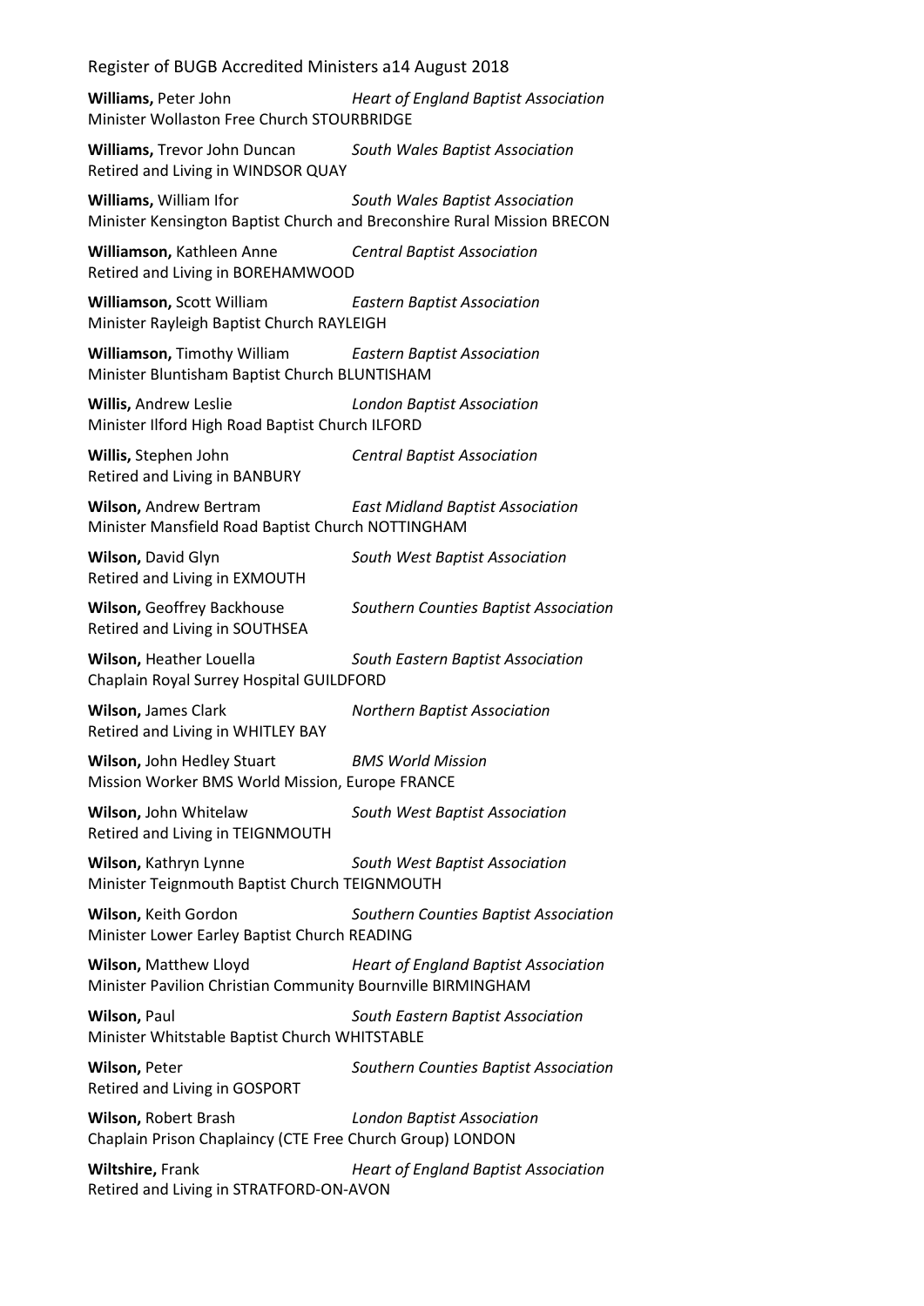**Williams,** Peter John *Heart of England Baptist Association*
Minister Wollaston Free Church STOURBRIDGE

**Williams,** Trevor John Duncan *South Wales Baptist Association*
Retired and Living in WINDSOR QUAY

**Williams,** William Ifor *South Wales Baptist Association*
Minister Kensington Baptist Church and Breconshire Rural Mission BRECON

**Williamson,** Kathleen Anne *Central Baptist Association*
Retired and Living in BOREHAMWOOD

**Williamson,** Scott William *Eastern Baptist Association*
Minister Rayleigh Baptist Church RAYLEIGH

**Williamson,** Timothy William *Eastern Baptist Association*
Minister Bluntisham Baptist Church BLUNTISHAM

**Willis,** Andrew Leslie *London Baptist Association*
Minister Ilford High Road Baptist Church ILFORD

**Willis,** Stephen John *Central Baptist Association*
Retired and Living in BANBURY

**Wilson,** Andrew Bertram *East Midland Baptist Association*
Minister Mansfield Road Baptist Church NOTTINGHAM

**Wilson,** David Glyn *South West Baptist Association*
Retired and Living in EXMOUTH

**Wilson,** Geoffrey Backhouse *Southern Counties Baptist Association*
Retired and Living in SOUTHSEA

**Wilson,** Heather Louella *South Eastern Baptist Association*
Chaplain Royal Surrey Hospital GUILDFORD

**Wilson,** James Clark *Northern Baptist Association*
Retired and Living in WHITLEY BAY

**Wilson,** John Hedley Stuart *BMS World Mission*
Mission Worker BMS World Mission, Europe FRANCE

**Wilson,** John Whitelaw *South West Baptist Association*
Retired and Living in TEIGNMOUTH

**Wilson,** Kathryn Lynne *South West Baptist Association*
Minister Teignmouth Baptist Church TEIGNMOUTH

**Wilson,** Keith Gordon *Southern Counties Baptist Association*
Minister Lower Earley Baptist Church READING

**Wilson,** Matthew Lloyd *Heart of England Baptist Association*
Minister Pavilion Christian Community Bournville BIRMINGHAM

**Wilson,** Paul *South Eastern Baptist Association*
Minister Whitstable Baptist Church WHITSTABLE

**Wilson,** Peter *Southern Counties Baptist Association*
Retired and Living in GOSPORT

**Wilson,** Robert Brash *London Baptist Association*
Chaplain Prison Chaplaincy (CTE Free Church Group) LONDON

**Wiltshire,** Frank *Heart of England Baptist Association*
Retired and Living in STRATFORD-ON-AVON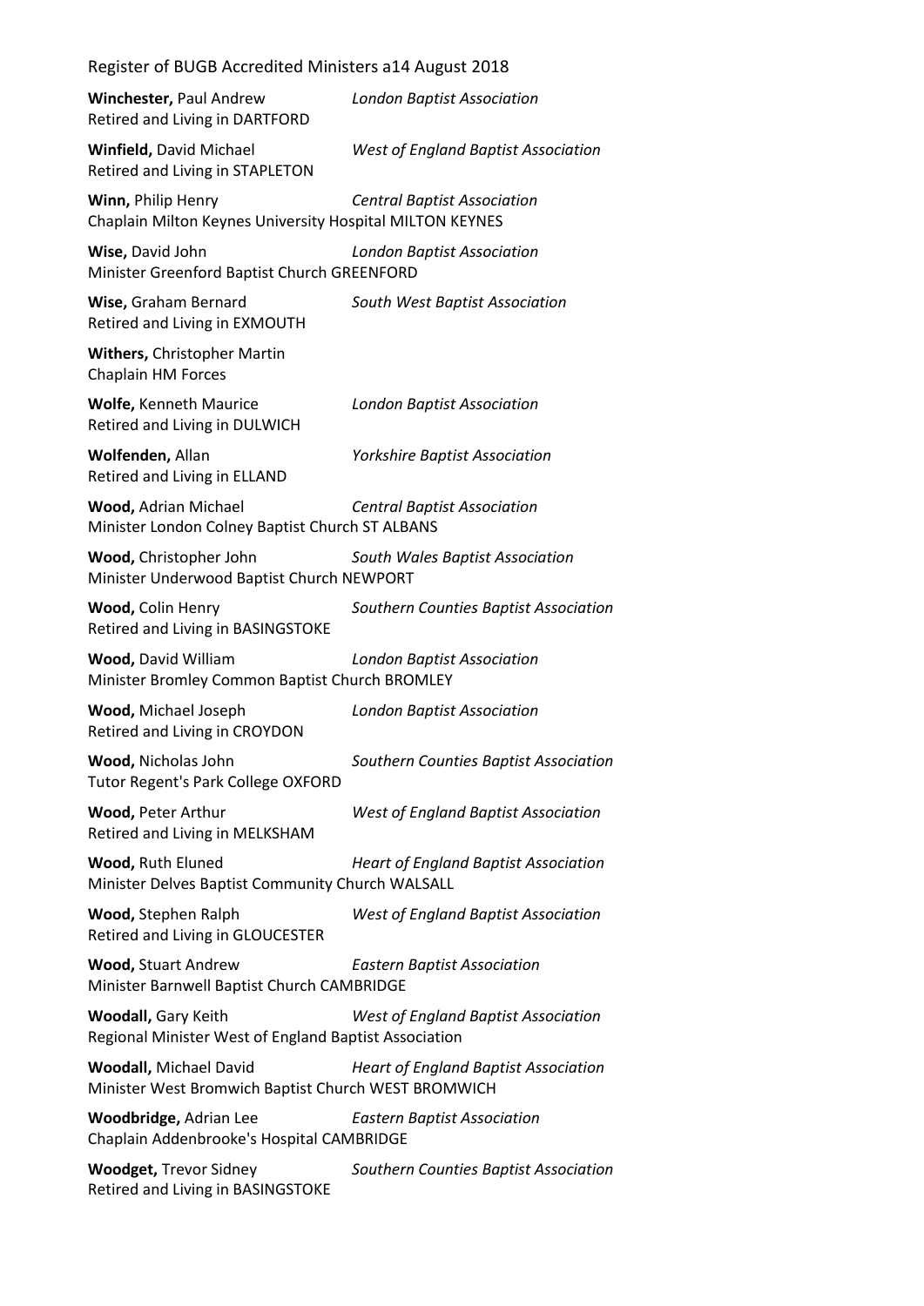**Winchester,** Paul Andrew *London Baptist Association*
Retired and Living in DARTFORD

**Winfield,** David Michael *West of England Baptist Association*
Retired and Living in STAPLETON

**Winn,** Philip Henry *Central Baptist Association*
Chaplain Milton Keynes University Hospital MILTON KEYNES

**Wise,** David John *London Baptist Association*
Minister Greenford Baptist Church GREENFORD

**Wise,** Graham Bernard *South West Baptist Association*
Retired and Living in EXMOUTH

**Withers,** Christopher Martin
Chaplain HM Forces

**Wolfe,** Kenneth Maurice *London Baptist Association*
Retired and Living in DULWICH

**Wolfenden,** Allan *Yorkshire Baptist Association*
Retired and Living in ELLAND

**Wood,** Adrian Michael *Central Baptist Association*
Minister London Colney Baptist Church ST ALBANS

**Wood,** Christopher John *South Wales Baptist Association*
Minister Underwood Baptist Church NEWPORT

**Wood,** Colin Henry *Southern Counties Baptist Association*
Retired and Living in BASINGSTOKE

**Wood,** David William *London Baptist Association*
Minister Bromley Common Baptist Church BROMLEY

**Wood,** Michael Joseph *London Baptist Association*
Retired and Living in CROYDON

**Wood,** Nicholas John *Southern Counties Baptist Association*
Tutor Regent's Park College OXFORD

**Wood,** Peter Arthur *West of England Baptist Association*
Retired and Living in MELKSHAM

**Wood,** Ruth Eluned *Heart of England Baptist Association*
Minister Delves Baptist Community Church WALSALL

**Wood,** Stephen Ralph *West of England Baptist Association*
Retired and Living in GLOUCESTER

**Wood,** Stuart Andrew *Eastern Baptist Association*
Minister Barnwell Baptist Church CAMBRIDGE

**Woodall,** Gary Keith *West of England Baptist Association*
Regional Minister West of England Baptist Association

**Woodall,** Michael David *Heart of England Baptist Association*
Minister West Bromwich Baptist Church WEST BROMWICH

**Woodbridge,** Adrian Lee *Eastern Baptist Association*
Chaplain Addenbrooke's Hospital CAMBRIDGE

**Woodget,** Trevor Sidney *Southern Counties Baptist Association*
Retired and Living in BASINGSTOKE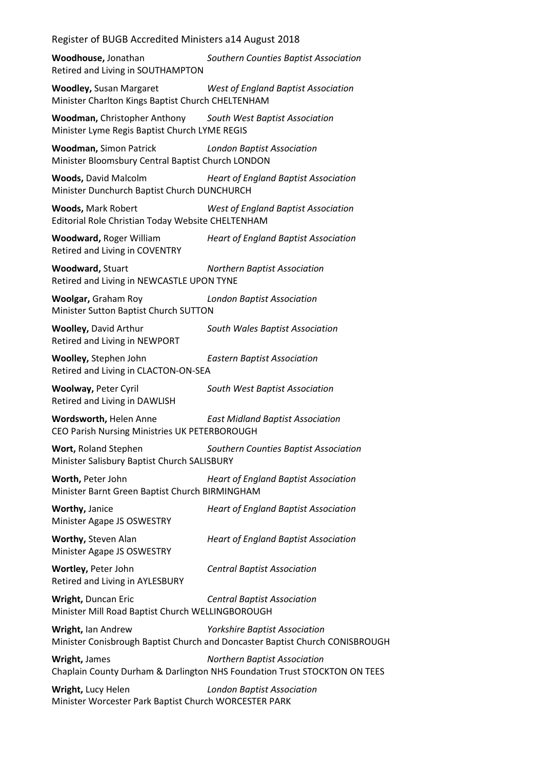**Woodhouse,** Jonathan *Southern Counties Baptist Association*
Retired and Living in SOUTHAMPTON

**Woodley,** Susan Margaret *West of England Baptist Association*
Minister Charlton Kings Baptist Church CHELTENHAM

**Woodman,** Christopher Anthony *South West Baptist Association*
Minister Lyme Regis Baptist Church LYME REGIS

**Woodman,** Simon Patrick *London Baptist Association*
Minister Bloomsbury Central Baptist Church LONDON

**Woods,** David Malcolm *Heart of England Baptist Association*
Minister Dunchurch Baptist Church DUNCHURCH

**Woods,** Mark Robert *West of England Baptist Association*
Editorial Role Christian Today Website CHELTENHAM

**Woodward,** Roger William *Heart of England Baptist Association*
Retired and Living in COVENTRY

**Woodward,** Stuart *Northern Baptist Association*
Retired and Living in NEWCASTLE UPON TYNE

**Woolgar,** Graham Roy *London Baptist Association*
Minister Sutton Baptist Church SUTTON

**Woolley,** David Arthur *South Wales Baptist Association*
Retired and Living in NEWPORT

**Woolley,** Stephen John *Eastern Baptist Association*
Retired and Living in CLACTON-ON-SEA

**Woolway,** Peter Cyril *South West Baptist Association*
Retired and Living in DAWLISH

**Wordsworth,** Helen Anne *East Midland Baptist Association*
CEO Parish Nursing Ministries UK PETERBOROUGH

**Wort,** Roland Stephen *Southern Counties Baptist Association*
Minister Salisbury Baptist Church SALISBURY

**Worth,** Peter John *Heart of England Baptist Association*
Minister Barnt Green Baptist Church BIRMINGHAM

**Worthy,** Janice *Heart of England Baptist Association*
Minister Agape JS OSWESTRY

**Worthy,** Steven Alan *Heart of England Baptist Association*
Minister Agape JS OSWESTRY

**Wortley,** Peter John *Central Baptist Association*
Retired and Living in AYLESBURY

**Wright,** Duncan Eric *Central Baptist Association*
Minister Mill Road Baptist Church WELLINGBOROUGH

**Wright,** Ian Andrew *Yorkshire Baptist Association*
Minister Conisbrough Baptist Church and Doncaster Baptist Church CONISBROUGH

**Wright,** James *Northern Baptist Association*
Chaplain County Durham & Darlington NHS Foundation Trust STOCKTON ON TEES

**Wright,** Lucy Helen *London Baptist Association*
Minister Worcester Park Baptist Church WORCESTER PARK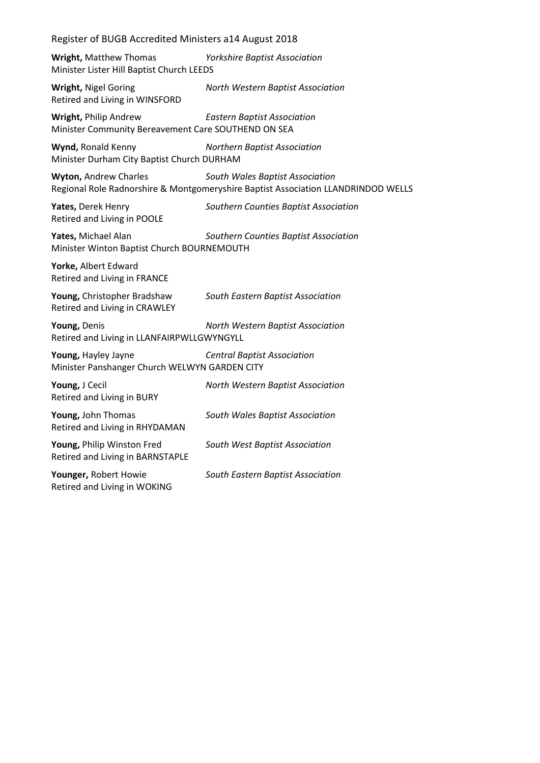**Wright,** Matthew Thomas *Yorkshire Baptist Association*
Minister Lister Hill Baptist Church LEEDS

**Wright,** Nigel Goring *North Western Baptist Association*
Retired and Living in WINSFORD

**Wright,** Philip Andrew *Eastern Baptist Association*
Minister Community Bereavement Care SOUTHEND ON SEA

**Wynd,** Ronald Kenny *Northern Baptist Association*
Minister Durham City Baptist Church DURHAM

**Wyton,** Andrew Charles *South Wales Baptist Association*
Regional Role Radnorshire & Montgomeryshire Baptist Association LLANDRINDOD WELLS

**Yates,** Derek Henry *Southern Counties Baptist Association*
Retired and Living in POOLE

**Yates,** Michael Alan *Southern Counties Baptist Association*
Minister Winton Baptist Church BOURNEMOUTH

**Yorke,** Albert Edward
Retired and Living in FRANCE

**Young,** Christopher Bradshaw *South Eastern Baptist Association*
Retired and Living in CRAWLEY

**Young,** Denis *North Western Baptist Association*
Retired and Living in LLANFAIRPWLLGWYNGYLL

**Young,** Hayley Jayne *Central Baptist Association*
Minister Panshanger Church WELWYN GARDEN CITY

**Young,** J Cecil *North Western Baptist Association*
Retired and Living in BURY

**Young,** John Thomas *South Wales Baptist Association*
Retired and Living in RHYDAMAN

**Young,** Philip Winston Fred *South West Baptist Association*
Retired and Living in BARNSTAPLE

**Younger,** Robert Howie *South Eastern Baptist Association*
Retired and Living in WOKING